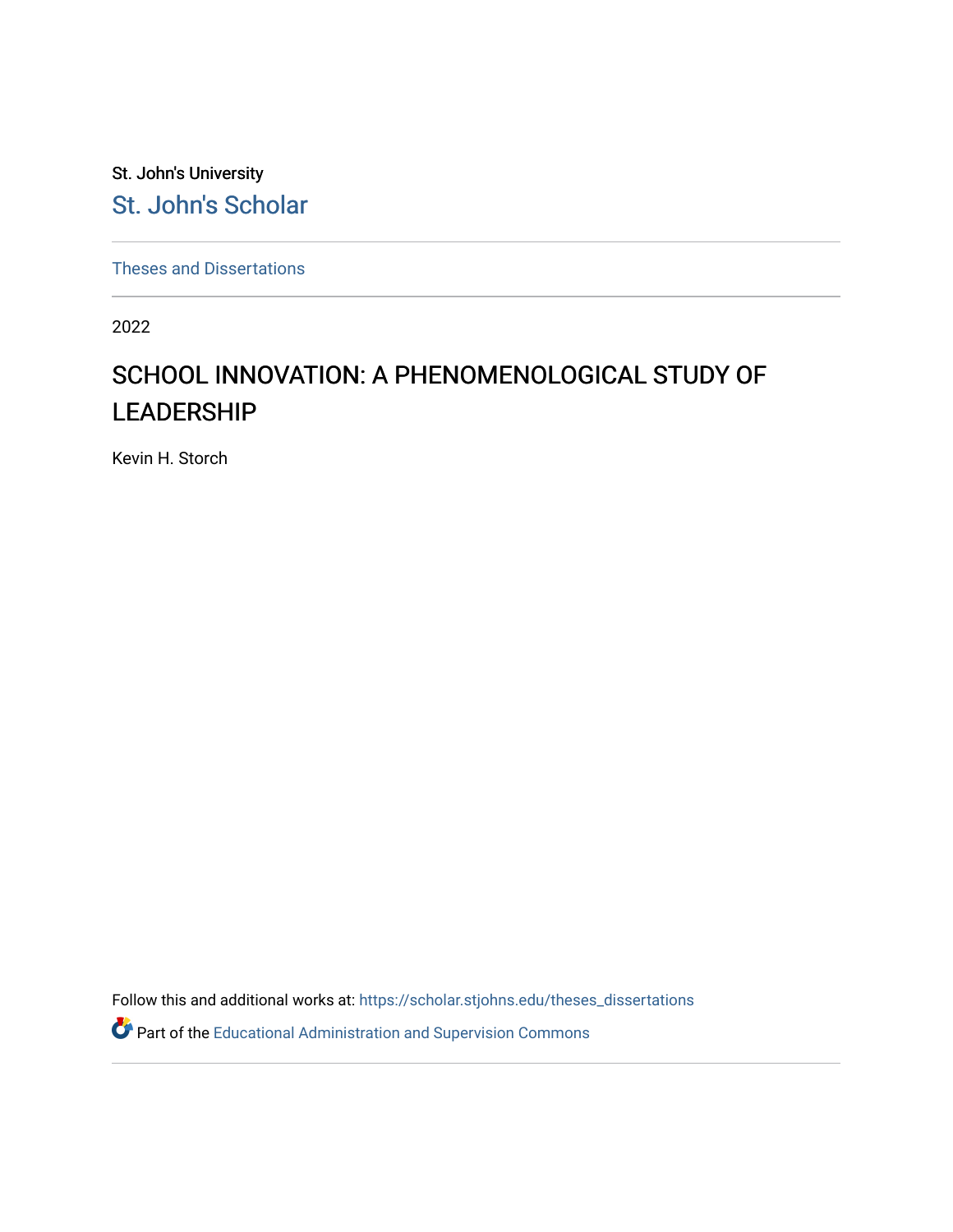St. John's University

St. John's Scholar

Theses and Dissertations

2022

# SCHOOL INNOVATION: A PHENOMENOLOGICAL STUDY OF LEADERSHIP

Kevin H. Storch

Follow this and additional works at: https://scholar.stjohns.edu/theses_dissertations

Part of the Educational Administration and Supervision Commons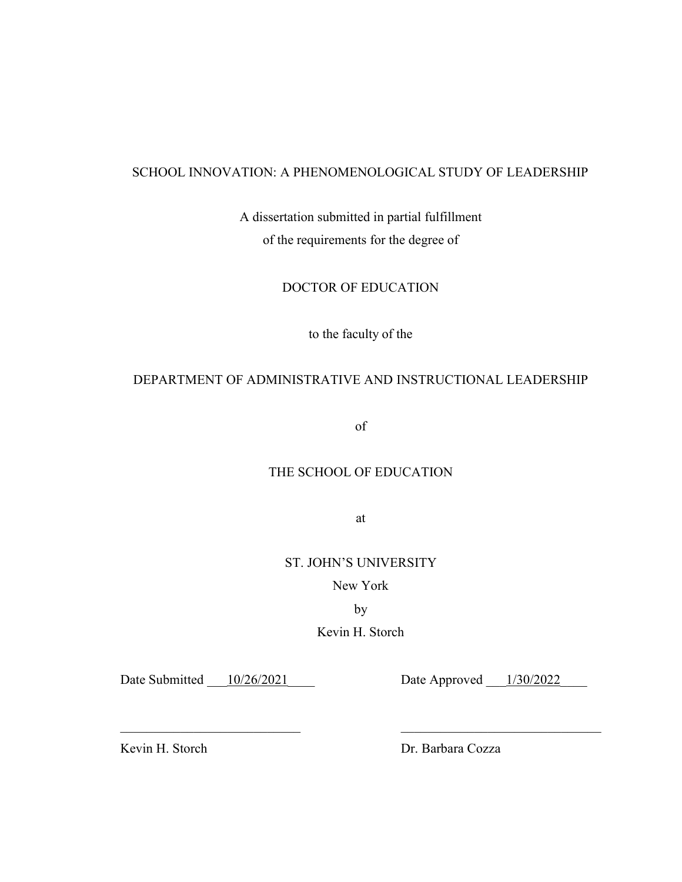SCHOOL INNOVATION: A PHENOMENOLOGICAL STUDY OF LEADERSHIP

A dissertation submitted in partial fulfillment
of the requirements for the degree of

DOCTOR OF EDUCATION

to the faculty of the

DEPARTMENT OF ADMINISTRATIVE AND INSTRUCTIONAL LEADERSHIP

of

THE SCHOOL OF EDUCATION

at

ST. JOHN'S UNIVERSITY
New York
by
Kevin H. Storch

Date Submitted ___10/26/2021____ Date Approved ___1/30/2022____

___________________________ ______________________________

Kevin H. Storch Dr. Barbara Cozza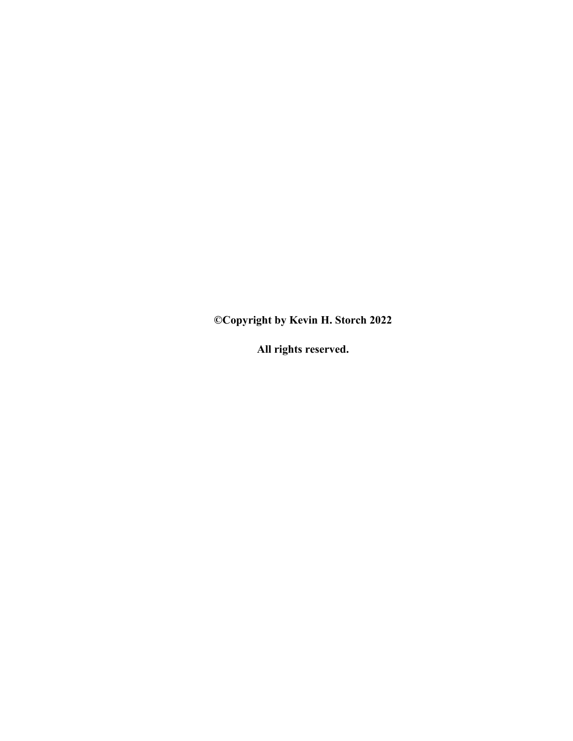**©Copyright by Kevin H. Storch 2022**

**All rights reserved.**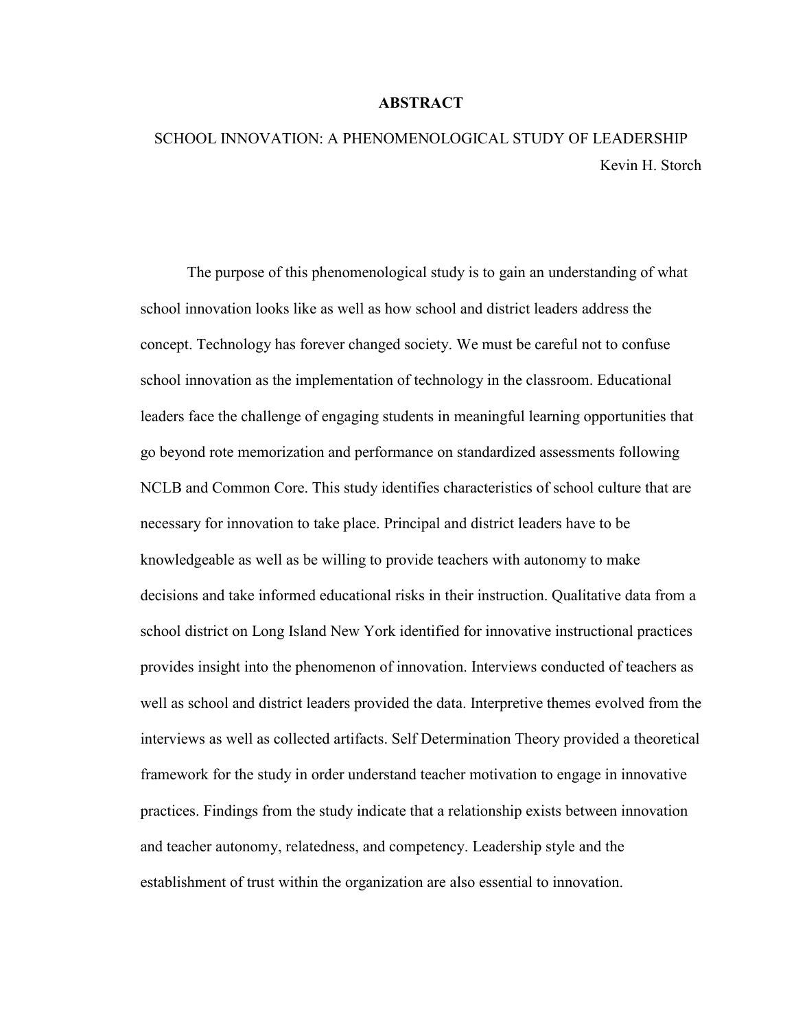# ABSTRACT

## SCHOOL INNOVATION: A PHENOMENOLOGICAL STUDY OF LEADERSHIP

Kevin H. Storch

The purpose of this phenomenological study is to gain an understanding of what school innovation looks like as well as how school and district leaders address the concept. Technology has forever changed society. We must be careful not to confuse school innovation as the implementation of technology in the classroom. Educational leaders face the challenge of engaging students in meaningful learning opportunities that go beyond rote memorization and performance on standardized assessments following NCLB and Common Core. This study identifies characteristics of school culture that are necessary for innovation to take place. Principal and district leaders have to be knowledgeable as well as be willing to provide teachers with autonomy to make decisions and take informed educational risks in their instruction. Qualitative data from a school district on Long Island New York identified for innovative instructional practices provides insight into the phenomenon of innovation. Interviews conducted of teachers as well as school and district leaders provided the data. Interpretive themes evolved from the interviews as well as collected artifacts. Self Determination Theory provided a theoretical framework for the study in order understand teacher motivation to engage in innovative practices. Findings from the study indicate that a relationship exists between innovation and teacher autonomy, relatedness, and competency. Leadership style and the establishment of trust within the organization are also essential to innovation.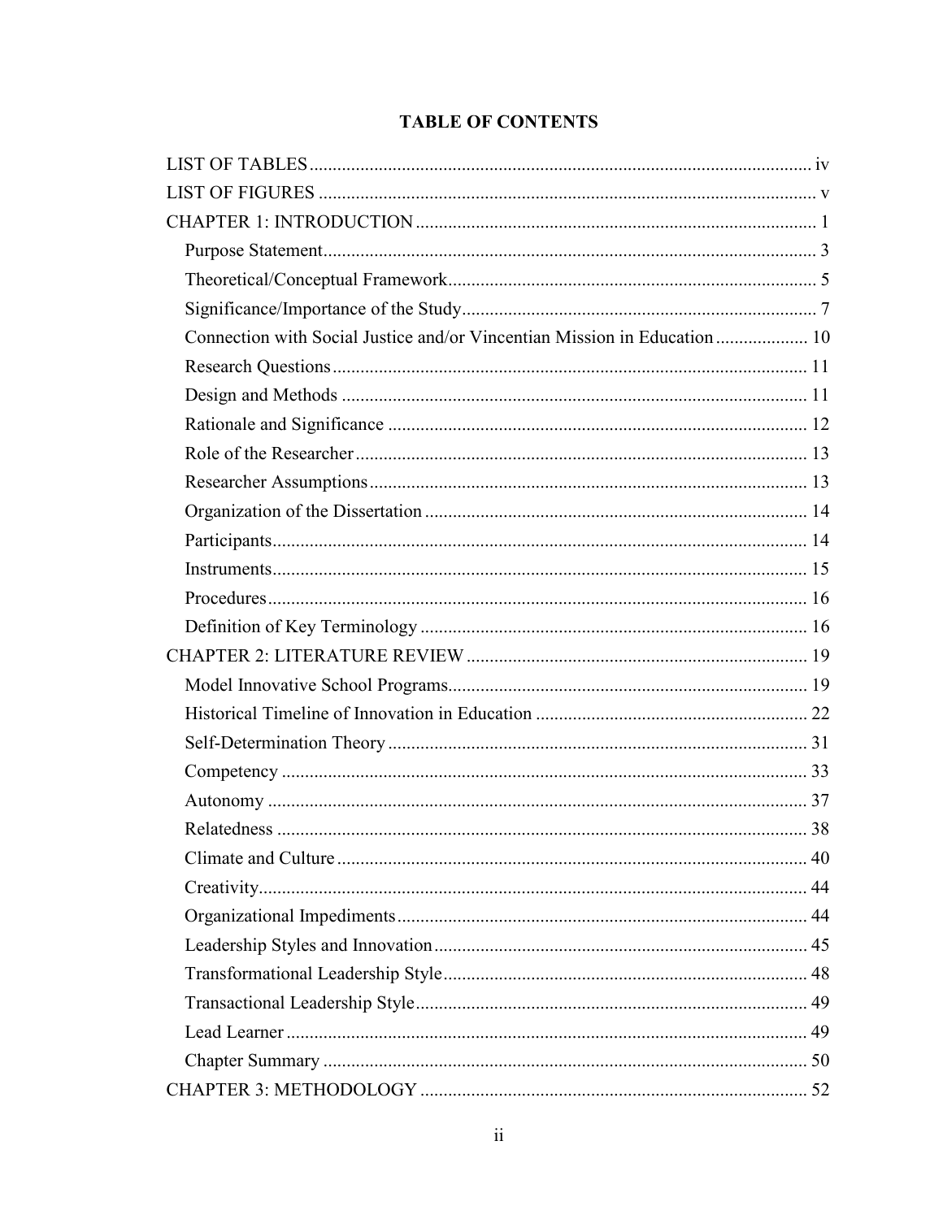# TABLE OF CONTENTS

LIST OF TABLES ........................................................................................................ iv

LIST OF FIGURES ....................................................................................................... v

CHAPTER 1: INTRODUCTION ...................................................................................... 1

- Purpose Statement ..................................................................................................... 3
- Theoretical/Conceptual Framework ........................................................................... 5
- Significance/Importance of the Study ......................................................................... 7
- Connection with Social Justice and/or Vincentian Mission in Education .................... 10
- Research Questions .................................................................................................. 11
- Design and Methods ................................................................................................. 11
- Rationale and Significance ........................................................................................ 12
- Role of the Researcher .............................................................................................. 13
- Researcher Assumptions ........................................................................................... 13
- Organization of the Dissertation ................................................................................ 14
- Participants ............................................................................................................... 14
- Instruments ............................................................................................................... 15
- Procedures ................................................................................................................ 16
- Definition of Key Terminology .................................................................................. 16

CHAPTER 2: LITERATURE REVIEW .......................................................................... 19

- Model Innovative School Programs ............................................................................ 19
- Historical Timeline of Innovation in Education .......................................................... 22
- Self-Determination Theory ......................................................................................... 31
- Competency .............................................................................................................. 33
- Autonomy ................................................................................................................. 37
- Relatedness ............................................................................................................... 38
- Climate and Culture .................................................................................................. 40
- Creativity .................................................................................................................. 44
- Organizational Impediments ...................................................................................... 44
- Leadership Styles and Innovation .............................................................................. 45
- Transformational Leadership Style ............................................................................ 48
- Transactional Leadership Style .................................................................................. 49
- Lead Learner ............................................................................................................. 49
- Chapter Summary ..................................................................................................... 50

CHAPTER 3: METHODOLOGY .................................................................................... 52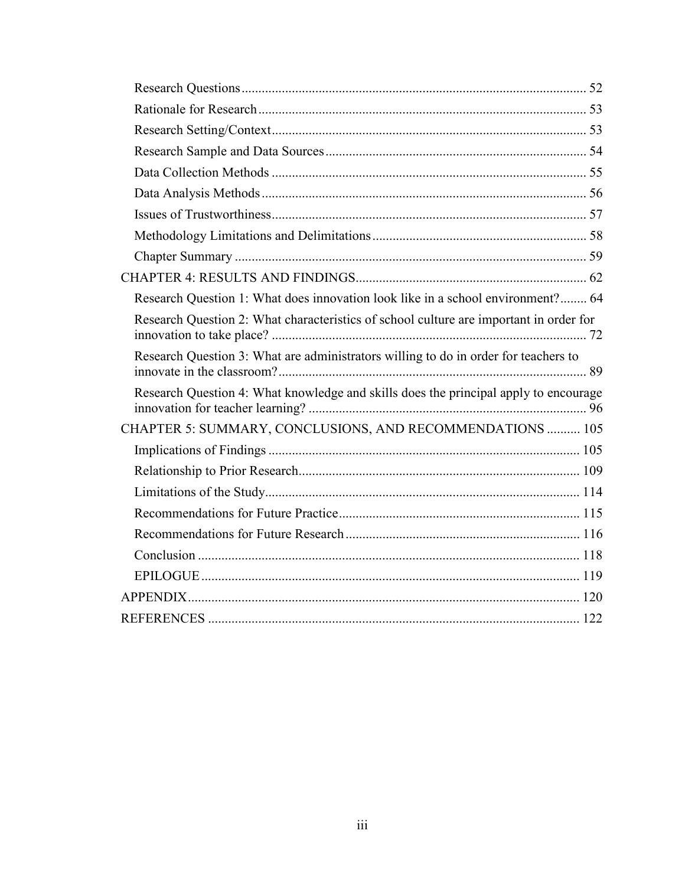- Research Questions ..... 52
- Rationale for Research ..... 53
- Research Setting/Context ..... 53
- Research Sample and Data Sources ..... 54
- Data Collection Methods ..... 55
- Data Analysis Methods ..... 56
- Issues of Trustworthiness ..... 57
- Methodology Limitations and Delimitations ..... 58
- Chapter Summary ..... 59

CHAPTER 4: RESULTS AND FINDINGS ..... 62

- Research Question 1: What does innovation look like in a school environment? ..... 64
- Research Question 2: What characteristics of school culture are important in order for innovation to take place? ..... 72
- Research Question 3: What are administrators willing to do in order for teachers to innovate in the classroom? ..... 89
- Research Question 4: What knowledge and skills does the principal apply to encourage innovation for teacher learning? ..... 96

CHAPTER 5: SUMMARY, CONCLUSIONS, AND RECOMMENDATIONS ..... 105

- Implications of Findings ..... 105
- Relationship to Prior Research ..... 109
- Limitations of the Study ..... 114
- Recommendations for Future Practice ..... 115
- Recommendations for Future Research ..... 116
- Conclusion ..... 118
- EPILOGUE ..... 119

APPENDIX ..... 120

REFERENCES ..... 122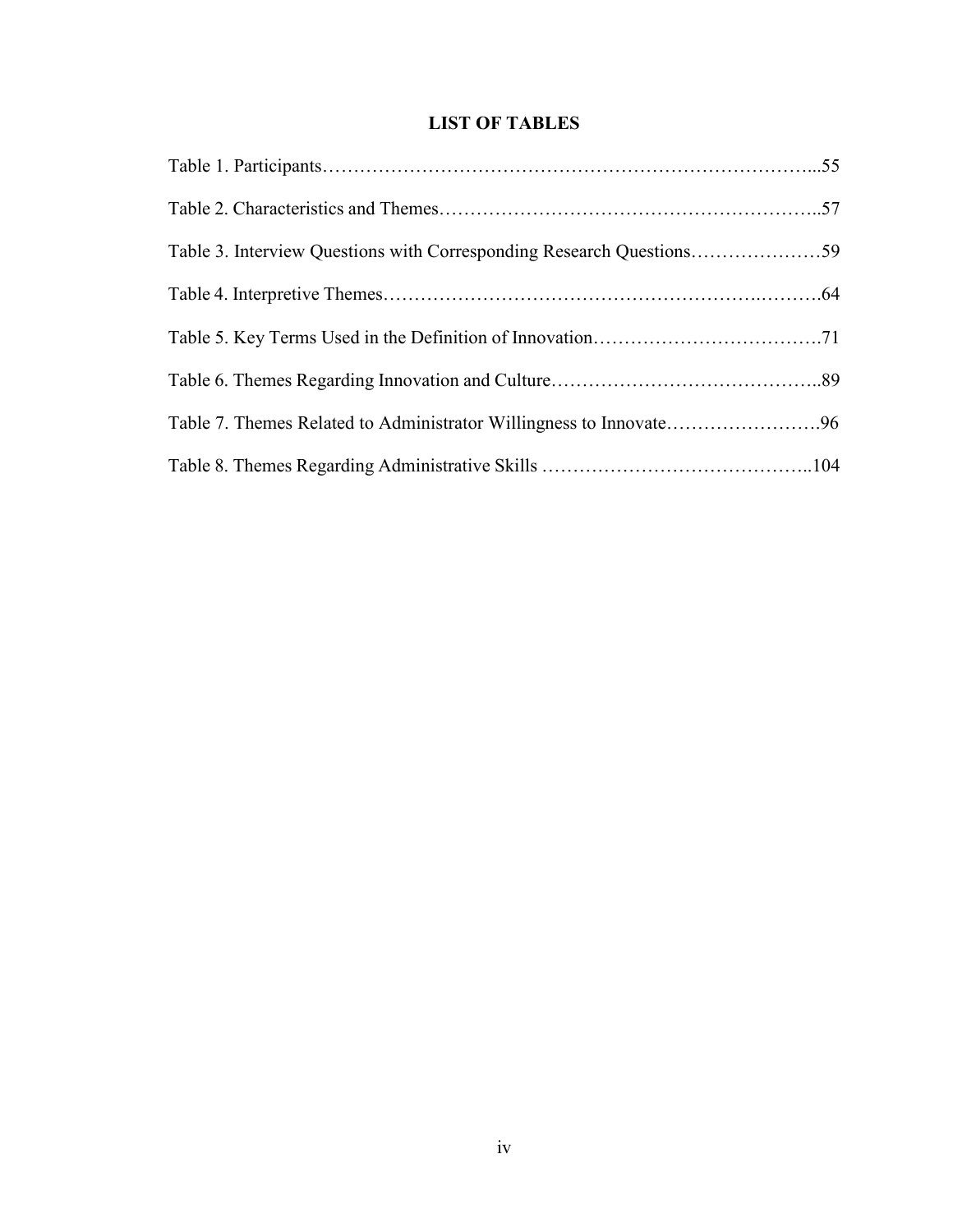# LIST OF TABLES

Table 1. Participants……………………………………………………………………...55

Table 2. Characteristics and Themes…………………………………………………..57

Table 3. Interview Questions with Corresponding Research Questions…………………59

Table 4. Interpretive Themes…………………………………………………..……….64

Table 5. Key Terms Used in the Definition of Innovation……………………………….71

Table 6. Themes Regarding Innovation and Culture……………………………………..89

Table 7. Themes Related to Administrator Willingness to Innovate…………………….96

Table 8. Themes Regarding Administrative Skills ……………………………………..104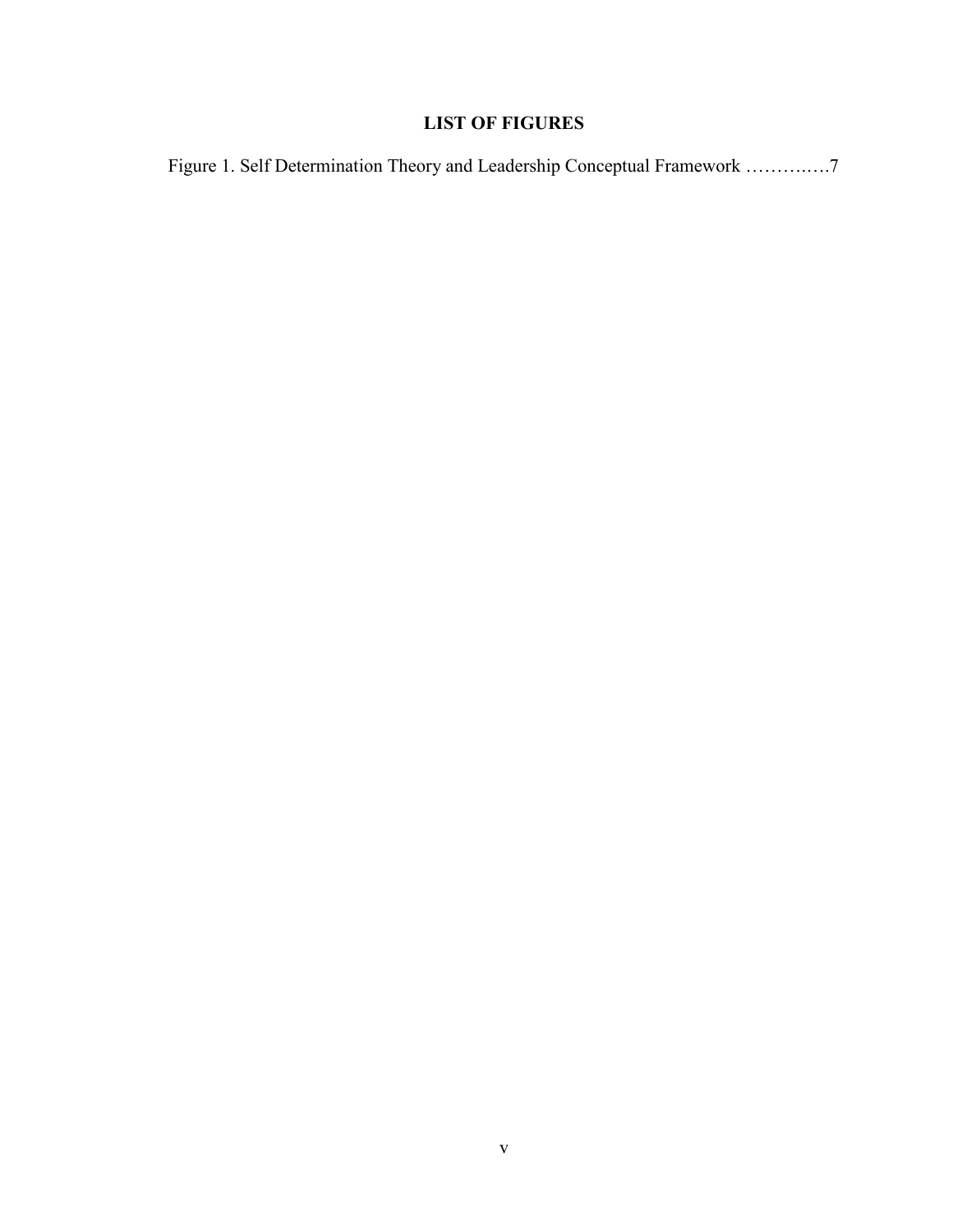# LIST OF FIGURES

Figure 1. Self Determination Theory and Leadership Conceptual Framework ………..….7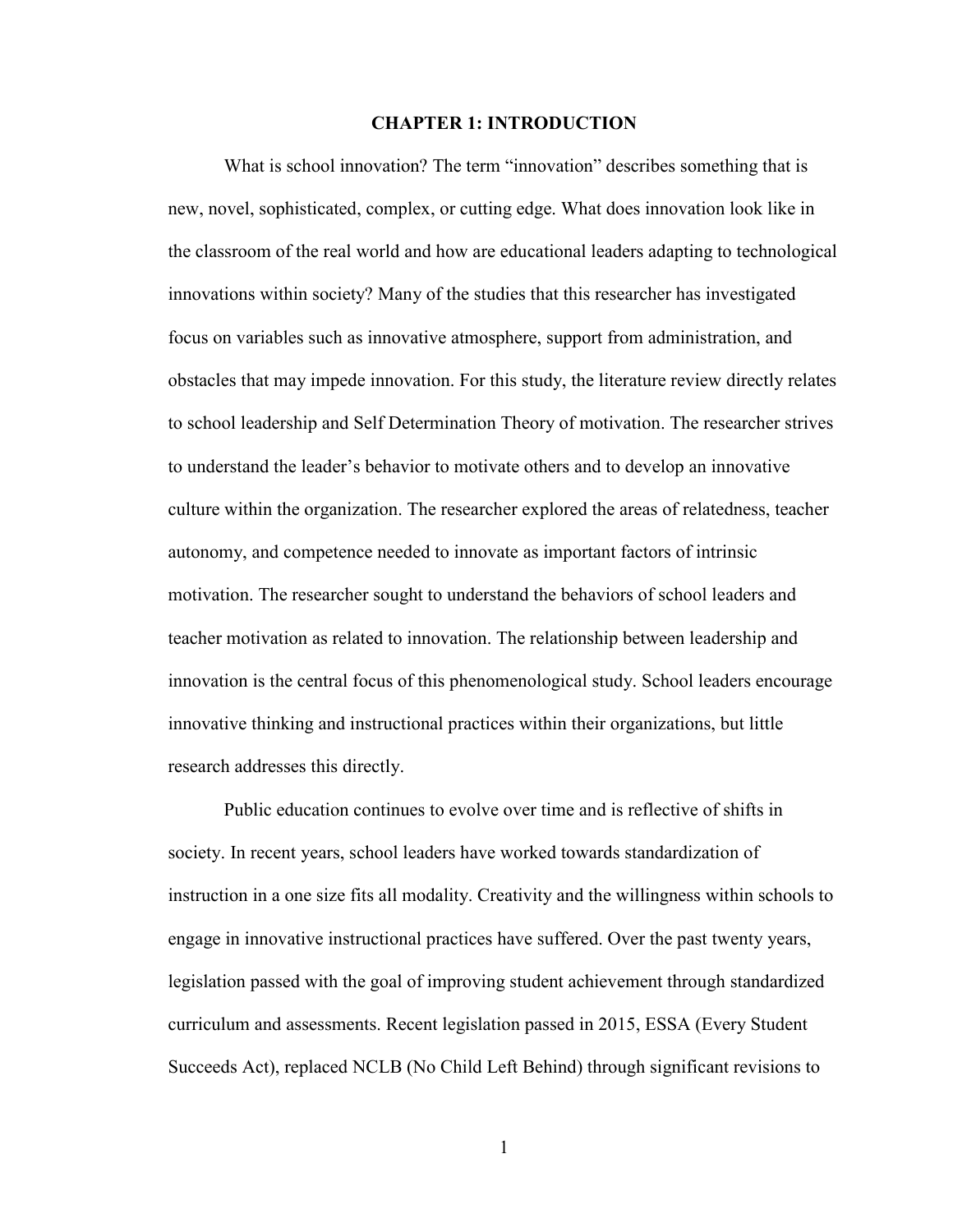# CHAPTER 1: INTRODUCTION

What is school innovation? The term "innovation" describes something that is new, novel, sophisticated, complex, or cutting edge. What does innovation look like in the classroom of the real world and how are educational leaders adapting to technological innovations within society? Many of the studies that this researcher has investigated focus on variables such as innovative atmosphere, support from administration, and obstacles that may impede innovation. For this study, the literature review directly relates to school leadership and Self Determination Theory of motivation. The researcher strives to understand the leader's behavior to motivate others and to develop an innovative culture within the organization. The researcher explored the areas of relatedness, teacher autonomy, and competence needed to innovate as important factors of intrinsic motivation. The researcher sought to understand the behaviors of school leaders and teacher motivation as related to innovation. The relationship between leadership and innovation is the central focus of this phenomenological study. School leaders encourage innovative thinking and instructional practices within their organizations, but little research addresses this directly.

Public education continues to evolve over time and is reflective of shifts in society. In recent years, school leaders have worked towards standardization of instruction in a one size fits all modality. Creativity and the willingness within schools to engage in innovative instructional practices have suffered. Over the past twenty years, legislation passed with the goal of improving student achievement through standardized curriculum and assessments. Recent legislation passed in 2015, ESSA (Every Student Succeeds Act), replaced NCLB (No Child Left Behind) through significant revisions to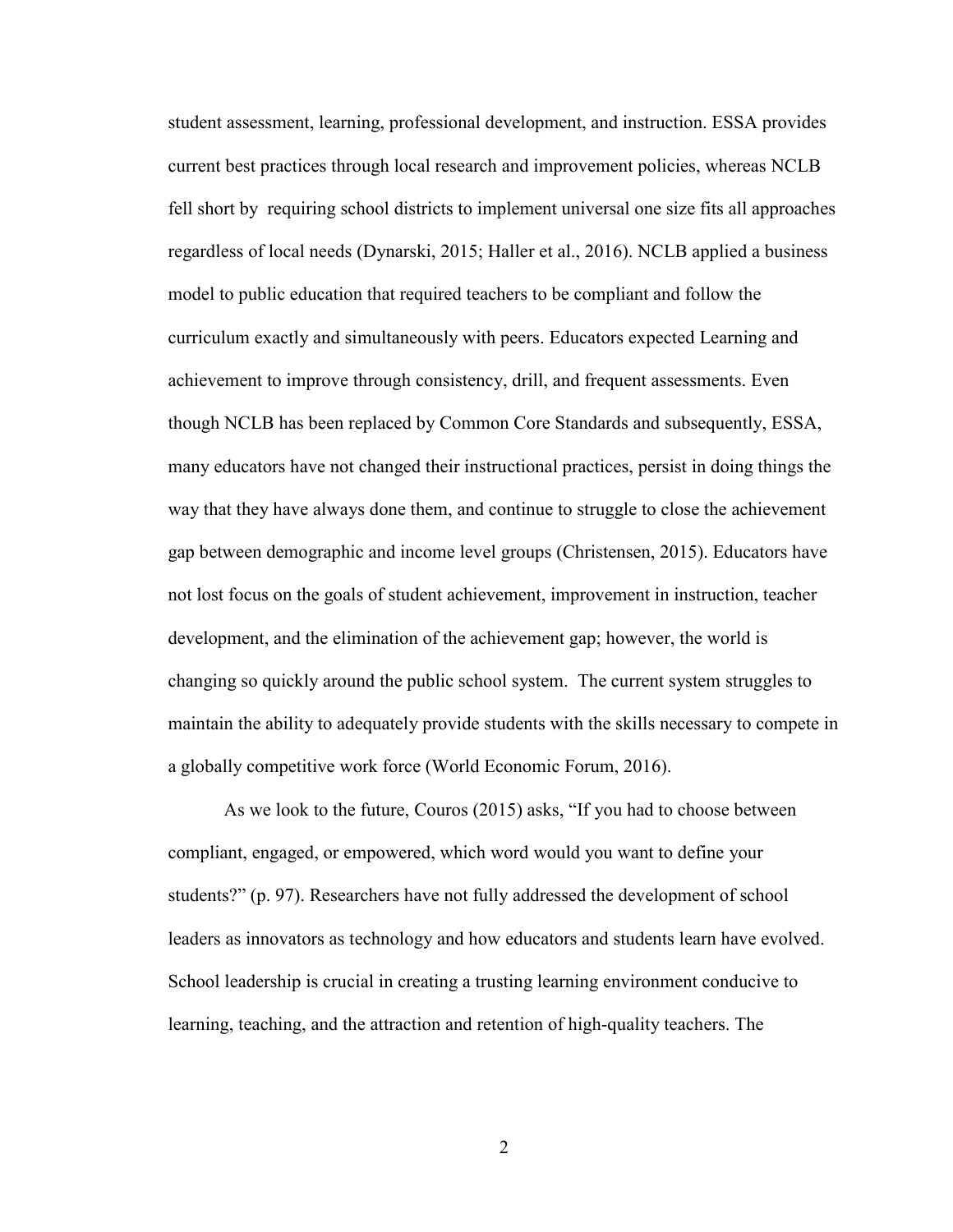student assessment, learning, professional development, and instruction. ESSA provides current best practices through local research and improvement policies, whereas NCLB fell short by requiring school districts to implement universal one size fits all approaches regardless of local needs (Dynarski, 2015; Haller et al., 2016). NCLB applied a business model to public education that required teachers to be compliant and follow the curriculum exactly and simultaneously with peers. Educators expected Learning and achievement to improve through consistency, drill, and frequent assessments. Even though NCLB has been replaced by Common Core Standards and subsequently, ESSA, many educators have not changed their instructional practices, persist in doing things the way that they have always done them, and continue to struggle to close the achievement gap between demographic and income level groups (Christensen, 2015). Educators have not lost focus on the goals of student achievement, improvement in instruction, teacher development, and the elimination of the achievement gap; however, the world is changing so quickly around the public school system. The current system struggles to maintain the ability to adequately provide students with the skills necessary to compete in a globally competitive work force (World Economic Forum, 2016).

As we look to the future, Couros (2015) asks, "If you had to choose between compliant, engaged, or empowered, which word would you want to define your students?" (p. 97). Researchers have not fully addressed the development of school leaders as innovators as technology and how educators and students learn have evolved. School leadership is crucial in creating a trusting learning environment conducive to learning, teaching, and the attraction and retention of high-quality teachers. The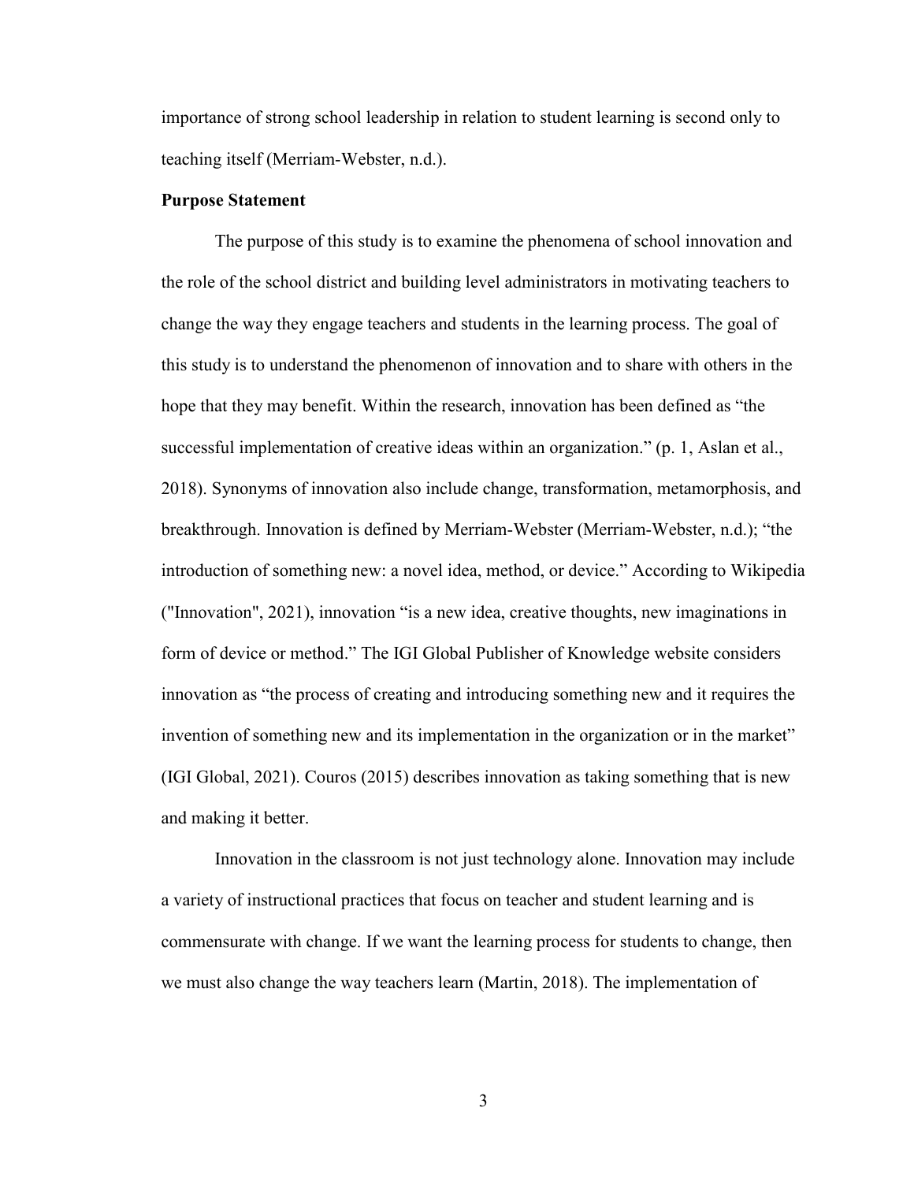importance of strong school leadership in relation to student learning is second only to teaching itself (Merriam-Webster, n.d.).

**Purpose Statement**

The purpose of this study is to examine the phenomena of school innovation and the role of the school district and building level administrators in motivating teachers to change the way they engage teachers and students in the learning process. The goal of this study is to understand the phenomenon of innovation and to share with others in the hope that they may benefit. Within the research, innovation has been defined as "the successful implementation of creative ideas within an organization." (p. 1, Aslan et al., 2018). Synonyms of innovation also include change, transformation, metamorphosis, and breakthrough. Innovation is defined by Merriam-Webster (Merriam-Webster, n.d.); "the introduction of something new: a novel idea, method, or device." According to Wikipedia ("Innovation", 2021), innovation "is a new idea, creative thoughts, new imaginations in form of device or method." The IGI Global Publisher of Knowledge website considers innovation as "the process of creating and introducing something new and it requires the invention of something new and its implementation in the organization or in the market" (IGI Global, 2021). Couros (2015) describes innovation as taking something that is new and making it better.

Innovation in the classroom is not just technology alone. Innovation may include a variety of instructional practices that focus on teacher and student learning and is commensurate with change. If we want the learning process for students to change, then we must also change the way teachers learn (Martin, 2018). The implementation of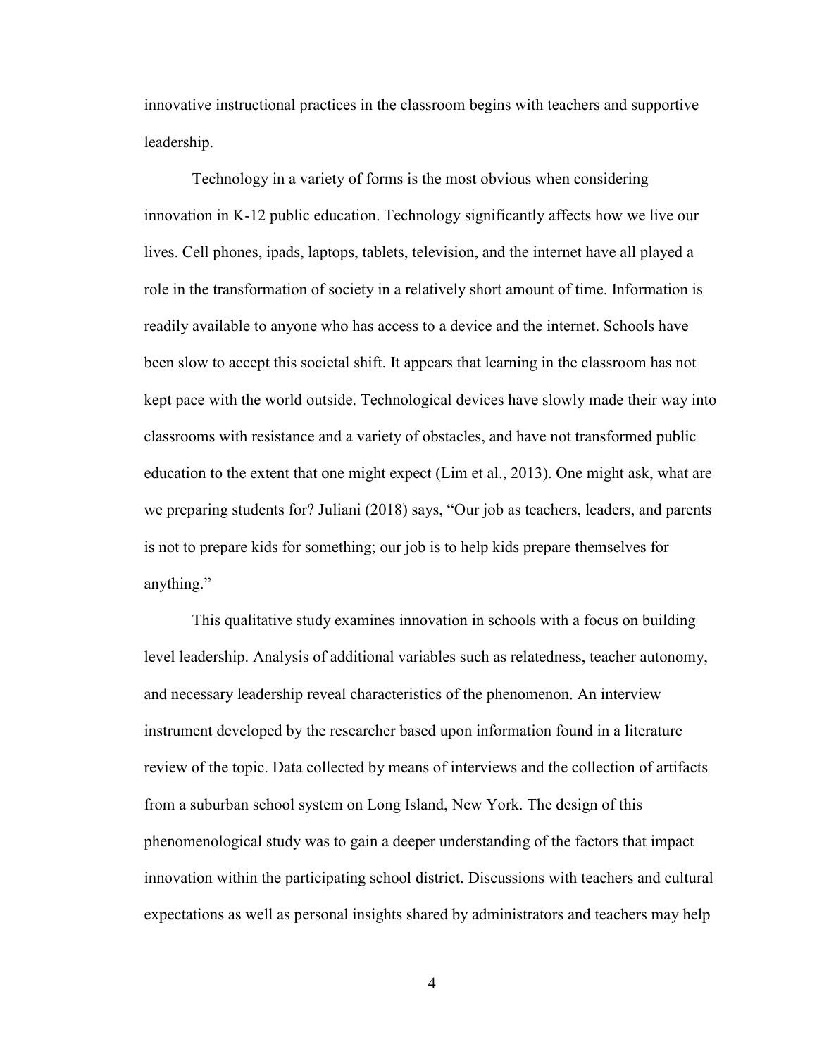innovative instructional practices in the classroom begins with teachers and supportive leadership.

Technology in a variety of forms is the most obvious when considering innovation in K-12 public education. Technology significantly affects how we live our lives. Cell phones, ipads, laptops, tablets, television, and the internet have all played a role in the transformation of society in a relatively short amount of time. Information is readily available to anyone who has access to a device and the internet. Schools have been slow to accept this societal shift. It appears that learning in the classroom has not kept pace with the world outside. Technological devices have slowly made their way into classrooms with resistance and a variety of obstacles, and have not transformed public education to the extent that one might expect (Lim et al., 2013). One might ask, what are we preparing students for? Juliani (2018) says, "Our job as teachers, leaders, and parents is not to prepare kids for something; our job is to help kids prepare themselves for anything."

This qualitative study examines innovation in schools with a focus on building level leadership. Analysis of additional variables such as relatedness, teacher autonomy, and necessary leadership reveal characteristics of the phenomenon. An interview instrument developed by the researcher based upon information found in a literature review of the topic. Data collected by means of interviews and the collection of artifacts from a suburban school system on Long Island, New York. The design of this phenomenological study was to gain a deeper understanding of the factors that impact innovation within the participating school district. Discussions with teachers and cultural expectations as well as personal insights shared by administrators and teachers may help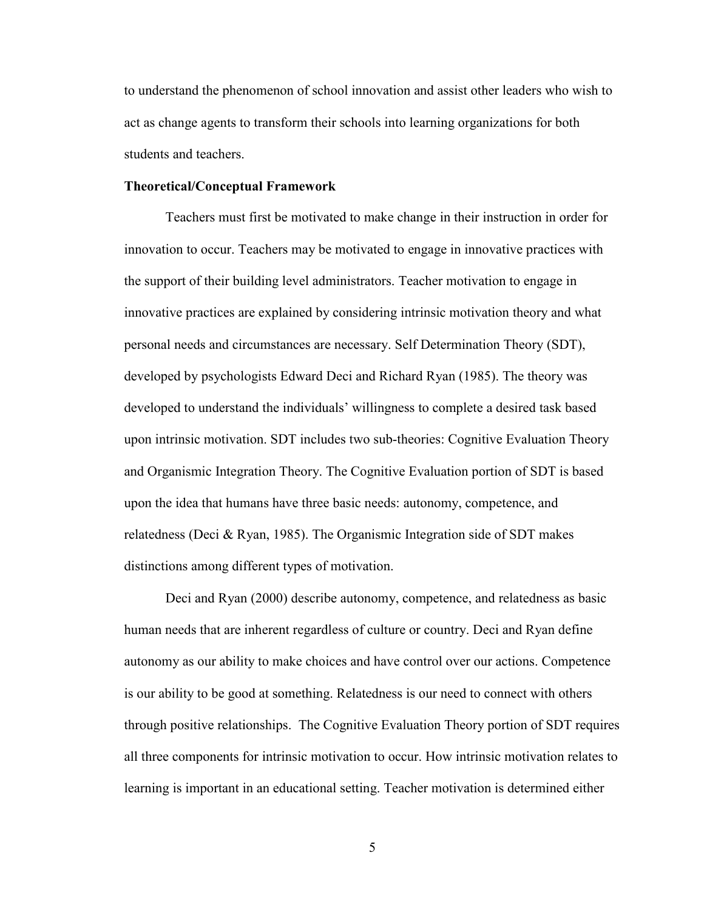to understand the phenomenon of school innovation and assist other leaders who wish to act as change agents to transform their schools into learning organizations for both students and teachers.

**Theoretical/Conceptual Framework**

Teachers must first be motivated to make change in their instruction in order for innovation to occur. Teachers may be motivated to engage in innovative practices with the support of their building level administrators. Teacher motivation to engage in innovative practices are explained by considering intrinsic motivation theory and what personal needs and circumstances are necessary. Self Determination Theory (SDT), developed by psychologists Edward Deci and Richard Ryan (1985). The theory was developed to understand the individuals' willingness to complete a desired task based upon intrinsic motivation. SDT includes two sub-theories: Cognitive Evaluation Theory and Organismic Integration Theory. The Cognitive Evaluation portion of SDT is based upon the idea that humans have three basic needs: autonomy, competence, and relatedness (Deci & Ryan, 1985). The Organismic Integration side of SDT makes distinctions among different types of motivation.

Deci and Ryan (2000) describe autonomy, competence, and relatedness as basic human needs that are inherent regardless of culture or country. Deci and Ryan define autonomy as our ability to make choices and have control over our actions. Competence is our ability to be good at something. Relatedness is our need to connect with others through positive relationships. The Cognitive Evaluation Theory portion of SDT requires all three components for intrinsic motivation to occur. How intrinsic motivation relates to learning is important in an educational setting. Teacher motivation is determined either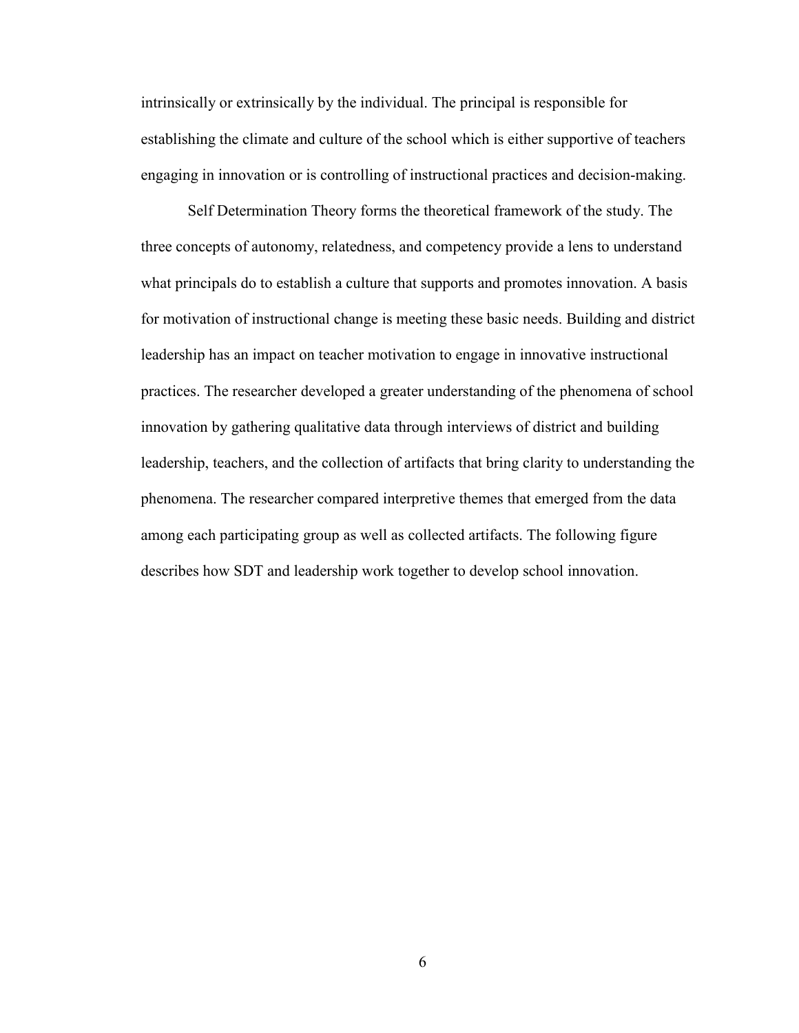intrinsically or extrinsically by the individual. The principal is responsible for establishing the climate and culture of the school which is either supportive of teachers engaging in innovation or is controlling of instructional practices and decision-making.

Self Determination Theory forms the theoretical framework of the study. The three concepts of autonomy, relatedness, and competency provide a lens to understand what principals do to establish a culture that supports and promotes innovation. A basis for motivation of instructional change is meeting these basic needs. Building and district leadership has an impact on teacher motivation to engage in innovative instructional practices. The researcher developed a greater understanding of the phenomena of school innovation by gathering qualitative data through interviews of district and building leadership, teachers, and the collection of artifacts that bring clarity to understanding the phenomena. The researcher compared interpretive themes that emerged from the data among each participating group as well as collected artifacts. The following figure describes how SDT and leadership work together to develop school innovation.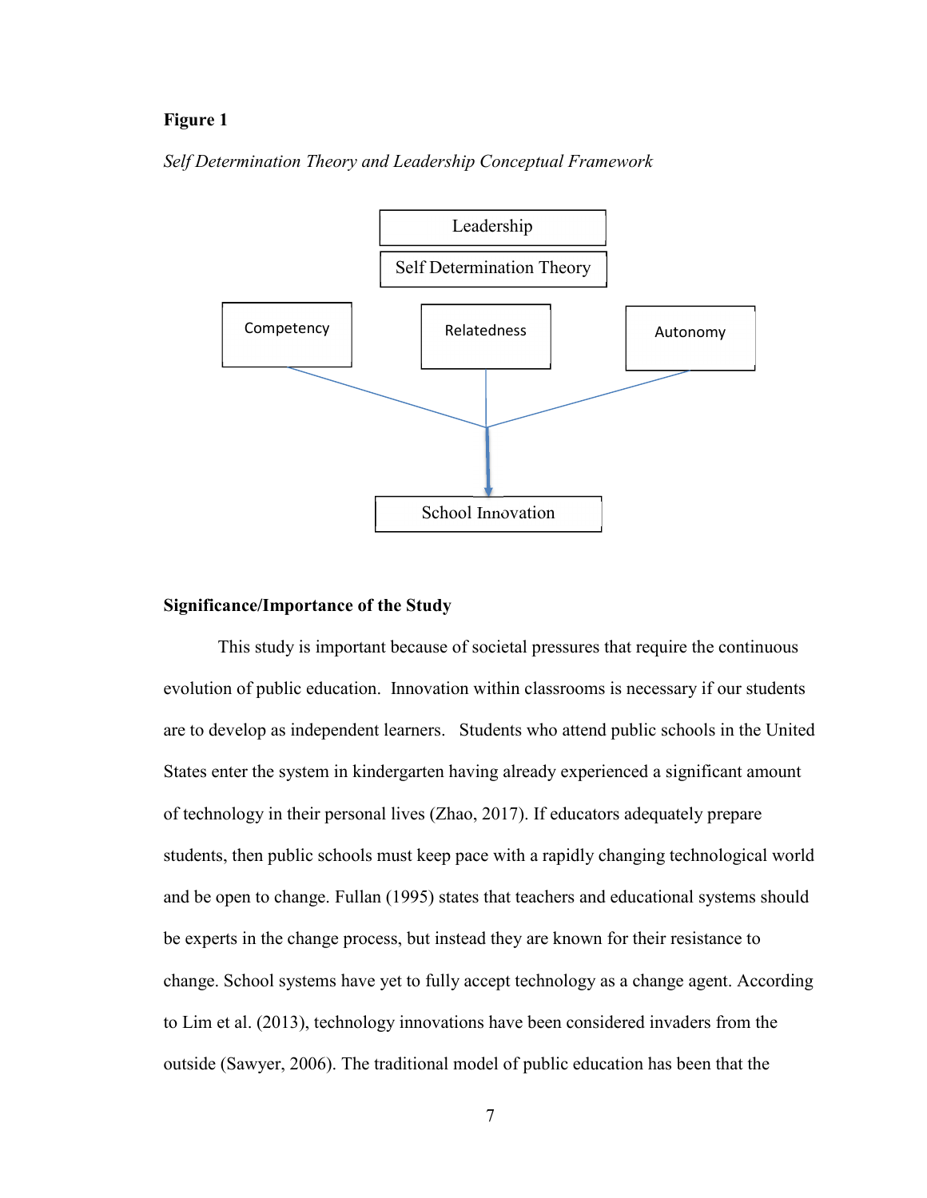**Figure 1**

*Self Determination Theory and Leadership Conceptual Framework*

Leadership

Self Determination Theory

Competency

Relatedness

Autonomy

School Innovation

## Significance/Importance of the Study

This study is important because of societal pressures that require the continuous evolution of public education. Innovation within classrooms is necessary if our students are to develop as independent learners. Students who attend public schools in the United States enter the system in kindergarten having already experienced a significant amount of technology in their personal lives (Zhao, 2017). If educators adequately prepare students, then public schools must keep pace with a rapidly changing technological world and be open to change. Fullan (1995) states that teachers and educational systems should be experts in the change process, but instead they are known for their resistance to change. School systems have yet to fully accept technology as a change agent. According to Lim et al. (2013), technology innovations have been considered invaders from the outside (Sawyer, 2006). The traditional model of public education has been that the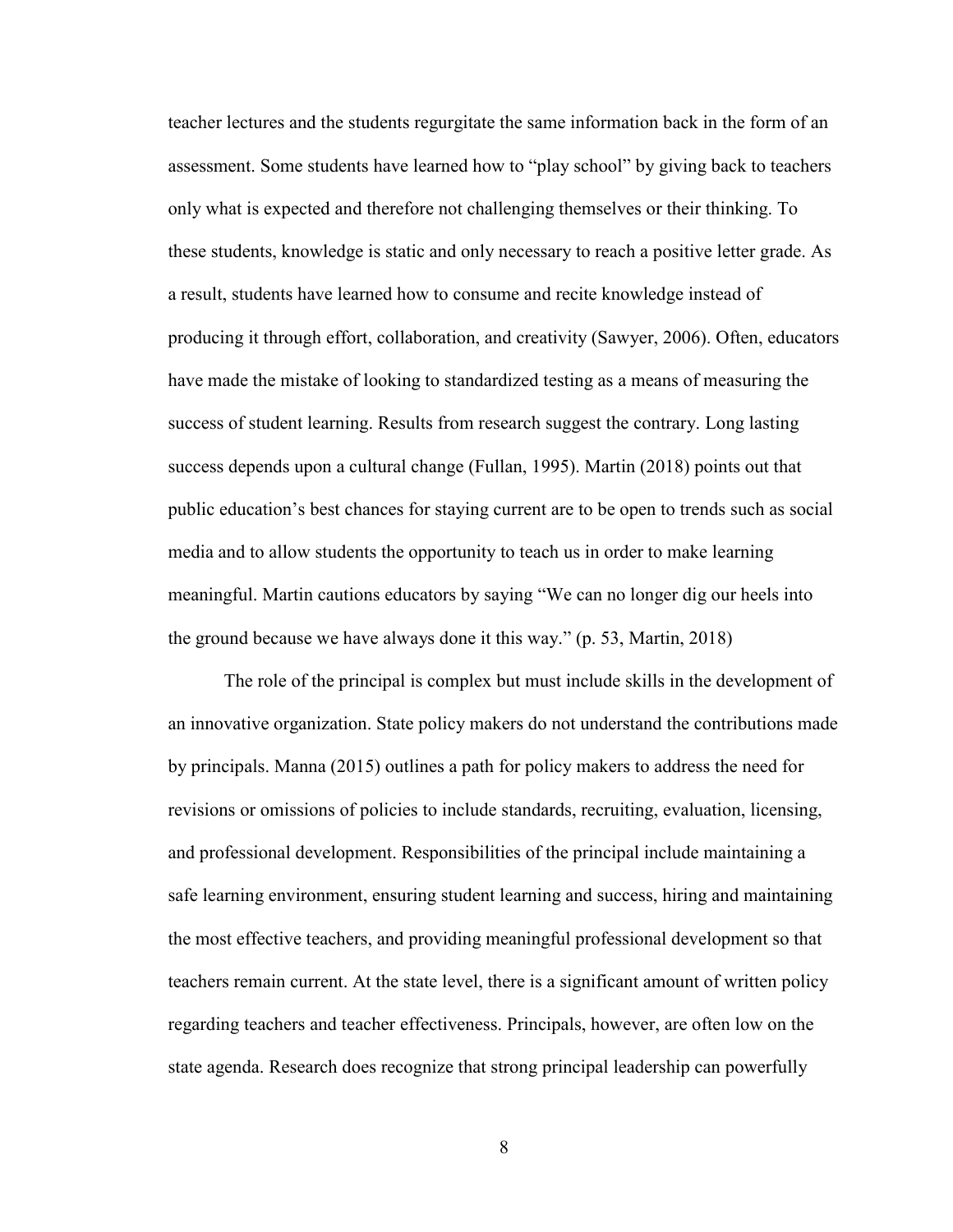teacher lectures and the students regurgitate the same information back in the form of an assessment. Some students have learned how to "play school" by giving back to teachers only what is expected and therefore not challenging themselves or their thinking. To these students, knowledge is static and only necessary to reach a positive letter grade. As a result, students have learned how to consume and recite knowledge instead of producing it through effort, collaboration, and creativity (Sawyer, 2006). Often, educators have made the mistake of looking to standardized testing as a means of measuring the success of student learning. Results from research suggest the contrary. Long lasting success depends upon a cultural change (Fullan, 1995). Martin (2018) points out that public education's best chances for staying current are to be open to trends such as social media and to allow students the opportunity to teach us in order to make learning meaningful. Martin cautions educators by saying "We can no longer dig our heels into the ground because we have always done it this way." (p. 53, Martin, 2018)

The role of the principal is complex but must include skills in the development of an innovative organization. State policy makers do not understand the contributions made by principals. Manna (2015) outlines a path for policy makers to address the need for revisions or omissions of policies to include standards, recruiting, evaluation, licensing, and professional development. Responsibilities of the principal include maintaining a safe learning environment, ensuring student learning and success, hiring and maintaining the most effective teachers, and providing meaningful professional development so that teachers remain current. At the state level, there is a significant amount of written policy regarding teachers and teacher effectiveness. Principals, however, are often low on the state agenda. Research does recognize that strong principal leadership can powerfully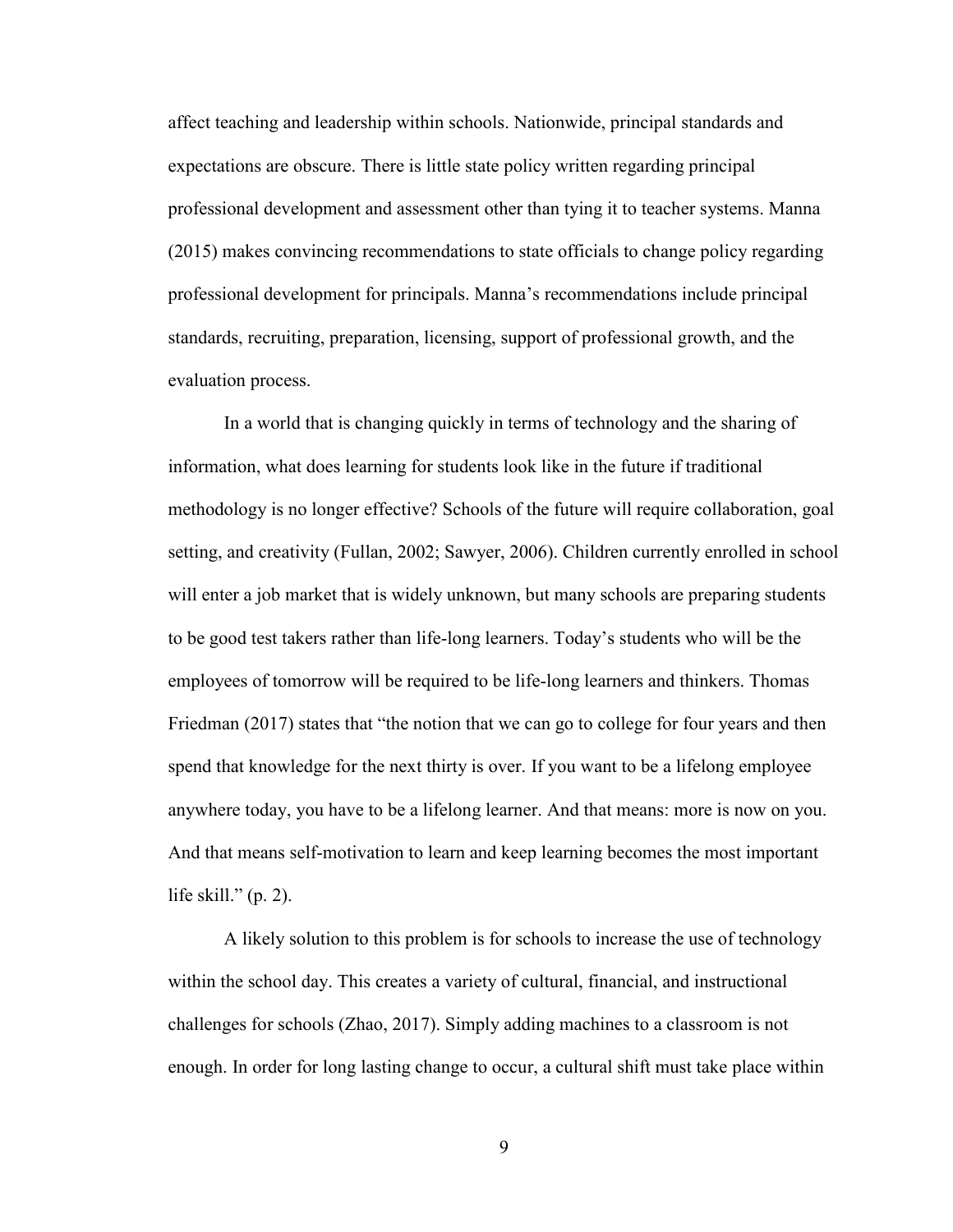affect teaching and leadership within schools. Nationwide, principal standards and expectations are obscure. There is little state policy written regarding principal professional development and assessment other than tying it to teacher systems. Manna (2015) makes convincing recommendations to state officials to change policy regarding professional development for principals. Manna's recommendations include principal standards, recruiting, preparation, licensing, support of professional growth, and the evaluation process.

In a world that is changing quickly in terms of technology and the sharing of information, what does learning for students look like in the future if traditional methodology is no longer effective? Schools of the future will require collaboration, goal setting, and creativity (Fullan, 2002; Sawyer, 2006). Children currently enrolled in school will enter a job market that is widely unknown, but many schools are preparing students to be good test takers rather than life-long learners. Today's students who will be the employees of tomorrow will be required to be life-long learners and thinkers. Thomas Friedman (2017) states that "the notion that we can go to college for four years and then spend that knowledge for the next thirty is over. If you want to be a lifelong employee anywhere today, you have to be a lifelong learner. And that means: more is now on you. And that means self-motivation to learn and keep learning becomes the most important life skill." (p. 2).

A likely solution to this problem is for schools to increase the use of technology within the school day. This creates a variety of cultural, financial, and instructional challenges for schools (Zhao, 2017). Simply adding machines to a classroom is not enough. In order for long lasting change to occur, a cultural shift must take place within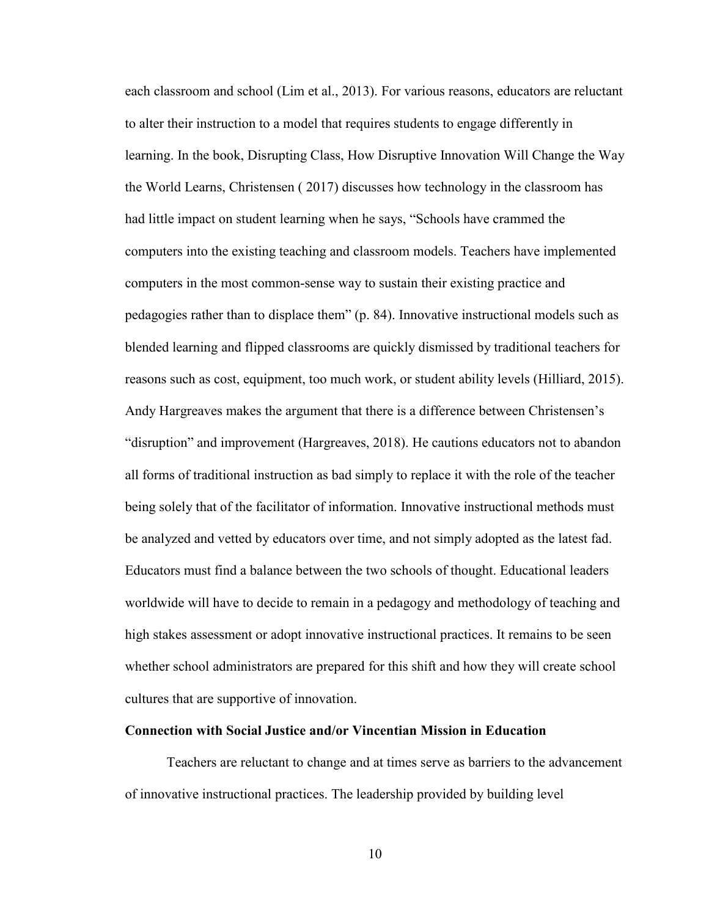each classroom and school (Lim et al., 2013). For various reasons, educators are reluctant to alter their instruction to a model that requires students to engage differently in learning. In the book, Disrupting Class, How Disruptive Innovation Will Change the Way the World Learns, Christensen ( 2017) discusses how technology in the classroom has had little impact on student learning when he says, "Schools have crammed the computers into the existing teaching and classroom models. Teachers have implemented computers in the most common-sense way to sustain their existing practice and pedagogies rather than to displace them" (p. 84). Innovative instructional models such as blended learning and flipped classrooms are quickly dismissed by traditional teachers for reasons such as cost, equipment, too much work, or student ability levels (Hilliard, 2015). Andy Hargreaves makes the argument that there is a difference between Christensen's "disruption" and improvement (Hargreaves, 2018). He cautions educators not to abandon all forms of traditional instruction as bad simply to replace it with the role of the teacher being solely that of the facilitator of information. Innovative instructional methods must be analyzed and vetted by educators over time, and not simply adopted as the latest fad. Educators must find a balance between the two schools of thought. Educational leaders worldwide will have to decide to remain in a pedagogy and methodology of teaching and high stakes assessment or adopt innovative instructional practices. It remains to be seen whether school administrators are prepared for this shift and how they will create school cultures that are supportive of innovation.

**Connection with Social Justice and/or Vincentian Mission in Education**

Teachers are reluctant to change and at times serve as barriers to the advancement of innovative instructional practices. The leadership provided by building level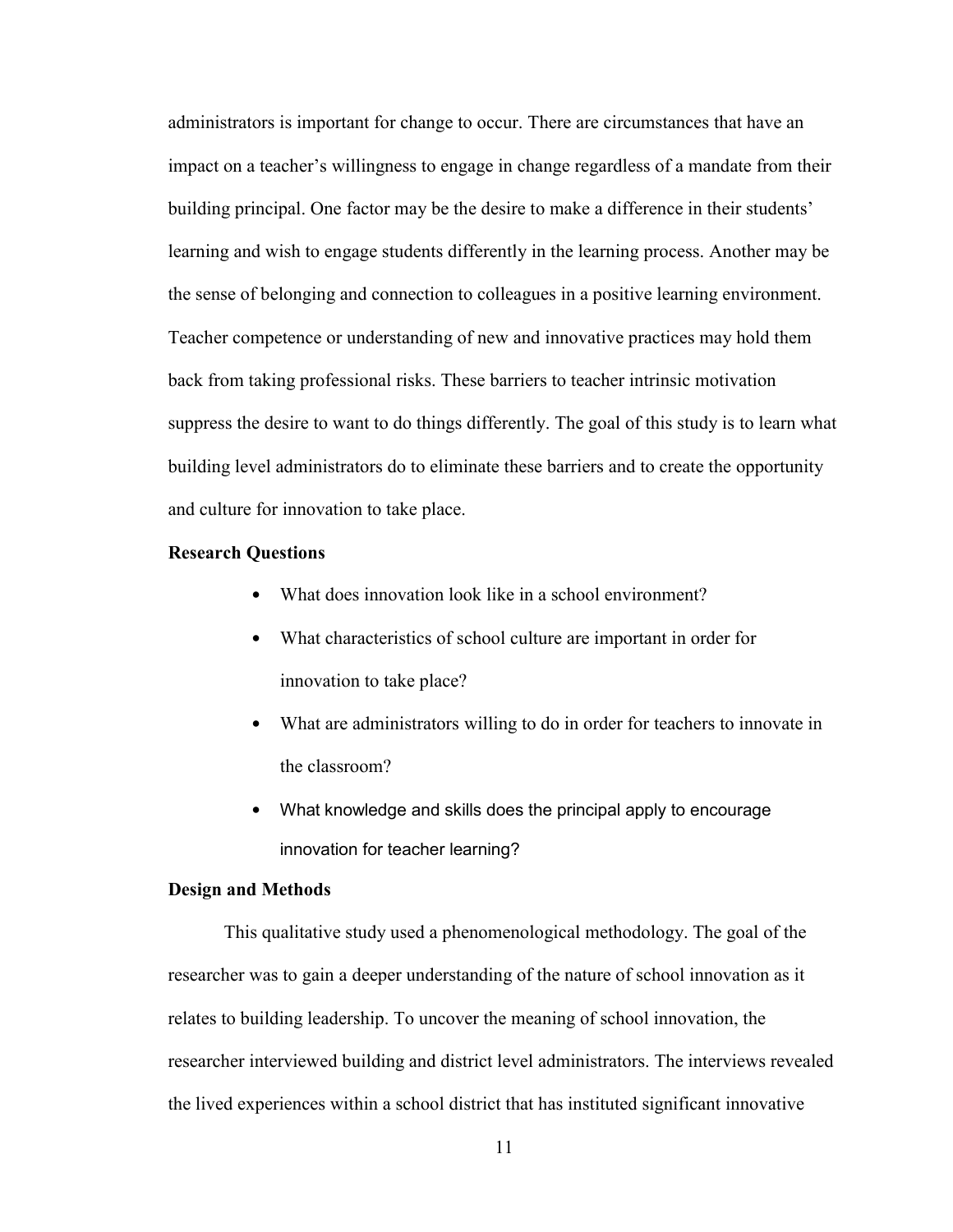administrators is important for change to occur. There are circumstances that have an impact on a teacher's willingness to engage in change regardless of a mandate from their building principal. One factor may be the desire to make a difference in their students' learning and wish to engage students differently in the learning process. Another may be the sense of belonging and connection to colleagues in a positive learning environment. Teacher competence or understanding of new and innovative practices may hold them back from taking professional risks. These barriers to teacher intrinsic motivation suppress the desire to want to do things differently. The goal of this study is to learn what building level administrators do to eliminate these barriers and to create the opportunity and culture for innovation to take place.

**Research Questions**

- What does innovation look like in a school environment?
- What characteristics of school culture are important in order for innovation to take place?
- What are administrators willing to do in order for teachers to innovate in the classroom?
- What knowledge and skills does the principal apply to encourage innovation for teacher learning?

**Design and Methods**

This qualitative study used a phenomenological methodology. The goal of the researcher was to gain a deeper understanding of the nature of school innovation as it relates to building leadership. To uncover the meaning of school innovation, the researcher interviewed building and district level administrators. The interviews revealed the lived experiences within a school district that has instituted significant innovative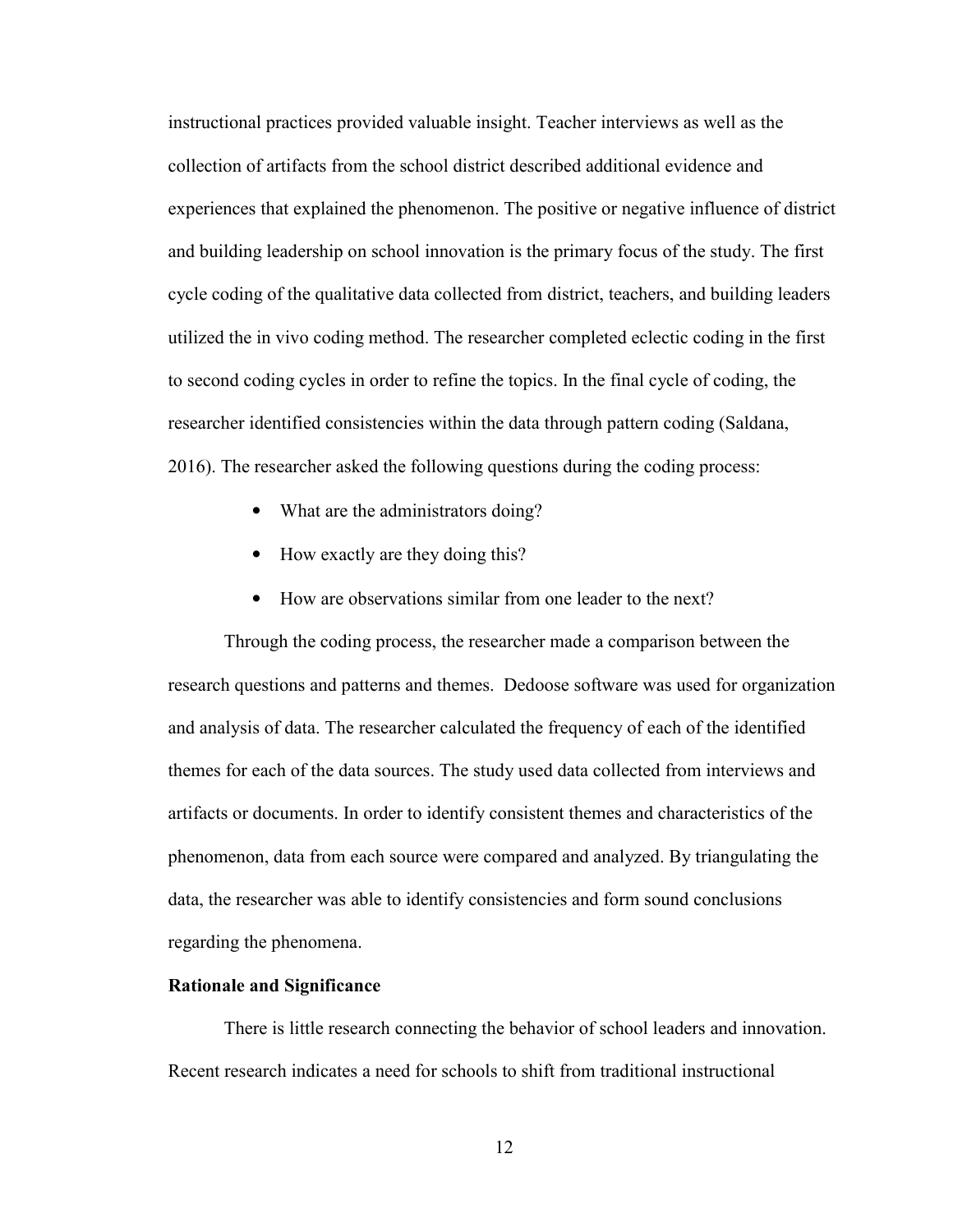instructional practices provided valuable insight. Teacher interviews as well as the collection of artifacts from the school district described additional evidence and experiences that explained the phenomenon. The positive or negative influence of district and building leadership on school innovation is the primary focus of the study. The first cycle coding of the qualitative data collected from district, teachers, and building leaders utilized the in vivo coding method. The researcher completed eclectic coding in the first to second coding cycles in order to refine the topics. In the final cycle of coding, the researcher identified consistencies within the data through pattern coding (Saldana, 2016). The researcher asked the following questions during the coding process:

- What are the administrators doing?
- How exactly are they doing this?
- How are observations similar from one leader to the next?

Through the coding process, the researcher made a comparison between the research questions and patterns and themes. Dedoose software was used for organization and analysis of data. The researcher calculated the frequency of each of the identified themes for each of the data sources. The study used data collected from interviews and artifacts or documents. In order to identify consistent themes and characteristics of the phenomenon, data from each source were compared and analyzed. By triangulating the data, the researcher was able to identify consistencies and form sound conclusions regarding the phenomena.

**Rationale and Significance**

There is little research connecting the behavior of school leaders and innovation. Recent research indicates a need for schools to shift from traditional instructional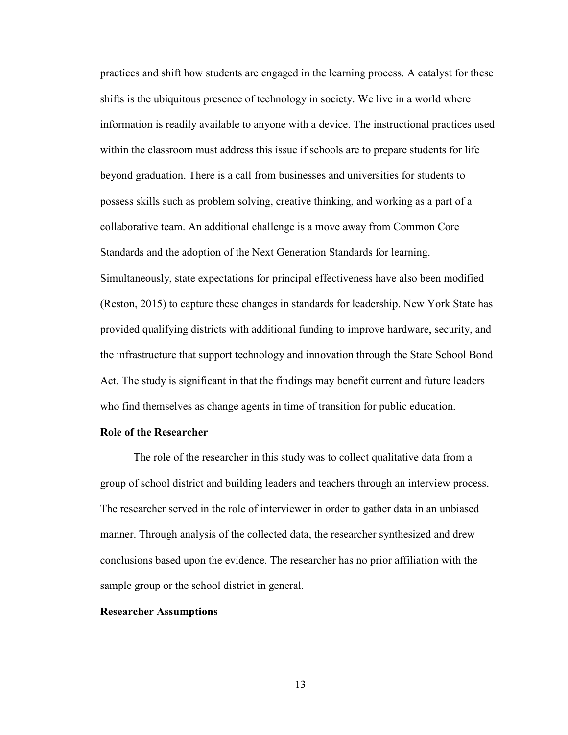practices and shift how students are engaged in the learning process. A catalyst for these shifts is the ubiquitous presence of technology in society. We live in a world where information is readily available to anyone with a device. The instructional practices used within the classroom must address this issue if schools are to prepare students for life beyond graduation. There is a call from businesses and universities for students to possess skills such as problem solving, creative thinking, and working as a part of a collaborative team. An additional challenge is a move away from Common Core Standards and the adoption of the Next Generation Standards for learning. Simultaneously, state expectations for principal effectiveness have also been modified (Reston, 2015) to capture these changes in standards for leadership. New York State has provided qualifying districts with additional funding to improve hardware, security, and the infrastructure that support technology and innovation through the State School Bond Act. The study is significant in that the findings may benefit current and future leaders who find themselves as change agents in time of transition for public education.

**Role of the Researcher**

The role of the researcher in this study was to collect qualitative data from a group of school district and building leaders and teachers through an interview process. The researcher served in the role of interviewer in order to gather data in an unbiased manner. Through analysis of the collected data, the researcher synthesized and drew conclusions based upon the evidence. The researcher has no prior affiliation with the sample group or the school district in general.

**Researcher Assumptions**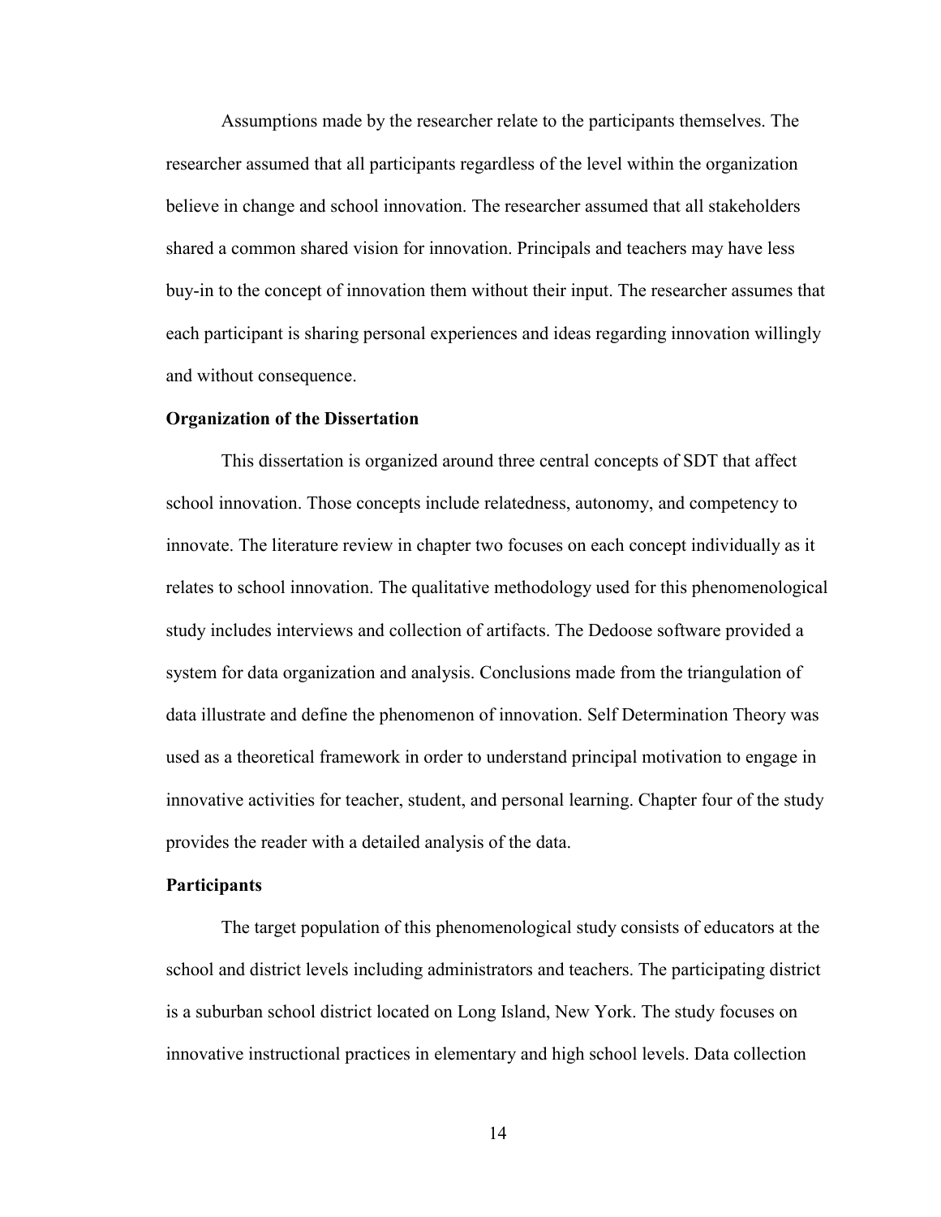Assumptions made by the researcher relate to the participants themselves. The researcher assumed that all participants regardless of the level within the organization believe in change and school innovation. The researcher assumed that all stakeholders shared a common shared vision for innovation. Principals and teachers may have less buy-in to the concept of innovation them without their input. The researcher assumes that each participant is sharing personal experiences and ideas regarding innovation willingly and without consequence.

### Organization of the Dissertation

This dissertation is organized around three central concepts of SDT that affect school innovation. Those concepts include relatedness, autonomy, and competency to innovate. The literature review in chapter two focuses on each concept individually as it relates to school innovation. The qualitative methodology used for this phenomenological study includes interviews and collection of artifacts. The Dedoose software provided a system for data organization and analysis. Conclusions made from the triangulation of data illustrate and define the phenomenon of innovation. Self Determination Theory was used as a theoretical framework in order to understand principal motivation to engage in innovative activities for teacher, student, and personal learning. Chapter four of the study provides the reader with a detailed analysis of the data.

### Participants

The target population of this phenomenological study consists of educators at the school and district levels including administrators and teachers. The participating district is a suburban school district located on Long Island, New York. The study focuses on innovative instructional practices in elementary and high school levels. Data collection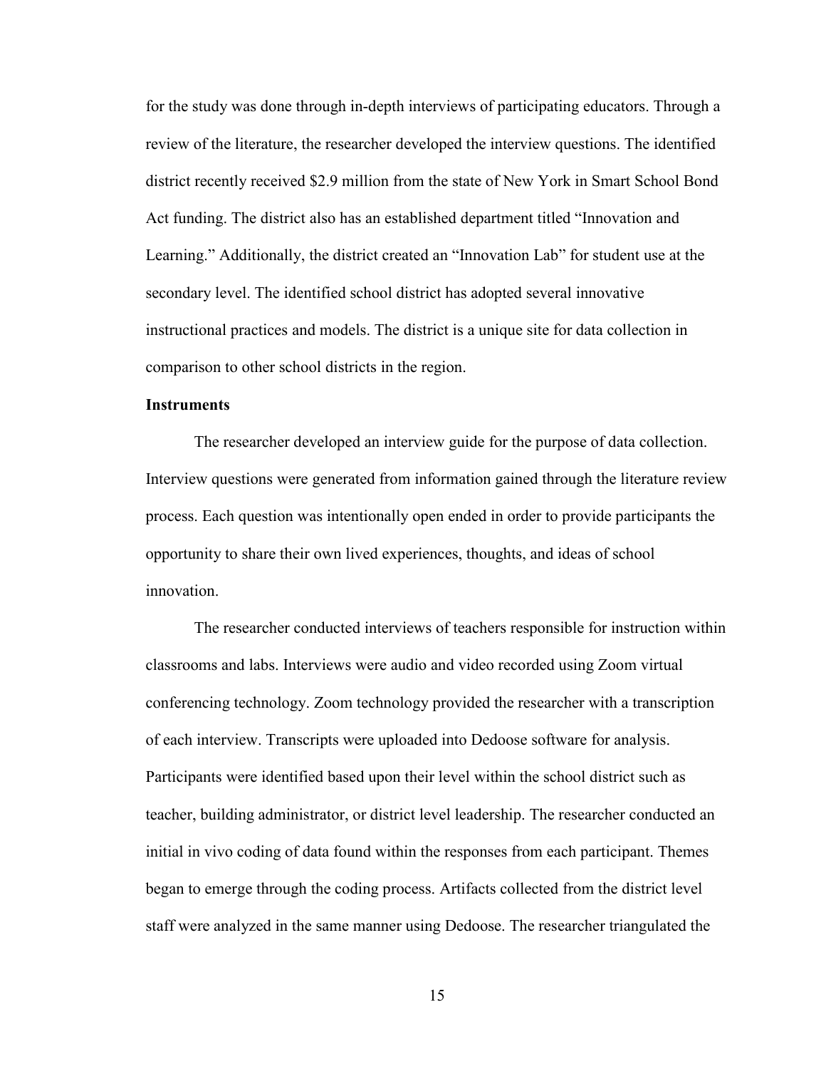for the study was done through in-depth interviews of participating educators. Through a review of the literature, the researcher developed the interview questions. The identified district recently received $2.9 million from the state of New York in Smart School Bond Act funding. The district also has an established department titled "Innovation and Learning." Additionally, the district created an "Innovation Lab" for student use at the secondary level. The identified school district has adopted several innovative instructional practices and models. The district is a unique site for data collection in comparison to other school districts in the region.

**Instruments**

The researcher developed an interview guide for the purpose of data collection. Interview questions were generated from information gained through the literature review process. Each question was intentionally open ended in order to provide participants the opportunity to share their own lived experiences, thoughts, and ideas of school innovation.

The researcher conducted interviews of teachers responsible for instruction within classrooms and labs. Interviews were audio and video recorded using Zoom virtual conferencing technology. Zoom technology provided the researcher with a transcription of each interview. Transcripts were uploaded into Dedoose software for analysis. Participants were identified based upon their level within the school district such as teacher, building administrator, or district level leadership. The researcher conducted an initial in vivo coding of data found within the responses from each participant. Themes began to emerge through the coding process. Artifacts collected from the district level staff were analyzed in the same manner using Dedoose. The researcher triangulated the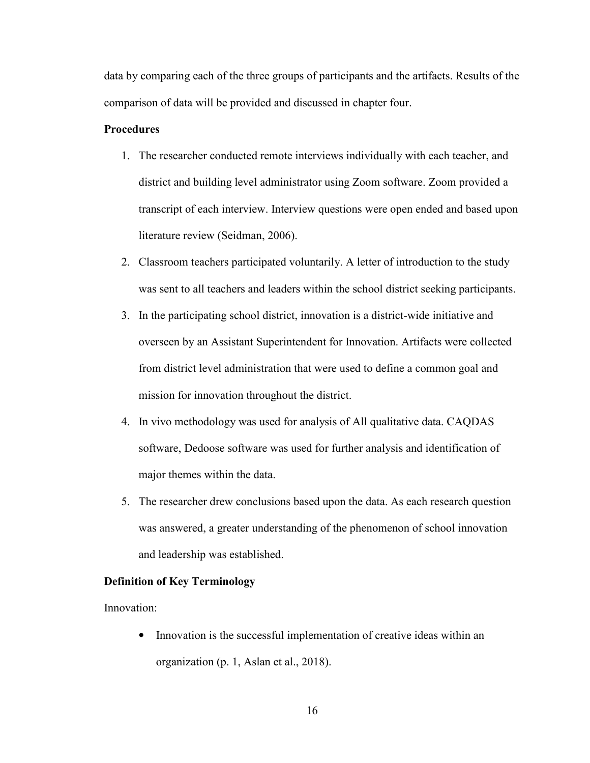data by comparing each of the three groups of participants and the artifacts. Results of the comparison of data will be provided and discussed in chapter four.

**Procedures**

1. The researcher conducted remote interviews individually with each teacher, and district and building level administrator using Zoom software. Zoom provided a transcript of each interview. Interview questions were open ended and based upon literature review (Seidman, 2006).
2. Classroom teachers participated voluntarily. A letter of introduction to the study was sent to all teachers and leaders within the school district seeking participants.
3. In the participating school district, innovation is a district-wide initiative and overseen by an Assistant Superintendent for Innovation. Artifacts were collected from district level administration that were used to define a common goal and mission for innovation throughout the district.
4. In vivo methodology was used for analysis of All qualitative data. CAQDAS software, Dedoose software was used for further analysis and identification of major themes within the data.
5. The researcher drew conclusions based upon the data. As each research question was answered, a greater understanding of the phenomenon of school innovation and leadership was established.

**Definition of Key Terminology**

Innovation:

- Innovation is the successful implementation of creative ideas within an organization (p. 1, Aslan et al., 2018).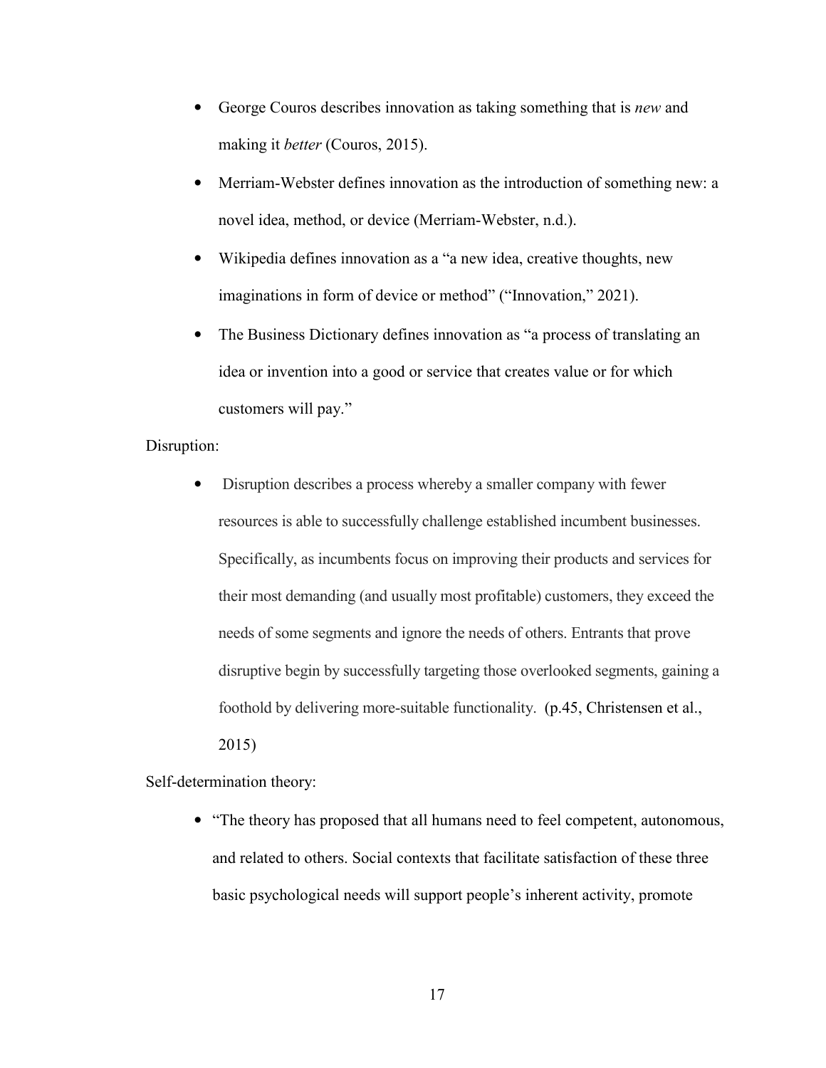- George Couros describes innovation as taking something that is *new* and making it *better* (Couros, 2015).
- Merriam-Webster defines innovation as the introduction of something new: a novel idea, method, or device (Merriam-Webster, n.d.).
- Wikipedia defines innovation as a "a new idea, creative thoughts, new imaginations in form of device or method" ("Innovation," 2021).
- The Business Dictionary defines innovation as "a process of translating an idea or invention into a good or service that creates value or for which customers will pay."

Disruption:

- Disruption describes a process whereby a smaller company with fewer resources is able to successfully challenge established incumbent businesses. Specifically, as incumbents focus on improving their products and services for their most demanding (and usually most profitable) customers, they exceed the needs of some segments and ignore the needs of others. Entrants that prove disruptive begin by successfully targeting those overlooked segments, gaining a foothold by delivering more-suitable functionality. (p.45, Christensen et al., 2015)

Self-determination theory:

- "The theory has proposed that all humans need to feel competent, autonomous, and related to others. Social contexts that facilitate satisfaction of these three basic psychological needs will support people's inherent activity, promote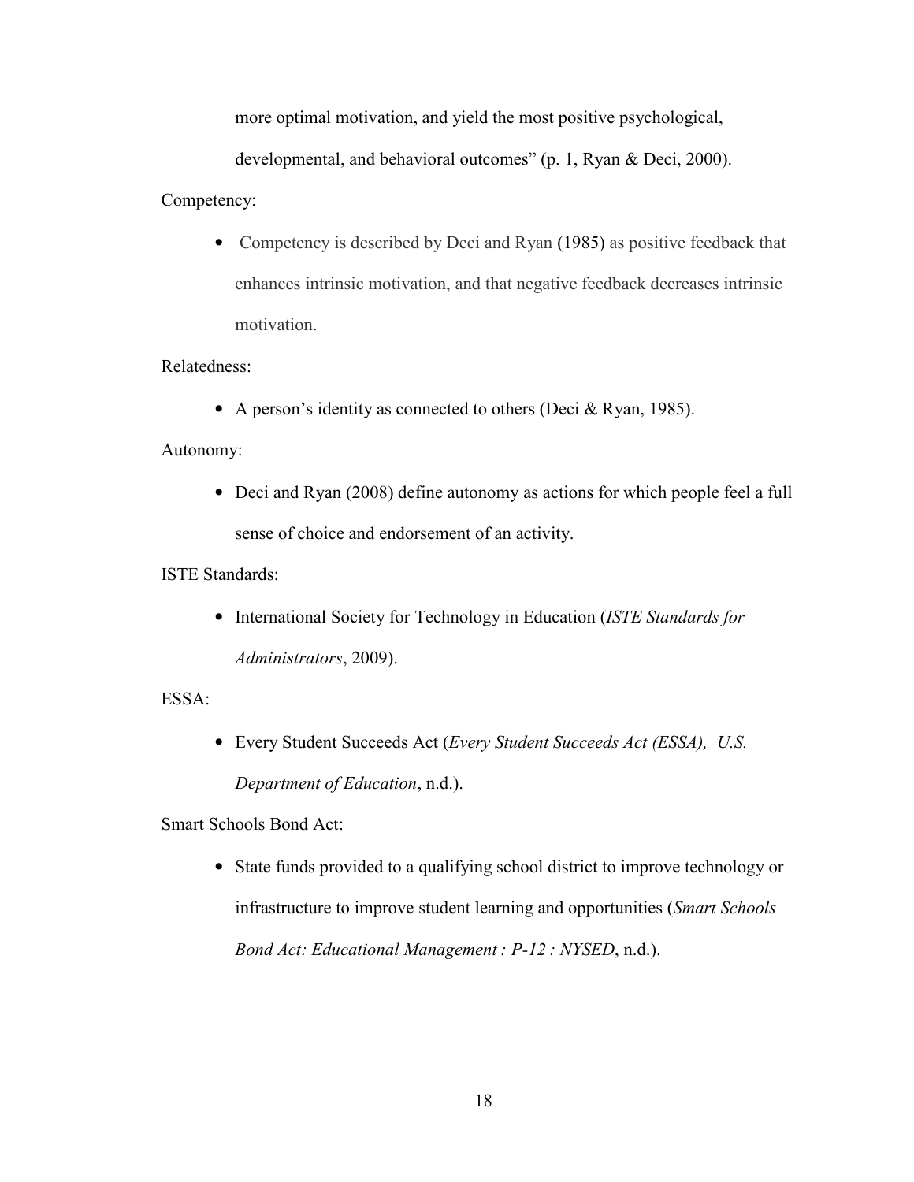more optimal motivation, and yield the most positive psychological, developmental, and behavioral outcomes" (p. 1, Ryan & Deci, 2000).

Competency:

- Competency is described by Deci and Ryan (1985) as positive feedback that enhances intrinsic motivation, and that negative feedback decreases intrinsic motivation.

Relatedness:

- A person's identity as connected to others (Deci & Ryan, 1985).

Autonomy:

- Deci and Ryan (2008) define autonomy as actions for which people feel a full sense of choice and endorsement of an activity.

ISTE Standards:

- International Society for Technology in Education (*ISTE Standards for Administrators*, 2009).

ESSA:

- Every Student Succeeds Act (*Every Student Succeeds Act (ESSA), U.S. Department of Education*, n.d.).

Smart Schools Bond Act:

- State funds provided to a qualifying school district to improve technology or infrastructure to improve student learning and opportunities (*Smart Schools Bond Act: Educational Management : P-12 : NYSED*, n.d.).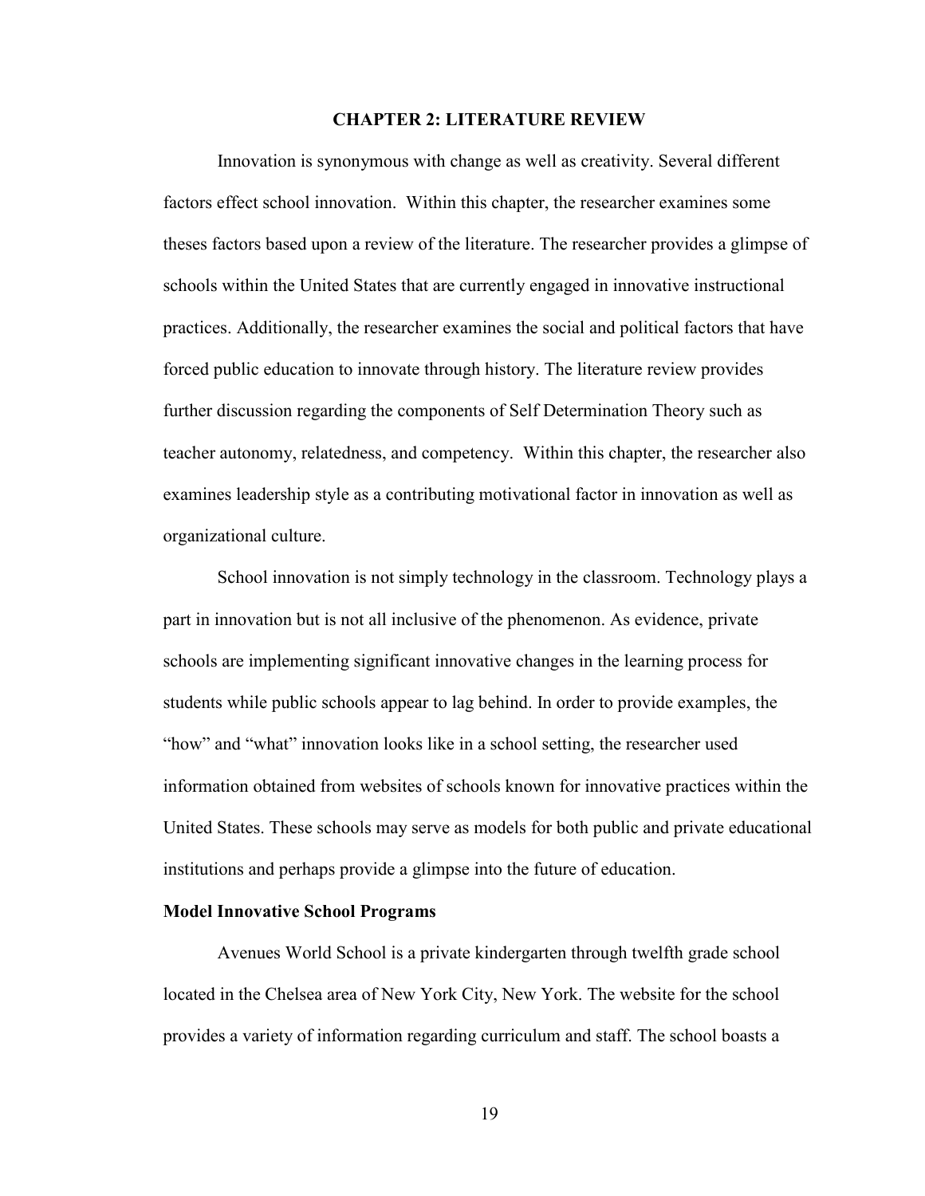# CHAPTER 2: LITERATURE REVIEW

Innovation is synonymous with change as well as creativity. Several different factors effect school innovation. Within this chapter, the researcher examines some theses factors based upon a review of the literature. The researcher provides a glimpse of schools within the United States that are currently engaged in innovative instructional practices. Additionally, the researcher examines the social and political factors that have forced public education to innovate through history. The literature review provides further discussion regarding the components of Self Determination Theory such as teacher autonomy, relatedness, and competency. Within this chapter, the researcher also examines leadership style as a contributing motivational factor in innovation as well as organizational culture.

School innovation is not simply technology in the classroom. Technology plays a part in innovation but is not all inclusive of the phenomenon. As evidence, private schools are implementing significant innovative changes in the learning process for students while public schools appear to lag behind. In order to provide examples, the "how" and "what" innovation looks like in a school setting, the researcher used information obtained from websites of schools known for innovative practices within the United States. These schools may serve as models for both public and private educational institutions and perhaps provide a glimpse into the future of education.

## Model Innovative School Programs

Avenues World School is a private kindergarten through twelfth grade school located in the Chelsea area of New York City, New York. The website for the school provides a variety of information regarding curriculum and staff. The school boasts a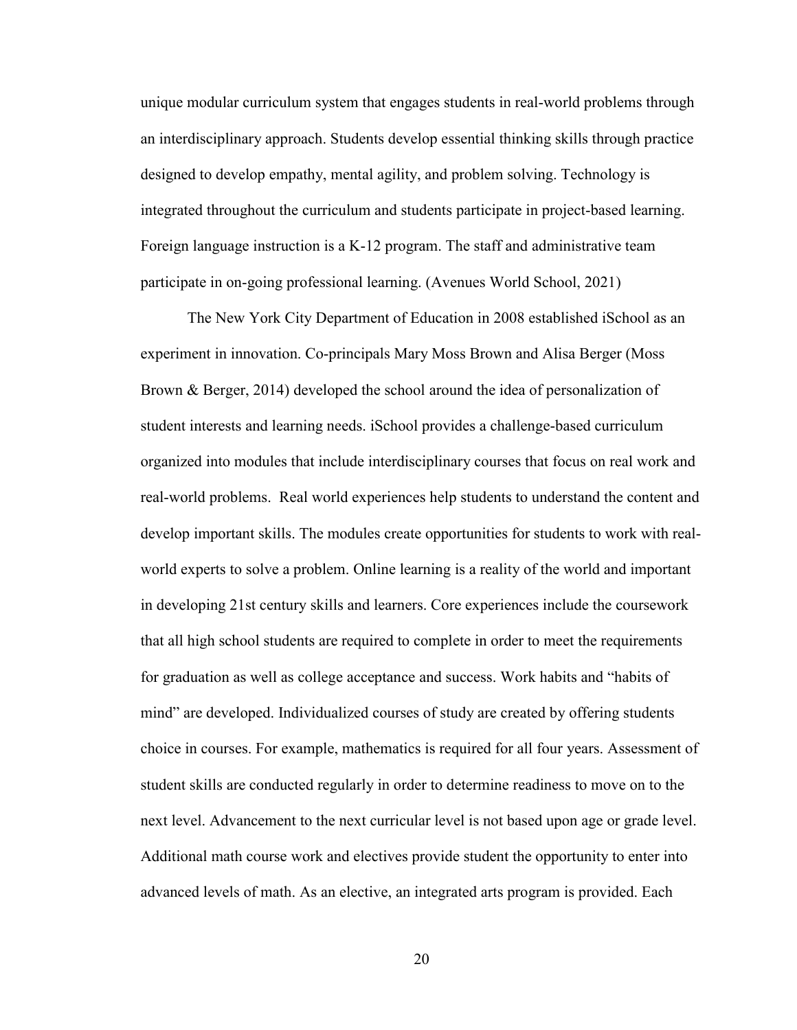unique modular curriculum system that engages students in real-world problems through an interdisciplinary approach. Students develop essential thinking skills through practice designed to develop empathy, mental agility, and problem solving. Technology is integrated throughout the curriculum and students participate in project-based learning. Foreign language instruction is a K-12 program. The staff and administrative team participate in on-going professional learning. (Avenues World School, 2021)

The New York City Department of Education in 2008 established iSchool as an experiment in innovation. Co-principals Mary Moss Brown and Alisa Berger (Moss Brown & Berger, 2014) developed the school around the idea of personalization of student interests and learning needs. iSchool provides a challenge-based curriculum organized into modules that include interdisciplinary courses that focus on real work and real-world problems. Real world experiences help students to understand the content and develop important skills. The modules create opportunities for students to work with real-world experts to solve a problem. Online learning is a reality of the world and important in developing 21st century skills and learners. Core experiences include the coursework that all high school students are required to complete in order to meet the requirements for graduation as well as college acceptance and success. Work habits and "habits of mind" are developed. Individualized courses of study are created by offering students choice in courses. For example, mathematics is required for all four years. Assessment of student skills are conducted regularly in order to determine readiness to move on to the next level. Advancement to the next curricular level is not based upon age or grade level. Additional math course work and electives provide student the opportunity to enter into advanced levels of math. As an elective, an integrated arts program is provided. Each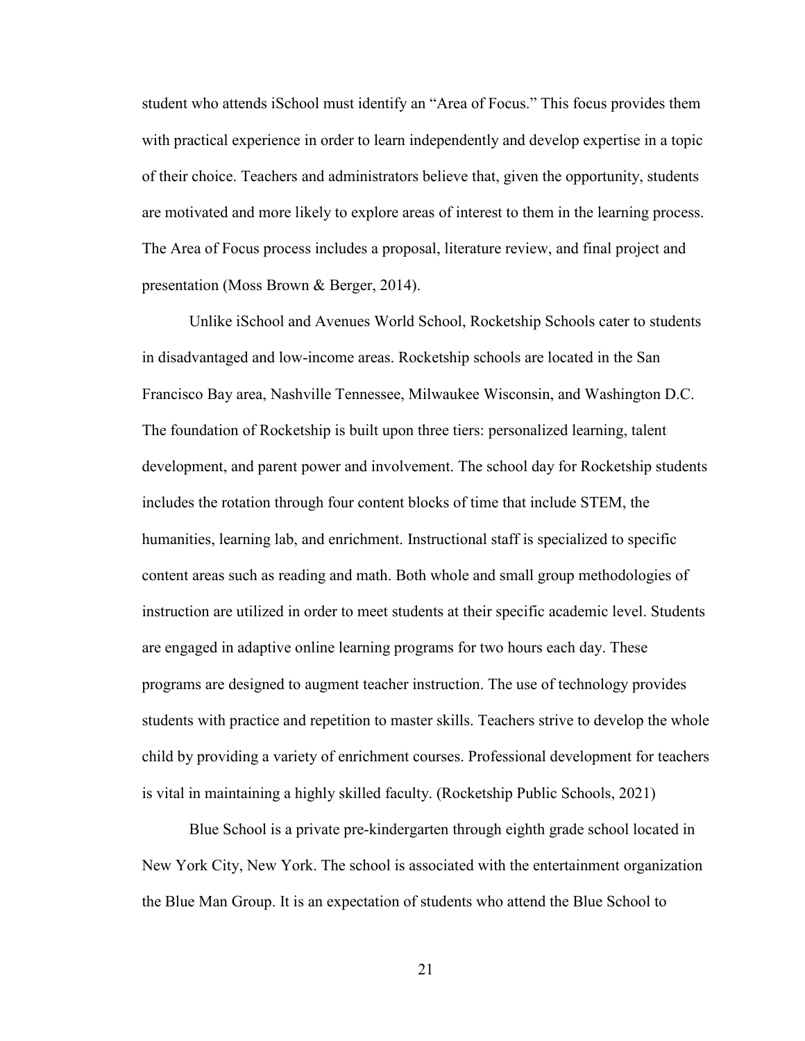student who attends iSchool must identify an "Area of Focus." This focus provides them with practical experience in order to learn independently and develop expertise in a topic of their choice. Teachers and administrators believe that, given the opportunity, students are motivated and more likely to explore areas of interest to them in the learning process. The Area of Focus process includes a proposal, literature review, and final project and presentation (Moss Brown & Berger, 2014).

Unlike iSchool and Avenues World School, Rocketship Schools cater to students in disadvantaged and low-income areas. Rocketship schools are located in the San Francisco Bay area, Nashville Tennessee, Milwaukee Wisconsin, and Washington D.C. The foundation of Rocketship is built upon three tiers: personalized learning, talent development, and parent power and involvement. The school day for Rocketship students includes the rotation through four content blocks of time that include STEM, the humanities, learning lab, and enrichment. Instructional staff is specialized to specific content areas such as reading and math. Both whole and small group methodologies of instruction are utilized in order to meet students at their specific academic level. Students are engaged in adaptive online learning programs for two hours each day. These programs are designed to augment teacher instruction. The use of technology provides students with practice and repetition to master skills. Teachers strive to develop the whole child by providing a variety of enrichment courses. Professional development for teachers is vital in maintaining a highly skilled faculty. (Rocketship Public Schools, 2021)

Blue School is a private pre-kindergarten through eighth grade school located in New York City, New York. The school is associated with the entertainment organization the Blue Man Group. It is an expectation of students who attend the Blue School to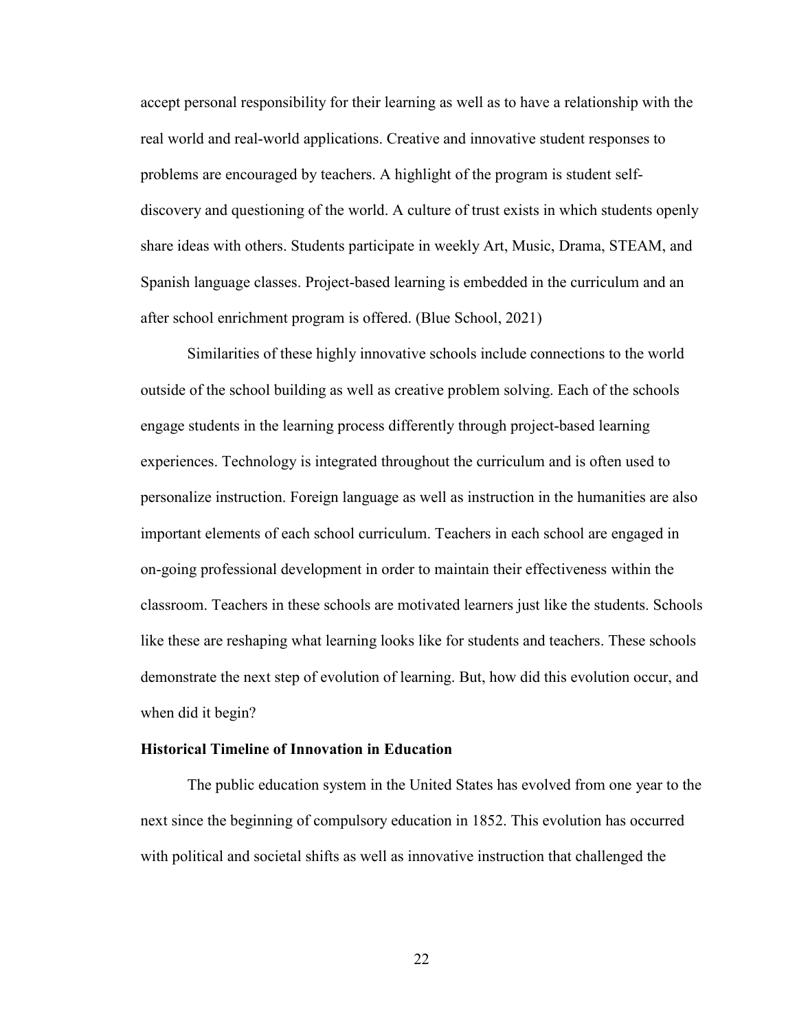accept personal responsibility for their learning as well as to have a relationship with the real world and real-world applications. Creative and innovative student responses to problems are encouraged by teachers. A highlight of the program is student self-discovery and questioning of the world. A culture of trust exists in which students openly share ideas with others. Students participate in weekly Art, Music, Drama, STEAM, and Spanish language classes. Project-based learning is embedded in the curriculum and an after school enrichment program is offered. (Blue School, 2021)

Similarities of these highly innovative schools include connections to the world outside of the school building as well as creative problem solving. Each of the schools engage students in the learning process differently through project-based learning experiences. Technology is integrated throughout the curriculum and is often used to personalize instruction. Foreign language as well as instruction in the humanities are also important elements of each school curriculum. Teachers in each school are engaged in on-going professional development in order to maintain their effectiveness within the classroom. Teachers in these schools are motivated learners just like the students. Schools like these are reshaping what learning looks like for students and teachers. These schools demonstrate the next step of evolution of learning. But, how did this evolution occur, and when did it begin?

**Historical Timeline of Innovation in Education**

The public education system in the United States has evolved from one year to the next since the beginning of compulsory education in 1852. This evolution has occurred with political and societal shifts as well as innovative instruction that challenged the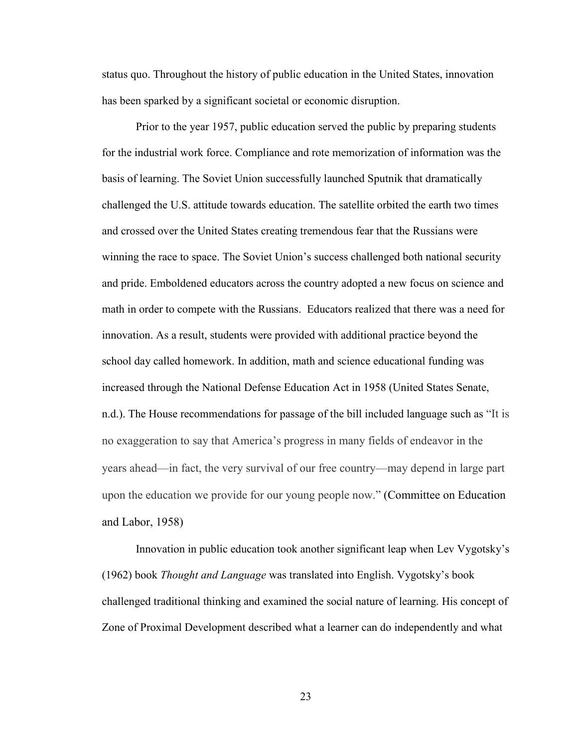status quo. Throughout the history of public education in the United States, innovation has been sparked by a significant societal or economic disruption.

Prior to the year 1957, public education served the public by preparing students for the industrial work force. Compliance and rote memorization of information was the basis of learning. The Soviet Union successfully launched Sputnik that dramatically challenged the U.S. attitude towards education. The satellite orbited the earth two times and crossed over the United States creating tremendous fear that the Russians were winning the race to space. The Soviet Union's success challenged both national security and pride. Emboldened educators across the country adopted a new focus on science and math in order to compete with the Russians. Educators realized that there was a need for innovation. As a result, students were provided with additional practice beyond the school day called homework. In addition, math and science educational funding was increased through the National Defense Education Act in 1958 (United States Senate, n.d.). The House recommendations for passage of the bill included language such as "It is no exaggeration to say that America's progress in many fields of endeavor in the years ahead—in fact, the very survival of our free country—may depend in large part upon the education we provide for our young people now." (Committee on Education and Labor, 1958)

Innovation in public education took another significant leap when Lev Vygotsky's (1962) book *Thought and Language* was translated into English. Vygotsky's book challenged traditional thinking and examined the social nature of learning. His concept of Zone of Proximal Development described what a learner can do independently and what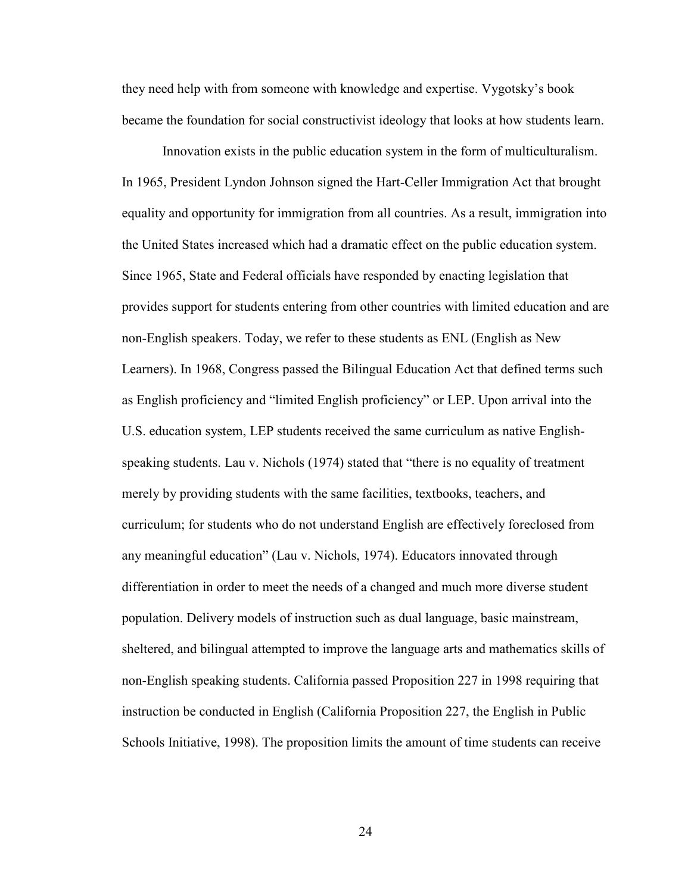they need help with from someone with knowledge and expertise. Vygotsky's book became the foundation for social constructivist ideology that looks at how students learn.

Innovation exists in the public education system in the form of multiculturalism. In 1965, President Lyndon Johnson signed the Hart-Celler Immigration Act that brought equality and opportunity for immigration from all countries. As a result, immigration into the United States increased which had a dramatic effect on the public education system. Since 1965, State and Federal officials have responded by enacting legislation that provides support for students entering from other countries with limited education and are non-English speakers. Today, we refer to these students as ENL (English as New Learners). In 1968, Congress passed the Bilingual Education Act that defined terms such as English proficiency and "limited English proficiency" or LEP. Upon arrival into the U.S. education system, LEP students received the same curriculum as native English-speaking students. Lau v. Nichols (1974) stated that "there is no equality of treatment merely by providing students with the same facilities, textbooks, teachers, and curriculum; for students who do not understand English are effectively foreclosed from any meaningful education" (Lau v. Nichols, 1974). Educators innovated through differentiation in order to meet the needs of a changed and much more diverse student population. Delivery models of instruction such as dual language, basic mainstream, sheltered, and bilingual attempted to improve the language arts and mathematics skills of non-English speaking students. California passed Proposition 227 in 1998 requiring that instruction be conducted in English (California Proposition 227, the English in Public Schools Initiative, 1998). The proposition limits the amount of time students can receive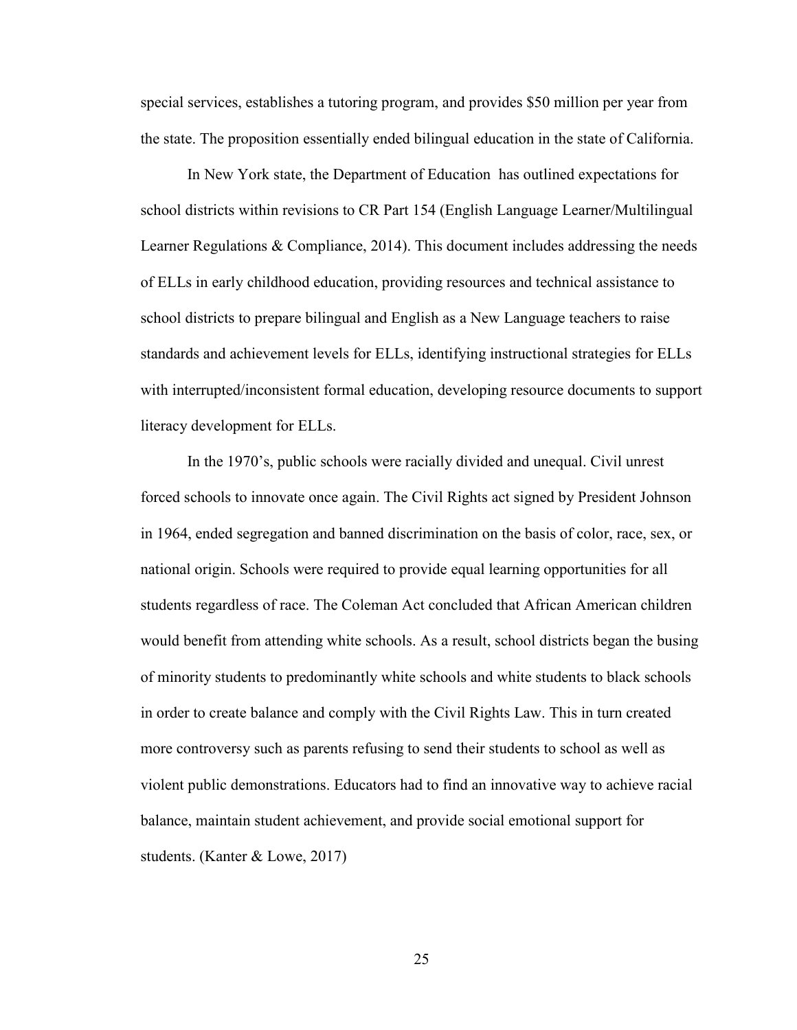special services, establishes a tutoring program, and provides $50 million per year from the state. The proposition essentially ended bilingual education in the state of California.

In New York state, the Department of Education has outlined expectations for school districts within revisions to CR Part 154 (English Language Learner/Multilingual Learner Regulations & Compliance, 2014). This document includes addressing the needs of ELLs in early childhood education, providing resources and technical assistance to school districts to prepare bilingual and English as a New Language teachers to raise standards and achievement levels for ELLs, identifying instructional strategies for ELLs with interrupted/inconsistent formal education, developing resource documents to support literacy development for ELLs.

In the 1970's, public schools were racially divided and unequal. Civil unrest forced schools to innovate once again. The Civil Rights act signed by President Johnson in 1964, ended segregation and banned discrimination on the basis of color, race, sex, or national origin. Schools were required to provide equal learning opportunities for all students regardless of race. The Coleman Act concluded that African American children would benefit from attending white schools. As a result, school districts began the busing of minority students to predominantly white schools and white students to black schools in order to create balance and comply with the Civil Rights Law. This in turn created more controversy such as parents refusing to send their students to school as well as violent public demonstrations. Educators had to find an innovative way to achieve racial balance, maintain student achievement, and provide social emotional support for students. (Kanter & Lowe, 2017)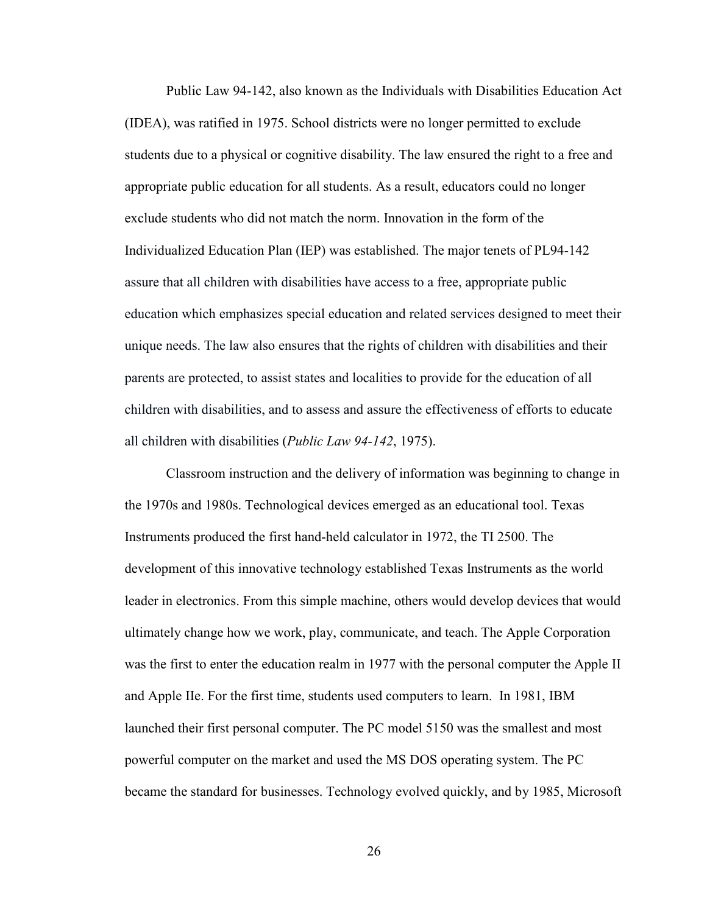Public Law 94-142, also known as the Individuals with Disabilities Education Act (IDEA), was ratified in 1975. School districts were no longer permitted to exclude students due to a physical or cognitive disability. The law ensured the right to a free and appropriate public education for all students. As a result, educators could no longer exclude students who did not match the norm. Innovation in the form of the Individualized Education Plan (IEP) was established. The major tenets of PL94-142 assure that all children with disabilities have access to a free, appropriate public education which emphasizes special education and related services designed to meet their unique needs. The law also ensures that the rights of children with disabilities and their parents are protected, to assist states and localities to provide for the education of all children with disabilities, and to assess and assure the effectiveness of efforts to educate all children with disabilities (*Public Law 94-142*, 1975).

Classroom instruction and the delivery of information was beginning to change in the 1970s and 1980s. Technological devices emerged as an educational tool. Texas Instruments produced the first hand-held calculator in 1972, the TI 2500. The development of this innovative technology established Texas Instruments as the world leader in electronics. From this simple machine, others would develop devices that would ultimately change how we work, play, communicate, and teach. The Apple Corporation was the first to enter the education realm in 1977 with the personal computer the Apple II and Apple IIe. For the first time, students used computers to learn. In 1981, IBM launched their first personal computer. The PC model 5150 was the smallest and most powerful computer on the market and used the MS DOS operating system. The PC became the standard for businesses. Technology evolved quickly, and by 1985, Microsoft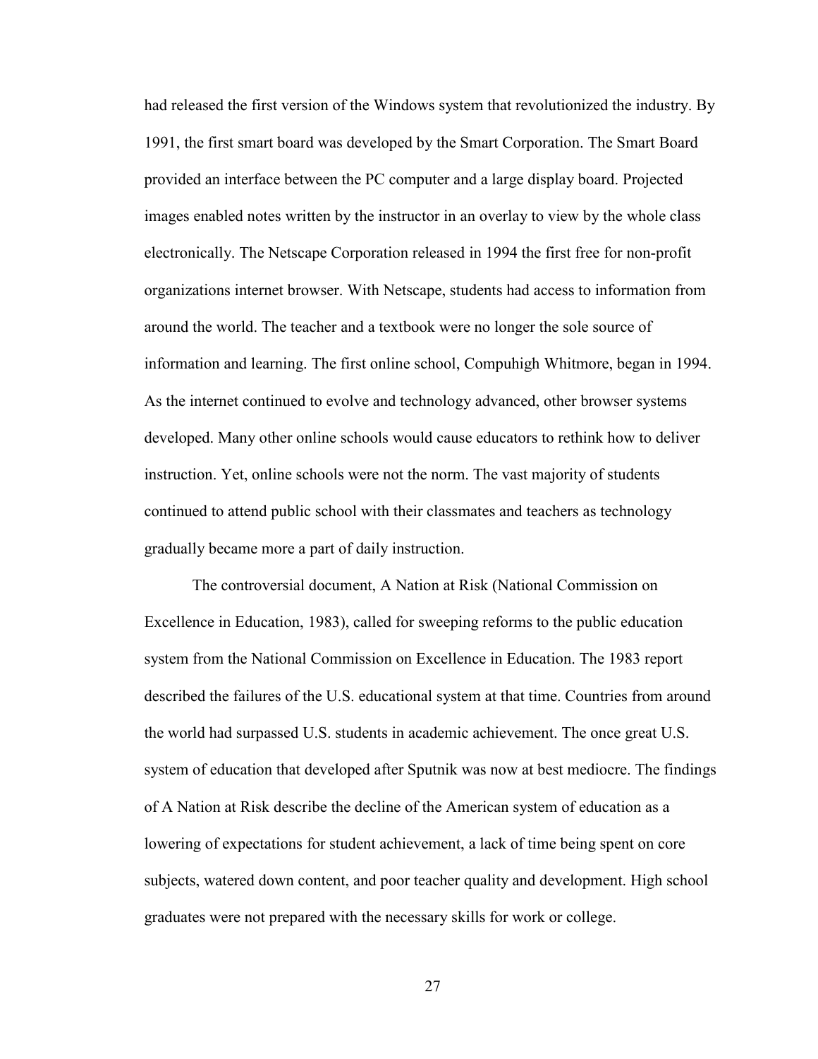had released the first version of the Windows system that revolutionized the industry. By 1991, the first smart board was developed by the Smart Corporation. The Smart Board provided an interface between the PC computer and a large display board. Projected images enabled notes written by the instructor in an overlay to view by the whole class electronically. The Netscape Corporation released in 1994 the first free for non-profit organizations internet browser. With Netscape, students had access to information from around the world. The teacher and a textbook were no longer the sole source of information and learning. The first online school, Compuhigh Whitmore, began in 1994. As the internet continued to evolve and technology advanced, other browser systems developed. Many other online schools would cause educators to rethink how to deliver instruction. Yet, online schools were not the norm. The vast majority of students continued to attend public school with their classmates and teachers as technology gradually became more a part of daily instruction.

The controversial document, A Nation at Risk (National Commission on Excellence in Education, 1983), called for sweeping reforms to the public education system from the National Commission on Excellence in Education. The 1983 report described the failures of the U.S. educational system at that time. Countries from around the world had surpassed U.S. students in academic achievement. The once great U.S. system of education that developed after Sputnik was now at best mediocre. The findings of A Nation at Risk describe the decline of the American system of education as a lowering of expectations for student achievement, a lack of time being spent on core subjects, watered down content, and poor teacher quality and development. High school graduates were not prepared with the necessary skills for work or college.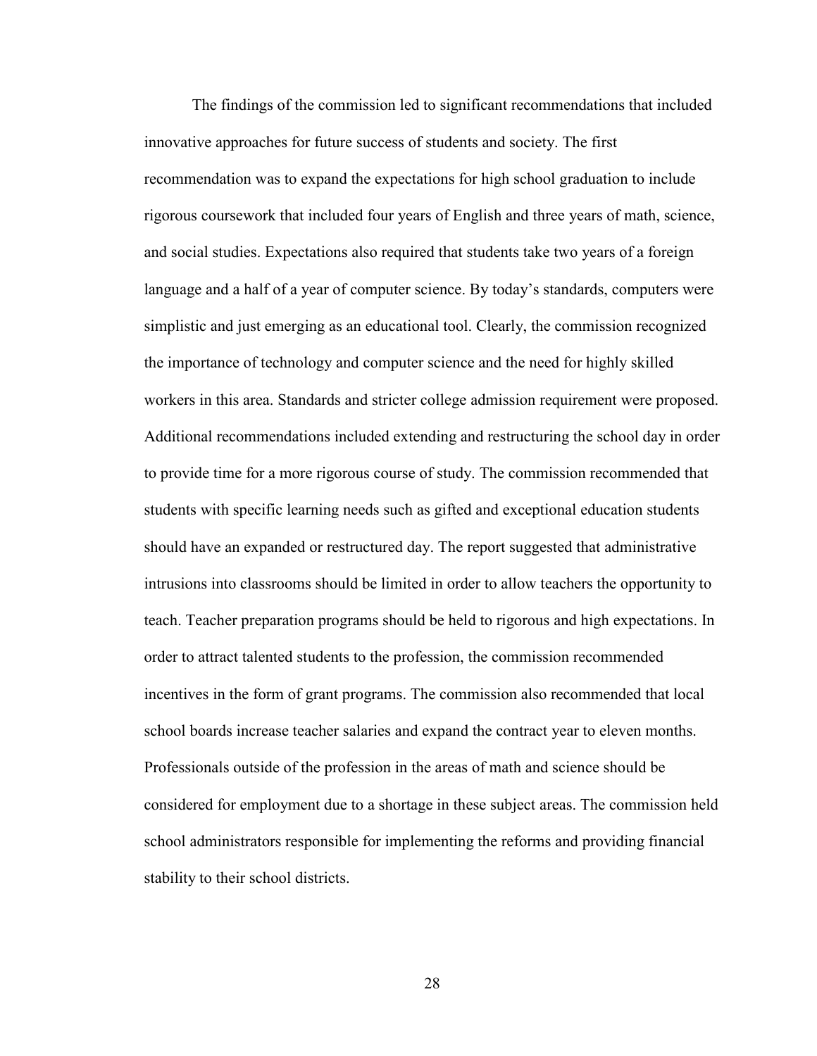The findings of the commission led to significant recommendations that included innovative approaches for future success of students and society. The first recommendation was to expand the expectations for high school graduation to include rigorous coursework that included four years of English and three years of math, science, and social studies. Expectations also required that students take two years of a foreign language and a half of a year of computer science. By today's standards, computers were simplistic and just emerging as an educational tool. Clearly, the commission recognized the importance of technology and computer science and the need for highly skilled workers in this area. Standards and stricter college admission requirement were proposed. Additional recommendations included extending and restructuring the school day in order to provide time for a more rigorous course of study. The commission recommended that students with specific learning needs such as gifted and exceptional education students should have an expanded or restructured day. The report suggested that administrative intrusions into classrooms should be limited in order to allow teachers the opportunity to teach. Teacher preparation programs should be held to rigorous and high expectations. In order to attract talented students to the profession, the commission recommended incentives in the form of grant programs. The commission also recommended that local school boards increase teacher salaries and expand the contract year to eleven months. Professionals outside of the profession in the areas of math and science should be considered for employment due to a shortage in these subject areas. The commission held school administrators responsible for implementing the reforms and providing financial stability to their school districts.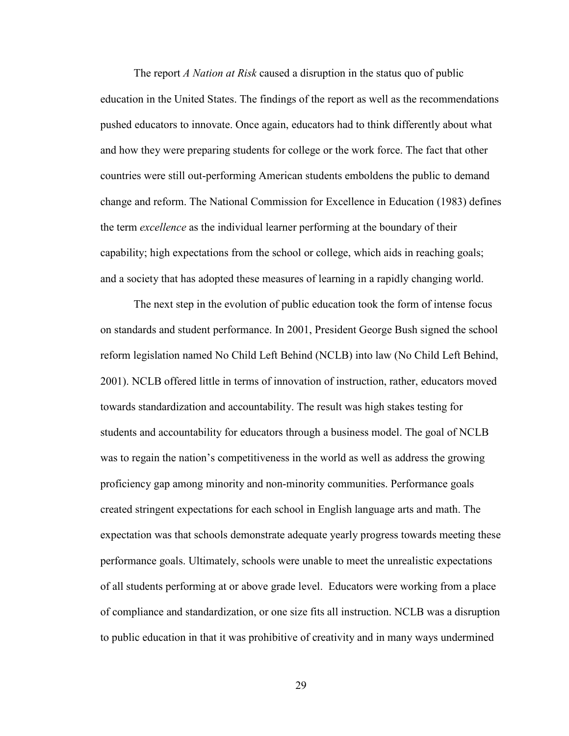The report *A Nation at Risk* caused a disruption in the status quo of public education in the United States. The findings of the report as well as the recommendations pushed educators to innovate. Once again, educators had to think differently about what and how they were preparing students for college or the work force. The fact that other countries were still out-performing American students emboldens the public to demand change and reform. The National Commission for Excellence in Education (1983) defines the term *excellence* as the individual learner performing at the boundary of their capability; high expectations from the school or college, which aids in reaching goals; and a society that has adopted these measures of learning in a rapidly changing world.

The next step in the evolution of public education took the form of intense focus on standards and student performance. In 2001, President George Bush signed the school reform legislation named No Child Left Behind (NCLB) into law (No Child Left Behind, 2001). NCLB offered little in terms of innovation of instruction, rather, educators moved towards standardization and accountability. The result was high stakes testing for students and accountability for educators through a business model. The goal of NCLB was to regain the nation's competitiveness in the world as well as address the growing proficiency gap among minority and non-minority communities. Performance goals created stringent expectations for each school in English language arts and math. The expectation was that schools demonstrate adequate yearly progress towards meeting these performance goals. Ultimately, schools were unable to meet the unrealistic expectations of all students performing at or above grade level. Educators were working from a place of compliance and standardization, or one size fits all instruction. NCLB was a disruption to public education in that it was prohibitive of creativity and in many ways undermined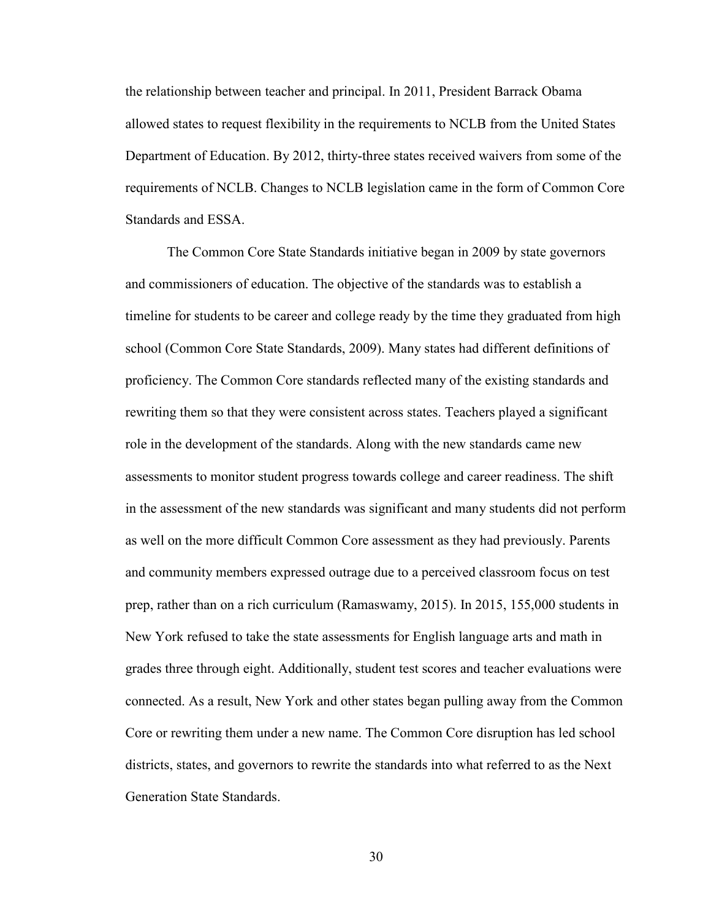the relationship between teacher and principal. In 2011, President Barrack Obama allowed states to request flexibility in the requirements to NCLB from the United States Department of Education. By 2012, thirty-three states received waivers from some of the requirements of NCLB. Changes to NCLB legislation came in the form of Common Core Standards and ESSA.

The Common Core State Standards initiative began in 2009 by state governors and commissioners of education. The objective of the standards was to establish a timeline for students to be career and college ready by the time they graduated from high school (Common Core State Standards, 2009). Many states had different definitions of proficiency. The Common Core standards reflected many of the existing standards and rewriting them so that they were consistent across states. Teachers played a significant role in the development of the standards. Along with the new standards came new assessments to monitor student progress towards college and career readiness. The shift in the assessment of the new standards was significant and many students did not perform as well on the more difficult Common Core assessment as they had previously. Parents and community members expressed outrage due to a perceived classroom focus on test prep, rather than on a rich curriculum (Ramaswamy, 2015). In 2015, 155,000 students in New York refused to take the state assessments for English language arts and math in grades three through eight. Additionally, student test scores and teacher evaluations were connected. As a result, New York and other states began pulling away from the Common Core or rewriting them under a new name. The Common Core disruption has led school districts, states, and governors to rewrite the standards into what referred to as the Next Generation State Standards.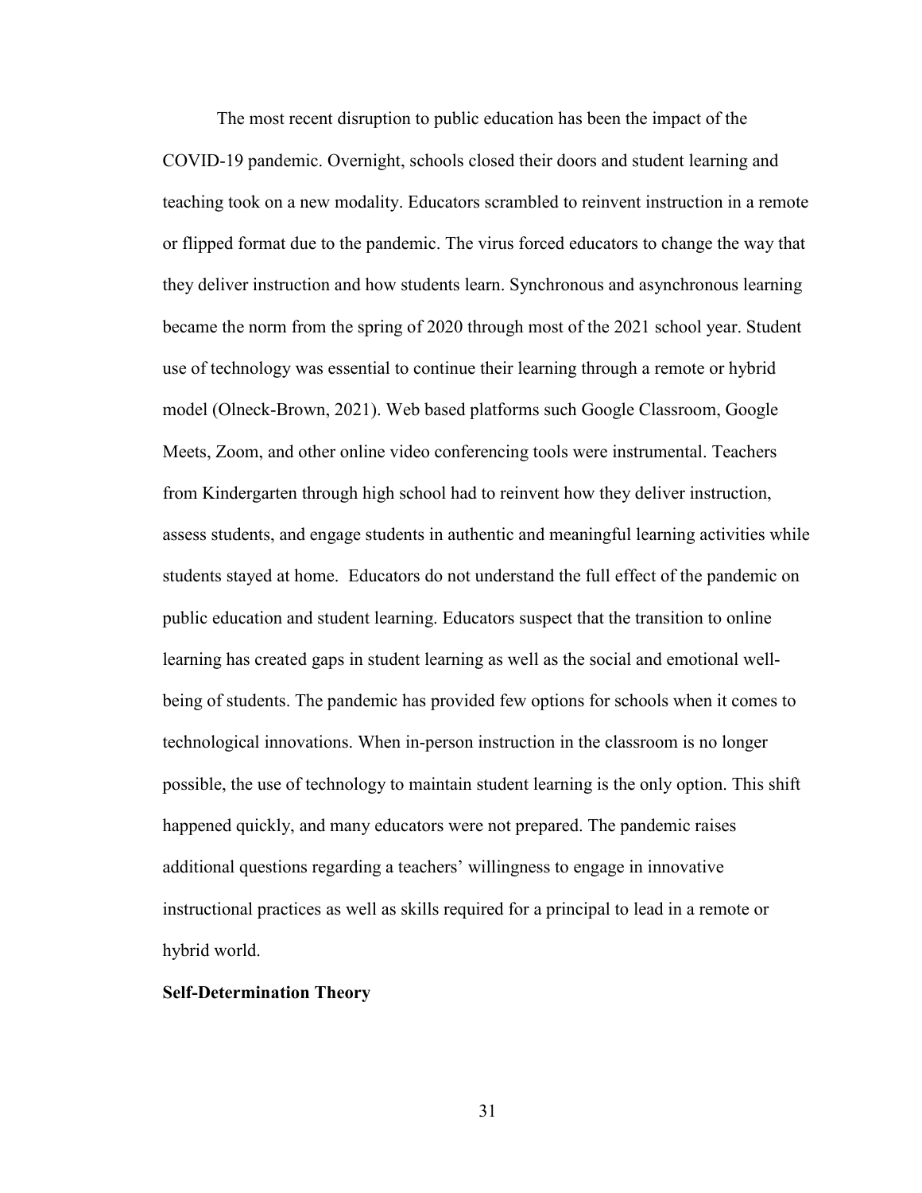The most recent disruption to public education has been the impact of the COVID-19 pandemic. Overnight, schools closed their doors and student learning and teaching took on a new modality. Educators scrambled to reinvent instruction in a remote or flipped format due to the pandemic. The virus forced educators to change the way that they deliver instruction and how students learn. Synchronous and asynchronous learning became the norm from the spring of 2020 through most of the 2021 school year. Student use of technology was essential to continue their learning through a remote or hybrid model (Olneck-Brown, 2021). Web based platforms such Google Classroom, Google Meets, Zoom, and other online video conferencing tools were instrumental. Teachers from Kindergarten through high school had to reinvent how they deliver instruction, assess students, and engage students in authentic and meaningful learning activities while students stayed at home. Educators do not understand the full effect of the pandemic on public education and student learning. Educators suspect that the transition to online learning has created gaps in student learning as well as the social and emotional well-being of students. The pandemic has provided few options for schools when it comes to technological innovations. When in-person instruction in the classroom is no longer possible, the use of technology to maintain student learning is the only option. This shift happened quickly, and many educators were not prepared. The pandemic raises additional questions regarding a teachers' willingness to engage in innovative instructional practices as well as skills required for a principal to lead in a remote or hybrid world.

**Self-Determination Theory**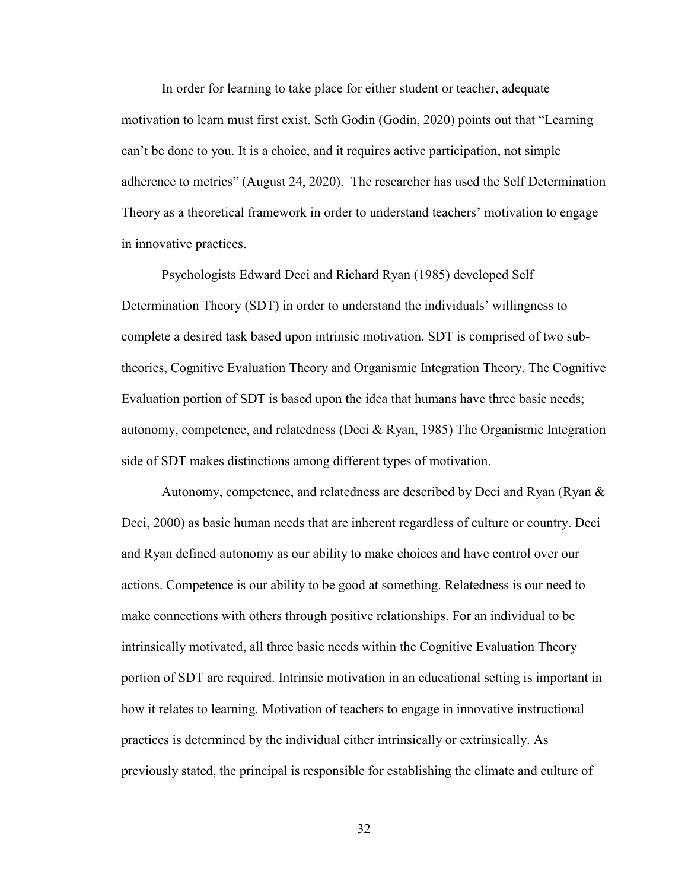In order for learning to take place for either student or teacher, adequate motivation to learn must first exist. Seth Godin (Godin, 2020) points out that "Learning can't be done to you. It is a choice, and it requires active participation, not simple adherence to metrics" (August 24, 2020). The researcher has used the Self Determination Theory as a theoretical framework in order to understand teachers' motivation to engage in innovative practices.

Psychologists Edward Deci and Richard Ryan (1985) developed Self Determination Theory (SDT) in order to understand the individuals' willingness to complete a desired task based upon intrinsic motivation. SDT is comprised of two sub-theories, Cognitive Evaluation Theory and Organismic Integration Theory. The Cognitive Evaluation portion of SDT is based upon the idea that humans have three basic needs; autonomy, competence, and relatedness (Deci & Ryan, 1985) The Organismic Integration side of SDT makes distinctions among different types of motivation.

Autonomy, competence, and relatedness are described by Deci and Ryan (Ryan & Deci, 2000) as basic human needs that are inherent regardless of culture or country. Deci and Ryan defined autonomy as our ability to make choices and have control over our actions. Competence is our ability to be good at something. Relatedness is our need to make connections with others through positive relationships. For an individual to be intrinsically motivated, all three basic needs within the Cognitive Evaluation Theory portion of SDT are required. Intrinsic motivation in an educational setting is important in how it relates to learning. Motivation of teachers to engage in innovative instructional practices is determined by the individual either intrinsically or extrinsically. As previously stated, the principal is responsible for establishing the climate and culture of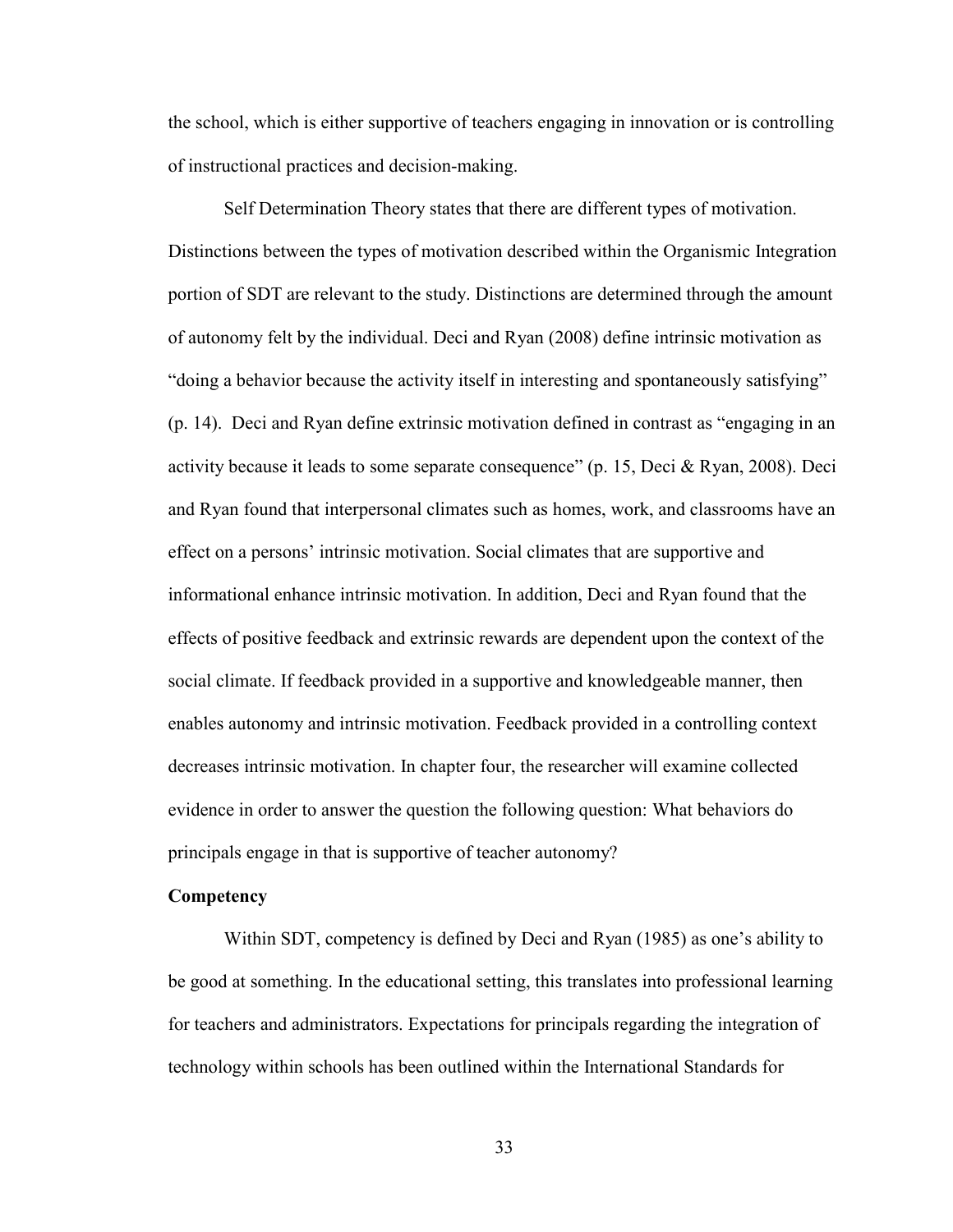the school, which is either supportive of teachers engaging in innovation or is controlling of instructional practices and decision-making.

Self Determination Theory states that there are different types of motivation. Distinctions between the types of motivation described within the Organismic Integration portion of SDT are relevant to the study. Distinctions are determined through the amount of autonomy felt by the individual. Deci and Ryan (2008) define intrinsic motivation as "doing a behavior because the activity itself in interesting and spontaneously satisfying" (p. 14). Deci and Ryan define extrinsic motivation defined in contrast as "engaging in an activity because it leads to some separate consequence" (p. 15, Deci & Ryan, 2008). Deci and Ryan found that interpersonal climates such as homes, work, and classrooms have an effect on a persons' intrinsic motivation. Social climates that are supportive and informational enhance intrinsic motivation. In addition, Deci and Ryan found that the effects of positive feedback and extrinsic rewards are dependent upon the context of the social climate. If feedback provided in a supportive and knowledgeable manner, then enables autonomy and intrinsic motivation. Feedback provided in a controlling context decreases intrinsic motivation. In chapter four, the researcher will examine collected evidence in order to answer the question the following question: What behaviors do principals engage in that is supportive of teacher autonomy?

**Competency**

Within SDT, competency is defined by Deci and Ryan (1985) as one's ability to be good at something. In the educational setting, this translates into professional learning for teachers and administrators. Expectations for principals regarding the integration of technology within schools has been outlined within the International Standards for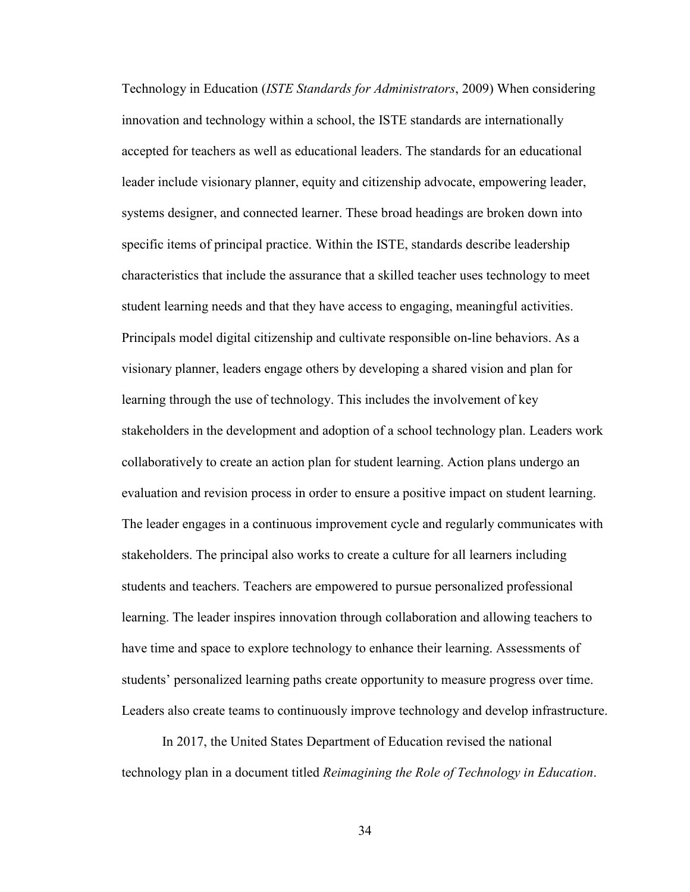Technology in Education (*ISTE Standards for Administrators*, 2009) When considering innovation and technology within a school, the ISTE standards are internationally accepted for teachers as well as educational leaders. The standards for an educational leader include visionary planner, equity and citizenship advocate, empowering leader, systems designer, and connected learner. These broad headings are broken down into specific items of principal practice. Within the ISTE, standards describe leadership characteristics that include the assurance that a skilled teacher uses technology to meet student learning needs and that they have access to engaging, meaningful activities. Principals model digital citizenship and cultivate responsible on-line behaviors. As a visionary planner, leaders engage others by developing a shared vision and plan for learning through the use of technology. This includes the involvement of key stakeholders in the development and adoption of a school technology plan. Leaders work collaboratively to create an action plan for student learning. Action plans undergo an evaluation and revision process in order to ensure a positive impact on student learning. The leader engages in a continuous improvement cycle and regularly communicates with stakeholders. The principal also works to create a culture for all learners including students and teachers. Teachers are empowered to pursue personalized professional learning. The leader inspires innovation through collaboration and allowing teachers to have time and space to explore technology to enhance their learning. Assessments of students' personalized learning paths create opportunity to measure progress over time. Leaders also create teams to continuously improve technology and develop infrastructure.

In 2017, the United States Department of Education revised the national technology plan in a document titled *Reimagining the Role of Technology in Education*.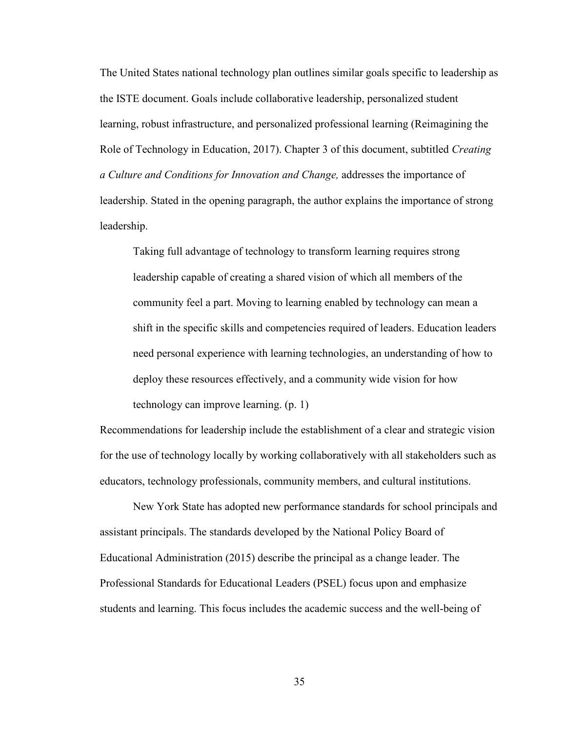The United States national technology plan outlines similar goals specific to leadership as the ISTE document. Goals include collaborative leadership, personalized student learning, robust infrastructure, and personalized professional learning (Reimagining the Role of Technology in Education, 2017). Chapter 3 of this document, subtitled *Creating a Culture and Conditions for Innovation and Change,* addresses the importance of leadership. Stated in the opening paragraph, the author explains the importance of strong leadership.

> Taking full advantage of technology to transform learning requires strong leadership capable of creating a shared vision of which all members of the community feel a part. Moving to learning enabled by technology can mean a shift in the specific skills and competencies required of leaders. Education leaders need personal experience with learning technologies, an understanding of how to deploy these resources effectively, and a community wide vision for how technology can improve learning. (p. 1)

Recommendations for leadership include the establishment of a clear and strategic vision for the use of technology locally by working collaboratively with all stakeholders such as educators, technology professionals, community members, and cultural institutions.

New York State has adopted new performance standards for school principals and assistant principals. The standards developed by the National Policy Board of Educational Administration (2015) describe the principal as a change leader. The Professional Standards for Educational Leaders (PSEL) focus upon and emphasize students and learning. This focus includes the academic success and the well-being of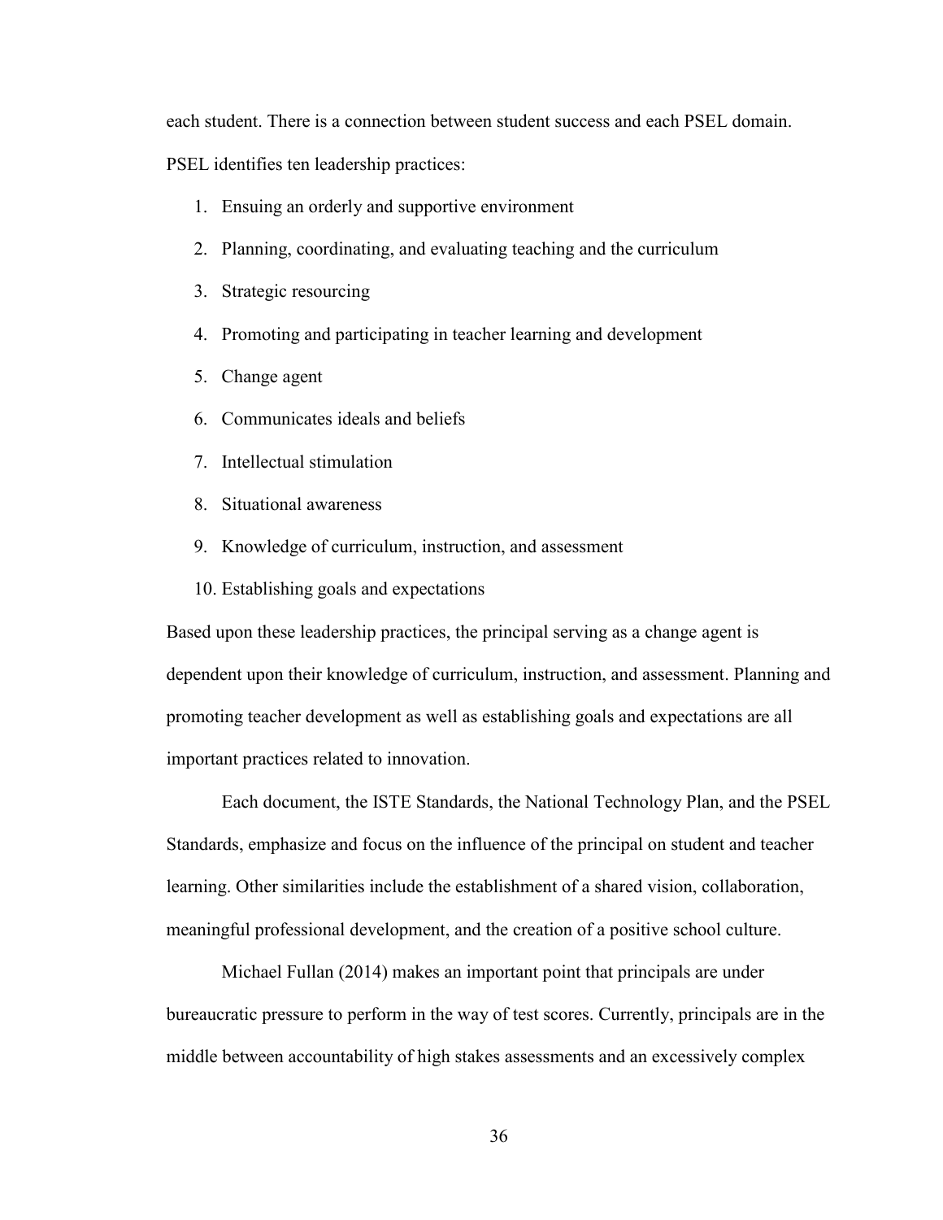each student. There is a connection between student success and each PSEL domain. PSEL identifies ten leadership practices:

1. Ensuing an orderly and supportive environment
2. Planning, coordinating, and evaluating teaching and the curriculum
3. Strategic resourcing
4. Promoting and participating in teacher learning and development
5. Change agent
6. Communicates ideals and beliefs
7. Intellectual stimulation
8. Situational awareness
9. Knowledge of curriculum, instruction, and assessment
10. Establishing goals and expectations

Based upon these leadership practices, the principal serving as a change agent is dependent upon their knowledge of curriculum, instruction, and assessment. Planning and promoting teacher development as well as establishing goals and expectations are all important practices related to innovation.

Each document, the ISTE Standards, the National Technology Plan, and the PSEL Standards, emphasize and focus on the influence of the principal on student and teacher learning. Other similarities include the establishment of a shared vision, collaboration, meaningful professional development, and the creation of a positive school culture.

Michael Fullan (2014) makes an important point that principals are under bureaucratic pressure to perform in the way of test scores. Currently, principals are in the middle between accountability of high stakes assessments and an excessively complex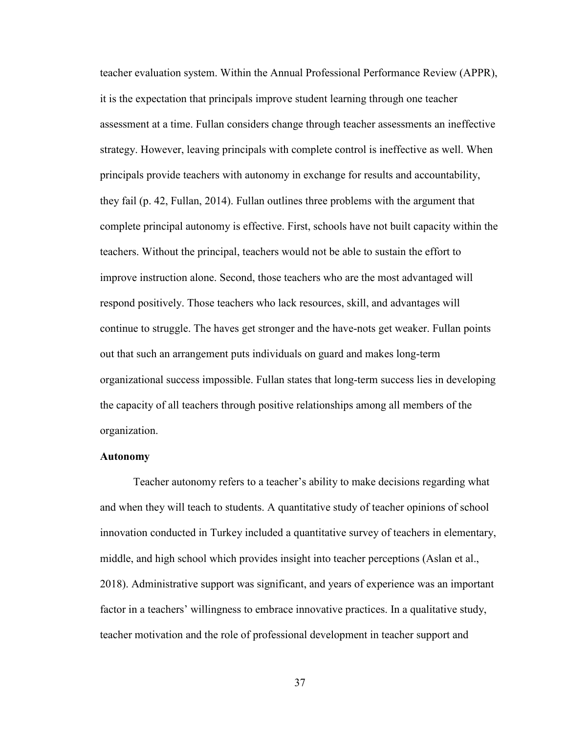teacher evaluation system. Within the Annual Professional Performance Review (APPR), it is the expectation that principals improve student learning through one teacher assessment at a time. Fullan considers change through teacher assessments an ineffective strategy. However, leaving principals with complete control is ineffective as well. When principals provide teachers with autonomy in exchange for results and accountability, they fail (p. 42, Fullan, 2014). Fullan outlines three problems with the argument that complete principal autonomy is effective. First, schools have not built capacity within the teachers. Without the principal, teachers would not be able to sustain the effort to improve instruction alone. Second, those teachers who are the most advantaged will respond positively. Those teachers who lack resources, skill, and advantages will continue to struggle. The haves get stronger and the have-nots get weaker. Fullan points out that such an arrangement puts individuals on guard and makes long-term organizational success impossible. Fullan states that long-term success lies in developing the capacity of all teachers through positive relationships among all members of the organization.

**Autonomy**

Teacher autonomy refers to a teacher's ability to make decisions regarding what and when they will teach to students. A quantitative study of teacher opinions of school innovation conducted in Turkey included a quantitative survey of teachers in elementary, middle, and high school which provides insight into teacher perceptions (Aslan et al., 2018). Administrative support was significant, and years of experience was an important factor in a teachers' willingness to embrace innovative practices. In a qualitative study, teacher motivation and the role of professional development in teacher support and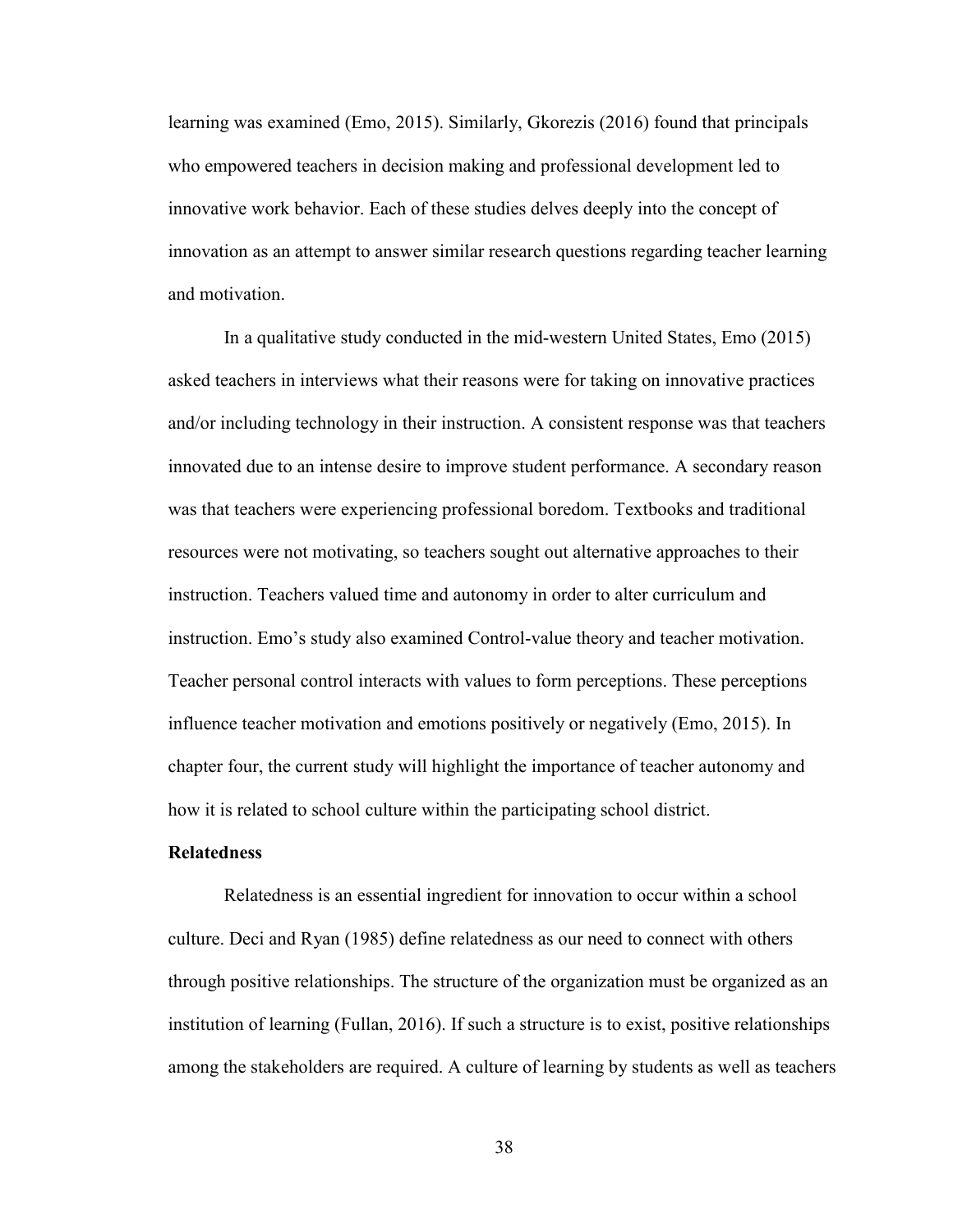learning was examined (Emo, 2015). Similarly, Gkorezis (2016) found that principals who empowered teachers in decision making and professional development led to innovative work behavior. Each of these studies delves deeply into the concept of innovation as an attempt to answer similar research questions regarding teacher learning and motivation.

In a qualitative study conducted in the mid-western United States, Emo (2015) asked teachers in interviews what their reasons were for taking on innovative practices and/or including technology in their instruction. A consistent response was that teachers innovated due to an intense desire to improve student performance. A secondary reason was that teachers were experiencing professional boredom. Textbooks and traditional resources were not motivating, so teachers sought out alternative approaches to their instruction. Teachers valued time and autonomy in order to alter curriculum and instruction. Emo's study also examined Control-value theory and teacher motivation. Teacher personal control interacts with values to form perceptions. These perceptions influence teacher motivation and emotions positively or negatively (Emo, 2015). In chapter four, the current study will highlight the importance of teacher autonomy and how it is related to school culture within the participating school district.

**Relatedness**

Relatedness is an essential ingredient for innovation to occur within a school culture. Deci and Ryan (1985) define relatedness as our need to connect with others through positive relationships. The structure of the organization must be organized as an institution of learning (Fullan, 2016). If such a structure is to exist, positive relationships among the stakeholders are required. A culture of learning by students as well as teachers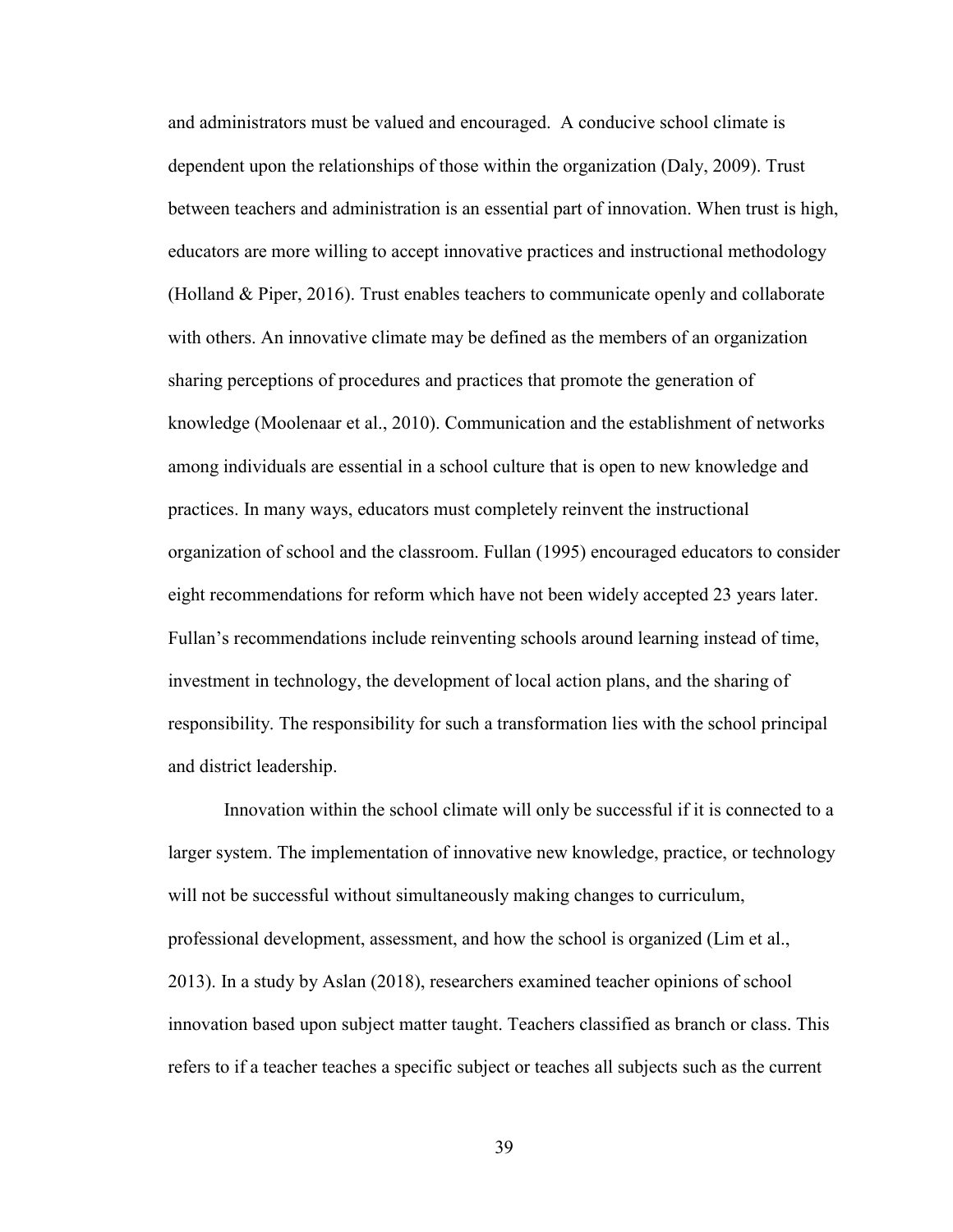and administrators must be valued and encouraged. A conducive school climate is dependent upon the relationships of those within the organization (Daly, 2009). Trust between teachers and administration is an essential part of innovation. When trust is high, educators are more willing to accept innovative practices and instructional methodology (Holland & Piper, 2016). Trust enables teachers to communicate openly and collaborate with others. An innovative climate may be defined as the members of an organization sharing perceptions of procedures and practices that promote the generation of knowledge (Moolenaar et al., 2010). Communication and the establishment of networks among individuals are essential in a school culture that is open to new knowledge and practices. In many ways, educators must completely reinvent the instructional organization of school and the classroom. Fullan (1995) encouraged educators to consider eight recommendations for reform which have not been widely accepted 23 years later. Fullan's recommendations include reinventing schools around learning instead of time, investment in technology, the development of local action plans, and the sharing of responsibility. The responsibility for such a transformation lies with the school principal and district leadership.

Innovation within the school climate will only be successful if it is connected to a larger system. The implementation of innovative new knowledge, practice, or technology will not be successful without simultaneously making changes to curriculum, professional development, assessment, and how the school is organized (Lim et al., 2013). In a study by Aslan (2018), researchers examined teacher opinions of school innovation based upon subject matter taught. Teachers classified as branch or class. This refers to if a teacher teaches a specific subject or teaches all subjects such as the current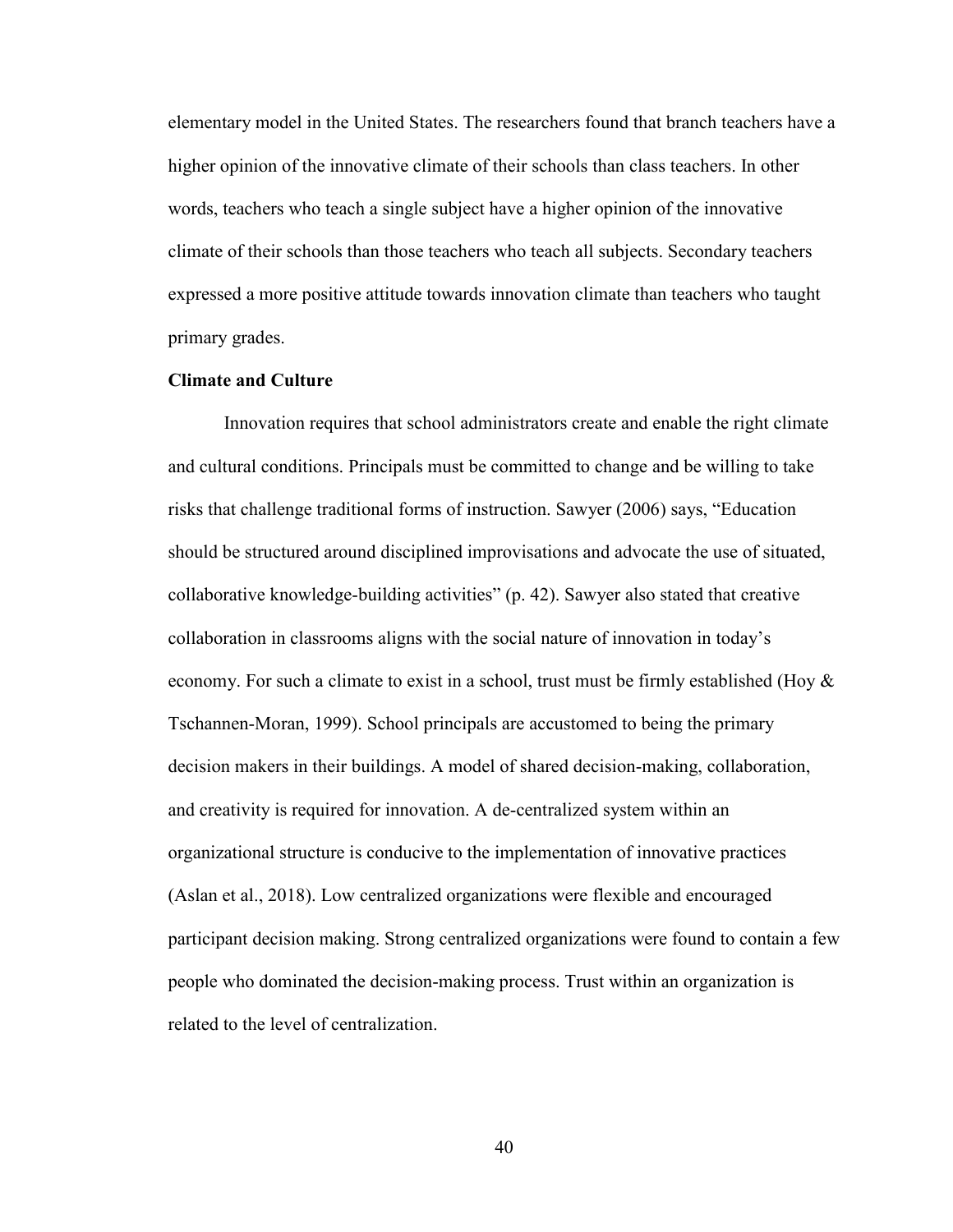elementary model in the United States. The researchers found that branch teachers have a higher opinion of the innovative climate of their schools than class teachers. In other words, teachers who teach a single subject have a higher opinion of the innovative climate of their schools than those teachers who teach all subjects. Secondary teachers expressed a more positive attitude towards innovation climate than teachers who taught primary grades.

**Climate and Culture**

Innovation requires that school administrators create and enable the right climate and cultural conditions. Principals must be committed to change and be willing to take risks that challenge traditional forms of instruction. Sawyer (2006) says, “Education should be structured around disciplined improvisations and advocate the use of situated, collaborative knowledge-building activities” (p. 42). Sawyer also stated that creative collaboration in classrooms aligns with the social nature of innovation in today’s economy. For such a climate to exist in a school, trust must be firmly established (Hoy & Tschannen-Moran, 1999). School principals are accustomed to being the primary decision makers in their buildings. A model of shared decision-making, collaboration, and creativity is required for innovation. A de-centralized system within an organizational structure is conducive to the implementation of innovative practices (Aslan et al., 2018). Low centralized organizations were flexible and encouraged participant decision making. Strong centralized organizations were found to contain a few people who dominated the decision-making process. Trust within an organization is related to the level of centralization.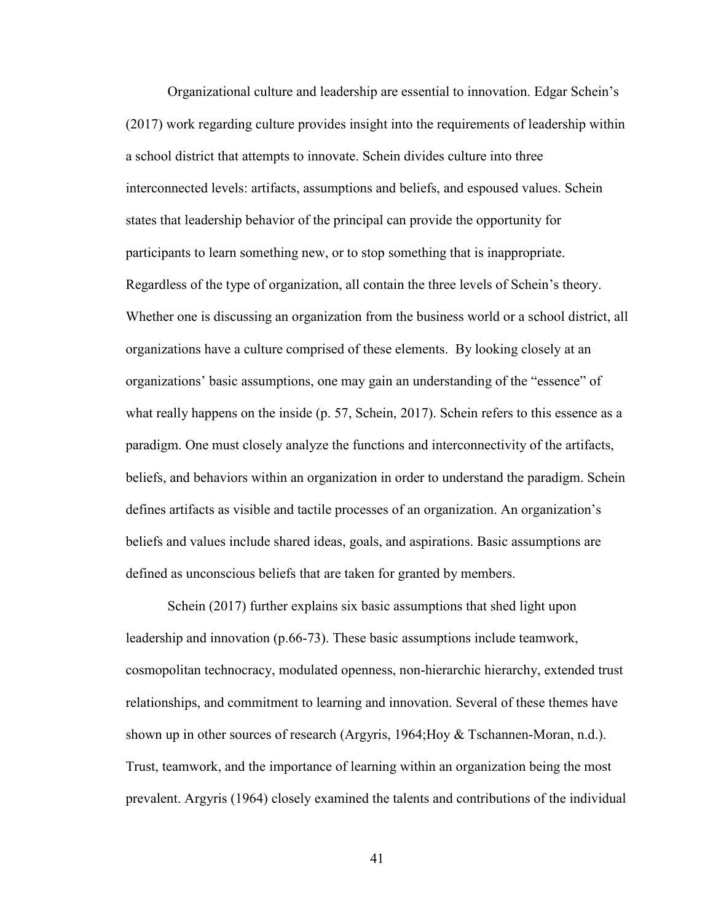Organizational culture and leadership are essential to innovation. Edgar Schein's (2017) work regarding culture provides insight into the requirements of leadership within a school district that attempts to innovate. Schein divides culture into three interconnected levels: artifacts, assumptions and beliefs, and espoused values. Schein states that leadership behavior of the principal can provide the opportunity for participants to learn something new, or to stop something that is inappropriate. Regardless of the type of organization, all contain the three levels of Schein's theory. Whether one is discussing an organization from the business world or a school district, all organizations have a culture comprised of these elements.  By looking closely at an organizations' basic assumptions, one may gain an understanding of the "essence" of what really happens on the inside (p. 57, Schein, 2017). Schein refers to this essence as a paradigm. One must closely analyze the functions and interconnectivity of the artifacts, beliefs, and behaviors within an organization in order to understand the paradigm. Schein defines artifacts as visible and tactile processes of an organization. An organization's beliefs and values include shared ideas, goals, and aspirations. Basic assumptions are defined as unconscious beliefs that are taken for granted by members.

Schein (2017) further explains six basic assumptions that shed light upon leadership and innovation (p.66-73). These basic assumptions include teamwork, cosmopolitan technocracy, modulated openness, non-hierarchic hierarchy, extended trust relationships, and commitment to learning and innovation. Several of these themes have shown up in other sources of research (Argyris, 1964;Hoy & Tschannen-Moran, n.d.). Trust, teamwork, and the importance of learning within an organization being the most prevalent. Argyris (1964) closely examined the talents and contributions of the individual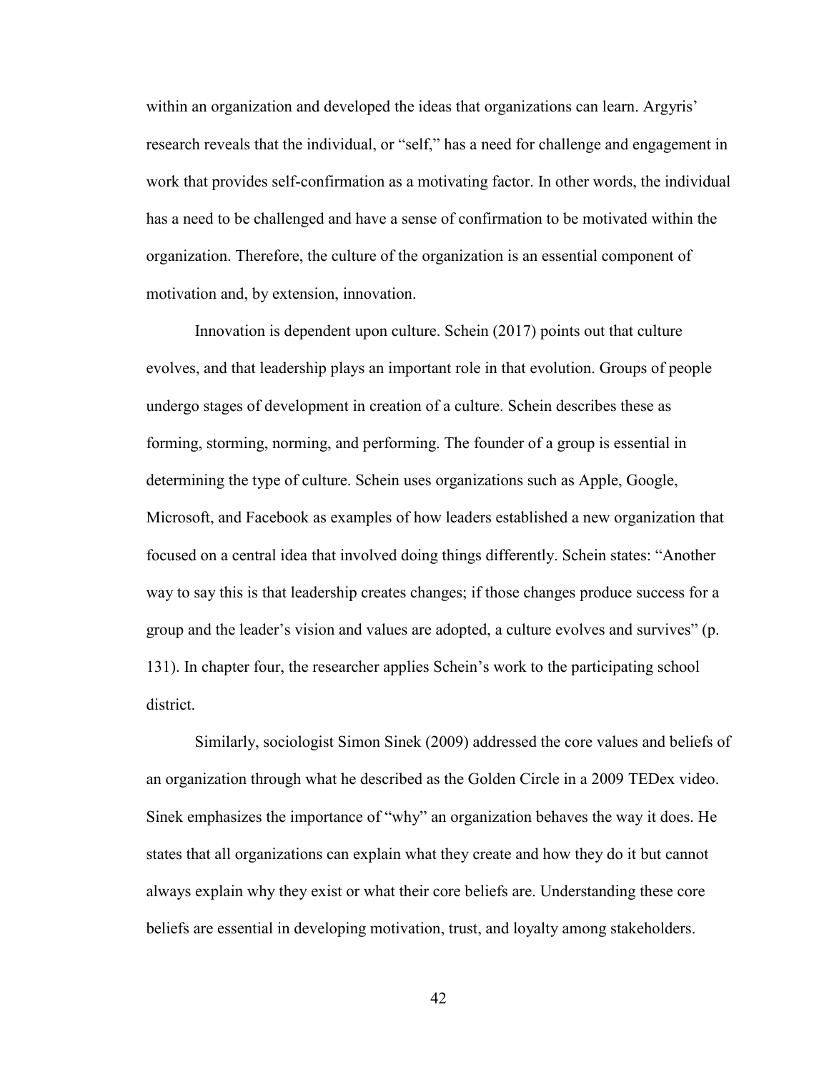within an organization and developed the ideas that organizations can learn. Argyris' research reveals that the individual, or "self," has a need for challenge and engagement in work that provides self-confirmation as a motivating factor. In other words, the individual has a need to be challenged and have a sense of confirmation to be motivated within the organization. Therefore, the culture of the organization is an essential component of motivation and, by extension, innovation.

Innovation is dependent upon culture. Schein (2017) points out that culture evolves, and that leadership plays an important role in that evolution. Groups of people undergo stages of development in creation of a culture. Schein describes these as forming, storming, norming, and performing. The founder of a group is essential in determining the type of culture. Schein uses organizations such as Apple, Google, Microsoft, and Facebook as examples of how leaders established a new organization that focused on a central idea that involved doing things differently. Schein states: "Another way to say this is that leadership creates changes; if those changes produce success for a group and the leader's vision and values are adopted, a culture evolves and survives" (p. 131). In chapter four, the researcher applies Schein's work to the participating school district.

Similarly, sociologist Simon Sinek (2009) addressed the core values and beliefs of an organization through what he described as the Golden Circle in a 2009 TEDex video. Sinek emphasizes the importance of "why" an organization behaves the way it does. He states that all organizations can explain what they create and how they do it but cannot always explain why they exist or what their core beliefs are. Understanding these core beliefs are essential in developing motivation, trust, and loyalty among stakeholders.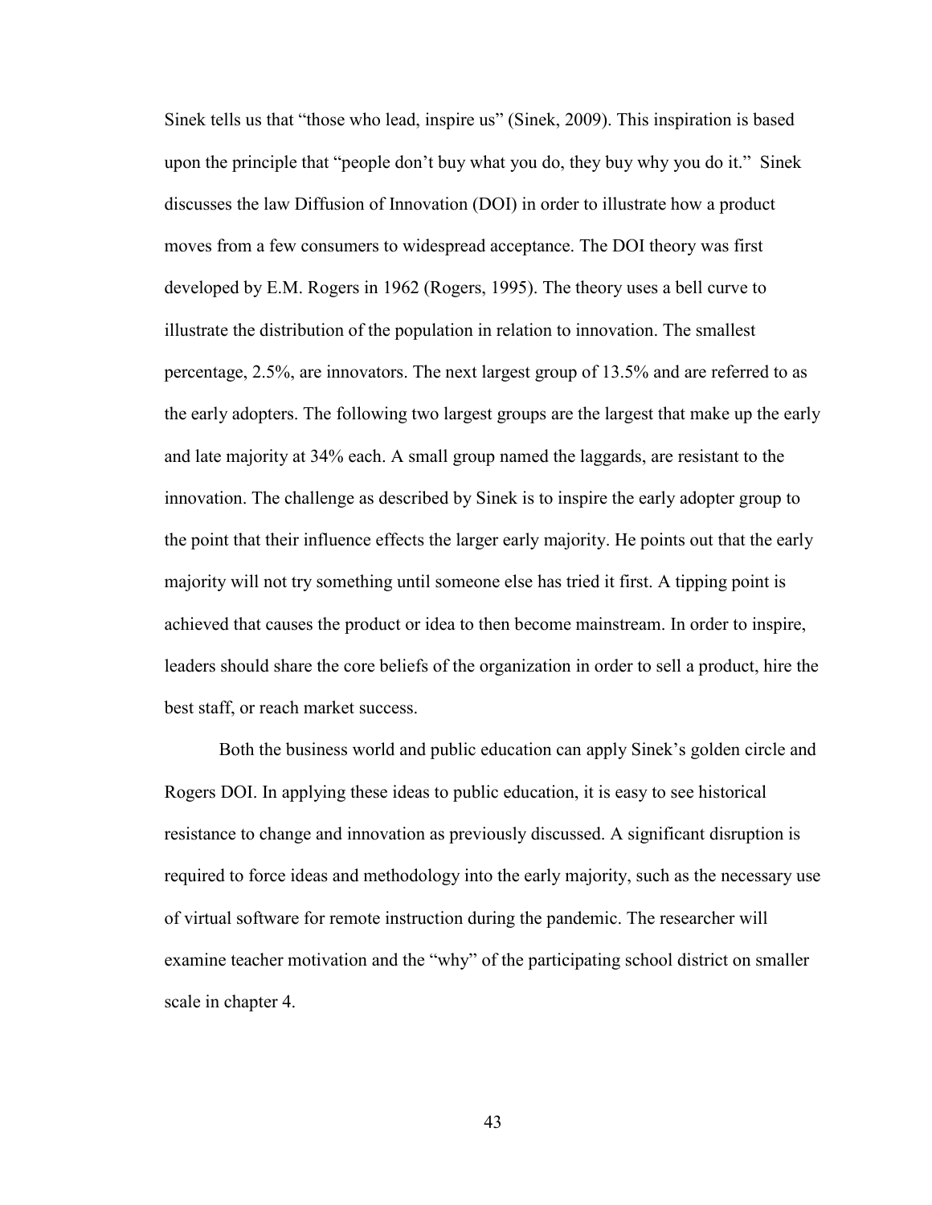Sinek tells us that "those who lead, inspire us" (Sinek, 2009). This inspiration is based upon the principle that "people don't buy what you do, they buy why you do it." Sinek discusses the law Diffusion of Innovation (DOI) in order to illustrate how a product moves from a few consumers to widespread acceptance. The DOI theory was first developed by E.M. Rogers in 1962 (Rogers, 1995). The theory uses a bell curve to illustrate the distribution of the population in relation to innovation. The smallest percentage, 2.5%, are innovators. The next largest group of 13.5% and are referred to as the early adopters. The following two largest groups are the largest that make up the early and late majority at 34% each. A small group named the laggards, are resistant to the innovation. The challenge as described by Sinek is to inspire the early adopter group to the point that their influence effects the larger early majority. He points out that the early majority will not try something until someone else has tried it first. A tipping point is achieved that causes the product or idea to then become mainstream. In order to inspire, leaders should share the core beliefs of the organization in order to sell a product, hire the best staff, or reach market success.

Both the business world and public education can apply Sinek's golden circle and Rogers DOI. In applying these ideas to public education, it is easy to see historical resistance to change and innovation as previously discussed. A significant disruption is required to force ideas and methodology into the early majority, such as the necessary use of virtual software for remote instruction during the pandemic. The researcher will examine teacher motivation and the "why" of the participating school district on smaller scale in chapter 4.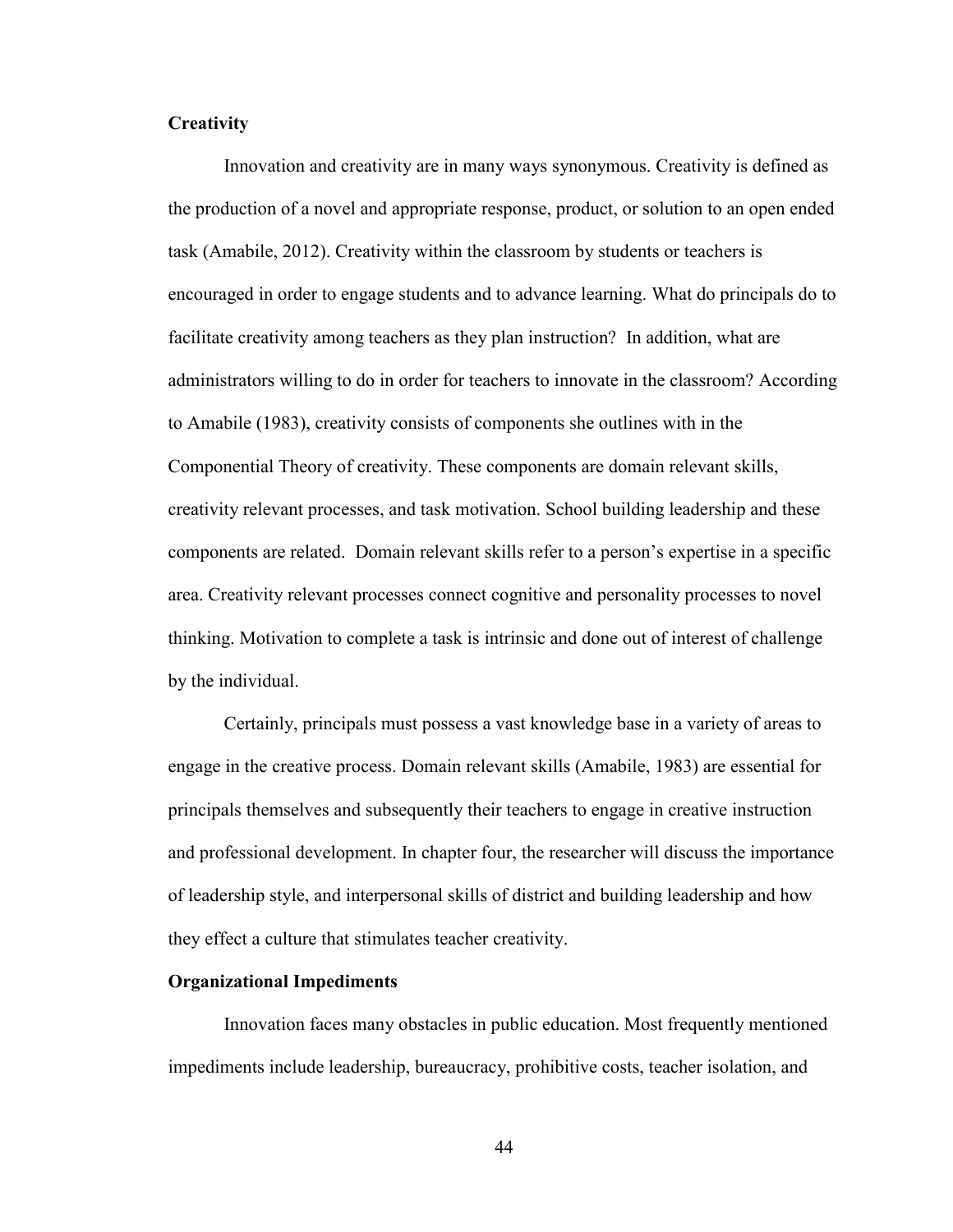### Creativity

Innovation and creativity are in many ways synonymous. Creativity is defined as the production of a novel and appropriate response, product, or solution to an open ended task (Amabile, 2012). Creativity within the classroom by students or teachers is encouraged in order to engage students and to advance learning. What do principals do to facilitate creativity among teachers as they plan instruction? In addition, what are administrators willing to do in order for teachers to innovate in the classroom? According to Amabile (1983), creativity consists of components she outlines with in the Componential Theory of creativity. These components are domain relevant skills, creativity relevant processes, and task motivation. School building leadership and these components are related. Domain relevant skills refer to a person's expertise in a specific area. Creativity relevant processes connect cognitive and personality processes to novel thinking. Motivation to complete a task is intrinsic and done out of interest of challenge by the individual.

Certainly, principals must possess a vast knowledge base in a variety of areas to engage in the creative process. Domain relevant skills (Amabile, 1983) are essential for principals themselves and subsequently their teachers to engage in creative instruction and professional development. In chapter four, the researcher will discuss the importance of leadership style, and interpersonal skills of district and building leadership and how they effect a culture that stimulates teacher creativity.

### Organizational Impediments

Innovation faces many obstacles in public education. Most frequently mentioned impediments include leadership, bureaucracy, prohibitive costs, teacher isolation, and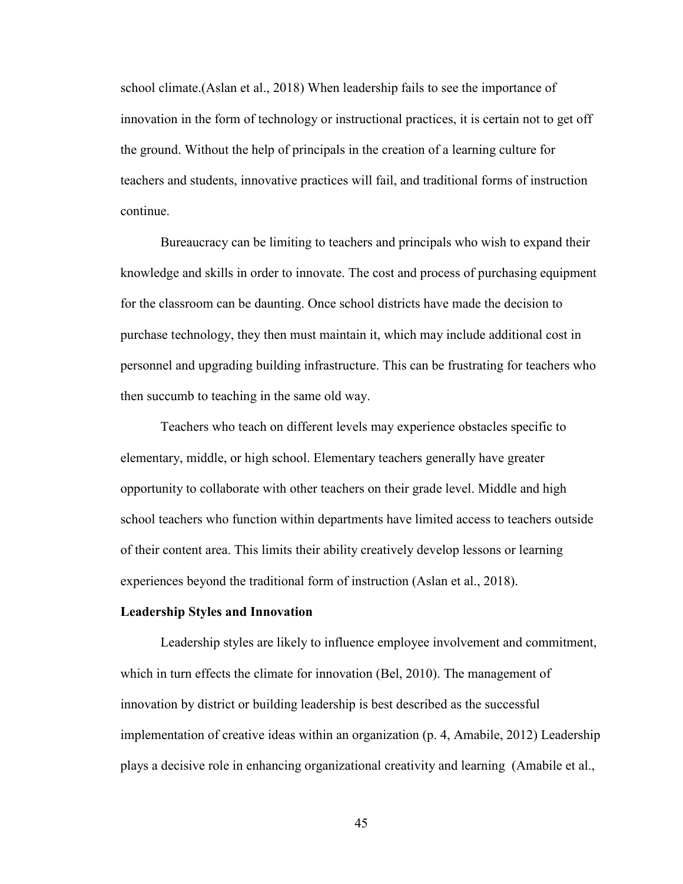school climate.(Aslan et al., 2018) When leadership fails to see the importance of innovation in the form of technology or instructional practices, it is certain not to get off the ground. Without the help of principals in the creation of a learning culture for teachers and students, innovative practices will fail, and traditional forms of instruction continue.

Bureaucracy can be limiting to teachers and principals who wish to expand their knowledge and skills in order to innovate. The cost and process of purchasing equipment for the classroom can be daunting. Once school districts have made the decision to purchase technology, they then must maintain it, which may include additional cost in personnel and upgrading building infrastructure. This can be frustrating for teachers who then succumb to teaching in the same old way.

Teachers who teach on different levels may experience obstacles specific to elementary, middle, or high school. Elementary teachers generally have greater opportunity to collaborate with other teachers on their grade level. Middle and high school teachers who function within departments have limited access to teachers outside of their content area. This limits their ability creatively develop lessons or learning experiences beyond the traditional form of instruction (Aslan et al., 2018).

**Leadership Styles and Innovation**

Leadership styles are likely to influence employee involvement and commitment, which in turn effects the climate for innovation (Bel, 2010). The management of innovation by district or building leadership is best described as the successful implementation of creative ideas within an organization (p. 4, Amabile, 2012) Leadership plays a decisive role in enhancing organizational creativity and learning (Amabile et al.,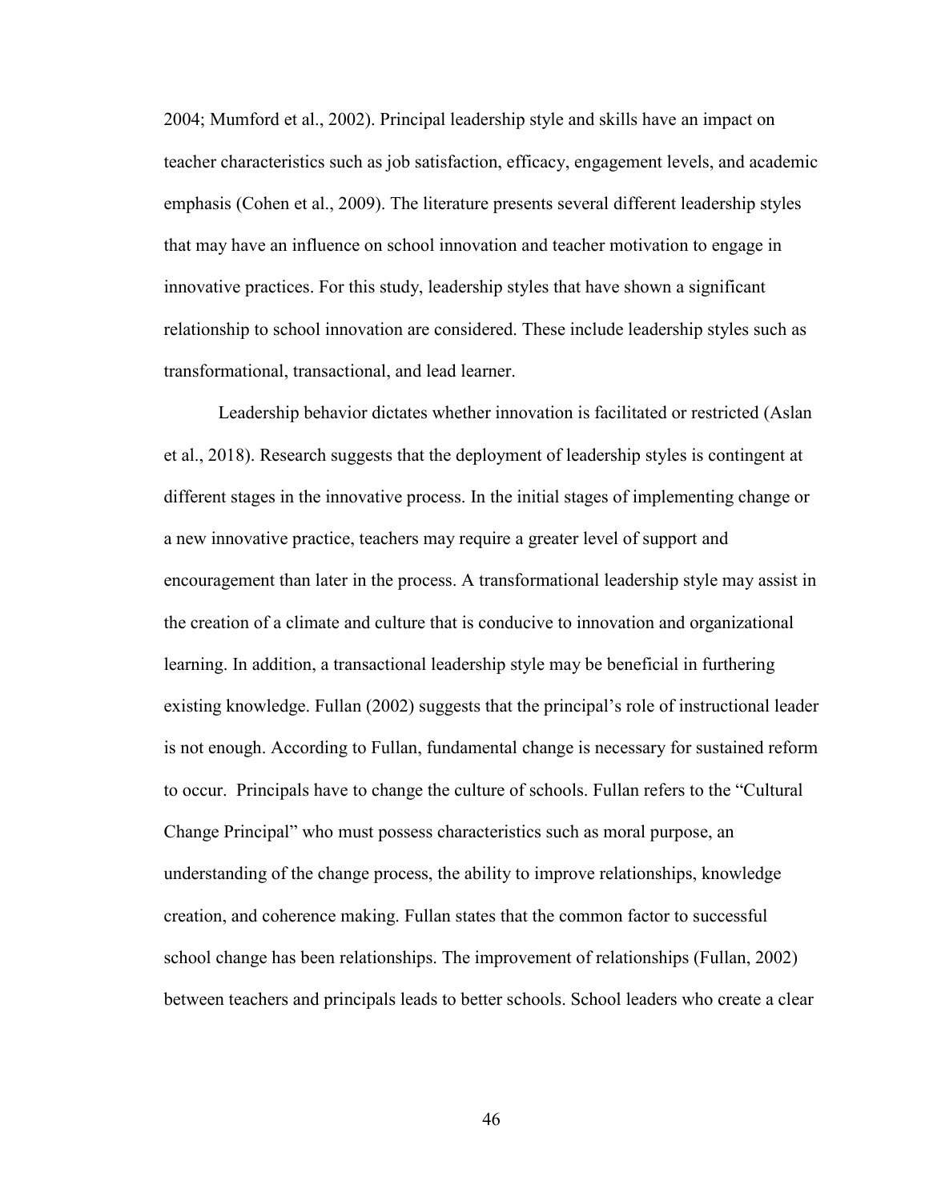2004; Mumford et al., 2002). Principal leadership style and skills have an impact on teacher characteristics such as job satisfaction, efficacy, engagement levels, and academic emphasis (Cohen et al., 2009). The literature presents several different leadership styles that may have an influence on school innovation and teacher motivation to engage in innovative practices. For this study, leadership styles that have shown a significant relationship to school innovation are considered. These include leadership styles such as transformational, transactional, and lead learner.

Leadership behavior dictates whether innovation is facilitated or restricted (Aslan et al., 2018). Research suggests that the deployment of leadership styles is contingent at different stages in the innovative process. In the initial stages of implementing change or a new innovative practice, teachers may require a greater level of support and encouragement than later in the process. A transformational leadership style may assist in the creation of a climate and culture that is conducive to innovation and organizational learning. In addition, a transactional leadership style may be beneficial in furthering existing knowledge. Fullan (2002) suggests that the principal's role of instructional leader is not enough. According to Fullan, fundamental change is necessary for sustained reform to occur. Principals have to change the culture of schools. Fullan refers to the "Cultural Change Principal" who must possess characteristics such as moral purpose, an understanding of the change process, the ability to improve relationships, knowledge creation, and coherence making. Fullan states that the common factor to successful school change has been relationships. The improvement of relationships (Fullan, 2002) between teachers and principals leads to better schools. School leaders who create a clear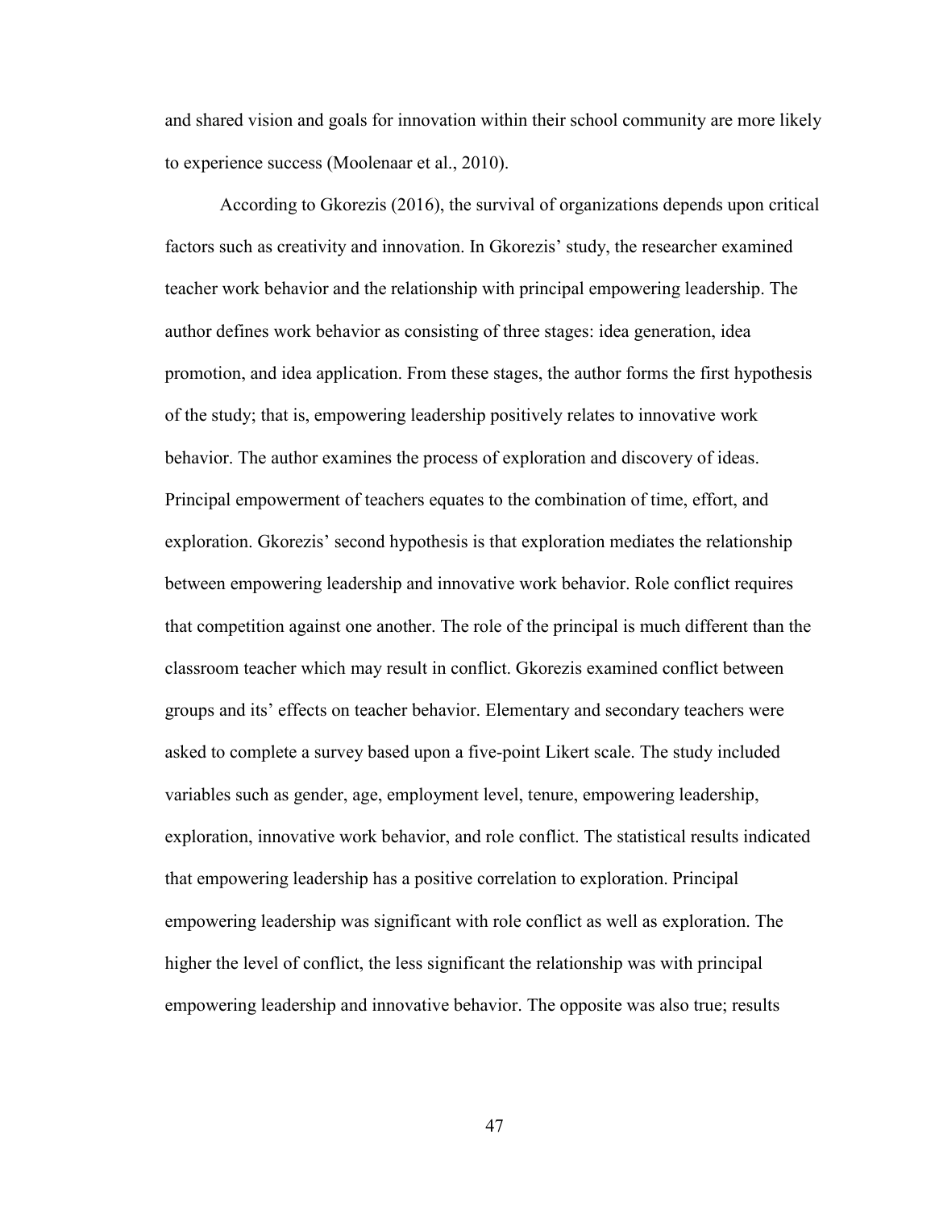and shared vision and goals for innovation within their school community are more likely to experience success (Moolenaar et al., 2010).

According to Gkorezis (2016), the survival of organizations depends upon critical factors such as creativity and innovation. In Gkorezis' study, the researcher examined teacher work behavior and the relationship with principal empowering leadership. The author defines work behavior as consisting of three stages: idea generation, idea promotion, and idea application. From these stages, the author forms the first hypothesis of the study; that is, empowering leadership positively relates to innovative work behavior. The author examines the process of exploration and discovery of ideas. Principal empowerment of teachers equates to the combination of time, effort, and exploration. Gkorezis' second hypothesis is that exploration mediates the relationship between empowering leadership and innovative work behavior. Role conflict requires that competition against one another. The role of the principal is much different than the classroom teacher which may result in conflict. Gkorezis examined conflict between groups and its' effects on teacher behavior. Elementary and secondary teachers were asked to complete a survey based upon a five-point Likert scale. The study included variables such as gender, age, employment level, tenure, empowering leadership, exploration, innovative work behavior, and role conflict. The statistical results indicated that empowering leadership has a positive correlation to exploration. Principal empowering leadership was significant with role conflict as well as exploration. The higher the level of conflict, the less significant the relationship was with principal empowering leadership and innovative behavior. The opposite was also true; results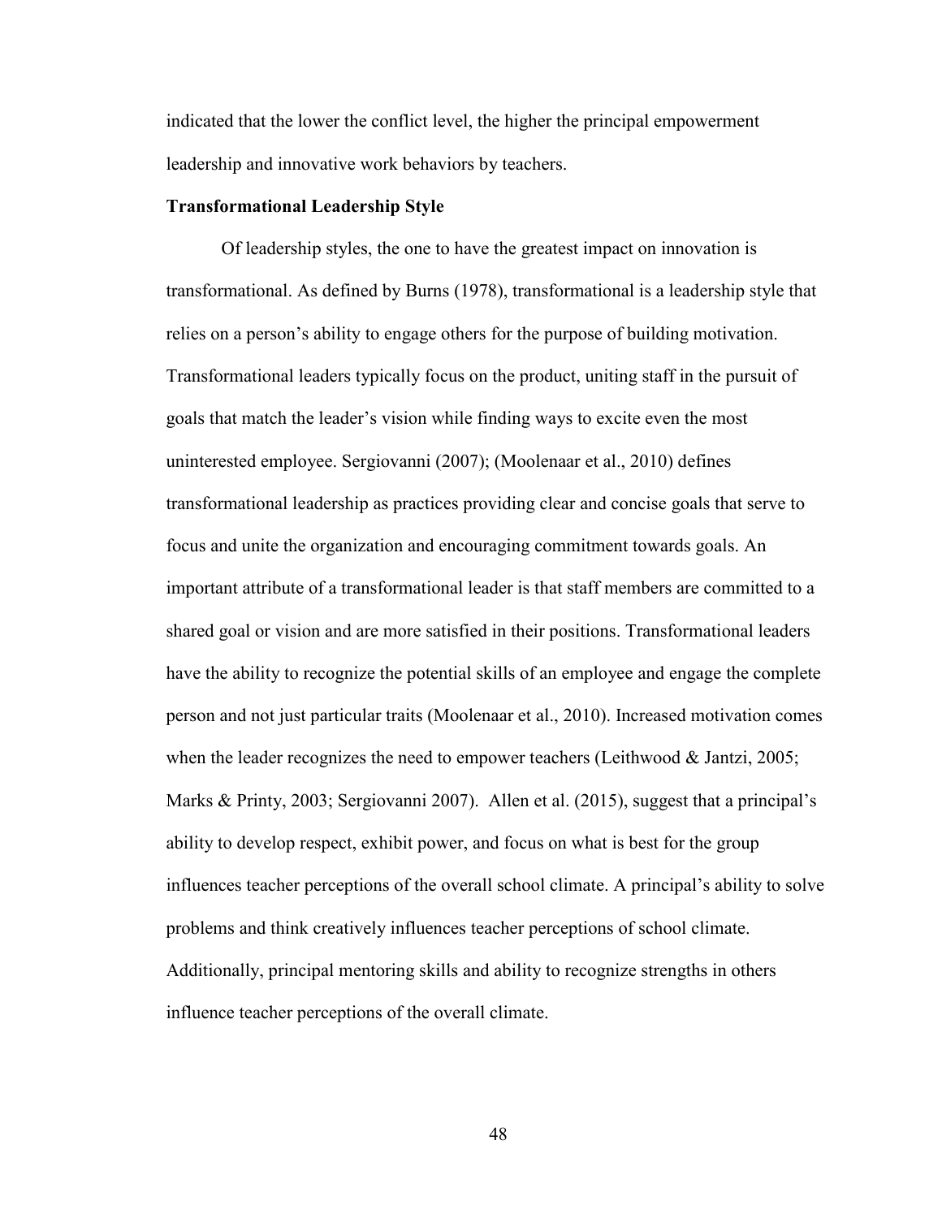indicated that the lower the conflict level, the higher the principal empowerment leadership and innovative work behaviors by teachers.

**Transformational Leadership Style**

Of leadership styles, the one to have the greatest impact on innovation is transformational. As defined by Burns (1978), transformational is a leadership style that relies on a person's ability to engage others for the purpose of building motivation. Transformational leaders typically focus on the product, uniting staff in the pursuit of goals that match the leader's vision while finding ways to excite even the most uninterested employee. Sergiovanni (2007); (Moolenaar et al., 2010) defines transformational leadership as practices providing clear and concise goals that serve to focus and unite the organization and encouraging commitment towards goals. An important attribute of a transformational leader is that staff members are committed to a shared goal or vision and are more satisfied in their positions. Transformational leaders have the ability to recognize the potential skills of an employee and engage the complete person and not just particular traits (Moolenaar et al., 2010). Increased motivation comes when the leader recognizes the need to empower teachers (Leithwood & Jantzi, 2005; Marks & Printy, 2003; Sergiovanni 2007). Allen et al. (2015), suggest that a principal's ability to develop respect, exhibit power, and focus on what is best for the group influences teacher perceptions of the overall school climate. A principal's ability to solve problems and think creatively influences teacher perceptions of school climate. Additionally, principal mentoring skills and ability to recognize strengths in others influence teacher perceptions of the overall climate.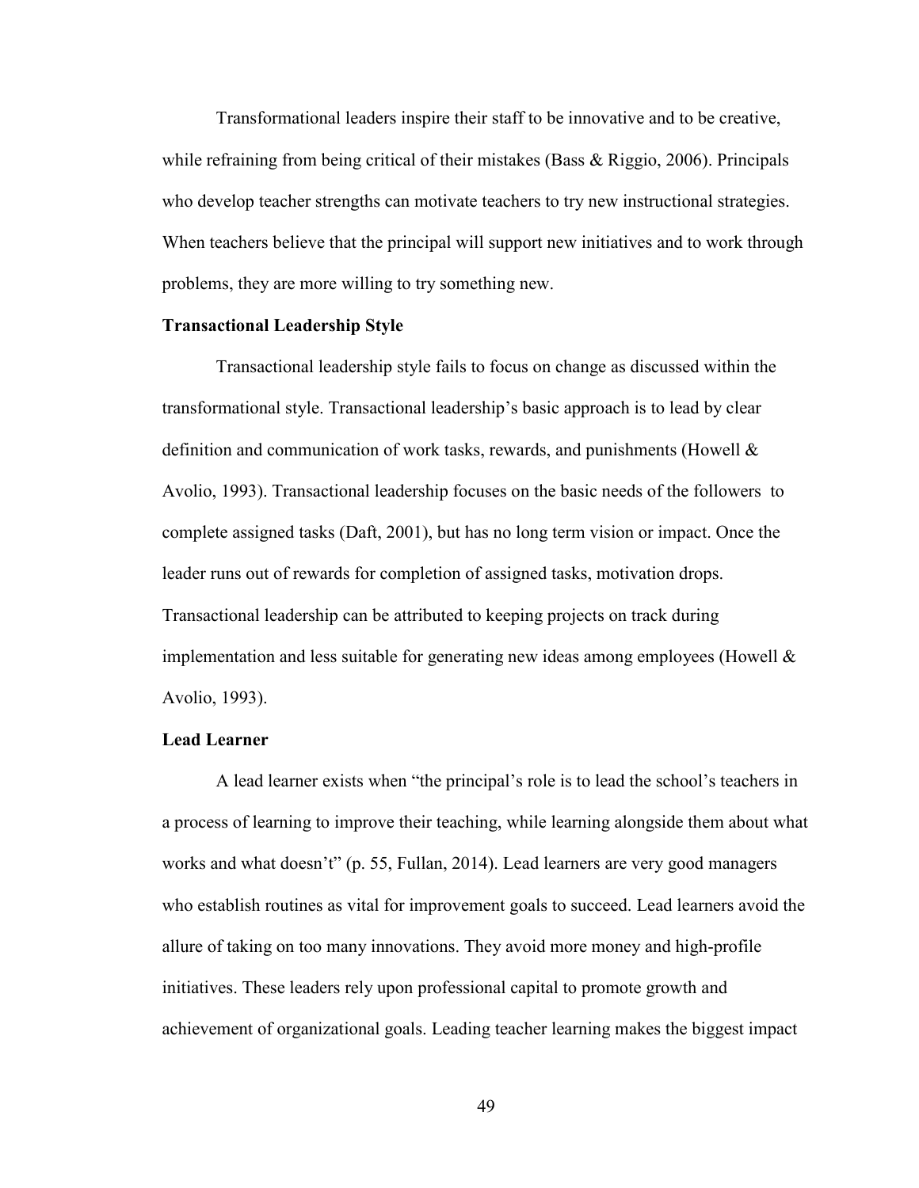Transformational leaders inspire their staff to be innovative and to be creative, while refraining from being critical of their mistakes (Bass & Riggio, 2006). Principals who develop teacher strengths can motivate teachers to try new instructional strategies. When teachers believe that the principal will support new initiatives and to work through problems, they are more willing to try something new.

### Transactional Leadership Style

Transactional leadership style fails to focus on change as discussed within the transformational style. Transactional leadership's basic approach is to lead by clear definition and communication of work tasks, rewards, and punishments (Howell & Avolio, 1993). Transactional leadership focuses on the basic needs of the followers to complete assigned tasks (Daft, 2001), but has no long term vision or impact. Once the leader runs out of rewards for completion of assigned tasks, motivation drops. Transactional leadership can be attributed to keeping projects on track during implementation and less suitable for generating new ideas among employees (Howell & Avolio, 1993).

### Lead Learner

A lead learner exists when "the principal's role is to lead the school's teachers in a process of learning to improve their teaching, while learning alongside them about what works and what doesn't" (p. 55, Fullan, 2014). Lead learners are very good managers who establish routines as vital for improvement goals to succeed. Lead learners avoid the allure of taking on too many innovations. They avoid more money and high-profile initiatives. These leaders rely upon professional capital to promote growth and achievement of organizational goals. Leading teacher learning makes the biggest impact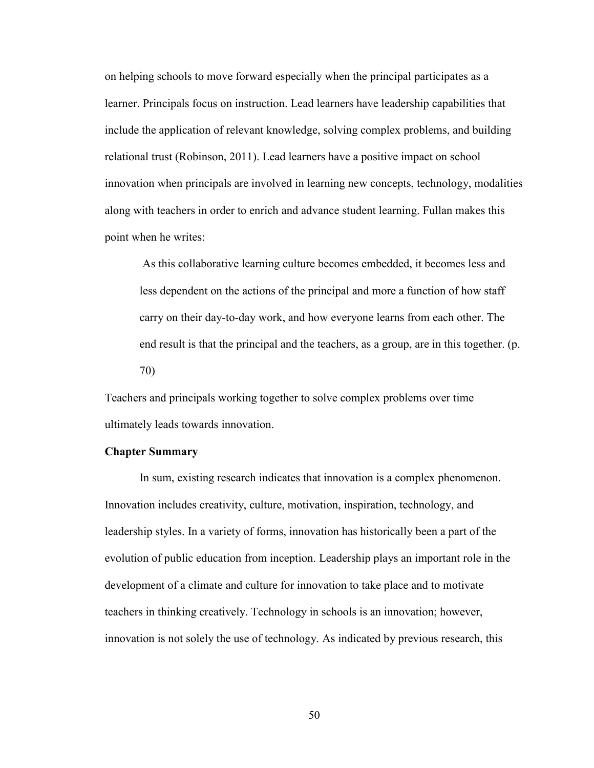on helping schools to move forward especially when the principal participates as a learner. Principals focus on instruction. Lead learners have leadership capabilities that include the application of relevant knowledge, solving complex problems, and building relational trust (Robinson, 2011). Lead learners have a positive impact on school innovation when principals are involved in learning new concepts, technology, modalities along with teachers in order to enrich and advance student learning. Fullan makes this point when he writes:

> As this collaborative learning culture becomes embedded, it becomes less and less dependent on the actions of the principal and more a function of how staff carry on their day-to-day work, and how everyone learns from each other. The end result is that the principal and the teachers, as a group, are in this together. (p. 70)

Teachers and principals working together to solve complex problems over time ultimately leads towards innovation.

**Chapter Summary**

In sum, existing research indicates that innovation is a complex phenomenon. Innovation includes creativity, culture, motivation, inspiration, technology, and leadership styles. In a variety of forms, innovation has historically been a part of the evolution of public education from inception. Leadership plays an important role in the development of a climate and culture for innovation to take place and to motivate teachers in thinking creatively. Technology in schools is an innovation; however, innovation is not solely the use of technology. As indicated by previous research, this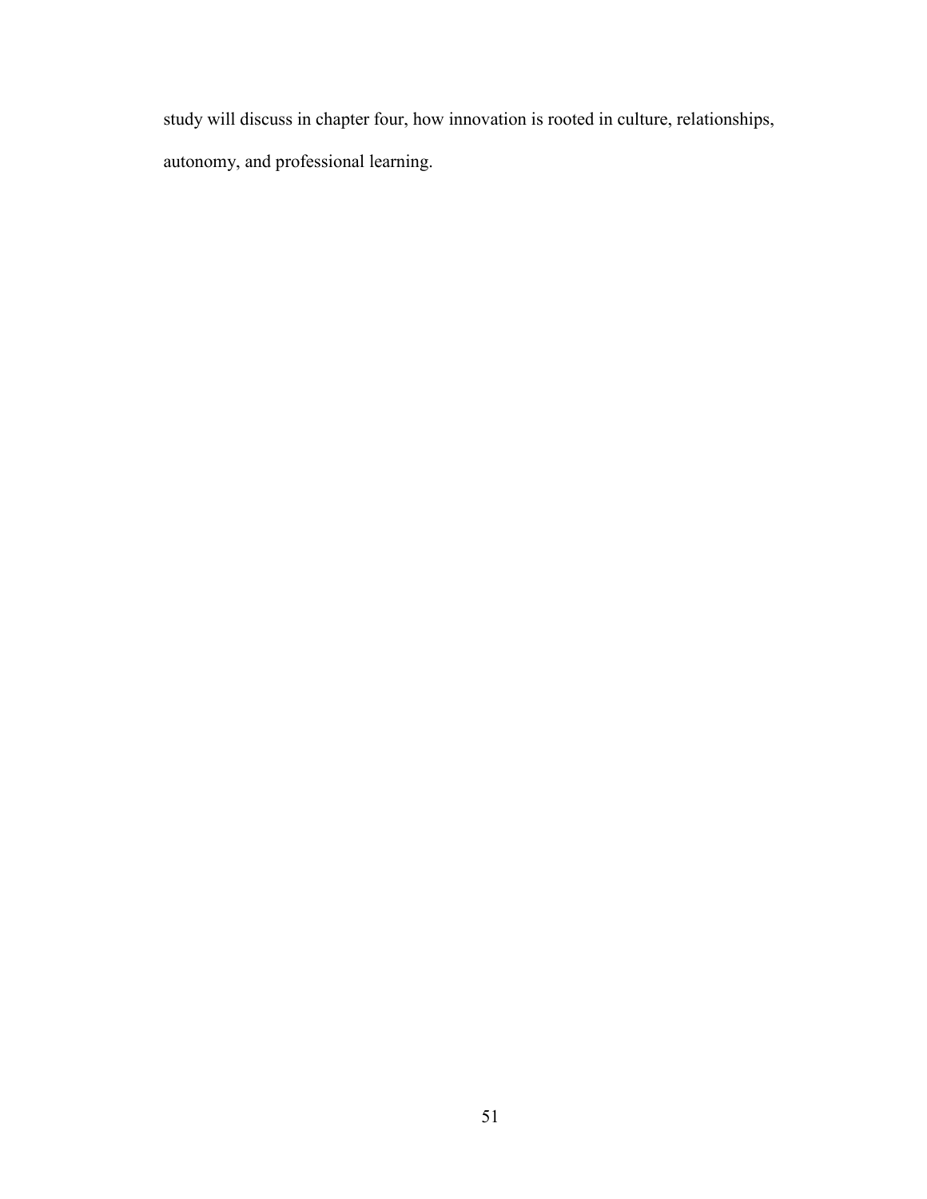study will discuss in chapter four, how innovation is rooted in culture, relationships, autonomy, and professional learning.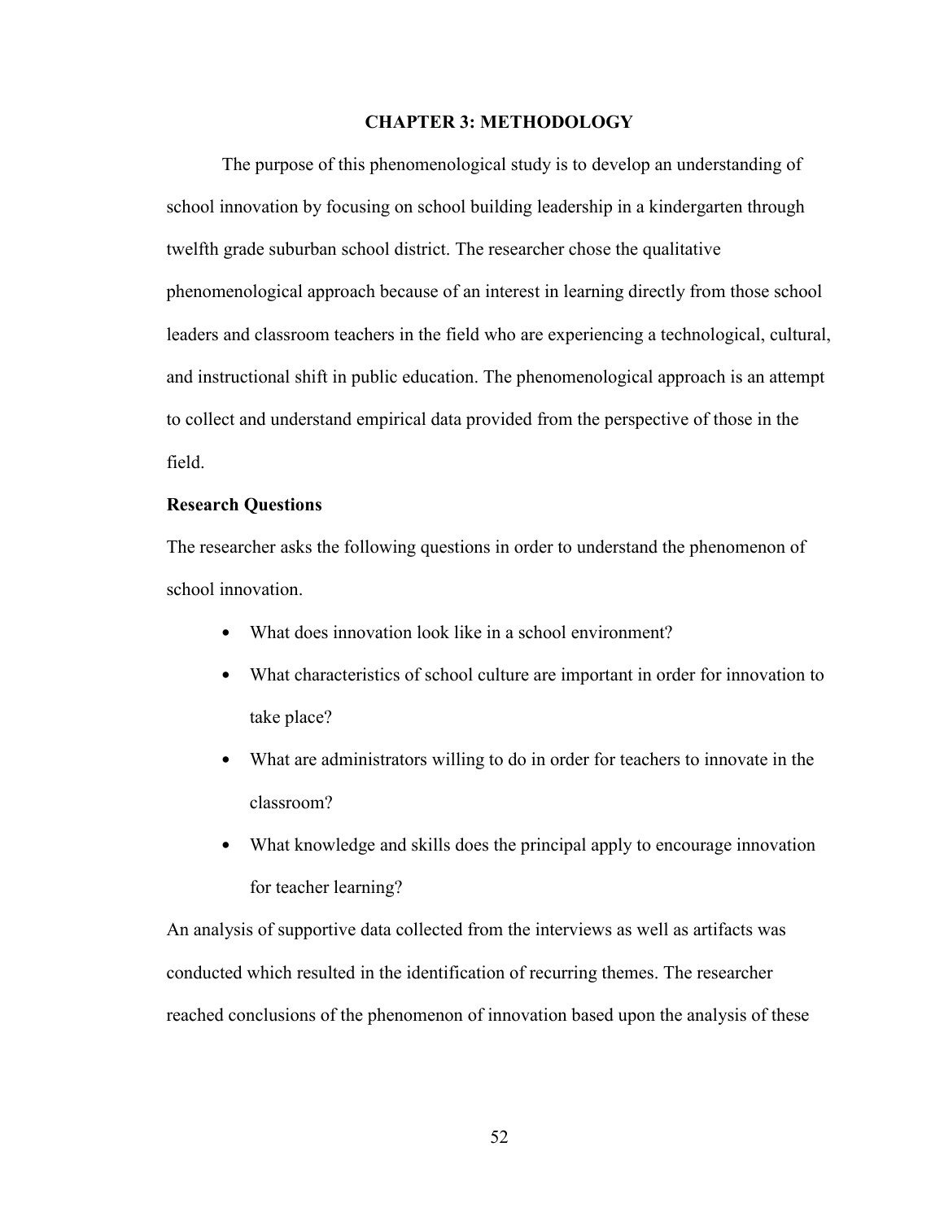# CHAPTER 3: METHODOLOGY

The purpose of this phenomenological study is to develop an understanding of school innovation by focusing on school building leadership in a kindergarten through twelfth grade suburban school district. The researcher chose the qualitative phenomenological approach because of an interest in learning directly from those school leaders and classroom teachers in the field who are experiencing a technological, cultural, and instructional shift in public education. The phenomenological approach is an attempt to collect and understand empirical data provided from the perspective of those in the field.

## Research Questions

The researcher asks the following questions in order to understand the phenomenon of school innovation.

- What does innovation look like in a school environment?
- What characteristics of school culture are important in order for innovation to take place?
- What are administrators willing to do in order for teachers to innovate in the classroom?
- What knowledge and skills does the principal apply to encourage innovation for teacher learning?

An analysis of supportive data collected from the interviews as well as artifacts was conducted which resulted in the identification of recurring themes. The researcher reached conclusions of the phenomenon of innovation based upon the analysis of these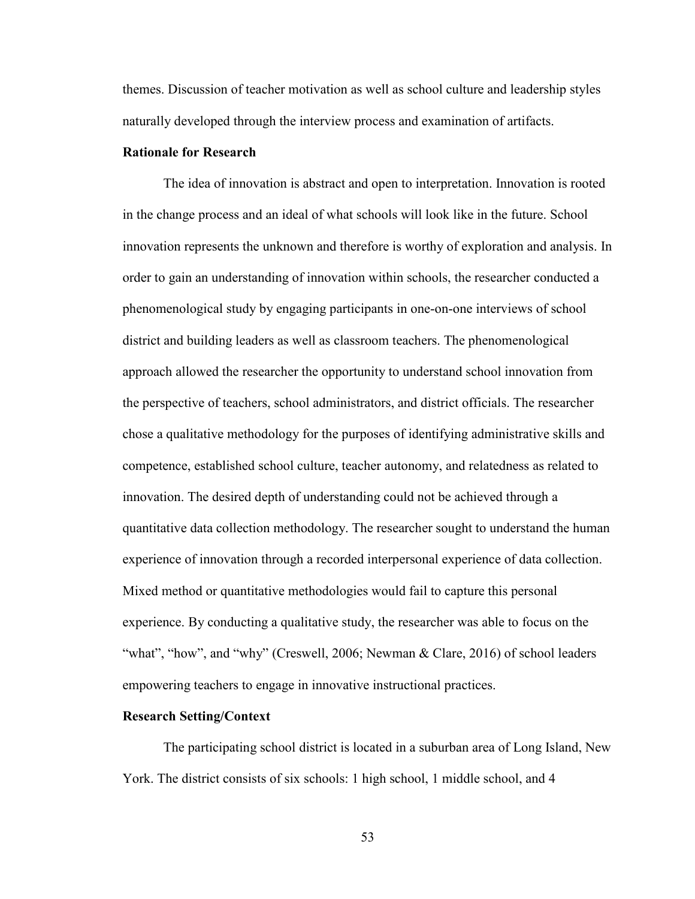themes. Discussion of teacher motivation as well as school culture and leadership styles naturally developed through the interview process and examination of artifacts.

**Rationale for Research**

The idea of innovation is abstract and open to interpretation. Innovation is rooted in the change process and an ideal of what schools will look like in the future. School innovation represents the unknown and therefore is worthy of exploration and analysis. In order to gain an understanding of innovation within schools, the researcher conducted a phenomenological study by engaging participants in one-on-one interviews of school district and building leaders as well as classroom teachers. The phenomenological approach allowed the researcher the opportunity to understand school innovation from the perspective of teachers, school administrators, and district officials. The researcher chose a qualitative methodology for the purposes of identifying administrative skills and competence, established school culture, teacher autonomy, and relatedness as related to innovation. The desired depth of understanding could not be achieved through a quantitative data collection methodology. The researcher sought to understand the human experience of innovation through a recorded interpersonal experience of data collection. Mixed method or quantitative methodologies would fail to capture this personal experience. By conducting a qualitative study, the researcher was able to focus on the "what", "how", and "why" (Creswell, 2006; Newman & Clare, 2016) of school leaders empowering teachers to engage in innovative instructional practices.

**Research Setting/Context**

The participating school district is located in a suburban area of Long Island, New York. The district consists of six schools: 1 high school, 1 middle school, and 4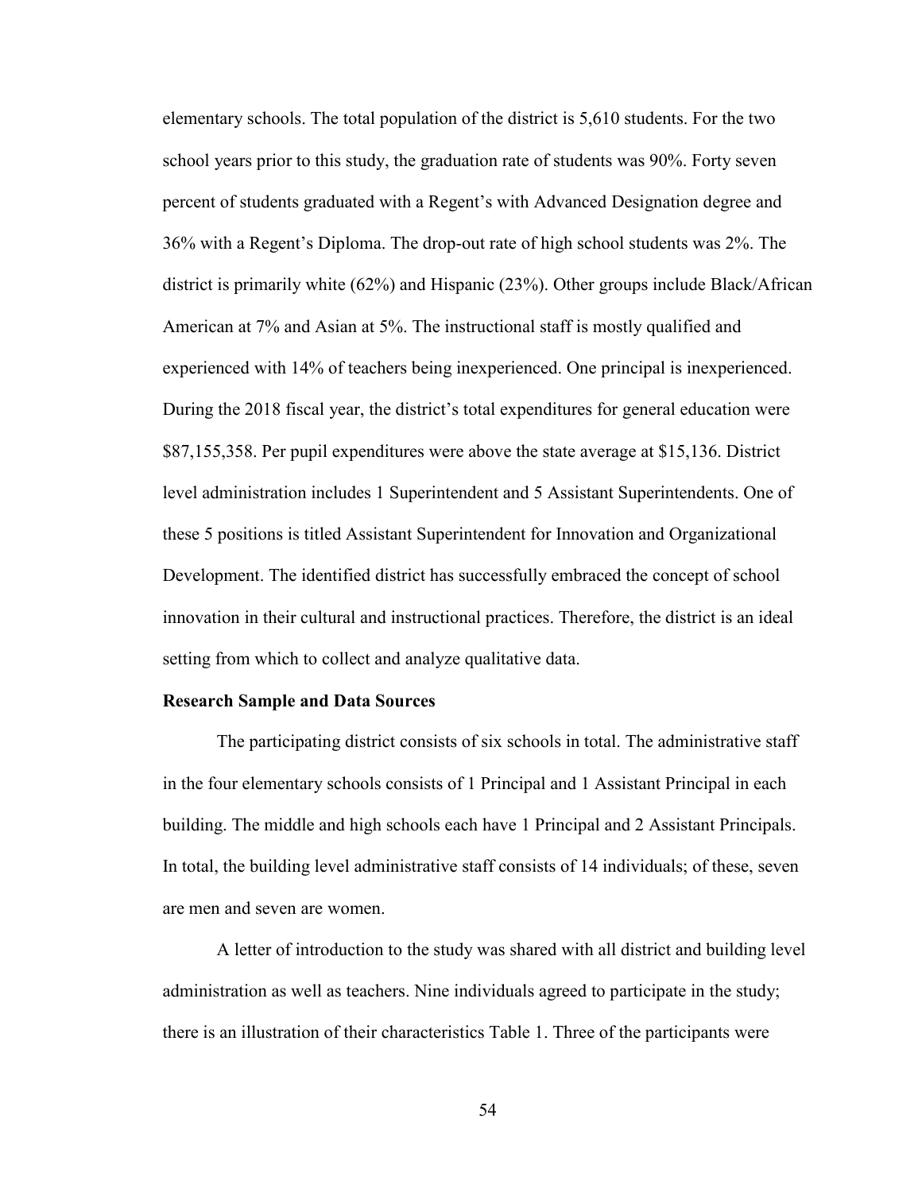elementary schools. The total population of the district is 5,610 students. For the two school years prior to this study, the graduation rate of students was 90%. Forty seven percent of students graduated with a Regent's with Advanced Designation degree and 36% with a Regent's Diploma. The drop-out rate of high school students was 2%. The district is primarily white (62%) and Hispanic (23%). Other groups include Black/African American at 7% and Asian at 5%. The instructional staff is mostly qualified and experienced with 14% of teachers being inexperienced. One principal is inexperienced. During the 2018 fiscal year, the district's total expenditures for general education were $87,155,358. Per pupil expenditures were above the state average at $15,136. District level administration includes 1 Superintendent and 5 Assistant Superintendents. One of these 5 positions is titled Assistant Superintendent for Innovation and Organizational Development. The identified district has successfully embraced the concept of school innovation in their cultural and instructional practices. Therefore, the district is an ideal setting from which to collect and analyze qualitative data.

**Research Sample and Data Sources**

The participating district consists of six schools in total. The administrative staff in the four elementary schools consists of 1 Principal and 1 Assistant Principal in each building. The middle and high schools each have 1 Principal and 2 Assistant Principals. In total, the building level administrative staff consists of 14 individuals; of these, seven are men and seven are women.

A letter of introduction to the study was shared with all district and building level administration as well as teachers. Nine individuals agreed to participate in the study; there is an illustration of their characteristics Table 1. Three of the participants were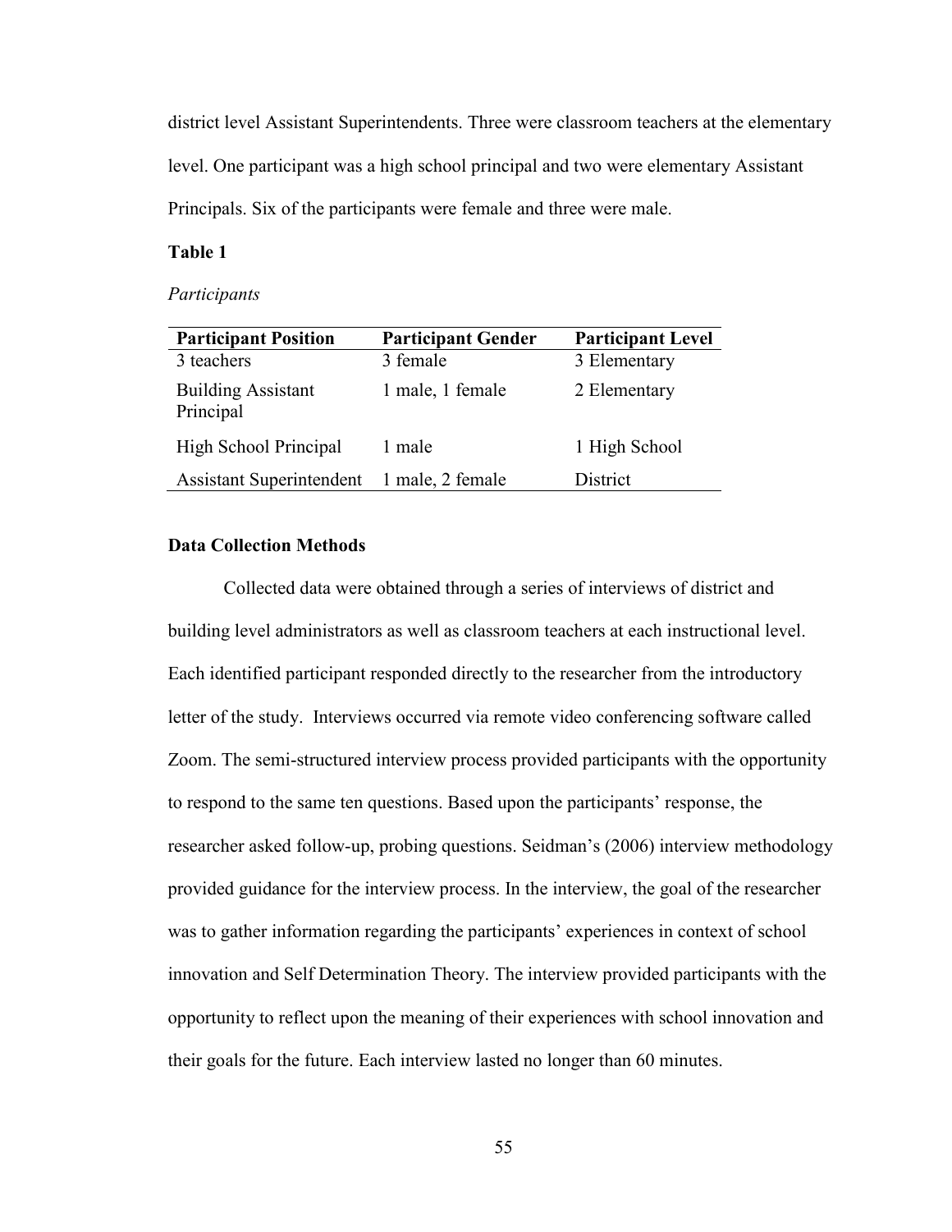district level Assistant Superintendents. Three were classroom teachers at the elementary level. One participant was a high school principal and two were elementary Assistant Principals. Six of the participants were female and three were male.

**Table 1**

*Participants*

| Participant Position | Participant Gender | Participant Level |
|---|---|---|
| 3 teachers | 3 female | 3 Elementary |
| Building Assistant Principal | 1 male, 1 female | 2 Elementary |
| High School Principal | 1 male | 1 High School |
| Assistant Superintendent | 1 male, 2 female | District |

### Data Collection Methods

Collected data were obtained through a series of interviews of district and building level administrators as well as classroom teachers at each instructional level. Each identified participant responded directly to the researcher from the introductory letter of the study. Interviews occurred via remote video conferencing software called Zoom. The semi-structured interview process provided participants with the opportunity to respond to the same ten questions. Based upon the participants' response, the researcher asked follow-up, probing questions. Seidman's (2006) interview methodology provided guidance for the interview process. In the interview, the goal of the researcher was to gather information regarding the participants' experiences in context of school innovation and Self Determination Theory. The interview provided participants with the opportunity to reflect upon the meaning of their experiences with school innovation and their goals for the future. Each interview lasted no longer than 60 minutes.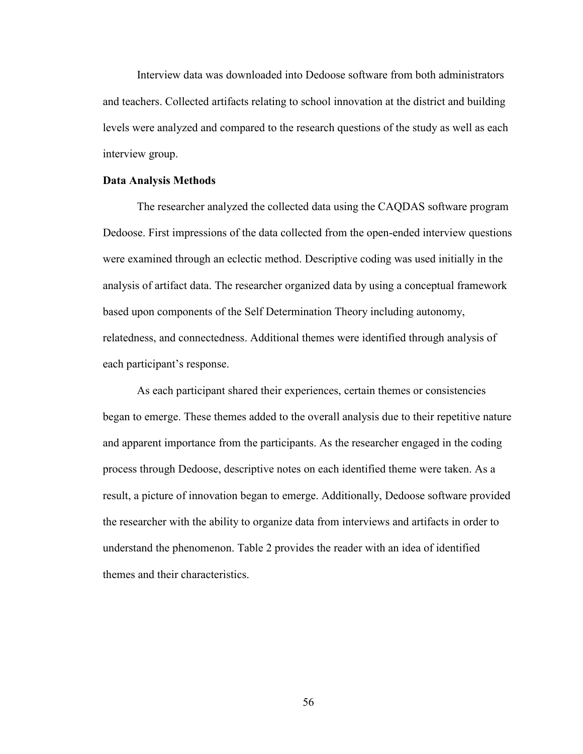Interview data was downloaded into Dedoose software from both administrators and teachers. Collected artifacts relating to school innovation at the district and building levels were analyzed and compared to the research questions of the study as well as each interview group.

**Data Analysis Methods**

The researcher analyzed the collected data using the CAQDAS software program Dedoose. First impressions of the data collected from the open-ended interview questions were examined through an eclectic method. Descriptive coding was used initially in the analysis of artifact data. The researcher organized data by using a conceptual framework based upon components of the Self Determination Theory including autonomy, relatedness, and connectedness. Additional themes were identified through analysis of each participant's response.

As each participant shared their experiences, certain themes or consistencies began to emerge. These themes added to the overall analysis due to their repetitive nature and apparent importance from the participants. As the researcher engaged in the coding process through Dedoose, descriptive notes on each identified theme were taken. As a result, a picture of innovation began to emerge. Additionally, Dedoose software provided the researcher with the ability to organize data from interviews and artifacts in order to understand the phenomenon. Table 2 provides the reader with an idea of identified themes and their characteristics.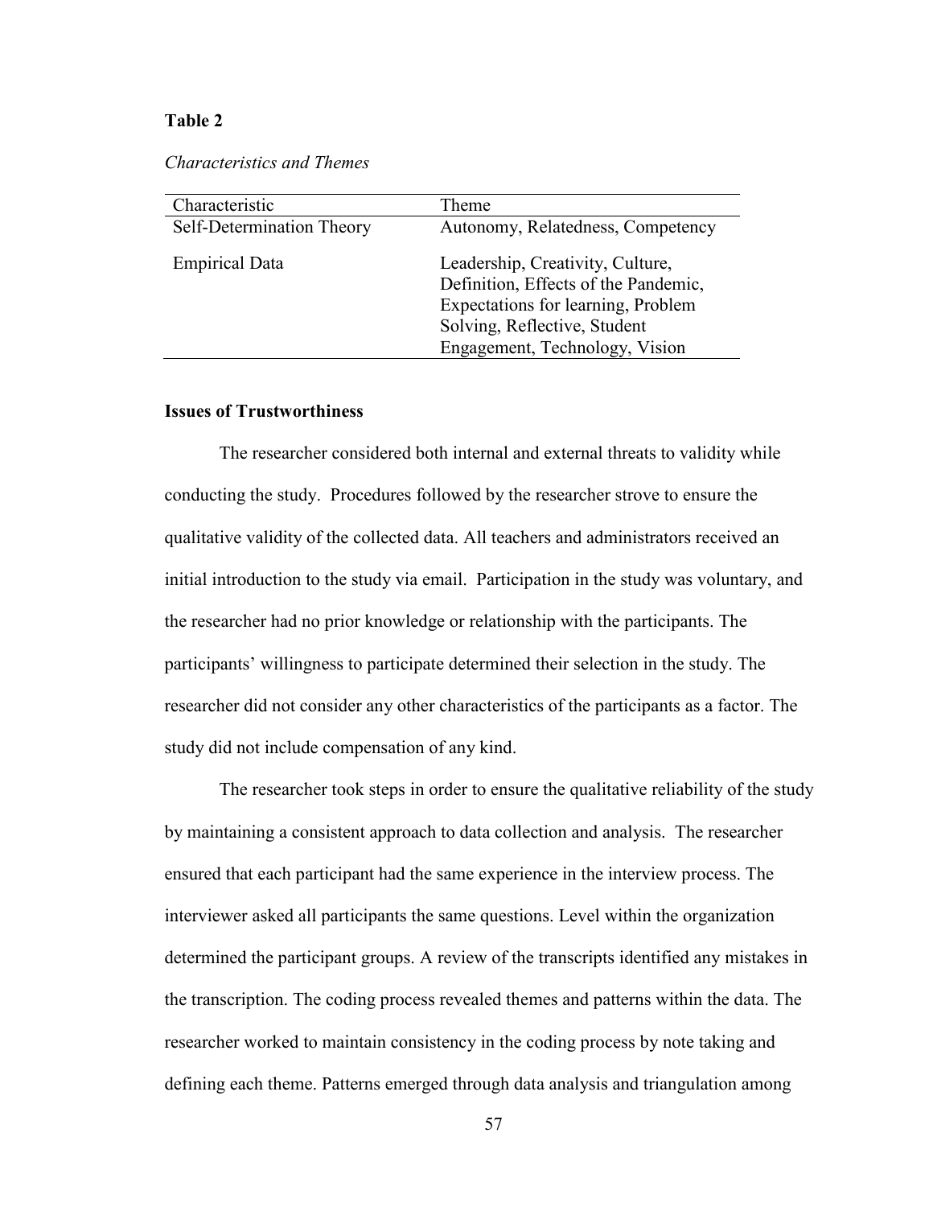**Table 2**

*Characteristics and Themes*

| Characteristic | Theme |
|---|---|
| Self-Determination Theory | Autonomy, Relatedness, Competency |
| Empirical Data | Leadership, Creativity, Culture, Definition, Effects of the Pandemic, Expectations for learning, Problem Solving, Reflective, Student Engagement, Technology, Vision |

**Issues of Trustworthiness**

The researcher considered both internal and external threats to validity while conducting the study. Procedures followed by the researcher strove to ensure the qualitative validity of the collected data. All teachers and administrators received an initial introduction to the study via email. Participation in the study was voluntary, and the researcher had no prior knowledge or relationship with the participants. The participants' willingness to participate determined their selection in the study. The researcher did not consider any other characteristics of the participants as a factor. The study did not include compensation of any kind.

The researcher took steps in order to ensure the qualitative reliability of the study by maintaining a consistent approach to data collection and analysis. The researcher ensured that each participant had the same experience in the interview process. The interviewer asked all participants the same questions. Level within the organization determined the participant groups. A review of the transcripts identified any mistakes in the transcription. The coding process revealed themes and patterns within the data. The researcher worked to maintain consistency in the coding process by note taking and defining each theme. Patterns emerged through data analysis and triangulation among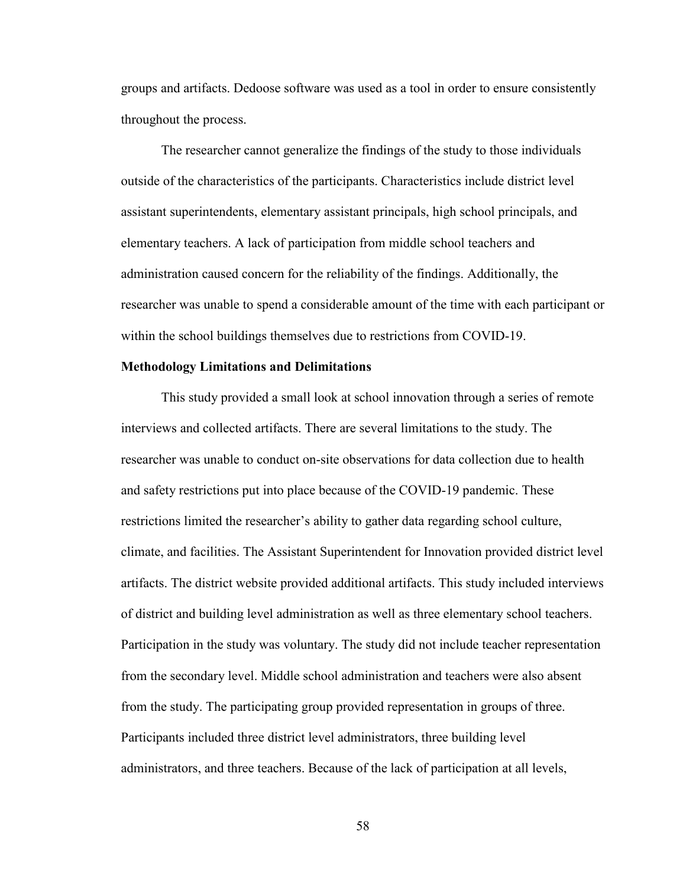groups and artifacts. Dedoose software was used as a tool in order to ensure consistently throughout the process.

The researcher cannot generalize the findings of the study to those individuals outside of the characteristics of the participants. Characteristics include district level assistant superintendents, elementary assistant principals, high school principals, and elementary teachers. A lack of participation from middle school teachers and administration caused concern for the reliability of the findings. Additionally, the researcher was unable to spend a considerable amount of the time with each participant or within the school buildings themselves due to restrictions from COVID-19.

**Methodology Limitations and Delimitations**

This study provided a small look at school innovation through a series of remote interviews and collected artifacts. There are several limitations to the study. The researcher was unable to conduct on-site observations for data collection due to health and safety restrictions put into place because of the COVID-19 pandemic. These restrictions limited the researcher's ability to gather data regarding school culture, climate, and facilities. The Assistant Superintendent for Innovation provided district level artifacts. The district website provided additional artifacts. This study included interviews of district and building level administration as well as three elementary school teachers. Participation in the study was voluntary. The study did not include teacher representation from the secondary level. Middle school administration and teachers were also absent from the study. The participating group provided representation in groups of three. Participants included three district level administrators, three building level administrators, and three teachers. Because of the lack of participation at all levels,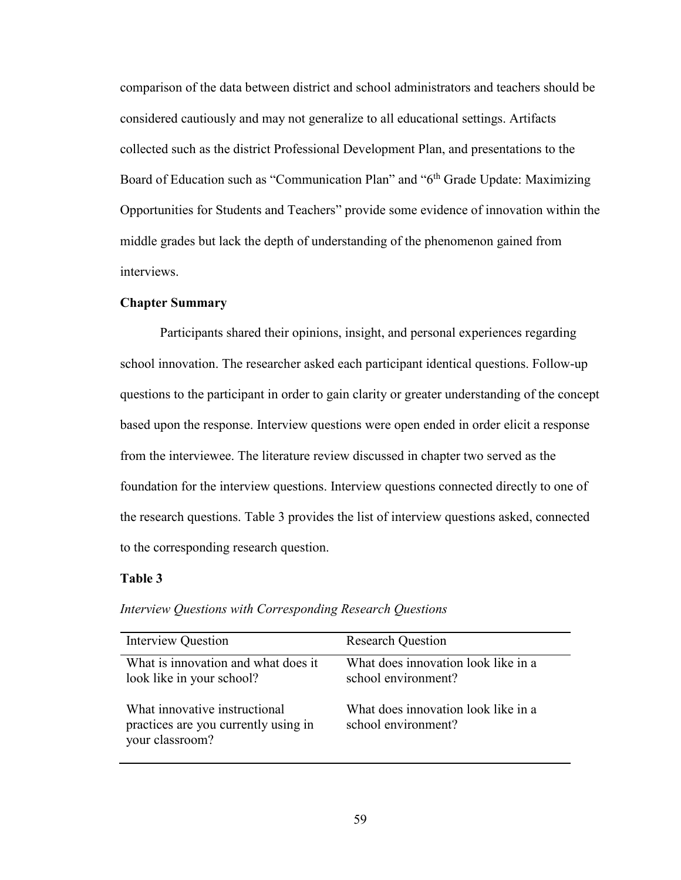comparison of the data between district and school administrators and teachers should be considered cautiously and may not generalize to all educational settings. Artifacts collected such as the district Professional Development Plan, and presentations to the Board of Education such as "Communication Plan" and "6th Grade Update: Maximizing Opportunities for Students and Teachers" provide some evidence of innovation within the middle grades but lack the depth of understanding of the phenomenon gained from interviews.

## Chapter Summary

Participants shared their opinions, insight, and personal experiences regarding school innovation. The researcher asked each participant identical questions. Follow-up questions to the participant in order to gain clarity or greater understanding of the concept based upon the response. Interview questions were open ended in order elicit a response from the interviewee. The literature review discussed in chapter two served as the foundation for the interview questions. Interview questions connected directly to one of the research questions. Table 3 provides the list of interview questions asked, connected to the corresponding research question.

**Table 3**

*Interview Questions with Corresponding Research Questions*

| Interview Question | Research Question |
|---|---|
| What is innovation and what does it look like in your school? | What does innovation look like in a school environment? |
| What innovative instructional practices are you currently using in your classroom? | What does innovation look like in a school environment? |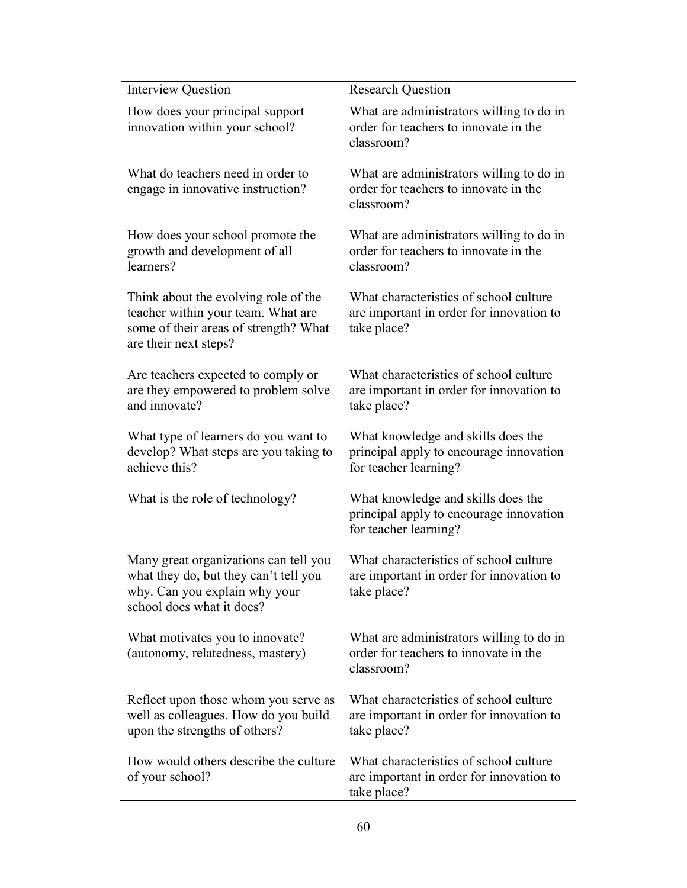| Interview Question | Research Question |
|---|---|
| How does your principal support innovation within your school? | What are administrators willing to do in order for teachers to innovate in the classroom? |
| What do teachers need in order to engage in innovative instruction? | What are administrators willing to do in order for teachers to innovate in the classroom? |
| How does your school promote the growth and development of all learners? | What are administrators willing to do in order for teachers to innovate in the classroom? |
| Think about the evolving role of the teacher within your team. What are some of their areas of strength? What are their next steps? | What characteristics of school culture are important in order for innovation to take place? |
| Are teachers expected to comply or are they empowered to problem solve and innovate? | What characteristics of school culture are important in order for innovation to take place? |
| What type of learners do you want to develop? What steps are you taking to achieve this? | What knowledge and skills does the principal apply to encourage innovation for teacher learning? |
| What is the role of technology? | What knowledge and skills does the principal apply to encourage innovation for teacher learning? |
| Many great organizations can tell you what they do, but they can't tell you why. Can you explain why your school does what it does? | What characteristics of school culture are important in order for innovation to take place? |
| What motivates you to innovate? (autonomy, relatedness, mastery) | What are administrators willing to do in order for teachers to innovate in the classroom? |
| Reflect upon those whom you serve as well as colleagues. How do you build upon the strengths of others? | What characteristics of school culture are important in order for innovation to take place? |
| How would others describe the culture of your school? | What characteristics of school culture are important in order for innovation to take place? |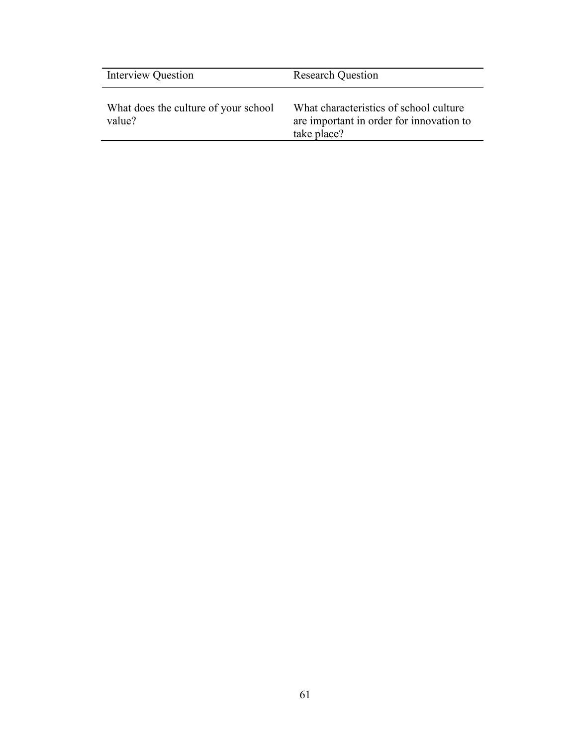| Interview Question | Research Question |
|---|---|
| What does the culture of your school value? | What characteristics of school culture are important in order for innovation to take place? |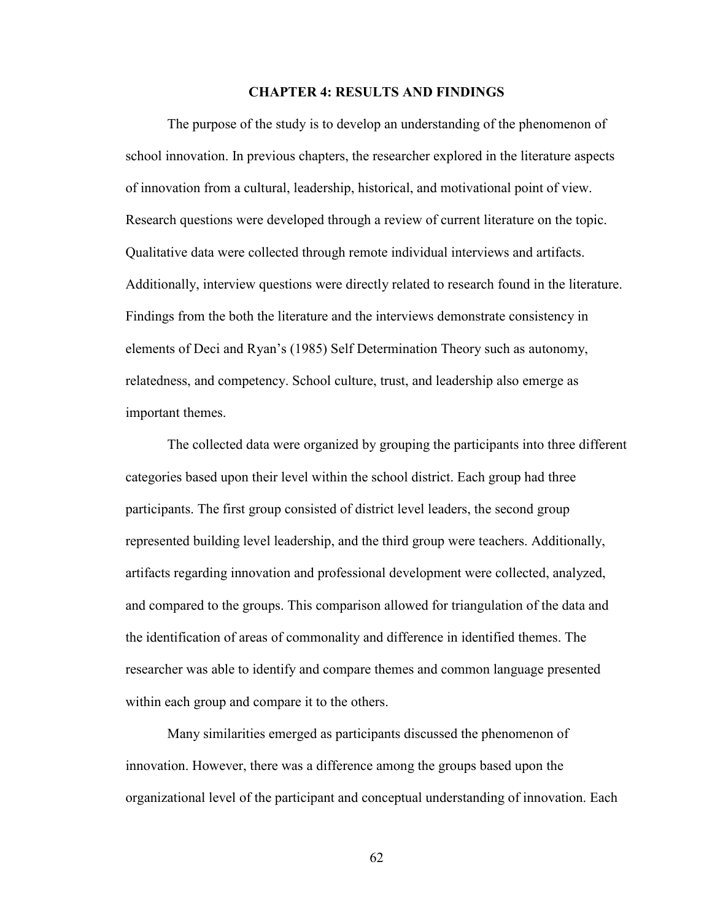# CHAPTER 4: RESULTS AND FINDINGS

The purpose of the study is to develop an understanding of the phenomenon of school innovation. In previous chapters, the researcher explored in the literature aspects of innovation from a cultural, leadership, historical, and motivational point of view. Research questions were developed through a review of current literature on the topic. Qualitative data were collected through remote individual interviews and artifacts. Additionally, interview questions were directly related to research found in the literature. Findings from the both the literature and the interviews demonstrate consistency in elements of Deci and Ryan's (1985) Self Determination Theory such as autonomy, relatedness, and competency. School culture, trust, and leadership also emerge as important themes.

The collected data were organized by grouping the participants into three different categories based upon their level within the school district. Each group had three participants. The first group consisted of district level leaders, the second group represented building level leadership, and the third group were teachers. Additionally, artifacts regarding innovation and professional development were collected, analyzed, and compared to the groups. This comparison allowed for triangulation of the data and the identification of areas of commonality and difference in identified themes. The researcher was able to identify and compare themes and common language presented within each group and compare it to the others.

Many similarities emerged as participants discussed the phenomenon of innovation. However, there was a difference among the groups based upon the organizational level of the participant and conceptual understanding of innovation. Each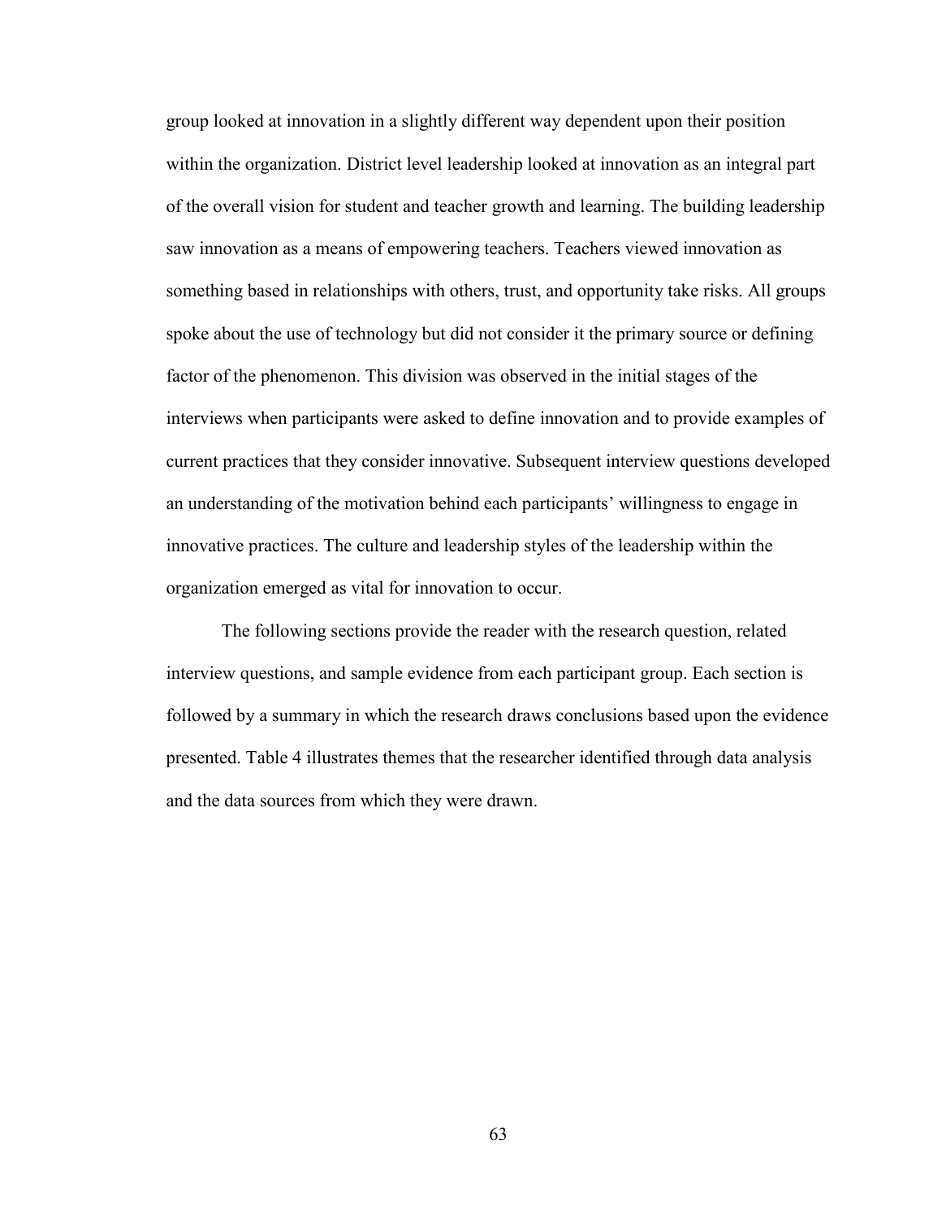group looked at innovation in a slightly different way dependent upon their position within the organization. District level leadership looked at innovation as an integral part of the overall vision for student and teacher growth and learning. The building leadership saw innovation as a means of empowering teachers. Teachers viewed innovation as something based in relationships with others, trust, and opportunity take risks. All groups spoke about the use of technology but did not consider it the primary source or defining factor of the phenomenon. This division was observed in the initial stages of the interviews when participants were asked to define innovation and to provide examples of current practices that they consider innovative. Subsequent interview questions developed an understanding of the motivation behind each participants' willingness to engage in innovative practices. The culture and leadership styles of the leadership within the organization emerged as vital for innovation to occur.

The following sections provide the reader with the research question, related interview questions, and sample evidence from each participant group. Each section is followed by a summary in which the research draws conclusions based upon the evidence presented. Table 4 illustrates themes that the researcher identified through data analysis and the data sources from which they were drawn.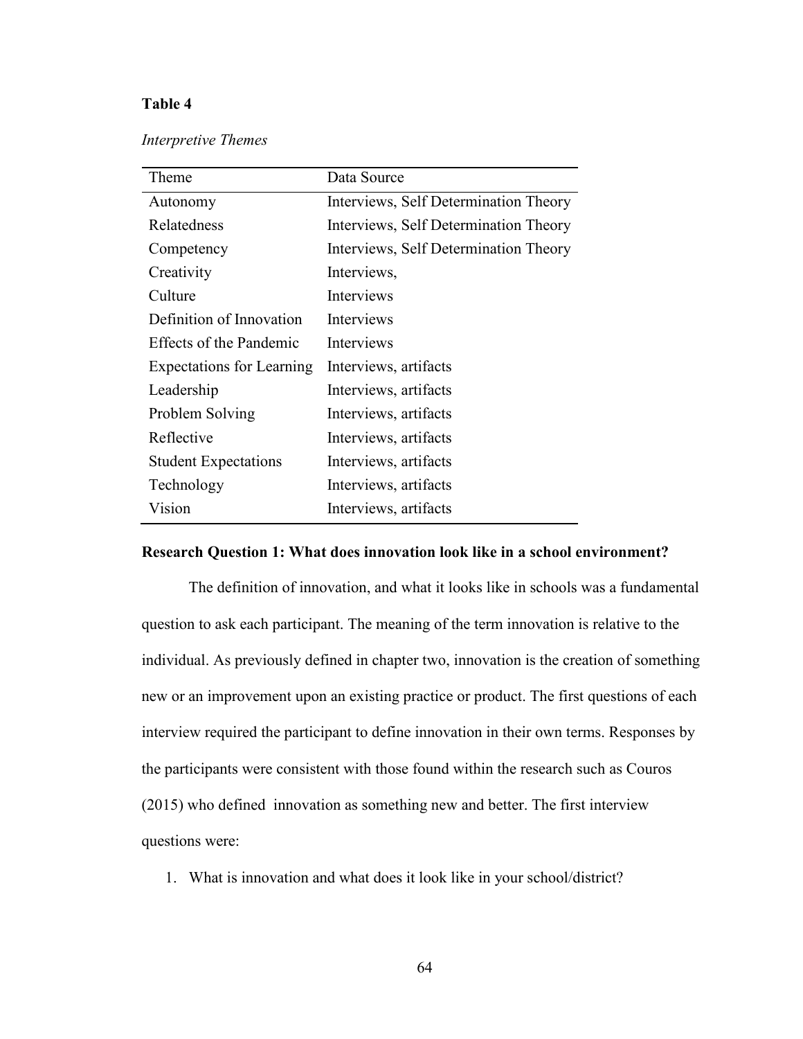**Table 4**

*Interpretive Themes*

| Theme | Data Source |
|---|---|
| Autonomy | Interviews, Self Determination Theory |
| Relatedness | Interviews, Self Determination Theory |
| Competency | Interviews, Self Determination Theory |
| Creativity | Interviews, |
| Culture | Interviews |
| Definition of Innovation | Interviews |
| Effects of the Pandemic | Interviews |
| Expectations for Learning | Interviews, artifacts |
| Leadership | Interviews, artifacts |
| Problem Solving | Interviews, artifacts |
| Reflective | Interviews, artifacts |
| Student Expectations | Interviews, artifacts |
| Technology | Interviews, artifacts |
| Vision | Interviews, artifacts |

**Research Question 1: What does innovation look like in a school environment?**

The definition of innovation, and what it looks like in schools was a fundamental question to ask each participant. The meaning of the term innovation is relative to the individual. As previously defined in chapter two, innovation is the creation of something new or an improvement upon an existing practice or product. The first questions of each interview required the participant to define innovation in their own terms. Responses by the participants were consistent with those found within the research such as Couros (2015) who defined innovation as something new and better. The first interview questions were:

1. What is innovation and what does it look like in your school/district?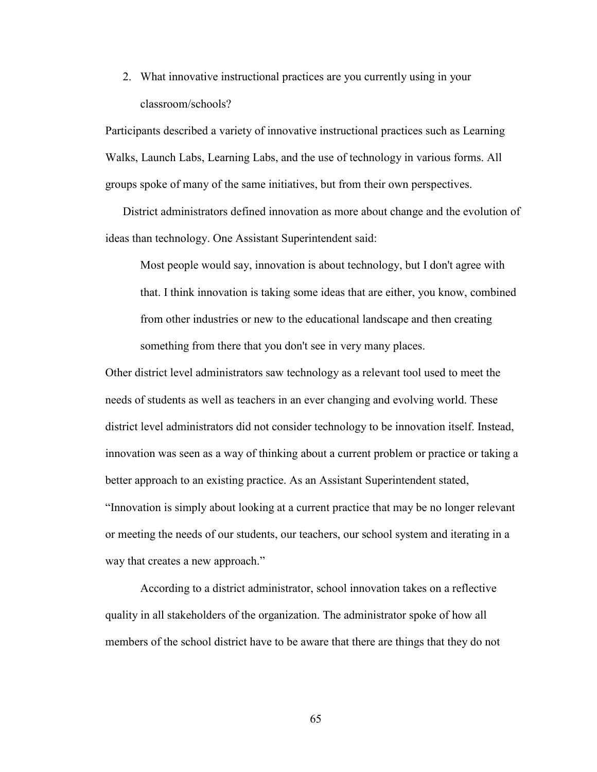2. What innovative instructional practices are you currently using in your classroom/schools?

Participants described a variety of innovative instructional practices such as Learning Walks, Launch Labs, Learning Labs, and the use of technology in various forms. All groups spoke of many of the same initiatives, but from their own perspectives.

District administrators defined innovation as more about change and the evolution of ideas than technology. One Assistant Superintendent said:

> Most people would say, innovation is about technology, but I don't agree with that. I think innovation is taking some ideas that are either, you know, combined from other industries or new to the educational landscape and then creating something from there that you don't see in very many places.

Other district level administrators saw technology as a relevant tool used to meet the needs of students as well as teachers in an ever changing and evolving world. These district level administrators did not consider technology to be innovation itself. Instead, innovation was seen as a way of thinking about a current problem or practice or taking a better approach to an existing practice. As an Assistant Superintendent stated, "Innovation is simply about looking at a current practice that may be no longer relevant or meeting the needs of our students, our teachers, our school system and iterating in a way that creates a new approach."

According to a district administrator, school innovation takes on a reflective quality in all stakeholders of the organization. The administrator spoke of how all members of the school district have to be aware that there are things that they do not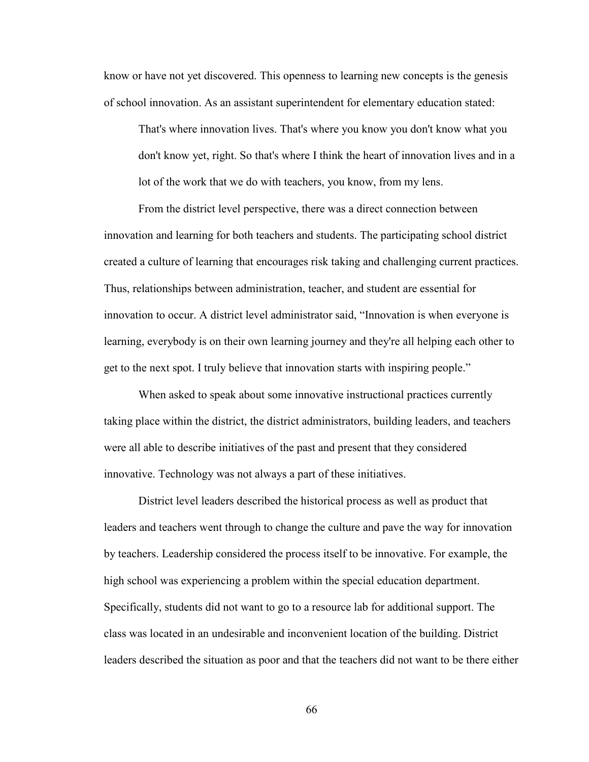know or have not yet discovered. This openness to learning new concepts is the genesis of school innovation. As an assistant superintendent for elementary education stated:

> That's where innovation lives. That's where you know you don't know what you don't know yet, right. So that's where I think the heart of innovation lives and in a lot of the work that we do with teachers, you know, from my lens.

From the district level perspective, there was a direct connection between innovation and learning for both teachers and students. The participating school district created a culture of learning that encourages risk taking and challenging current practices. Thus, relationships between administration, teacher, and student are essential for innovation to occur. A district level administrator said, "Innovation is when everyone is learning, everybody is on their own learning journey and they're all helping each other to get to the next spot. I truly believe that innovation starts with inspiring people."

When asked to speak about some innovative instructional practices currently taking place within the district, the district administrators, building leaders, and teachers were all able to describe initiatives of the past and present that they considered innovative. Technology was not always a part of these initiatives.

District level leaders described the historical process as well as product that leaders and teachers went through to change the culture and pave the way for innovation by teachers. Leadership considered the process itself to be innovative. For example, the high school was experiencing a problem within the special education department. Specifically, students did not want to go to a resource lab for additional support. The class was located in an undesirable and inconvenient location of the building. District leaders described the situation as poor and that the teachers did not want to be there either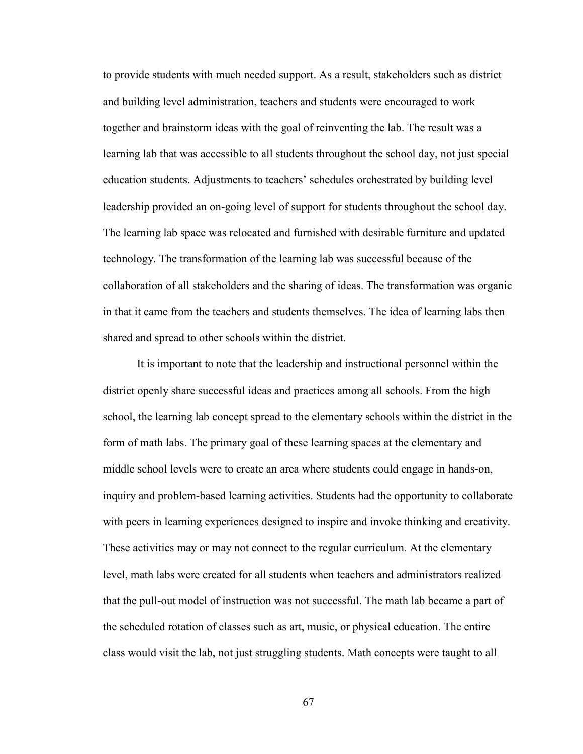to provide students with much needed support. As a result, stakeholders such as district and building level administration, teachers and students were encouraged to work together and brainstorm ideas with the goal of reinventing the lab. The result was a learning lab that was accessible to all students throughout the school day, not just special education students. Adjustments to teachers' schedules orchestrated by building level leadership provided an on-going level of support for students throughout the school day. The learning lab space was relocated and furnished with desirable furniture and updated technology. The transformation of the learning lab was successful because of the collaboration of all stakeholders and the sharing of ideas. The transformation was organic in that it came from the teachers and students themselves. The idea of learning labs then shared and spread to other schools within the district.

It is important to note that the leadership and instructional personnel within the district openly share successful ideas and practices among all schools. From the high school, the learning lab concept spread to the elementary schools within the district in the form of math labs. The primary goal of these learning spaces at the elementary and middle school levels were to create an area where students could engage in hands-on, inquiry and problem-based learning activities. Students had the opportunity to collaborate with peers in learning experiences designed to inspire and invoke thinking and creativity. These activities may or may not connect to the regular curriculum. At the elementary level, math labs were created for all students when teachers and administrators realized that the pull-out model of instruction was not successful. The math lab became a part of the scheduled rotation of classes such as art, music, or physical education. The entire class would visit the lab, not just struggling students. Math concepts were taught to all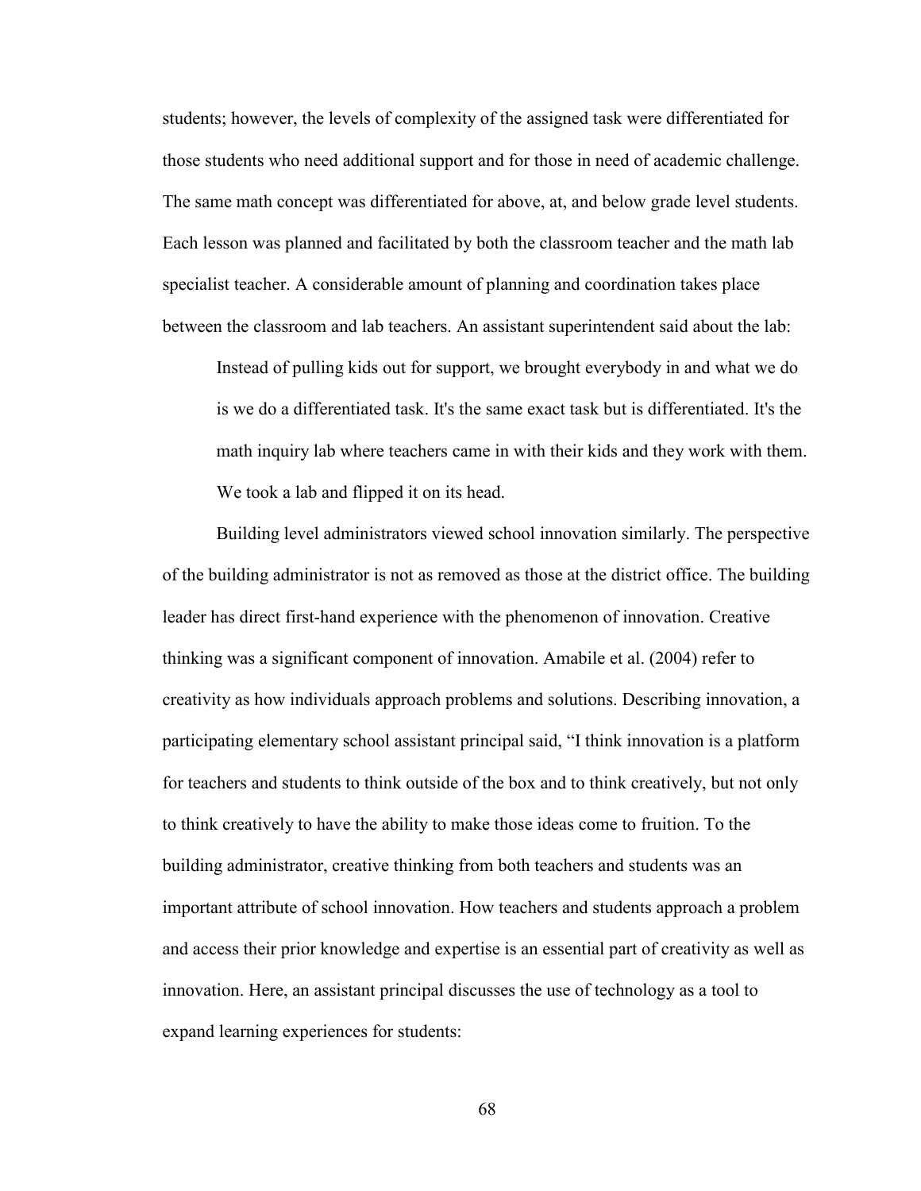students; however, the levels of complexity of the assigned task were differentiated for those students who need additional support and for those in need of academic challenge. The same math concept was differentiated for above, at, and below grade level students. Each lesson was planned and facilitated by both the classroom teacher and the math lab specialist teacher. A considerable amount of planning and coordination takes place between the classroom and lab teachers. An assistant superintendent said about the lab:

> Instead of pulling kids out for support, we brought everybody in and what we do is we do a differentiated task. It's the same exact task but is differentiated. It's the math inquiry lab where teachers came in with their kids and they work with them. We took a lab and flipped it on its head.

Building level administrators viewed school innovation similarly. The perspective of the building administrator is not as removed as those at the district office. The building leader has direct first-hand experience with the phenomenon of innovation. Creative thinking was a significant component of innovation. Amabile et al. (2004) refer to creativity as how individuals approach problems and solutions. Describing innovation, a participating elementary school assistant principal said, "I think innovation is a platform for teachers and students to think outside of the box and to think creatively, but not only to think creatively to have the ability to make those ideas come to fruition. To the building administrator, creative thinking from both teachers and students was an important attribute of school innovation. How teachers and students approach a problem and access their prior knowledge and expertise is an essential part of creativity as well as innovation. Here, an assistant principal discusses the use of technology as a tool to expand learning experiences for students: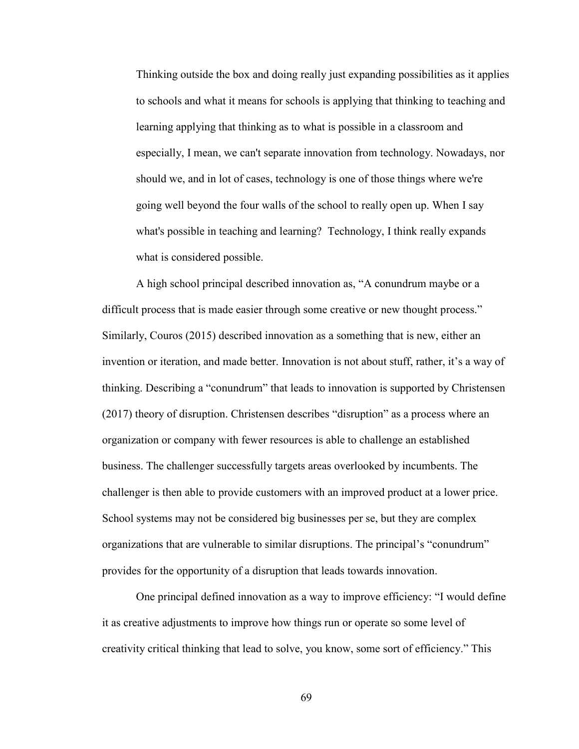> Thinking outside the box and doing really just expanding possibilities as it applies to schools and what it means for schools is applying that thinking to teaching and learning applying that thinking as to what is possible in a classroom and especially, I mean, we can't separate innovation from technology. Nowadays, nor should we, and in lot of cases, technology is one of those things where we're going well beyond the four walls of the school to really open up. When I say what's possible in teaching and learning? Technology, I think really expands what is considered possible.

A high school principal described innovation as, "A conundrum maybe or a difficult process that is made easier through some creative or new thought process." Similarly, Couros (2015) described innovation as a something that is new, either an invention or iteration, and made better. Innovation is not about stuff, rather, it's a way of thinking. Describing a "conundrum" that leads to innovation is supported by Christensen (2017) theory of disruption. Christensen describes "disruption" as a process where an organization or company with fewer resources is able to challenge an established business. The challenger successfully targets areas overlooked by incumbents. The challenger is then able to provide customers with an improved product at a lower price. School systems may not be considered big businesses per se, but they are complex organizations that are vulnerable to similar disruptions. The principal's "conundrum" provides for the opportunity of a disruption that leads towards innovation.

One principal defined innovation as a way to improve efficiency: "I would define it as creative adjustments to improve how things run or operate so some level of creativity critical thinking that lead to solve, you know, some sort of efficiency." This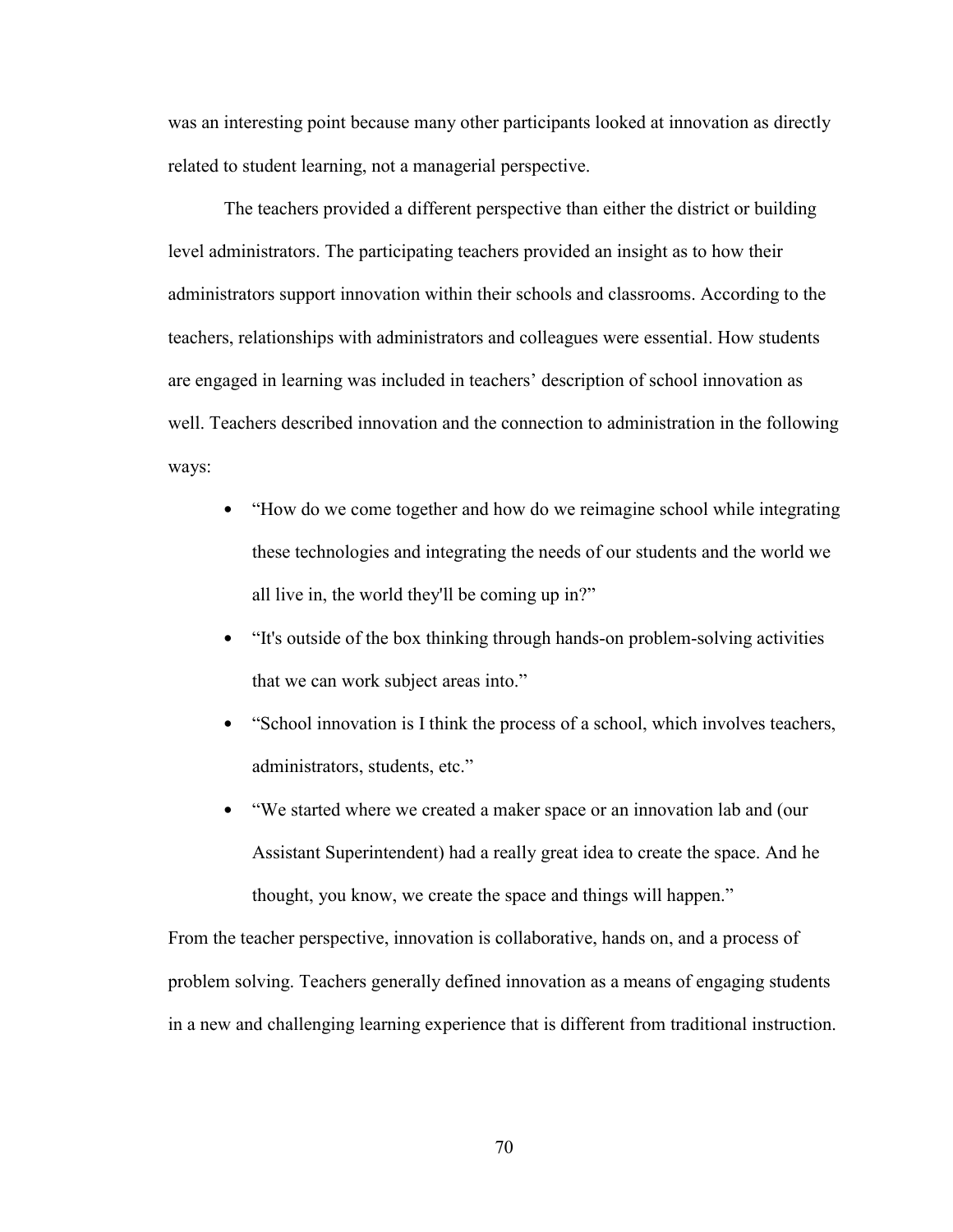was an interesting point because many other participants looked at innovation as directly related to student learning, not a managerial perspective.

The teachers provided a different perspective than either the district or building level administrators. The participating teachers provided an insight as to how their administrators support innovation within their schools and classrooms. According to the teachers, relationships with administrators and colleagues were essential. How students are engaged in learning was included in teachers' description of school innovation as well. Teachers described innovation and the connection to administration in the following ways:

- "How do we come together and how do we reimagine school while integrating these technologies and integrating the needs of our students and the world we all live in, the world they'll be coming up in?"
- "It's outside of the box thinking through hands-on problem-solving activities that we can work subject areas into."
- "School innovation is I think the process of a school, which involves teachers, administrators, students, etc."
- "We started where we created a maker space or an innovation lab and (our Assistant Superintendent) had a really great idea to create the space. And he thought, you know, we create the space and things will happen."

From the teacher perspective, innovation is collaborative, hands on, and a process of problem solving. Teachers generally defined innovation as a means of engaging students in a new and challenging learning experience that is different from traditional instruction.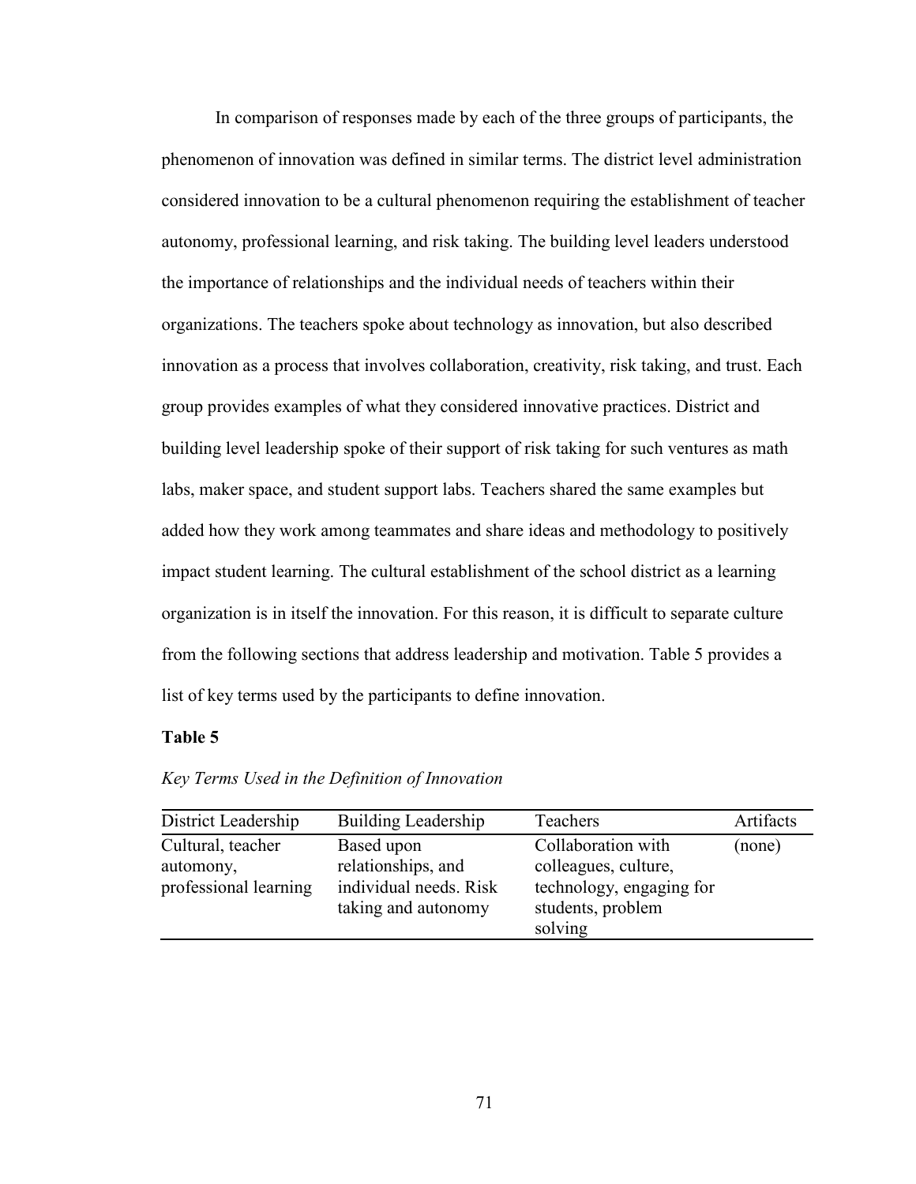In comparison of responses made by each of the three groups of participants, the phenomenon of innovation was defined in similar terms. The district level administration considered innovation to be a cultural phenomenon requiring the establishment of teacher autonomy, professional learning, and risk taking. The building level leaders understood the importance of relationships and the individual needs of teachers within their organizations. The teachers spoke about technology as innovation, but also described innovation as a process that involves collaboration, creativity, risk taking, and trust. Each group provides examples of what they considered innovative practices. District and building level leadership spoke of their support of risk taking for such ventures as math labs, maker space, and student support labs. Teachers shared the same examples but added how they work among teammates and share ideas and methodology to positively impact student learning. The cultural establishment of the school district as a learning organization is in itself the innovation. For this reason, it is difficult to separate culture from the following sections that address leadership and motivation. Table 5 provides a list of key terms used by the participants to define innovation.

**Table 5**

*Key Terms Used in the Definition of Innovation*

| District Leadership | Building Leadership | Teachers | Artifacts |
|---|---|---|---|
| Cultural, teacher automony, professional learning | Based upon relationships, and individual needs. Risk taking and autonomy | Collaboration with colleagues, culture, technology, engaging for students, problem solving | (none) |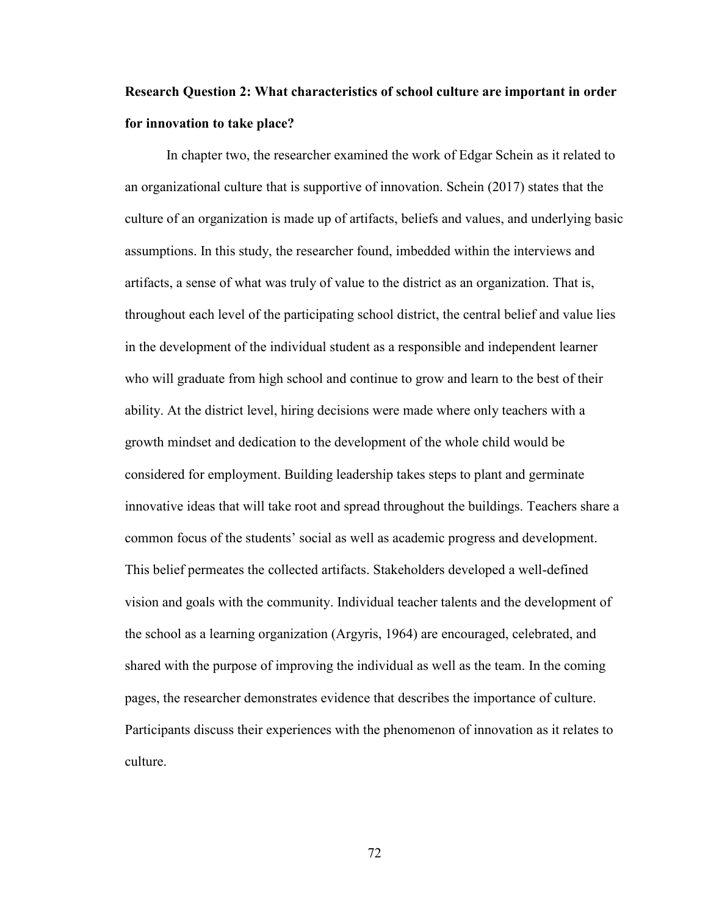**Research Question 2: What characteristics of school culture are important in order for innovation to take place?**

In chapter two, the researcher examined the work of Edgar Schein as it related to an organizational culture that is supportive of innovation. Schein (2017) states that the culture of an organization is made up of artifacts, beliefs and values, and underlying basic assumptions. In this study, the researcher found, imbedded within the interviews and artifacts, a sense of what was truly of value to the district as an organization. That is, throughout each level of the participating school district, the central belief and value lies in the development of the individual student as a responsible and independent learner who will graduate from high school and continue to grow and learn to the best of their ability. At the district level, hiring decisions were made where only teachers with a growth mindset and dedication to the development of the whole child would be considered for employment. Building leadership takes steps to plant and germinate innovative ideas that will take root and spread throughout the buildings. Teachers share a common focus of the students' social as well as academic progress and development. This belief permeates the collected artifacts. Stakeholders developed a well-defined vision and goals with the community. Individual teacher talents and the development of the school as a learning organization (Argyris, 1964) are encouraged, celebrated, and shared with the purpose of improving the individual as well as the team. In the coming pages, the researcher demonstrates evidence that describes the importance of culture. Participants discuss their experiences with the phenomenon of innovation as it relates to culture.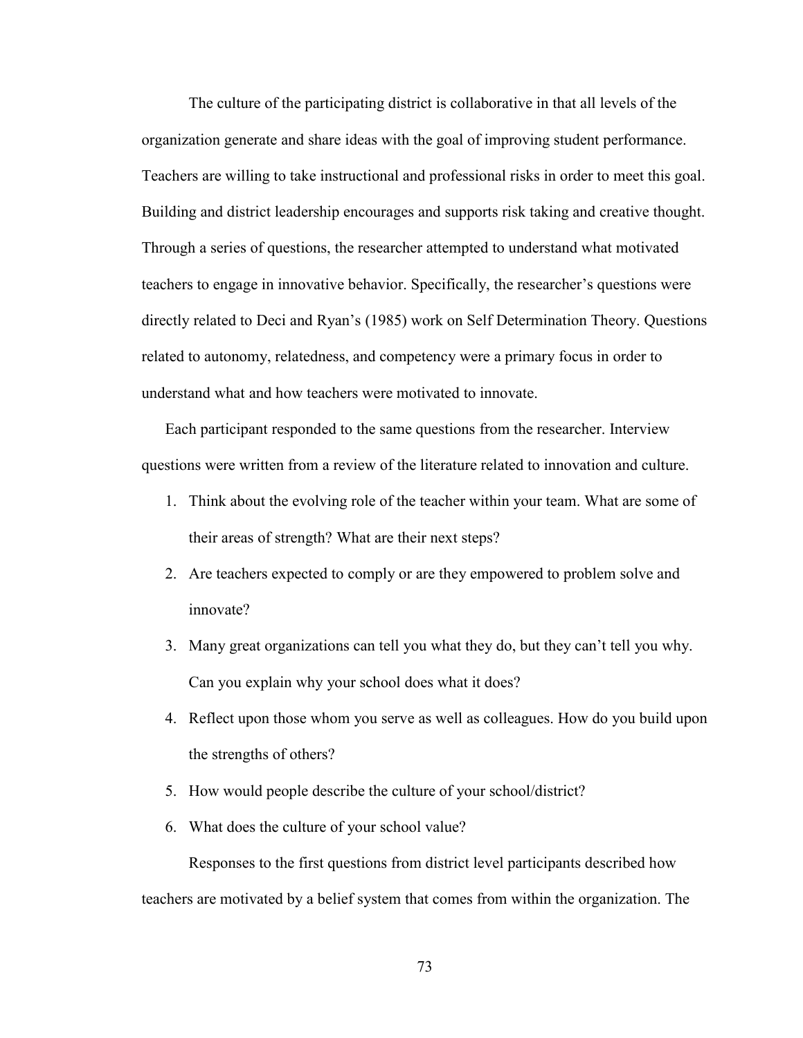The culture of the participating district is collaborative in that all levels of the organization generate and share ideas with the goal of improving student performance. Teachers are willing to take instructional and professional risks in order to meet this goal. Building and district leadership encourages and supports risk taking and creative thought. Through a series of questions, the researcher attempted to understand what motivated teachers to engage in innovative behavior. Specifically, the researcher's questions were directly related to Deci and Ryan's (1985) work on Self Determination Theory. Questions related to autonomy, relatedness, and competency were a primary focus in order to understand what and how teachers were motivated to innovate.

Each participant responded to the same questions from the researcher. Interview questions were written from a review of the literature related to innovation and culture.

1. Think about the evolving role of the teacher within your team. What are some of their areas of strength? What are their next steps?
2. Are teachers expected to comply or are they empowered to problem solve and innovate?
3. Many great organizations can tell you what they do, but they can't tell you why. Can you explain why your school does what it does?
4. Reflect upon those whom you serve as well as colleagues. How do you build upon the strengths of others?
5. How would people describe the culture of your school/district?
6. What does the culture of your school value?

Responses to the first questions from district level participants described how teachers are motivated by a belief system that comes from within the organization. The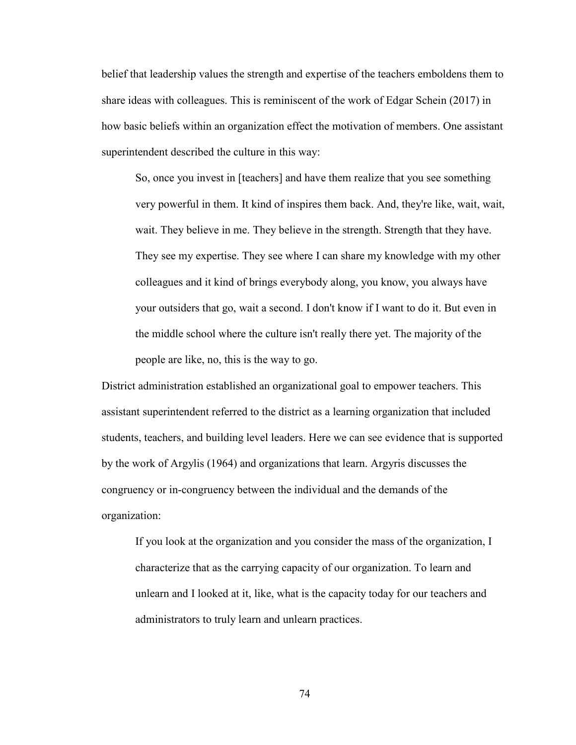belief that leadership values the strength and expertise of the teachers emboldens them to share ideas with colleagues. This is reminiscent of the work of Edgar Schein (2017) in how basic beliefs within an organization effect the motivation of members. One assistant superintendent described the culture in this way:

> So, once you invest in [teachers] and have them realize that you see something very powerful in them. It kind of inspires them back. And, they're like, wait, wait, wait. They believe in me. They believe in the strength. Strength that they have. They see my expertise. They see where I can share my knowledge with my other colleagues and it kind of brings everybody along, you know, you always have your outsiders that go, wait a second. I don't know if I want to do it. But even in the middle school where the culture isn't really there yet. The majority of the people are like, no, this is the way to go.

District administration established an organizational goal to empower teachers. This assistant superintendent referred to the district as a learning organization that included students, teachers, and building level leaders. Here we can see evidence that is supported by the work of Argylis (1964) and organizations that learn. Argyris discusses the congruency or in-congruency between the individual and the demands of the organization:

> If you look at the organization and you consider the mass of the organization, I characterize that as the carrying capacity of our organization. To learn and unlearn and I looked at it, like, what is the capacity today for our teachers and administrators to truly learn and unlearn practices.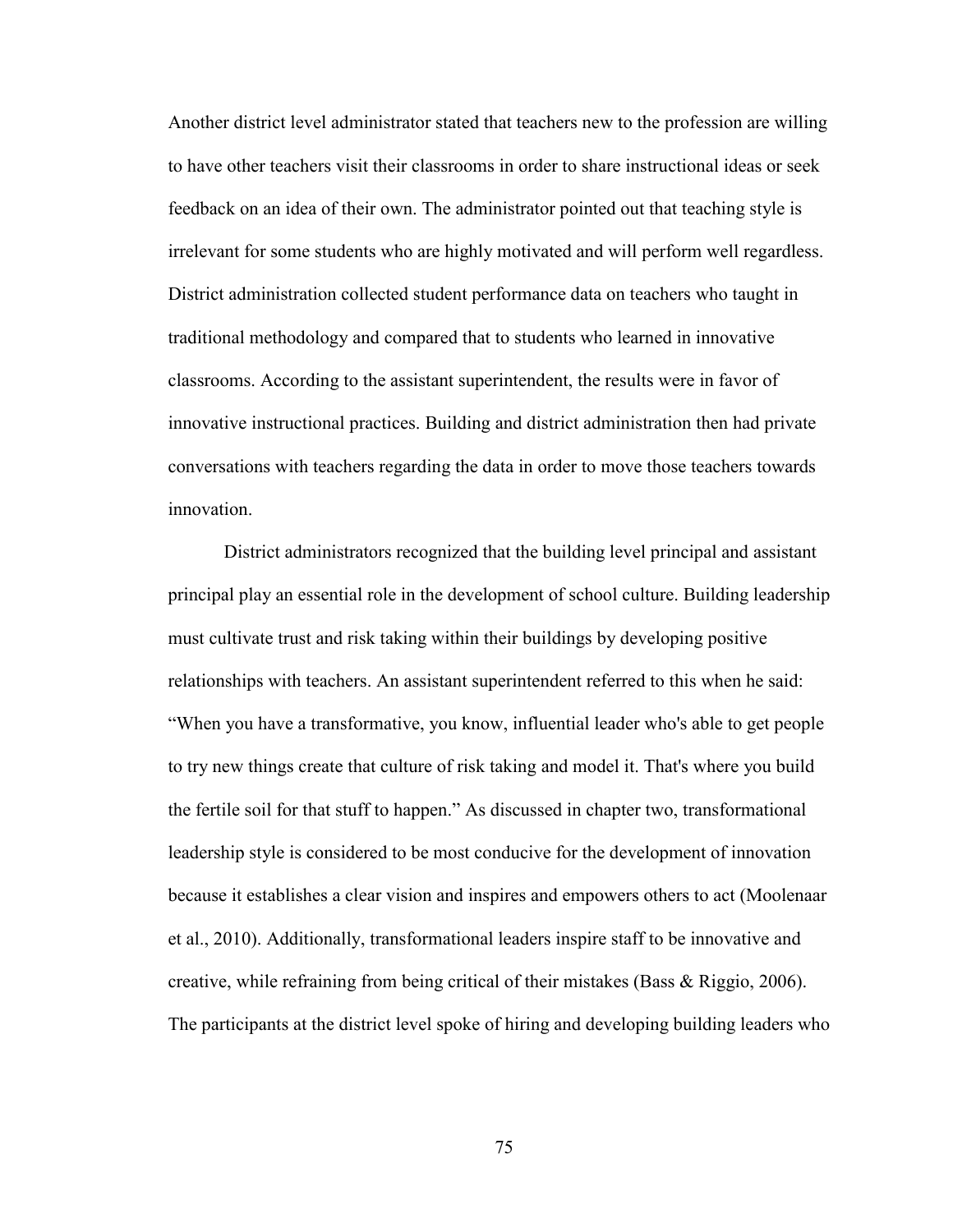Another district level administrator stated that teachers new to the profession are willing to have other teachers visit their classrooms in order to share instructional ideas or seek feedback on an idea of their own. The administrator pointed out that teaching style is irrelevant for some students who are highly motivated and will perform well regardless. District administration collected student performance data on teachers who taught in traditional methodology and compared that to students who learned in innovative classrooms. According to the assistant superintendent, the results were in favor of innovative instructional practices. Building and district administration then had private conversations with teachers regarding the data in order to move those teachers towards innovation.

District administrators recognized that the building level principal and assistant principal play an essential role in the development of school culture. Building leadership must cultivate trust and risk taking within their buildings by developing positive relationships with teachers. An assistant superintendent referred to this when he said: "When you have a transformative, you know, influential leader who's able to get people to try new things create that culture of risk taking and model it. That's where you build the fertile soil for that stuff to happen." As discussed in chapter two, transformational leadership style is considered to be most conducive for the development of innovation because it establishes a clear vision and inspires and empowers others to act (Moolenaar et al., 2010). Additionally, transformational leaders inspire staff to be innovative and creative, while refraining from being critical of their mistakes (Bass & Riggio, 2006). The participants at the district level spoke of hiring and developing building leaders who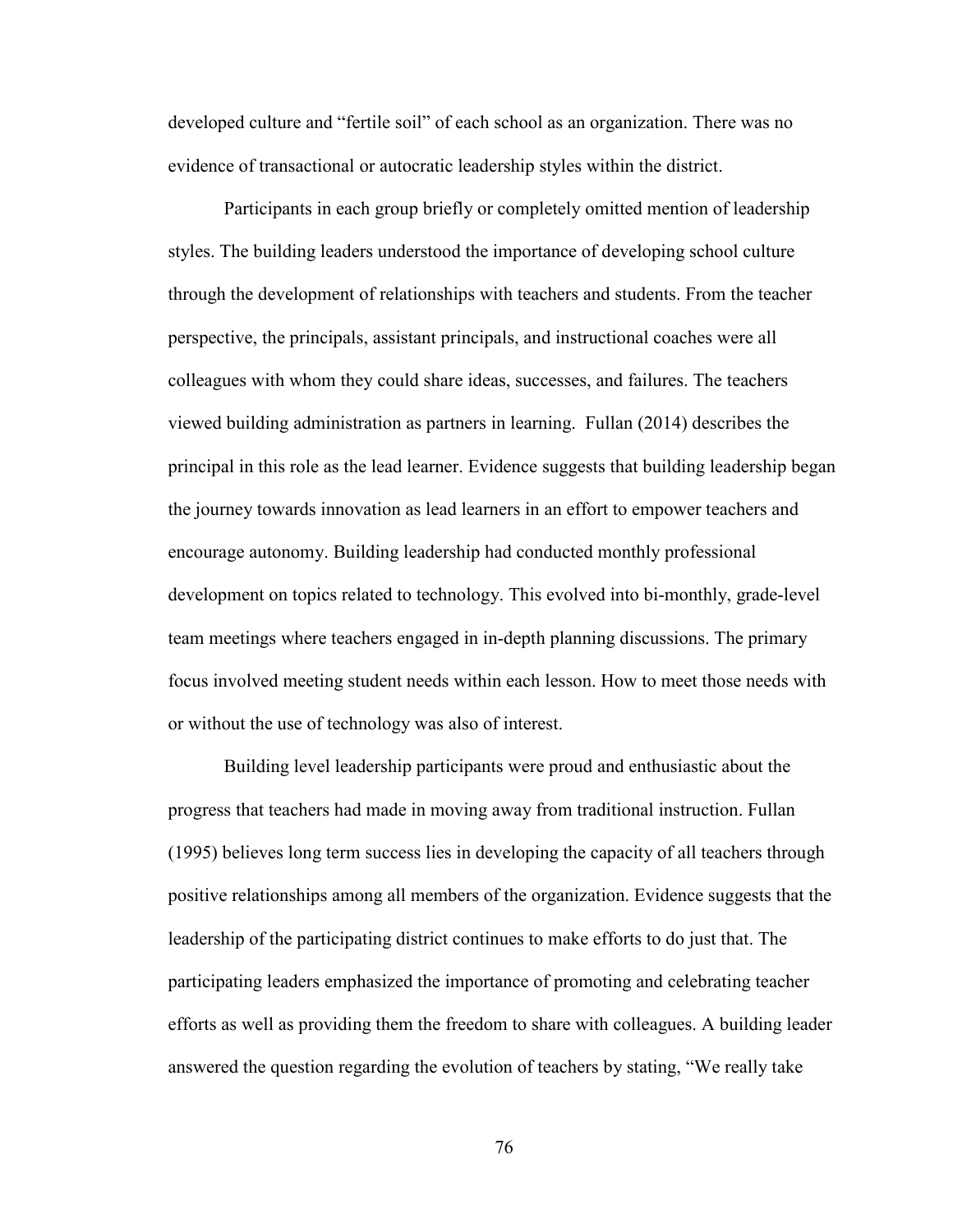developed culture and "fertile soil" of each school as an organization. There was no evidence of transactional or autocratic leadership styles within the district.

Participants in each group briefly or completely omitted mention of leadership styles. The building leaders understood the importance of developing school culture through the development of relationships with teachers and students. From the teacher perspective, the principals, assistant principals, and instructional coaches were all colleagues with whom they could share ideas, successes, and failures. The teachers viewed building administration as partners in learning. Fullan (2014) describes the principal in this role as the lead learner. Evidence suggests that building leadership began the journey towards innovation as lead learners in an effort to empower teachers and encourage autonomy. Building leadership had conducted monthly professional development on topics related to technology. This evolved into bi-monthly, grade-level team meetings where teachers engaged in in-depth planning discussions. The primary focus involved meeting student needs within each lesson. How to meet those needs with or without the use of technology was also of interest.

Building level leadership participants were proud and enthusiastic about the progress that teachers had made in moving away from traditional instruction. Fullan (1995) believes long term success lies in developing the capacity of all teachers through positive relationships among all members of the organization. Evidence suggests that the leadership of the participating district continues to make efforts to do just that. The participating leaders emphasized the importance of promoting and celebrating teacher efforts as well as providing them the freedom to share with colleagues. A building leader answered the question regarding the evolution of teachers by stating, "We really take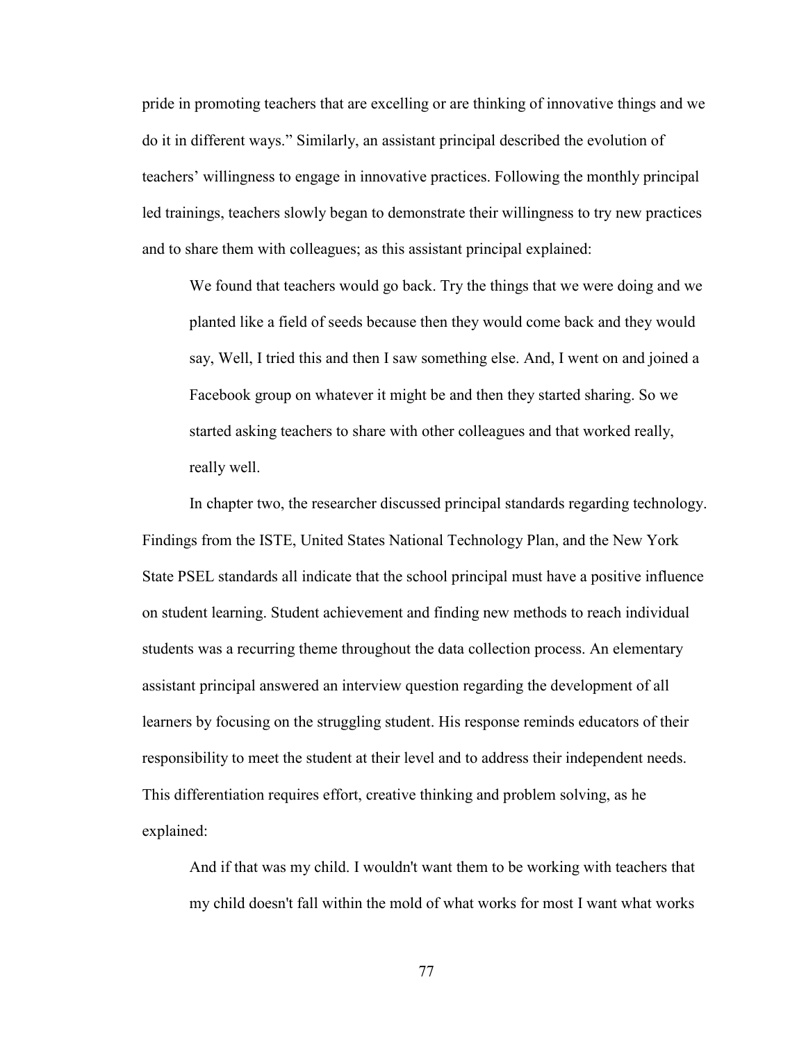pride in promoting teachers that are excelling or are thinking of innovative things and we do it in different ways." Similarly, an assistant principal described the evolution of teachers' willingness to engage in innovative practices. Following the monthly principal led trainings, teachers slowly began to demonstrate their willingness to try new practices and to share them with colleagues; as this assistant principal explained:

> We found that teachers would go back. Try the things that we were doing and we planted like a field of seeds because then they would come back and they would say, Well, I tried this and then I saw something else. And, I went on and joined a Facebook group on whatever it might be and then they started sharing. So we started asking teachers to share with other colleagues and that worked really, really well.

In chapter two, the researcher discussed principal standards regarding technology. Findings from the ISTE, United States National Technology Plan, and the New York State PSEL standards all indicate that the school principal must have a positive influence on student learning. Student achievement and finding new methods to reach individual students was a recurring theme throughout the data collection process. An elementary assistant principal answered an interview question regarding the development of all learners by focusing on the struggling student. His response reminds educators of their responsibility to meet the student at their level and to address their independent needs. This differentiation requires effort, creative thinking and problem solving, as he explained:

> And if that was my child. I wouldn't want them to be working with teachers that my child doesn't fall within the mold of what works for most I want what works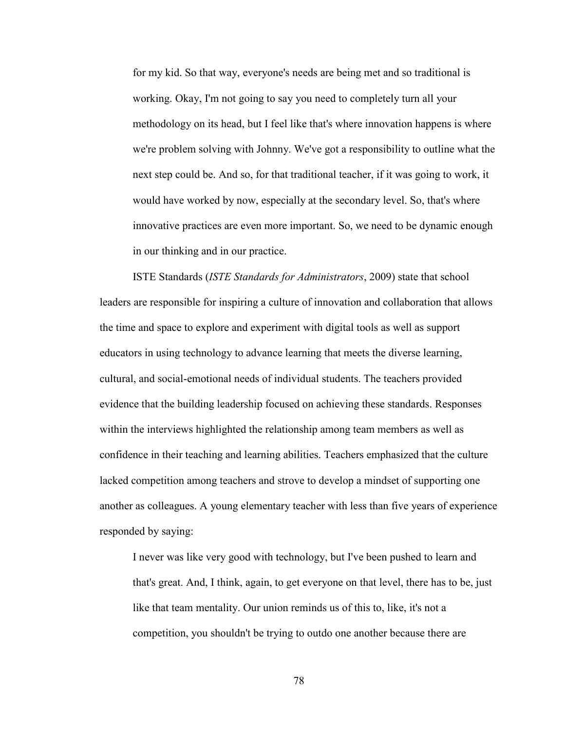> for my kid. So that way, everyone's needs are being met and so traditional is working. Okay, I'm not going to say you need to completely turn all your methodology on its head, but I feel like that's where innovation happens is where we're problem solving with Johnny. We've got a responsibility to outline what the next step could be. And so, for that traditional teacher, if it was going to work, it would have worked by now, especially at the secondary level. So, that's where innovative practices are even more important. So, we need to be dynamic enough in our thinking and in our practice.

ISTE Standards (*ISTE Standards for Administrators*, 2009) state that school leaders are responsible for inspiring a culture of innovation and collaboration that allows the time and space to explore and experiment with digital tools as well as support educators in using technology to advance learning that meets the diverse learning, cultural, and social-emotional needs of individual students. The teachers provided evidence that the building leadership focused on achieving these standards. Responses within the interviews highlighted the relationship among team members as well as confidence in their teaching and learning abilities. Teachers emphasized that the culture lacked competition among teachers and strove to develop a mindset of supporting one another as colleagues. A young elementary teacher with less than five years of experience responded by saying:

> I never was like very good with technology, but I've been pushed to learn and that's great. And, I think, again, to get everyone on that level, there has to be, just like that team mentality. Our union reminds us of this to, like, it's not a competition, you shouldn't be trying to outdo one another because there are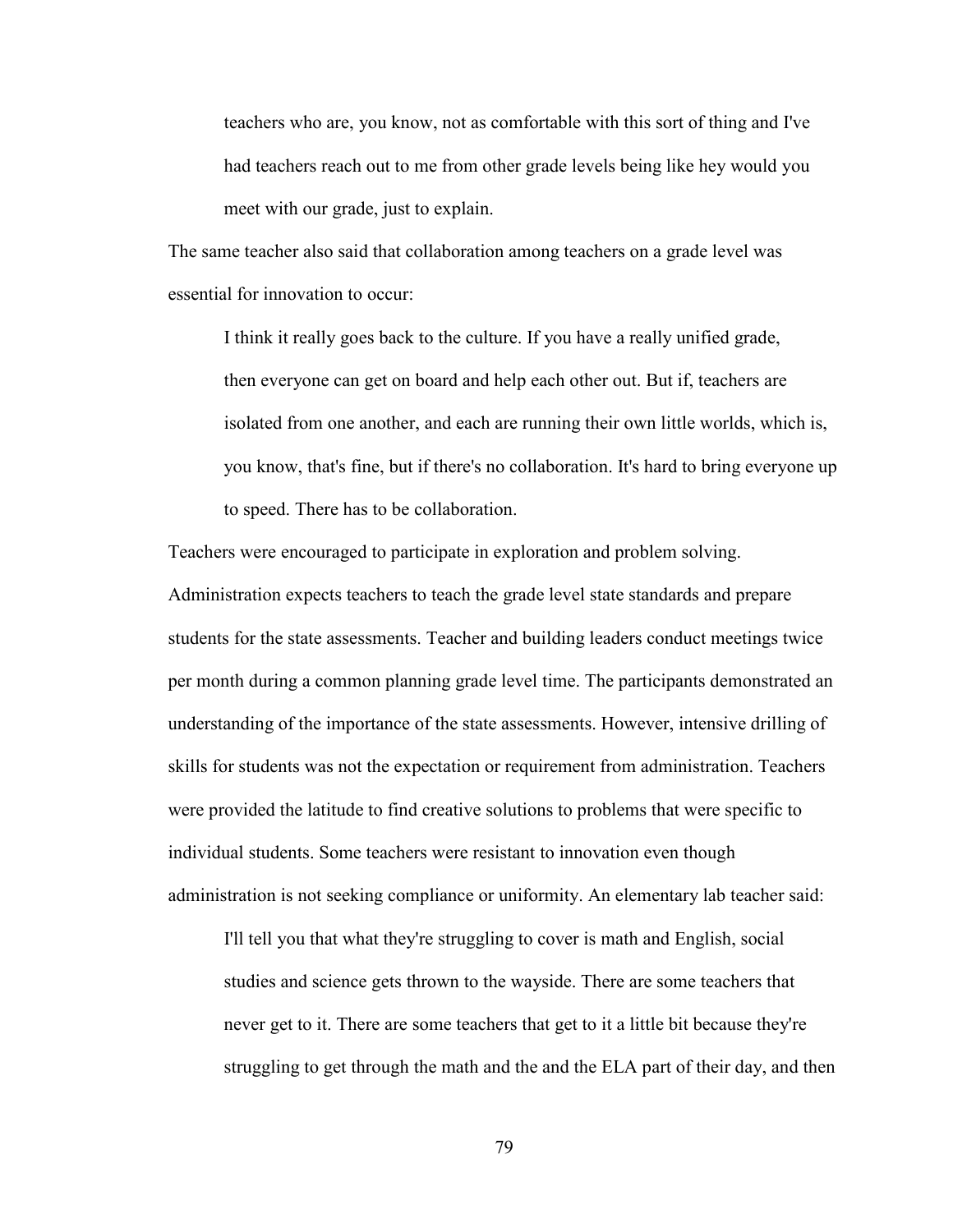> teachers who are, you know, not as comfortable with this sort of thing and I've had teachers reach out to me from other grade levels being like hey would you meet with our grade, just to explain.

The same teacher also said that collaboration among teachers on a grade level was essential for innovation to occur:

> I think it really goes back to the culture. If you have a really unified grade, then everyone can get on board and help each other out. But if, teachers are isolated from one another, and each are running their own little worlds, which is, you know, that's fine, but if there's no collaboration. It's hard to bring everyone up to speed. There has to be collaboration.

Teachers were encouraged to participate in exploration and problem solving. Administration expects teachers to teach the grade level state standards and prepare students for the state assessments. Teacher and building leaders conduct meetings twice per month during a common planning grade level time. The participants demonstrated an understanding of the importance of the state assessments. However, intensive drilling of skills for students was not the expectation or requirement from administration. Teachers were provided the latitude to find creative solutions to problems that were specific to individual students. Some teachers were resistant to innovation even though administration is not seeking compliance or uniformity. An elementary lab teacher said:

> I'll tell you that what they're struggling to cover is math and English, social studies and science gets thrown to the wayside. There are some teachers that never get to it. There are some teachers that get to it a little bit because they're struggling to get through the math and the and the ELA part of their day, and then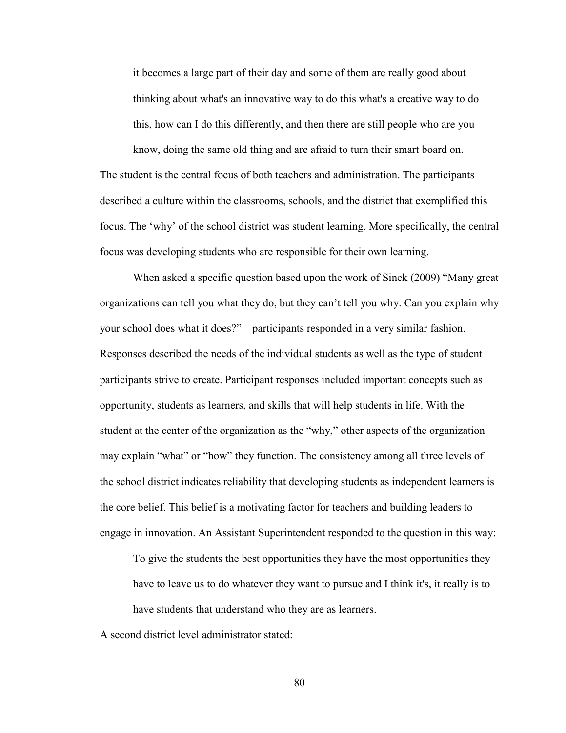> it becomes a large part of their day and some of them are really good about thinking about what's an innovative way to do this what's a creative way to do this, how can I do this differently, and then there are still people who are you know, doing the same old thing and are afraid to turn their smart board on.

The student is the central focus of both teachers and administration. The participants described a culture within the classrooms, schools, and the district that exemplified this focus. The 'why' of the school district was student learning. More specifically, the central focus was developing students who are responsible for their own learning.

When asked a specific question based upon the work of Sinek (2009) "Many great organizations can tell you what they do, but they can't tell you why. Can you explain why your school does what it does?"—participants responded in a very similar fashion. Responses described the needs of the individual students as well as the type of student participants strive to create. Participant responses included important concepts such as opportunity, students as learners, and skills that will help students in life. With the student at the center of the organization as the "why," other aspects of the organization may explain "what" or "how" they function. The consistency among all three levels of the school district indicates reliability that developing students as independent learners is the core belief. This belief is a motivating factor for teachers and building leaders to engage in innovation. An Assistant Superintendent responded to the question in this way:

> To give the students the best opportunities they have the most opportunities they have to leave us to do whatever they want to pursue and I think it's, it really is to have students that understand who they are as learners.

A second district level administrator stated: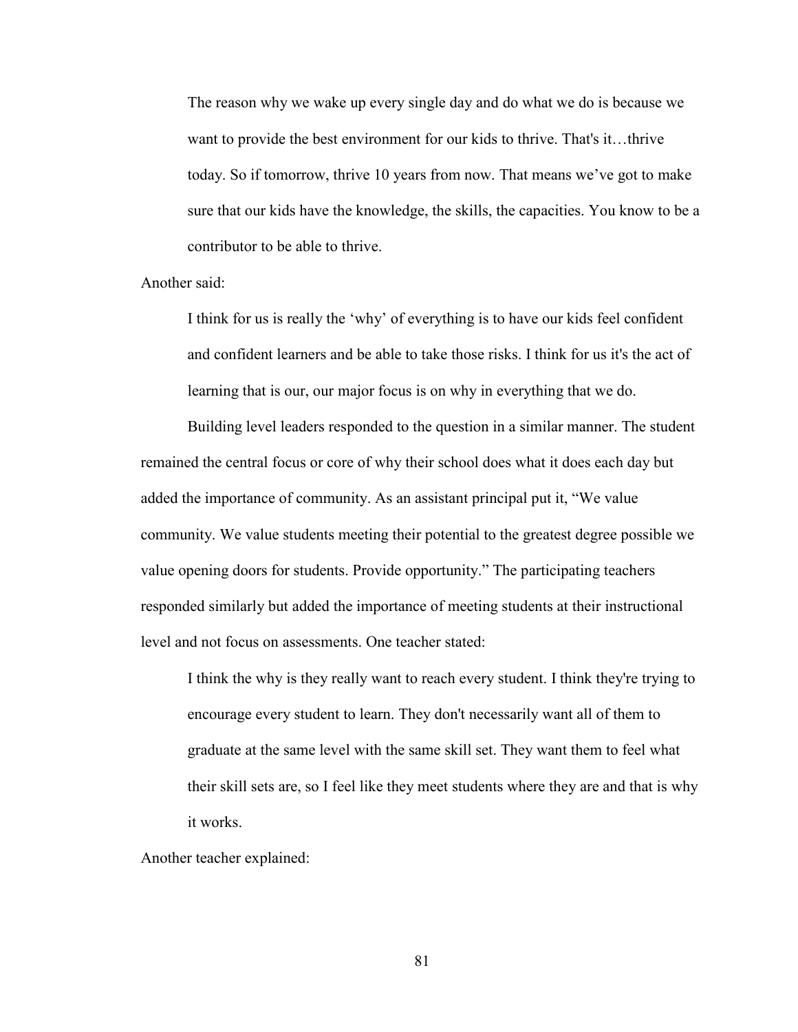> The reason why we wake up every single day and do what we do is because we want to provide the best environment for our kids to thrive. That's it…thrive today. So if tomorrow, thrive 10 years from now. That means we've got to make sure that our kids have the knowledge, the skills, the capacities. You know to be a contributor to be able to thrive.

Another said:

> I think for us is really the 'why' of everything is to have our kids feel confident and confident learners and be able to take those risks. I think for us it's the act of learning that is our, our major focus is on why in everything that we do.

Building level leaders responded to the question in a similar manner. The student remained the central focus or core of why their school does what it does each day but added the importance of community. As an assistant principal put it, "We value community. We value students meeting their potential to the greatest degree possible we value opening doors for students. Provide opportunity." The participating teachers responded similarly but added the importance of meeting students at their instructional level and not focus on assessments. One teacher stated:

> I think the why is they really want to reach every student. I think they're trying to encourage every student to learn. They don't necessarily want all of them to graduate at the same level with the same skill set. They want them to feel what their skill sets are, so I feel like they meet students where they are and that is why it works.

Another teacher explained: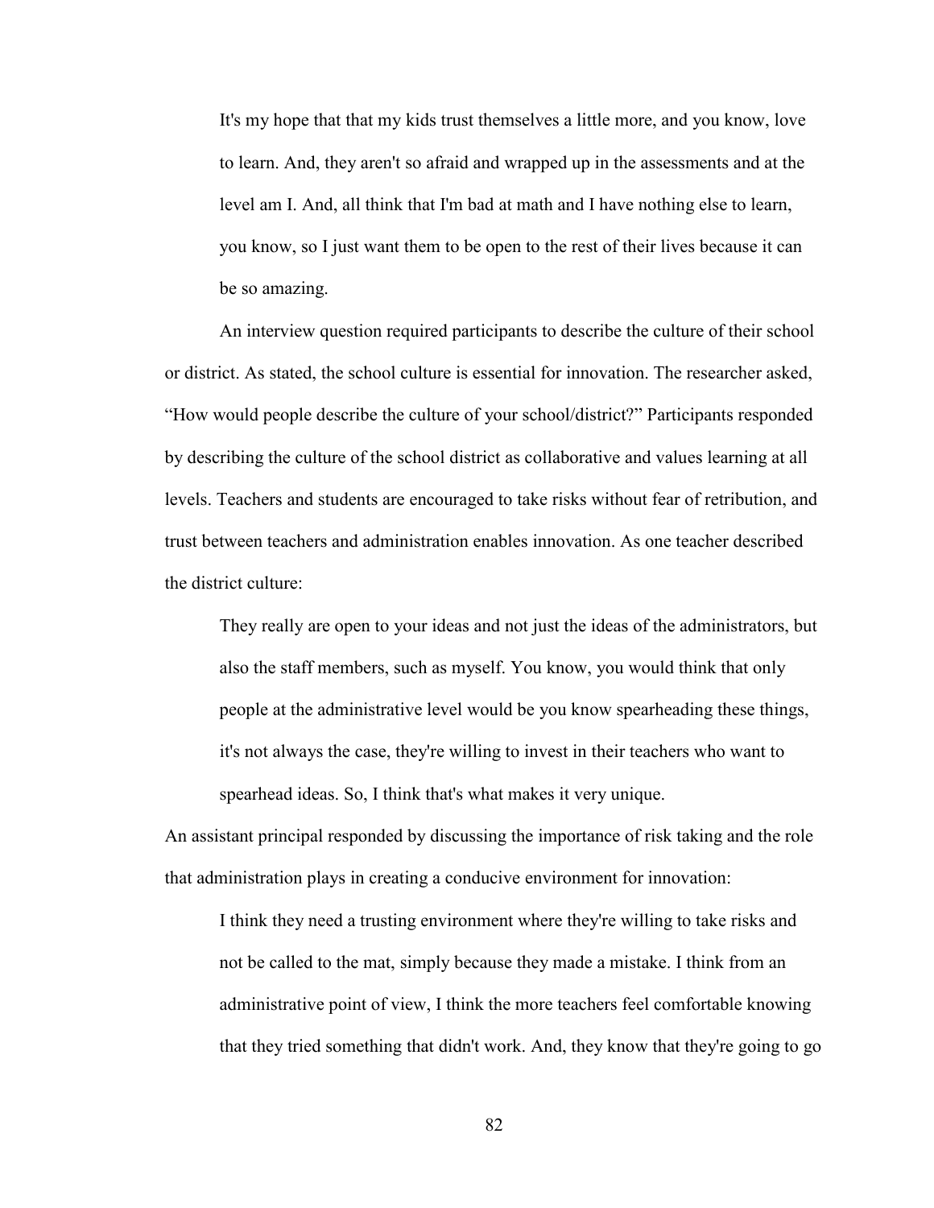> It's my hope that that my kids trust themselves a little more, and you know, love to learn. And, they aren't so afraid and wrapped up in the assessments and at the level am I. And, all think that I'm bad at math and I have nothing else to learn, you know, so I just want them to be open to the rest of their lives because it can be so amazing.

An interview question required participants to describe the culture of their school or district. As stated, the school culture is essential for innovation. The researcher asked, "How would people describe the culture of your school/district?" Participants responded by describing the culture of the school district as collaborative and values learning at all levels. Teachers and students are encouraged to take risks without fear of retribution, and trust between teachers and administration enables innovation. As one teacher described the district culture:

> They really are open to your ideas and not just the ideas of the administrators, but also the staff members, such as myself. You know, you would think that only people at the administrative level would be you know spearheading these things, it's not always the case, they're willing to invest in their teachers who want to spearhead ideas. So, I think that's what makes it very unique.

An assistant principal responded by discussing the importance of risk taking and the role that administration plays in creating a conducive environment for innovation:

> I think they need a trusting environment where they're willing to take risks and not be called to the mat, simply because they made a mistake. I think from an administrative point of view, I think the more teachers feel comfortable knowing that they tried something that didn't work. And, they know that they're going to go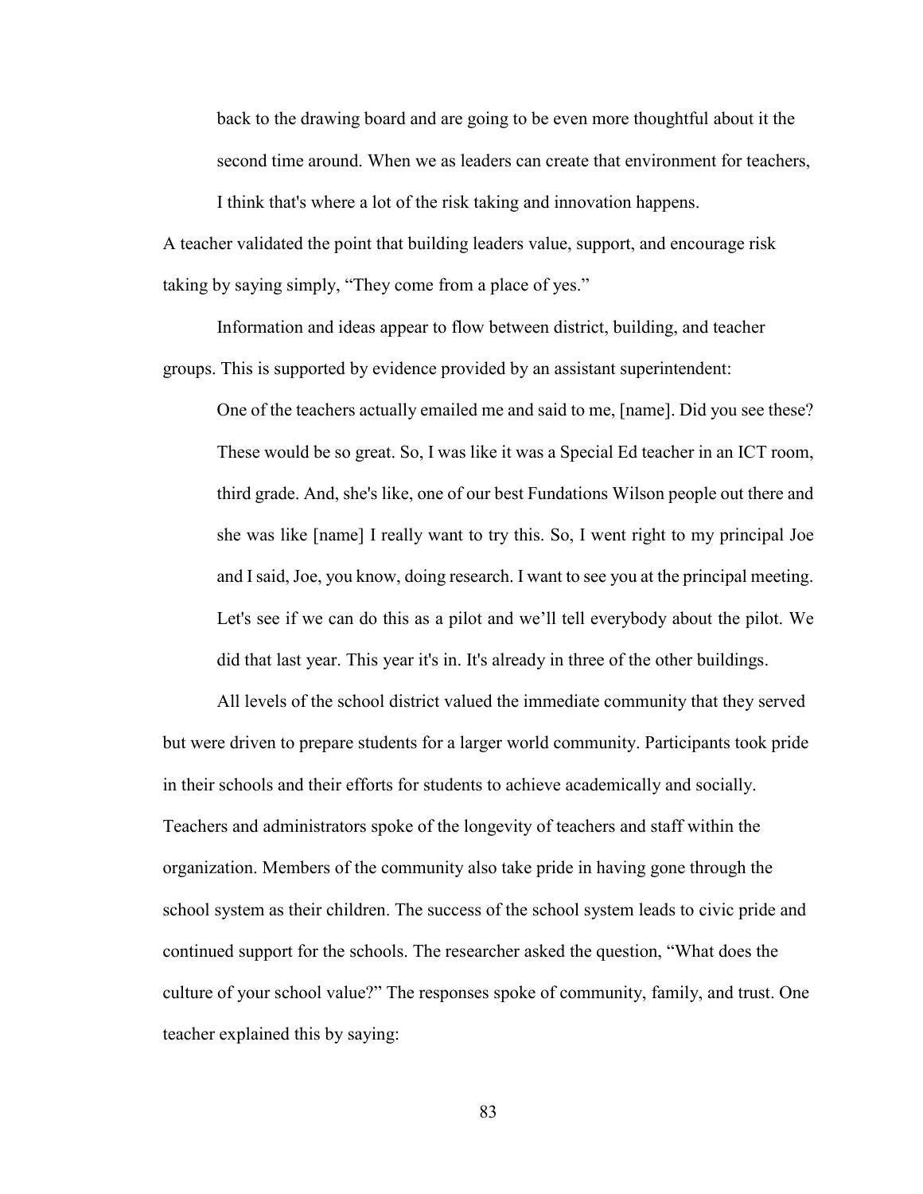> back to the drawing board and are going to be even more thoughtful about it the second time around. When we as leaders can create that environment for teachers, I think that's where a lot of the risk taking and innovation happens.

A teacher validated the point that building leaders value, support, and encourage risk taking by saying simply, "They come from a place of yes."

Information and ideas appear to flow between district, building, and teacher groups. This is supported by evidence provided by an assistant superintendent:

> One of the teachers actually emailed me and said to me, [name]. Did you see these? These would be so great. So, I was like it was a Special Ed teacher in an ICT room, third grade. And, she's like, one of our best Fundations Wilson people out there and she was like [name] I really want to try this. So, I went right to my principal Joe and I said, Joe, you know, doing research. I want to see you at the principal meeting. Let's see if we can do this as a pilot and we'll tell everybody about the pilot. We did that last year. This year it's in. It's already in three of the other buildings.

All levels of the school district valued the immediate community that they served but were driven to prepare students for a larger world community. Participants took pride in their schools and their efforts for students to achieve academically and socially. Teachers and administrators spoke of the longevity of teachers and staff within the organization. Members of the community also take pride in having gone through the school system as their children. The success of the school system leads to civic pride and continued support for the schools. The researcher asked the question, "What does the culture of your school value?" The responses spoke of community, family, and trust. One teacher explained this by saying: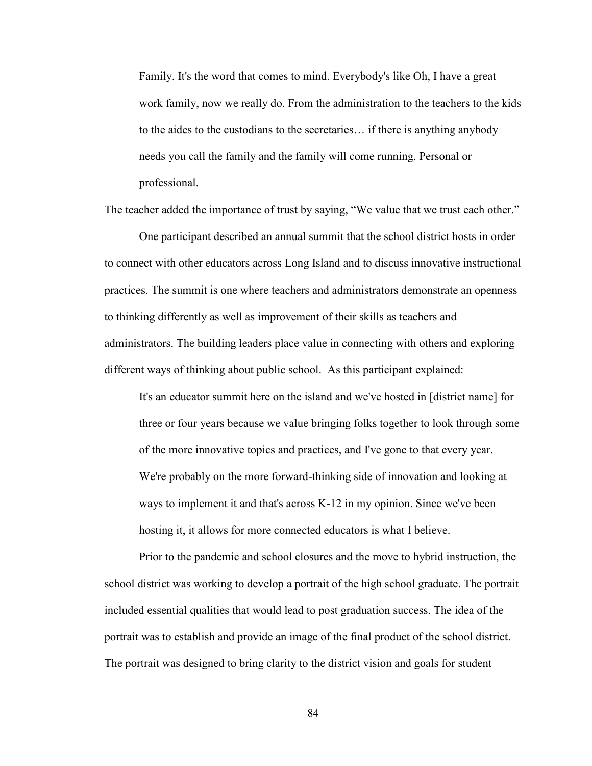> Family. It's the word that comes to mind. Everybody's like Oh, I have a great work family, now we really do. From the administration to the teachers to the kids to the aides to the custodians to the secretaries… if there is anything anybody needs you call the family and the family will come running. Personal or professional.

The teacher added the importance of trust by saying, "We value that we trust each other."

One participant described an annual summit that the school district hosts in order to connect with other educators across Long Island and to discuss innovative instructional practices. The summit is one where teachers and administrators demonstrate an openness to thinking differently as well as improvement of their skills as teachers and administrators. The building leaders place value in connecting with others and exploring different ways of thinking about public school. As this participant explained:

> It's an educator summit here on the island and we've hosted in [district name] for three or four years because we value bringing folks together to look through some of the more innovative topics and practices, and I've gone to that every year. We're probably on the more forward-thinking side of innovation and looking at ways to implement it and that's across K-12 in my opinion. Since we've been hosting it, it allows for more connected educators is what I believe.

Prior to the pandemic and school closures and the move to hybrid instruction, the school district was working to develop a portrait of the high school graduate. The portrait included essential qualities that would lead to post graduation success. The idea of the portrait was to establish and provide an image of the final product of the school district. The portrait was designed to bring clarity to the district vision and goals for student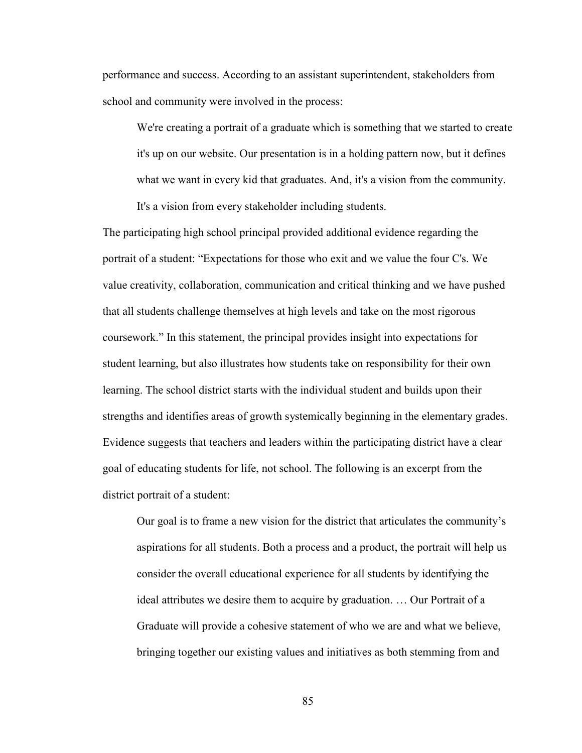performance and success. According to an assistant superintendent, stakeholders from school and community were involved in the process:

> We're creating a portrait of a graduate which is something that we started to create it's up on our website. Our presentation is in a holding pattern now, but it defines what we want in every kid that graduates. And, it's a vision from the community. It's a vision from every stakeholder including students.

The participating high school principal provided additional evidence regarding the portrait of a student: "Expectations for those who exit and we value the four C's. We value creativity, collaboration, communication and critical thinking and we have pushed that all students challenge themselves at high levels and take on the most rigorous coursework." In this statement, the principal provides insight into expectations for student learning, but also illustrates how students take on responsibility for their own learning. The school district starts with the individual student and builds upon their strengths and identifies areas of growth systemically beginning in the elementary grades. Evidence suggests that teachers and leaders within the participating district have a clear goal of educating students for life, not school. The following is an excerpt from the district portrait of a student:

> Our goal is to frame a new vision for the district that articulates the community's aspirations for all students. Both a process and a product, the portrait will help us consider the overall educational experience for all students by identifying the ideal attributes we desire them to acquire by graduation. … Our Portrait of a Graduate will provide a cohesive statement of who we are and what we believe, bringing together our existing values and initiatives as both stemming from and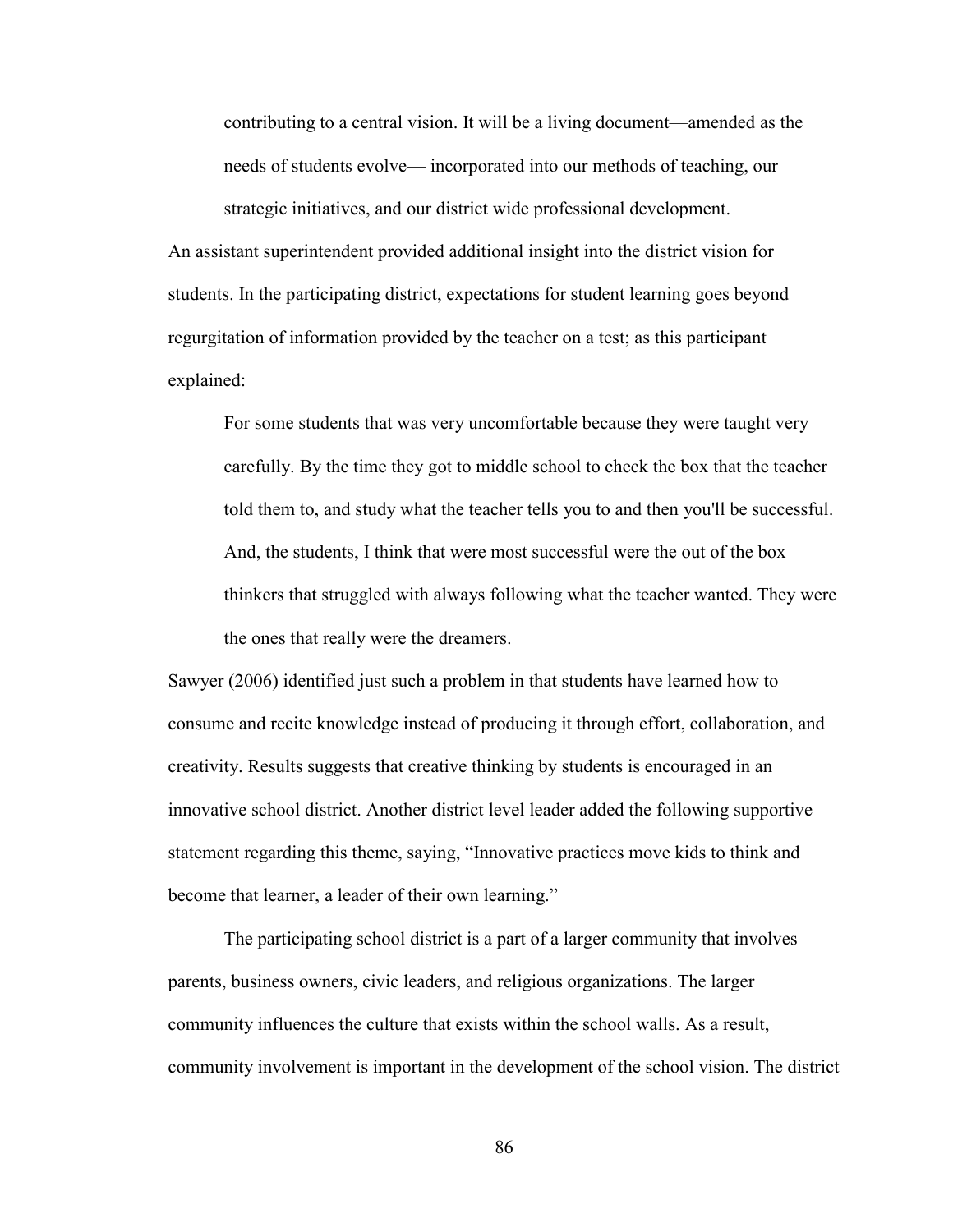> contributing to a central vision. It will be a living document—amended as the needs of students evolve— incorporated into our methods of teaching, our strategic initiatives, and our district wide professional development.

An assistant superintendent provided additional insight into the district vision for students. In the participating district, expectations for student learning goes beyond regurgitation of information provided by the teacher on a test; as this participant explained:

> For some students that was very uncomfortable because they were taught very carefully. By the time they got to middle school to check the box that the teacher told them to, and study what the teacher tells you to and then you'll be successful. And, the students, I think that were most successful were the out of the box thinkers that struggled with always following what the teacher wanted. They were the ones that really were the dreamers.

Sawyer (2006) identified just such a problem in that students have learned how to consume and recite knowledge instead of producing it through effort, collaboration, and creativity. Results suggests that creative thinking by students is encouraged in an innovative school district. Another district level leader added the following supportive statement regarding this theme, saying, "Innovative practices move kids to think and become that learner, a leader of their own learning."

The participating school district is a part of a larger community that involves parents, business owners, civic leaders, and religious organizations. The larger community influences the culture that exists within the school walls. As a result, community involvement is important in the development of the school vision. The district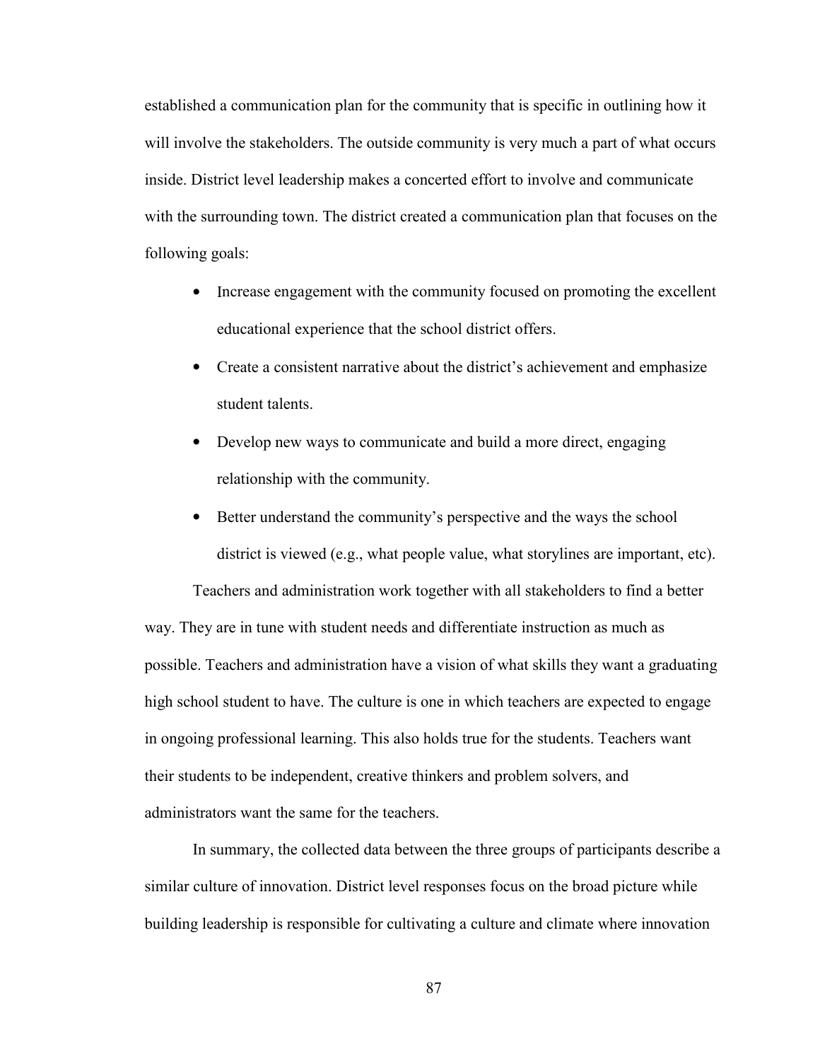established a communication plan for the community that is specific in outlining how it will involve the stakeholders. The outside community is very much a part of what occurs inside. District level leadership makes a concerted effort to involve and communicate with the surrounding town. The district created a communication plan that focuses on the following goals:

- Increase engagement with the community focused on promoting the excellent educational experience that the school district offers.
- Create a consistent narrative about the district's achievement and emphasize student talents.
- Develop new ways to communicate and build a more direct, engaging relationship with the community.
- Better understand the community's perspective and the ways the school district is viewed (e.g., what people value, what storylines are important, etc).

Teachers and administration work together with all stakeholders to find a better way. They are in tune with student needs and differentiate instruction as much as possible. Teachers and administration have a vision of what skills they want a graduating high school student to have. The culture is one in which teachers are expected to engage in ongoing professional learning. This also holds true for the students. Teachers want their students to be independent, creative thinkers and problem solvers, and administrators want the same for the teachers.

In summary, the collected data between the three groups of participants describe a similar culture of innovation. District level responses focus on the broad picture while building leadership is responsible for cultivating a culture and climate where innovation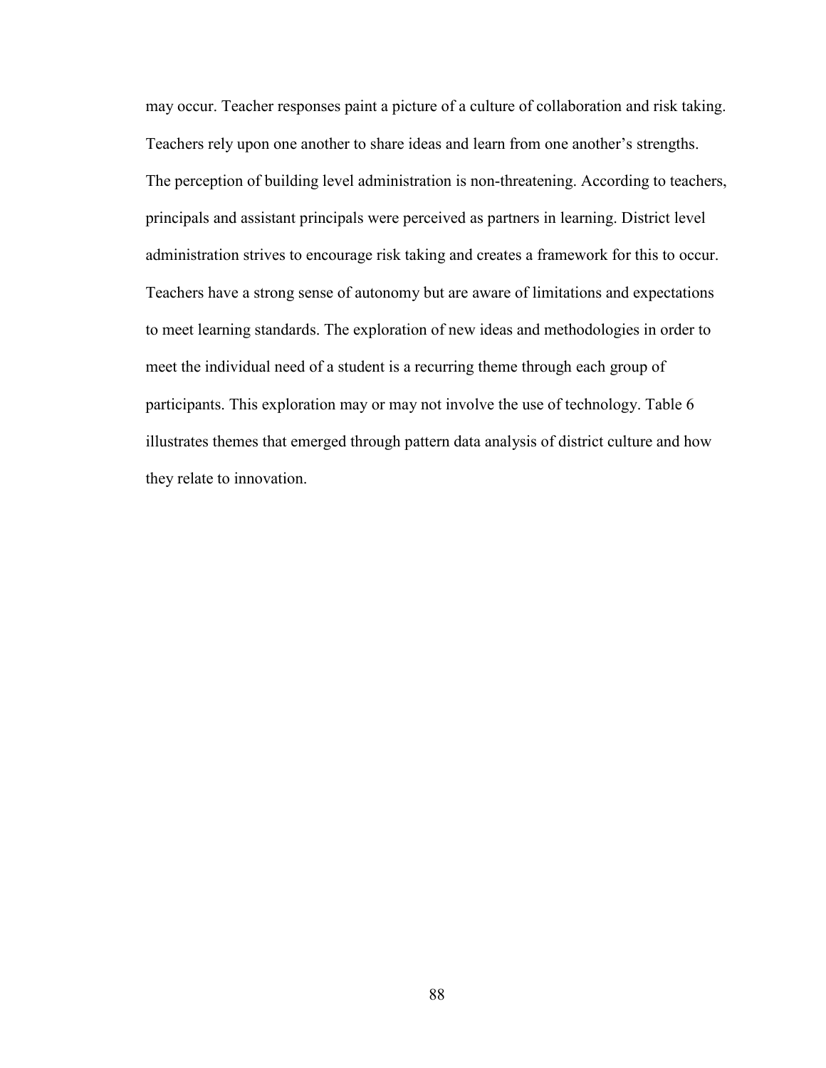may occur. Teacher responses paint a picture of a culture of collaboration and risk taking. Teachers rely upon one another to share ideas and learn from one another's strengths. The perception of building level administration is non-threatening. According to teachers, principals and assistant principals were perceived as partners in learning. District level administration strives to encourage risk taking and creates a framework for this to occur. Teachers have a strong sense of autonomy but are aware of limitations and expectations to meet learning standards. The exploration of new ideas and methodologies in order to meet the individual need of a student is a recurring theme through each group of participants. This exploration may or may not involve the use of technology. Table 6 illustrates themes that emerged through pattern data analysis of district culture and how they relate to innovation.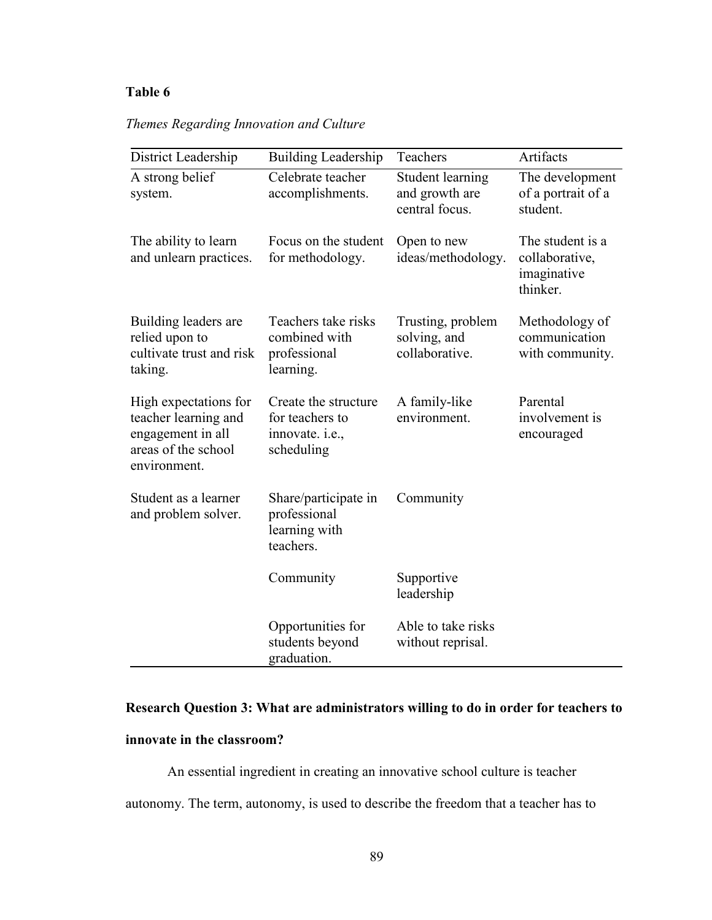**Table 6**

*Themes Regarding Innovation and Culture*

| District Leadership | Building Leadership | Teachers | Artifacts |
|---|---|---|---|
| A strong belief system. | Celebrate teacher accomplishments. | Student learning and growth are central focus. | The development of a portrait of a student. |
| The ability to learn and unlearn practices. | Focus on the student for methodology. | Open to new ideas/methodology. | The student is a collaborative, imaginative thinker. |
| Building leaders are relied upon to cultivate trust and risk taking. | Teachers take risks combined with professional learning. | Trusting, problem solving, and collaborative. | Methodology of communication with community. |
| High expectations for teacher learning and engagement in all areas of the school environment. | Create the structure for teachers to innovate. i.e., scheduling | A family-like environment. | Parental involvement is encouraged |
| Student as a learner and problem solver. | Share/participate in professional learning with teachers. | Community | |
| | Community | Supportive leadership | |
| | Opportunities for students beyond graduation. | Able to take risks without reprisal. | |

**Research Question 3: What are administrators willing to do in order for teachers to innovate in the classroom?**

An essential ingredient in creating an innovative school culture is teacher autonomy. The term, autonomy, is used to describe the freedom that a teacher has to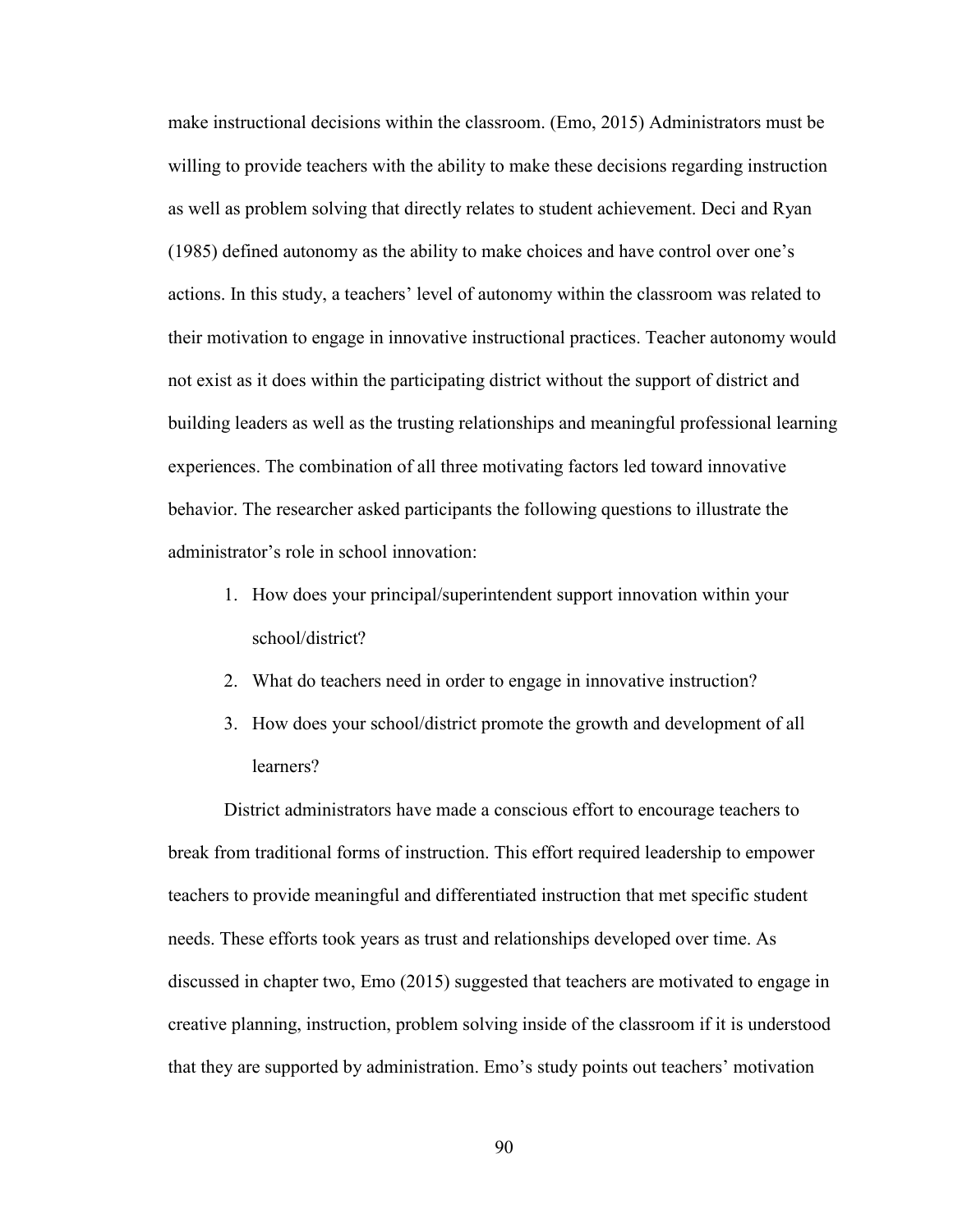make instructional decisions within the classroom. (Emo, 2015) Administrators must be willing to provide teachers with the ability to make these decisions regarding instruction as well as problem solving that directly relates to student achievement. Deci and Ryan (1985) defined autonomy as the ability to make choices and have control over one's actions. In this study, a teachers' level of autonomy within the classroom was related to their motivation to engage in innovative instructional practices. Teacher autonomy would not exist as it does within the participating district without the support of district and building leaders as well as the trusting relationships and meaningful professional learning experiences. The combination of all three motivating factors led toward innovative behavior. The researcher asked participants the following questions to illustrate the administrator's role in school innovation:

1. How does your principal/superintendent support innovation within your school/district?
2. What do teachers need in order to engage in innovative instruction?
3. How does your school/district promote the growth and development of all learners?

District administrators have made a conscious effort to encourage teachers to break from traditional forms of instruction. This effort required leadership to empower teachers to provide meaningful and differentiated instruction that met specific student needs. These efforts took years as trust and relationships developed over time. As discussed in chapter two, Emo (2015) suggested that teachers are motivated to engage in creative planning, instruction, problem solving inside of the classroom if it is understood that they are supported by administration. Emo's study points out teachers' motivation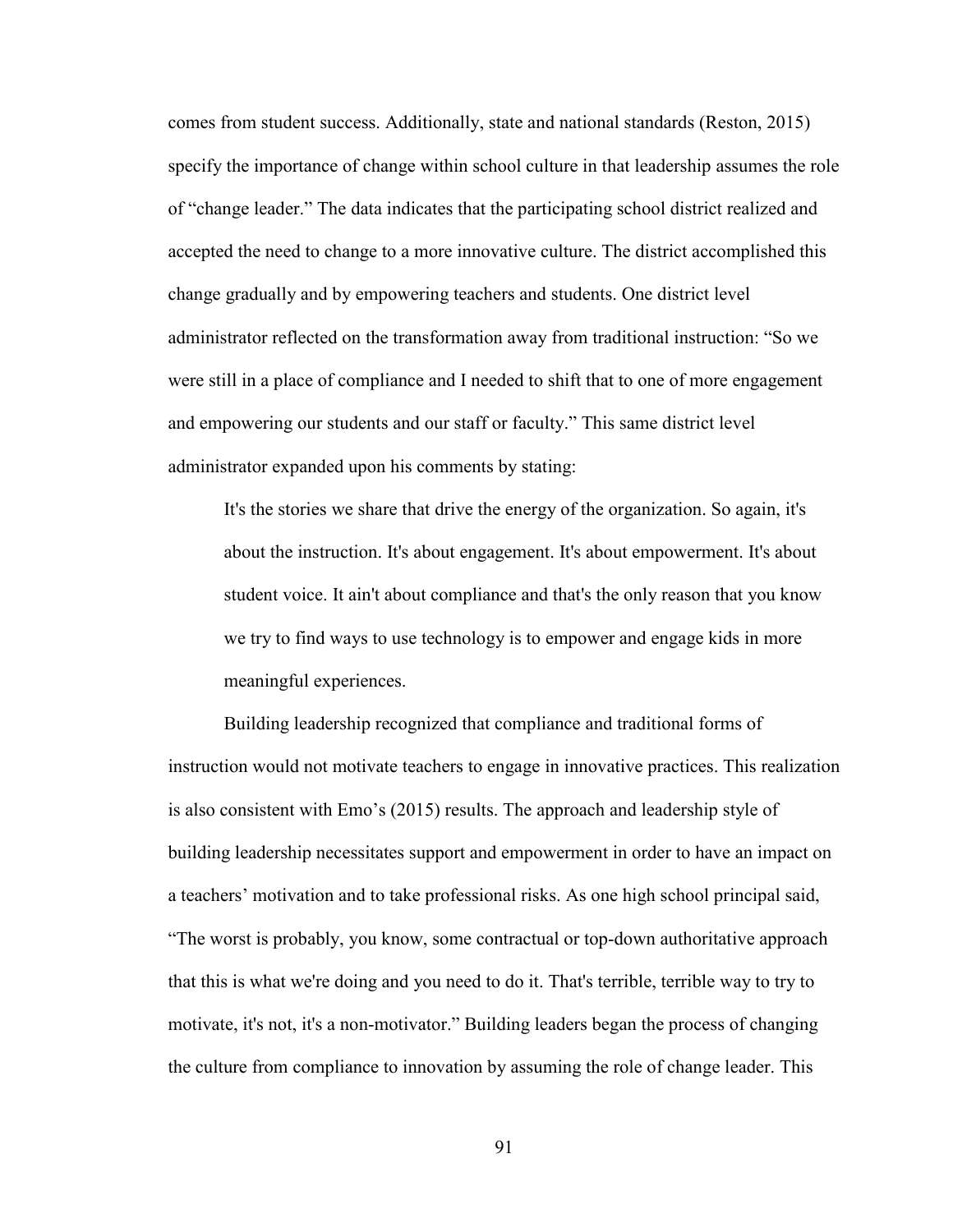comes from student success. Additionally, state and national standards (Reston, 2015) specify the importance of change within school culture in that leadership assumes the role of "change leader." The data indicates that the participating school district realized and accepted the need to change to a more innovative culture. The district accomplished this change gradually and by empowering teachers and students. One district level administrator reflected on the transformation away from traditional instruction: "So we were still in a place of compliance and I needed to shift that to one of more engagement and empowering our students and our staff or faculty." This same district level administrator expanded upon his comments by stating:

> It's the stories we share that drive the energy of the organization. So again, it's about the instruction. It's about engagement. It's about empowerment. It's about student voice. It ain't about compliance and that's the only reason that you know we try to find ways to use technology is to empower and engage kids in more meaningful experiences.

Building leadership recognized that compliance and traditional forms of instruction would not motivate teachers to engage in innovative practices. This realization is also consistent with Emo's (2015) results. The approach and leadership style of building leadership necessitates support and empowerment in order to have an impact on a teachers' motivation and to take professional risks. As one high school principal said, "The worst is probably, you know, some contractual or top-down authoritative approach that this is what we're doing and you need to do it. That's terrible, terrible way to try to motivate, it's not, it's a non-motivator." Building leaders began the process of changing the culture from compliance to innovation by assuming the role of change leader. This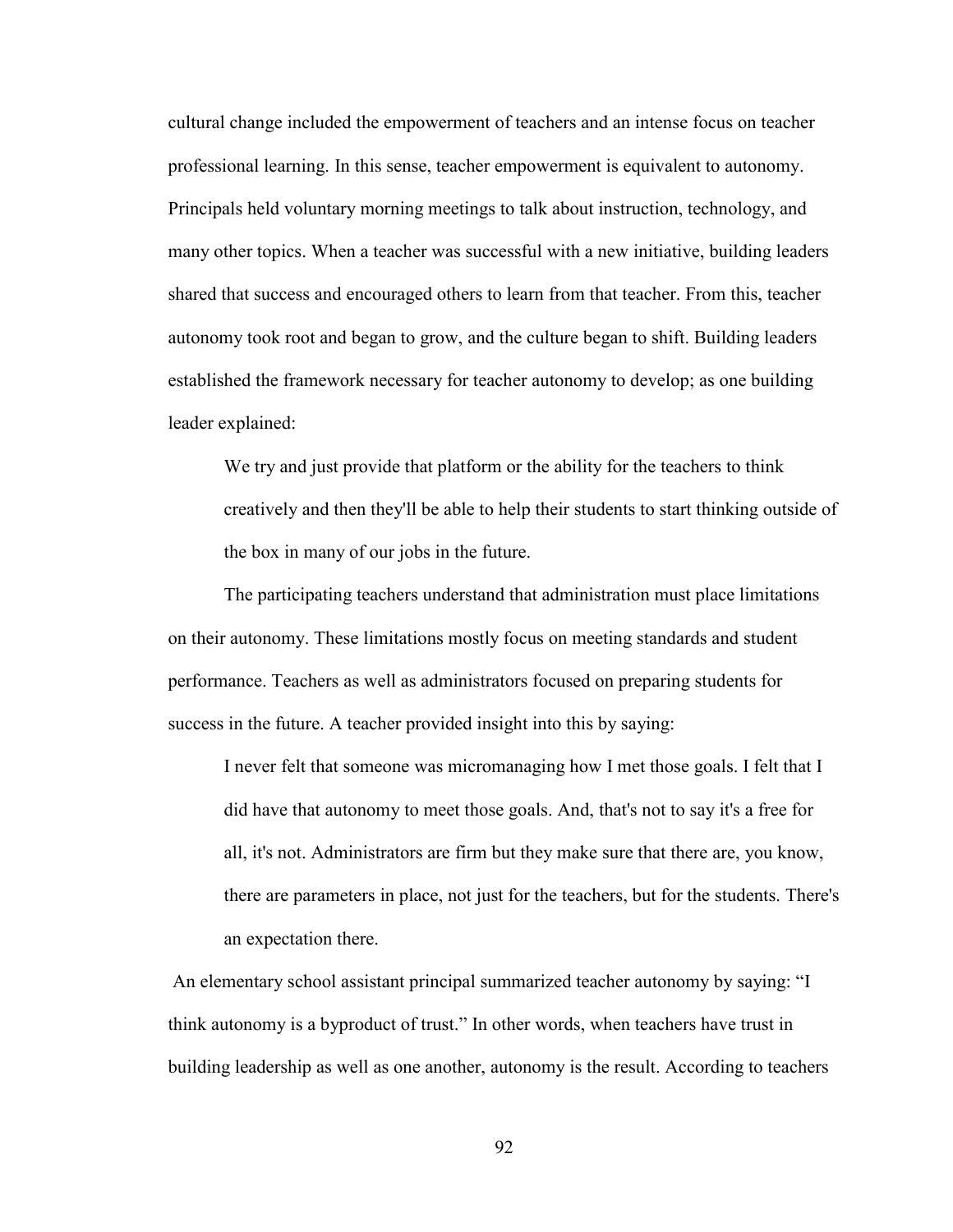cultural change included the empowerment of teachers and an intense focus on teacher professional learning. In this sense, teacher empowerment is equivalent to autonomy. Principals held voluntary morning meetings to talk about instruction, technology, and many other topics. When a teacher was successful with a new initiative, building leaders shared that success and encouraged others to learn from that teacher. From this, teacher autonomy took root and began to grow, and the culture began to shift. Building leaders established the framework necessary for teacher autonomy to develop; as one building leader explained:

> We try and just provide that platform or the ability for the teachers to think creatively and then they'll be able to help their students to start thinking outside of the box in many of our jobs in the future.

The participating teachers understand that administration must place limitations on their autonomy. These limitations mostly focus on meeting standards and student performance. Teachers as well as administrators focused on preparing students for success in the future. A teacher provided insight into this by saying:

> I never felt that someone was micromanaging how I met those goals. I felt that I did have that autonomy to meet those goals. And, that's not to say it's a free for all, it's not. Administrators are firm but they make sure that there are, you know, there are parameters in place, not just for the teachers, but for the students. There's an expectation there.

An elementary school assistant principal summarized teacher autonomy by saying: "I think autonomy is a byproduct of trust." In other words, when teachers have trust in building leadership as well as one another, autonomy is the result. According to teachers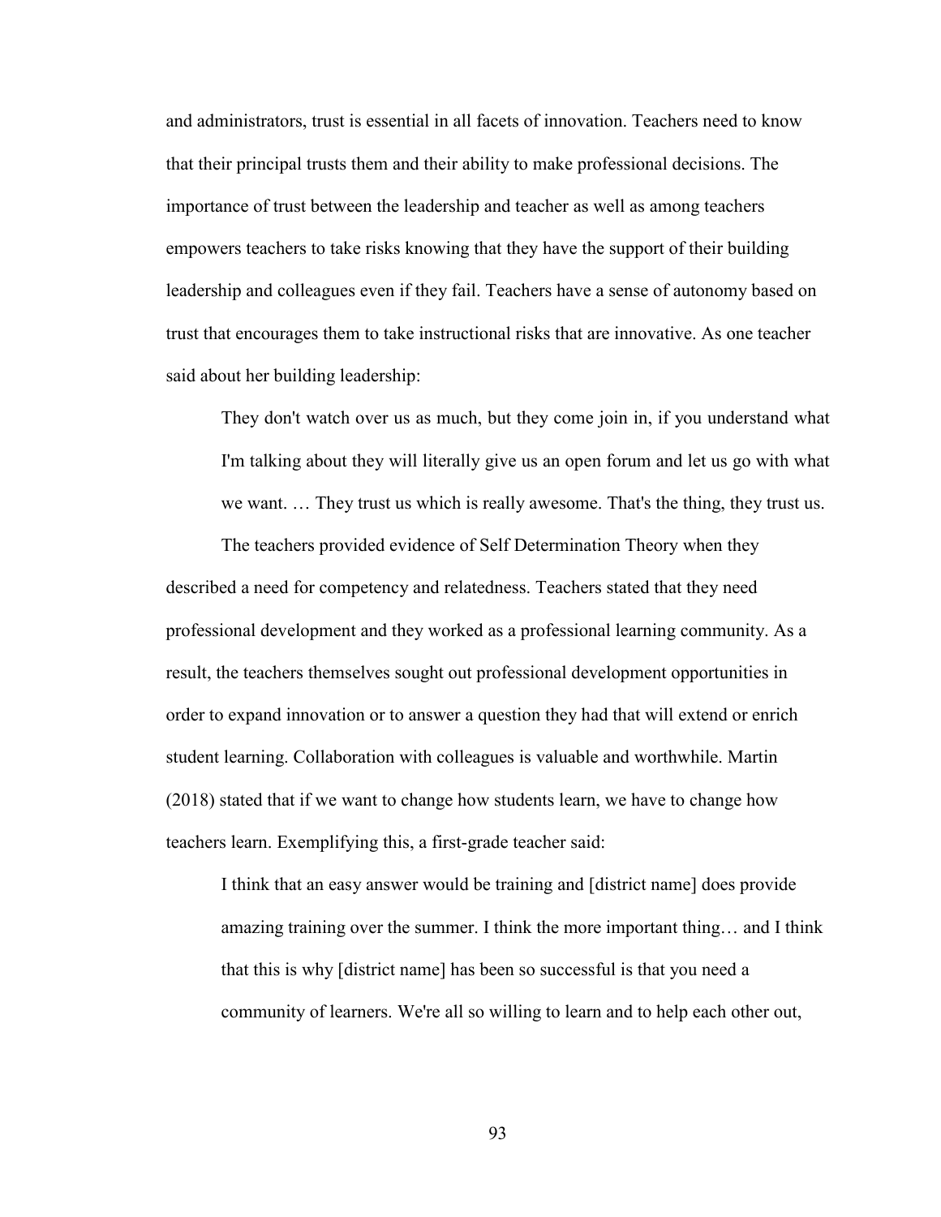and administrators, trust is essential in all facets of innovation. Teachers need to know that their principal trusts them and their ability to make professional decisions. The importance of trust between the leadership and teacher as well as among teachers empowers teachers to take risks knowing that they have the support of their building leadership and colleagues even if they fail. Teachers have a sense of autonomy based on trust that encourages them to take instructional risks that are innovative. As one teacher said about her building leadership:

> They don't watch over us as much, but they come join in, if you understand what I'm talking about they will literally give us an open forum and let us go with what we want. … They trust us which is really awesome. That's the thing, they trust us.

The teachers provided evidence of Self Determination Theory when they described a need for competency and relatedness. Teachers stated that they need professional development and they worked as a professional learning community. As a result, the teachers themselves sought out professional development opportunities in order to expand innovation or to answer a question they had that will extend or enrich student learning. Collaboration with colleagues is valuable and worthwhile. Martin (2018) stated that if we want to change how students learn, we have to change how teachers learn. Exemplifying this, a first-grade teacher said:

> I think that an easy answer would be training and [district name] does provide amazing training over the summer. I think the more important thing… and I think that this is why [district name] has been so successful is that you need a community of learners. We're all so willing to learn and to help each other out,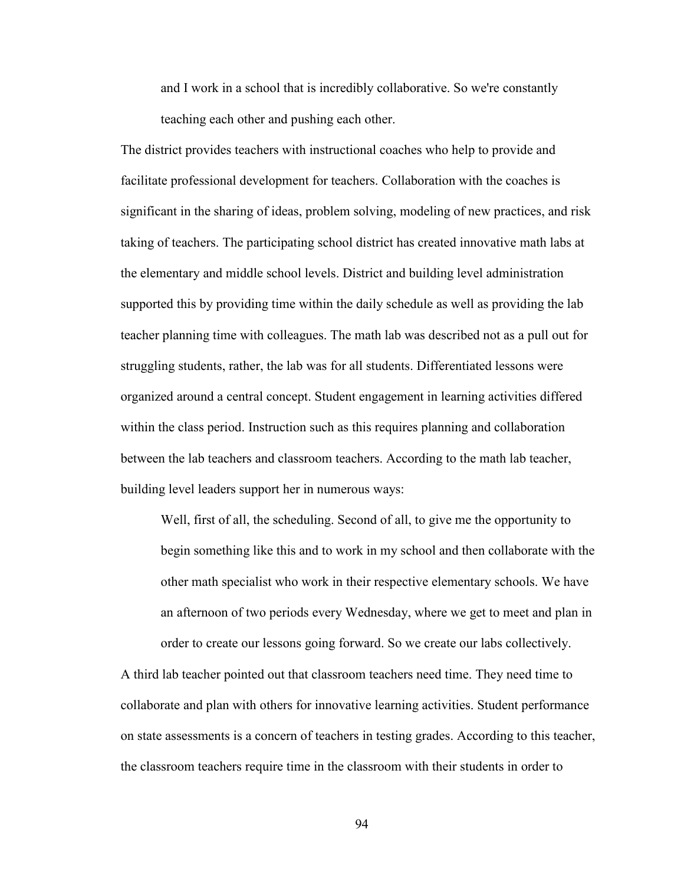> and I work in a school that is incredibly collaborative. So we're constantly teaching each other and pushing each other.

The district provides teachers with instructional coaches who help to provide and facilitate professional development for teachers. Collaboration with the coaches is significant in the sharing of ideas, problem solving, modeling of new practices, and risk taking of teachers. The participating school district has created innovative math labs at the elementary and middle school levels. District and building level administration supported this by providing time within the daily schedule as well as providing the lab teacher planning time with colleagues. The math lab was described not as a pull out for struggling students, rather, the lab was for all students. Differentiated lessons were organized around a central concept. Student engagement in learning activities differed within the class period. Instruction such as this requires planning and collaboration between the lab teachers and classroom teachers. According to the math lab teacher, building level leaders support her in numerous ways:

> Well, first of all, the scheduling. Second of all, to give me the opportunity to begin something like this and to work in my school and then collaborate with the other math specialist who work in their respective elementary schools. We have an afternoon of two periods every Wednesday, where we get to meet and plan in order to create our lessons going forward. So we create our labs collectively.

A third lab teacher pointed out that classroom teachers need time. They need time to collaborate and plan with others for innovative learning activities. Student performance on state assessments is a concern of teachers in testing grades. According to this teacher, the classroom teachers require time in the classroom with their students in order to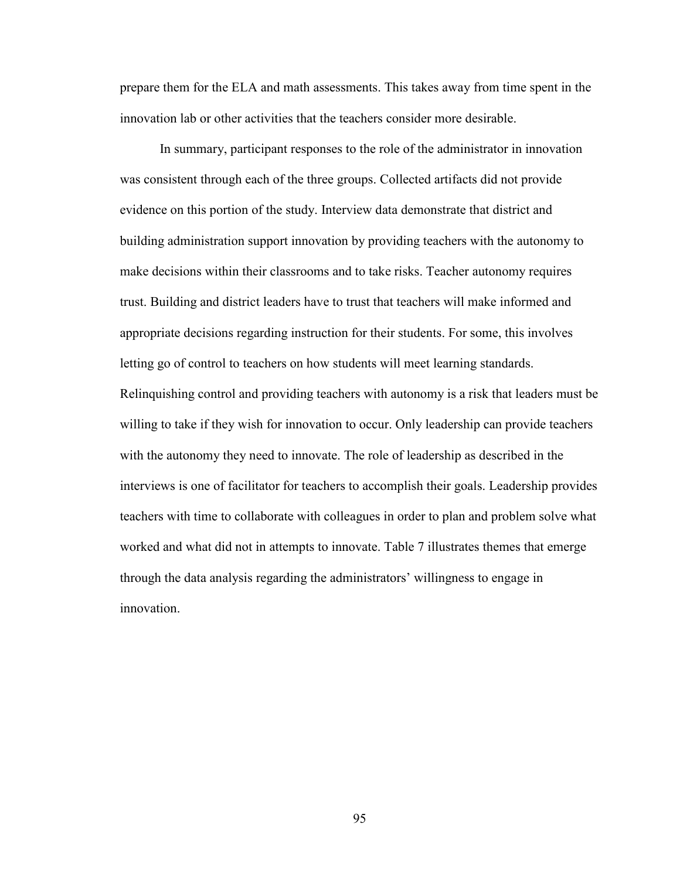prepare them for the ELA and math assessments. This takes away from time spent in the innovation lab or other activities that the teachers consider more desirable.

In summary, participant responses to the role of the administrator in innovation was consistent through each of the three groups. Collected artifacts did not provide evidence on this portion of the study. Interview data demonstrate that district and building administration support innovation by providing teachers with the autonomy to make decisions within their classrooms and to take risks. Teacher autonomy requires trust. Building and district leaders have to trust that teachers will make informed and appropriate decisions regarding instruction for their students. For some, this involves letting go of control to teachers on how students will meet learning standards. Relinquishing control and providing teachers with autonomy is a risk that leaders must be willing to take if they wish for innovation to occur. Only leadership can provide teachers with the autonomy they need to innovate. The role of leadership as described in the interviews is one of facilitator for teachers to accomplish their goals. Leadership provides teachers with time to collaborate with colleagues in order to plan and problem solve what worked and what did not in attempts to innovate. Table 7 illustrates themes that emerge through the data analysis regarding the administrators' willingness to engage in innovation.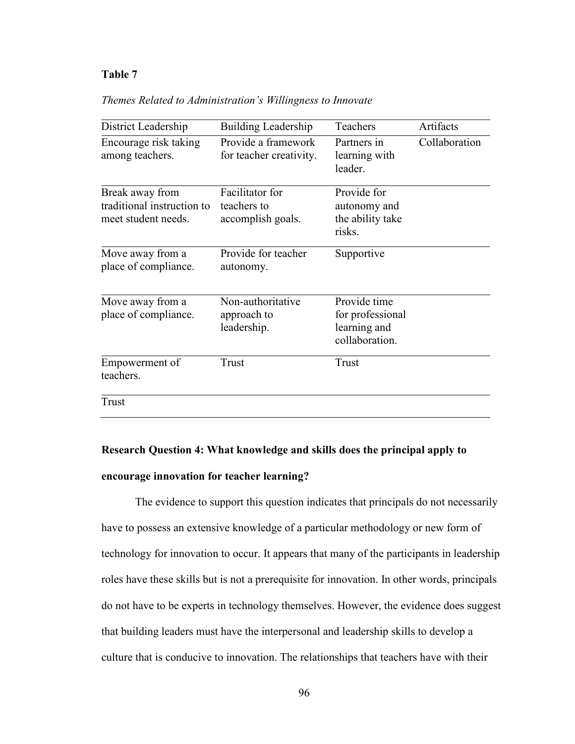**Table 7**

*Themes Related to Administration's Willingness to Innovate*

| District Leadership | Building Leadership | Teachers | Artifacts |
|---|---|---|---|
| Encourage risk taking among teachers. | Provide a framework for teacher creativity. | Partners in learning with leader. | Collaboration |
| Break away from traditional instruction to meet student needs. | Facilitator for teachers to accomplish goals. | Provide for autonomy and the ability take risks. | |
| Move away from a place of compliance. | Provide for teacher autonomy. | Supportive | |
| Move away from a place of compliance. | Non-authoritative approach to leadership. | Provide time for professional learning and collaboration. | |
| Empowerment of teachers. | Trust | Trust | |
| Trust | | | |

**Research Question 4: What knowledge and skills does the principal apply to encourage innovation for teacher learning?**

The evidence to support this question indicates that principals do not necessarily have to possess an extensive knowledge of a particular methodology or new form of technology for innovation to occur. It appears that many of the participants in leadership roles have these skills but is not a prerequisite for innovation. In other words, principals do not have to be experts in technology themselves. However, the evidence does suggest that building leaders must have the interpersonal and leadership skills to develop a culture that is conducive to innovation. The relationships that teachers have with their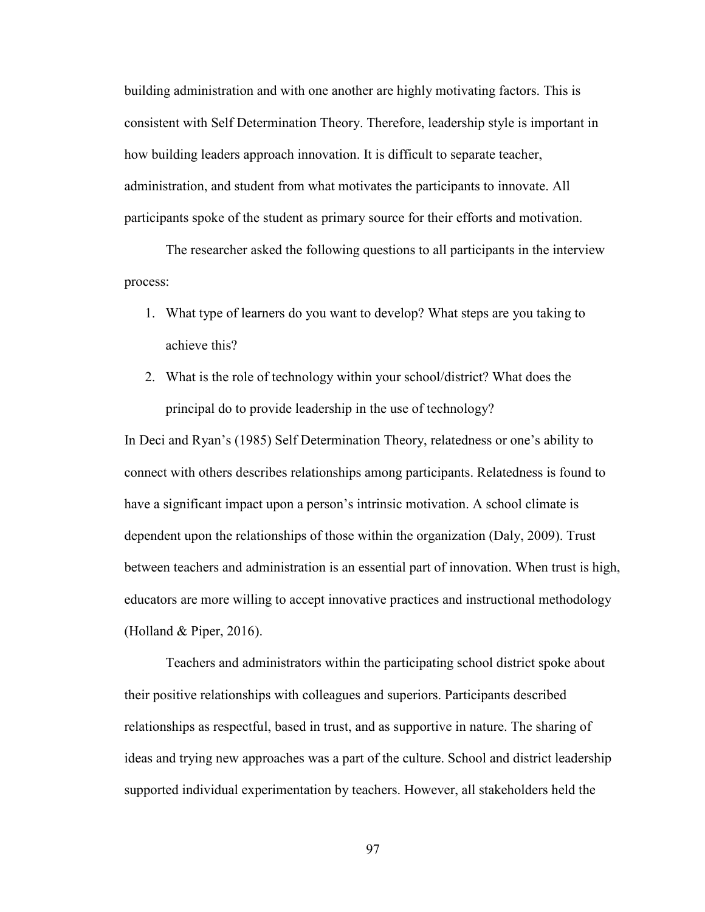building administration and with one another are highly motivating factors. This is consistent with Self Determination Theory. Therefore, leadership style is important in how building leaders approach innovation. It is difficult to separate teacher, administration, and student from what motivates the participants to innovate. All participants spoke of the student as primary source for their efforts and motivation.

The researcher asked the following questions to all participants in the interview process:

1. What type of learners do you want to develop? What steps are you taking to achieve this?
2. What is the role of technology within your school/district? What does the principal do to provide leadership in the use of technology?

In Deci and Ryan's (1985) Self Determination Theory, relatedness or one's ability to connect with others describes relationships among participants. Relatedness is found to have a significant impact upon a person's intrinsic motivation. A school climate is dependent upon the relationships of those within the organization (Daly, 2009). Trust between teachers and administration is an essential part of innovation. When trust is high, educators are more willing to accept innovative practices and instructional methodology (Holland & Piper, 2016).

Teachers and administrators within the participating school district spoke about their positive relationships with colleagues and superiors. Participants described relationships as respectful, based in trust, and as supportive in nature. The sharing of ideas and trying new approaches was a part of the culture. School and district leadership supported individual experimentation by teachers. However, all stakeholders held the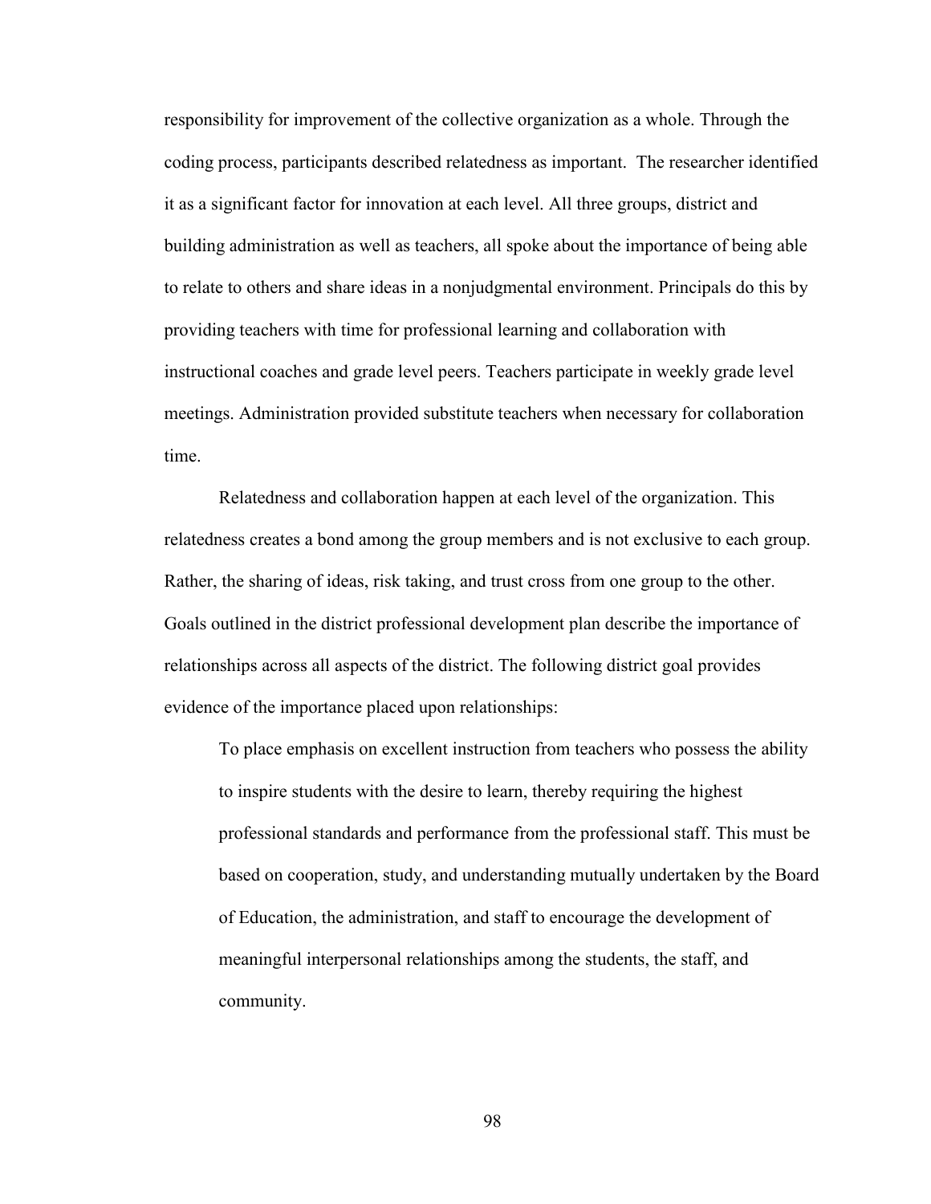responsibility for improvement of the collective organization as a whole. Through the coding process, participants described relatedness as important. The researcher identified it as a significant factor for innovation at each level. All three groups, district and building administration as well as teachers, all spoke about the importance of being able to relate to others and share ideas in a nonjudgmental environment. Principals do this by providing teachers with time for professional learning and collaboration with instructional coaches and grade level peers. Teachers participate in weekly grade level meetings. Administration provided substitute teachers when necessary for collaboration time.

Relatedness and collaboration happen at each level of the organization. This relatedness creates a bond among the group members and is not exclusive to each group. Rather, the sharing of ideas, risk taking, and trust cross from one group to the other. Goals outlined in the district professional development plan describe the importance of relationships across all aspects of the district. The following district goal provides evidence of the importance placed upon relationships:

> To place emphasis on excellent instruction from teachers who possess the ability to inspire students with the desire to learn, thereby requiring the highest professional standards and performance from the professional staff. This must be based on cooperation, study, and understanding mutually undertaken by the Board of Education, the administration, and staff to encourage the development of meaningful interpersonal relationships among the students, the staff, and community.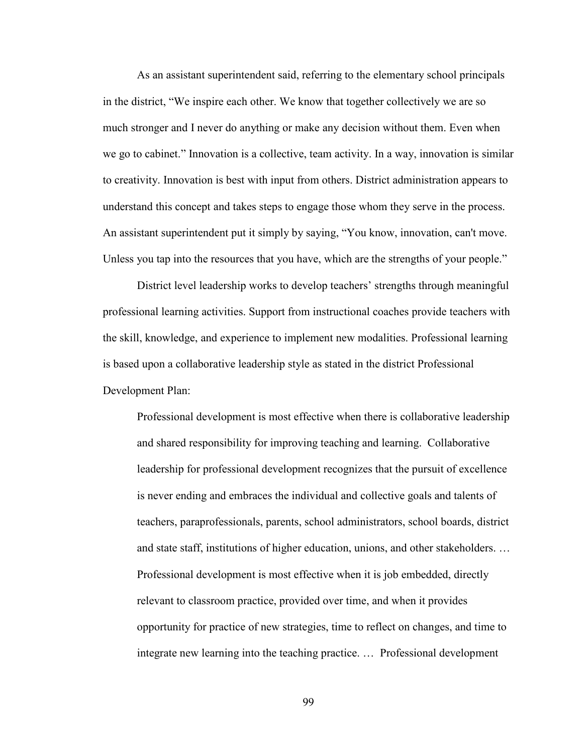As an assistant superintendent said, referring to the elementary school principals in the district, "We inspire each other. We know that together collectively we are so much stronger and I never do anything or make any decision without them. Even when we go to cabinet." Innovation is a collective, team activity. In a way, innovation is similar to creativity. Innovation is best with input from others. District administration appears to understand this concept and takes steps to engage those whom they serve in the process. An assistant superintendent put it simply by saying, "You know, innovation, can't move. Unless you tap into the resources that you have, which are the strengths of your people."

District level leadership works to develop teachers' strengths through meaningful professional learning activities. Support from instructional coaches provide teachers with the skill, knowledge, and experience to implement new modalities. Professional learning is based upon a collaborative leadership style as stated in the district Professional Development Plan:

> Professional development is most effective when there is collaborative leadership and shared responsibility for improving teaching and learning. Collaborative leadership for professional development recognizes that the pursuit of excellence is never ending and embraces the individual and collective goals and talents of teachers, paraprofessionals, parents, school administrators, school boards, district and state staff, institutions of higher education, unions, and other stakeholders. … Professional development is most effective when it is job embedded, directly relevant to classroom practice, provided over time, and when it provides opportunity for practice of new strategies, time to reflect on changes, and time to integrate new learning into the teaching practice. … Professional development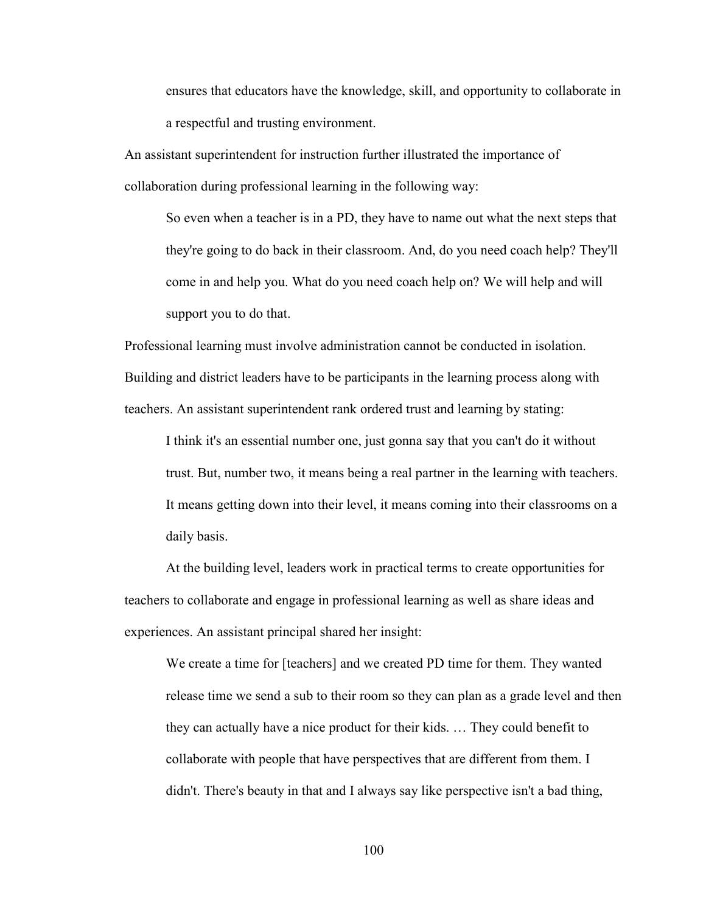> ensures that educators have the knowledge, skill, and opportunity to collaborate in a respectful and trusting environment.

An assistant superintendent for instruction further illustrated the importance of collaboration during professional learning in the following way:

> So even when a teacher is in a PD, they have to name out what the next steps that they're going to do back in their classroom. And, do you need coach help? They'll come in and help you. What do you need coach help on? We will help and will support you to do that.

Professional learning must involve administration cannot be conducted in isolation. Building and district leaders have to be participants in the learning process along with teachers. An assistant superintendent rank ordered trust and learning by stating:

> I think it's an essential number one, just gonna say that you can't do it without trust. But, number two, it means being a real partner in the learning with teachers. It means getting down into their level, it means coming into their classrooms on a daily basis.

At the building level, leaders work in practical terms to create opportunities for teachers to collaborate and engage in professional learning as well as share ideas and experiences. An assistant principal shared her insight:

> We create a time for [teachers] and we created PD time for them. They wanted release time we send a sub to their room so they can plan as a grade level and then they can actually have a nice product for their kids. … They could benefit to collaborate with people that have perspectives that are different from them. I didn't. There's beauty in that and I always say like perspective isn't a bad thing,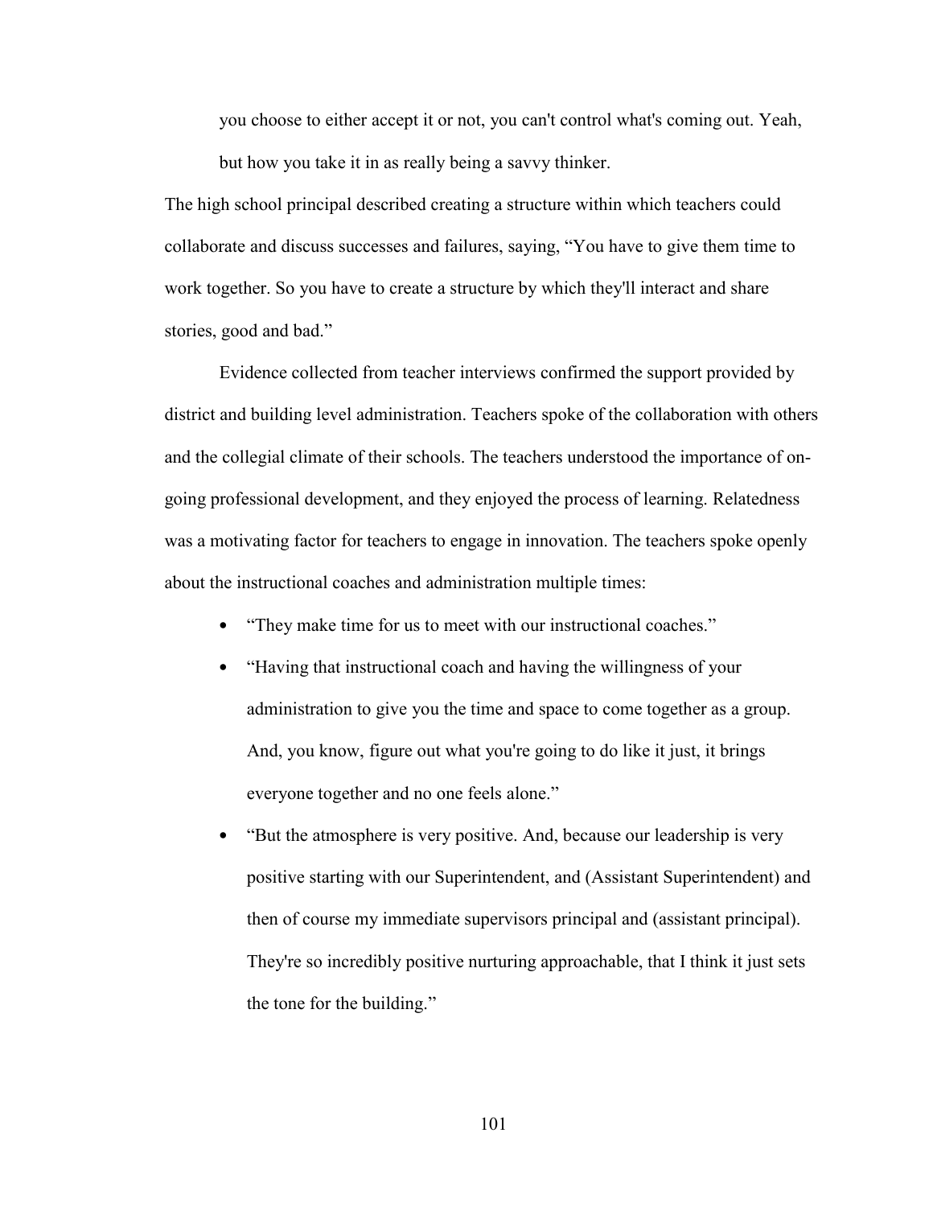> you choose to either accept it or not, you can't control what's coming out. Yeah, but how you take it in as really being a savvy thinker.

The high school principal described creating a structure within which teachers could collaborate and discuss successes and failures, saying, "You have to give them time to work together. So you have to create a structure by which they'll interact and share stories, good and bad."

Evidence collected from teacher interviews confirmed the support provided by district and building level administration. Teachers spoke of the collaboration with others and the collegial climate of their schools. The teachers understood the importance of on-going professional development, and they enjoyed the process of learning. Relatedness was a motivating factor for teachers to engage in innovation. The teachers spoke openly about the instructional coaches and administration multiple times:

- "They make time for us to meet with our instructional coaches."
- "Having that instructional coach and having the willingness of your administration to give you the time and space to come together as a group. And, you know, figure out what you're going to do like it just, it brings everyone together and no one feels alone."
- "But the atmosphere is very positive. And, because our leadership is very positive starting with our Superintendent, and (Assistant Superintendent) and then of course my immediate supervisors principal and (assistant principal). They're so incredibly positive nurturing approachable, that I think it just sets the tone for the building."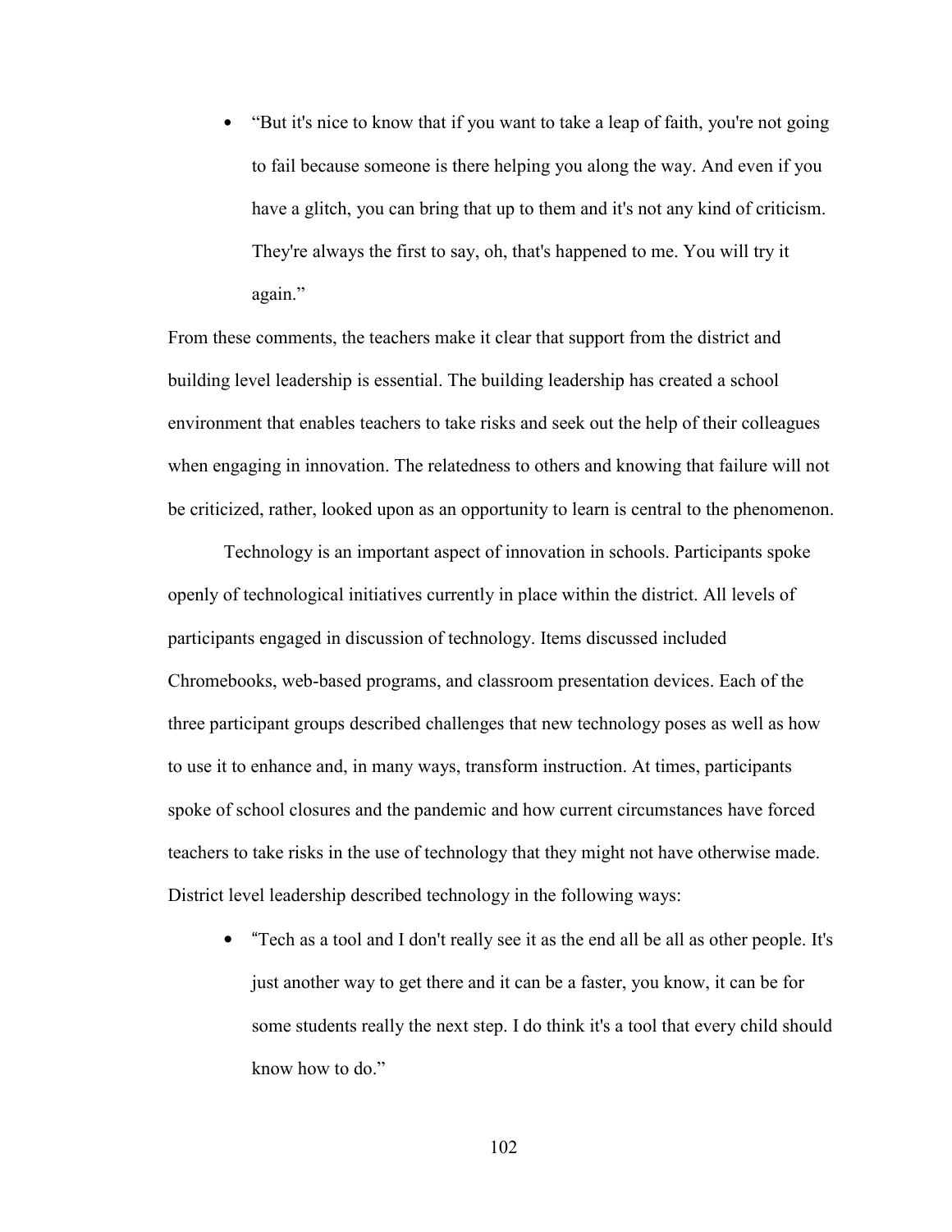- "But it's nice to know that if you want to take a leap of faith, you're not going to fail because someone is there helping you along the way. And even if you have a glitch, you can bring that up to them and it's not any kind of criticism. They're always the first to say, oh, that's happened to me. You will try it again."

From these comments, the teachers make it clear that support from the district and building level leadership is essential. The building leadership has created a school environment that enables teachers to take risks and seek out the help of their colleagues when engaging in innovation. The relatedness to others and knowing that failure will not be criticized, rather, looked upon as an opportunity to learn is central to the phenomenon.

Technology is an important aspect of innovation in schools. Participants spoke openly of technological initiatives currently in place within the district. All levels of participants engaged in discussion of technology. Items discussed included Chromebooks, web-based programs, and classroom presentation devices. Each of the three participant groups described challenges that new technology poses as well as how to use it to enhance and, in many ways, transform instruction. At times, participants spoke of school closures and the pandemic and how current circumstances have forced teachers to take risks in the use of technology that they might not have otherwise made. District level leadership described technology in the following ways:

- "Tech as a tool and I don't really see it as the end all be all as other people. It's just another way to get there and it can be a faster, you know, it can be for some students really the next step. I do think it's a tool that every child should know how to do."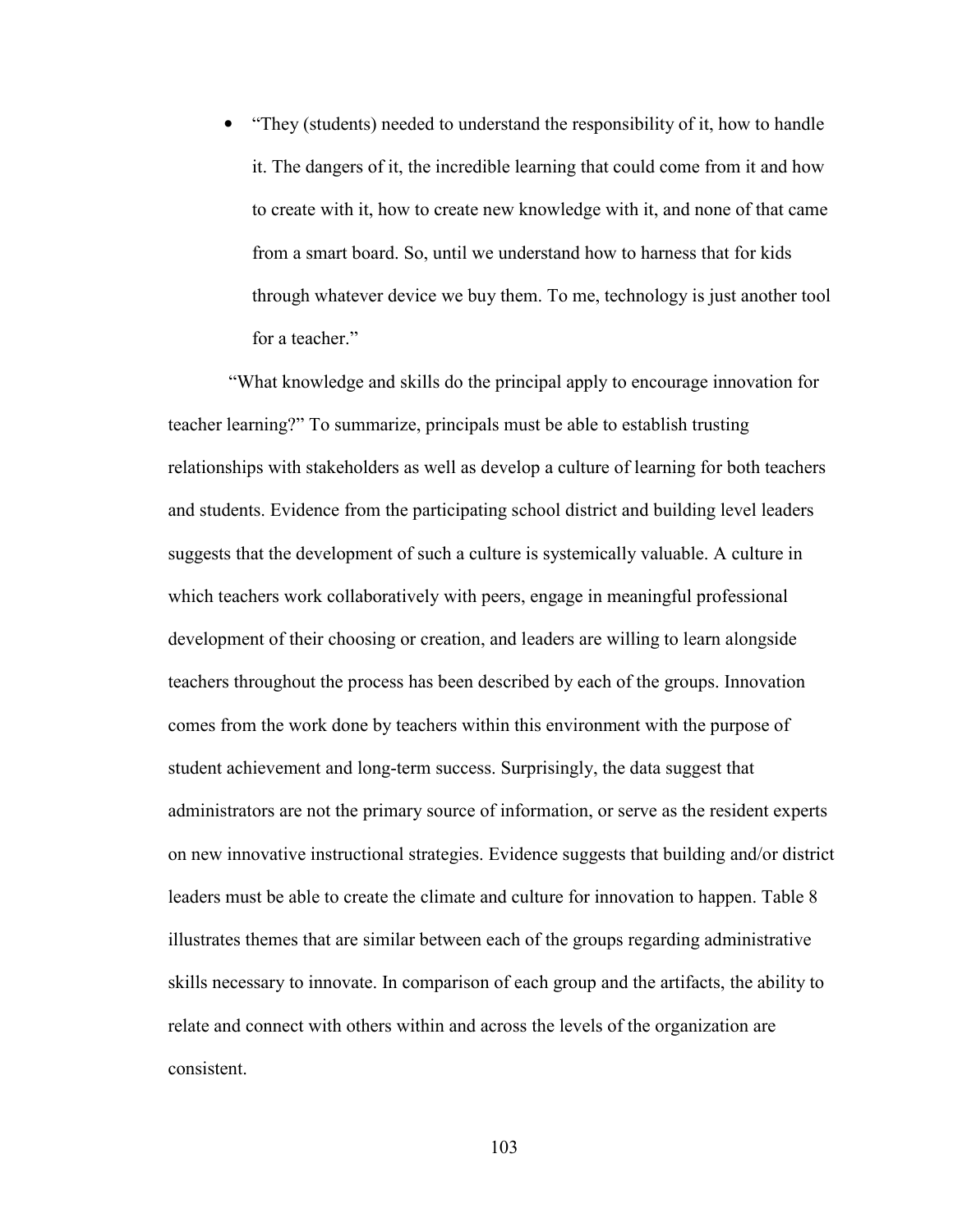- "They (students) needed to understand the responsibility of it, how to handle it. The dangers of it, the incredible learning that could come from it and how to create with it, how to create new knowledge with it, and none of that came from a smart board. So, until we understand how to harness that for kids through whatever device we buy them. To me, technology is just another tool for a teacher."

"What knowledge and skills do the principal apply to encourage innovation for teacher learning?" To summarize, principals must be able to establish trusting relationships with stakeholders as well as develop a culture of learning for both teachers and students. Evidence from the participating school district and building level leaders suggests that the development of such a culture is systemically valuable. A culture in which teachers work collaboratively with peers, engage in meaningful professional development of their choosing or creation, and leaders are willing to learn alongside teachers throughout the process has been described by each of the groups. Innovation comes from the work done by teachers within this environment with the purpose of student achievement and long-term success. Surprisingly, the data suggest that administrators are not the primary source of information, or serve as the resident experts on new innovative instructional strategies. Evidence suggests that building and/or district leaders must be able to create the climate and culture for innovation to happen. Table 8 illustrates themes that are similar between each of the groups regarding administrative skills necessary to innovate. In comparison of each group and the artifacts, the ability to relate and connect with others within and across the levels of the organization are consistent.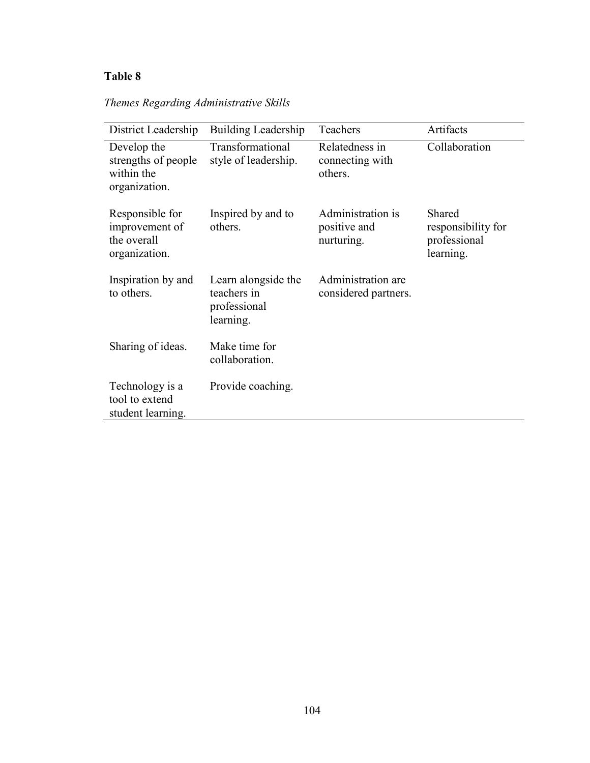**Table 8**

*Themes Regarding Administrative Skills*

| District Leadership | Building Leadership | Teachers | Artifacts |
|---|---|---|---|
| Develop the strengths of people within the organization. | Transformational style of leadership. | Relatedness in connecting with others. | Collaboration |
| Responsible for improvement of the overall organization. | Inspired by and to others. | Administration is positive and nurturing. | Shared responsibility for professional learning. |
| Inspiration by and to others. | Learn alongside the teachers in professional learning. | Administration are considered partners. | |
| Sharing of ideas. | Make time for collaboration. | | |
| Technology is a tool to extend student learning. | Provide coaching. | | |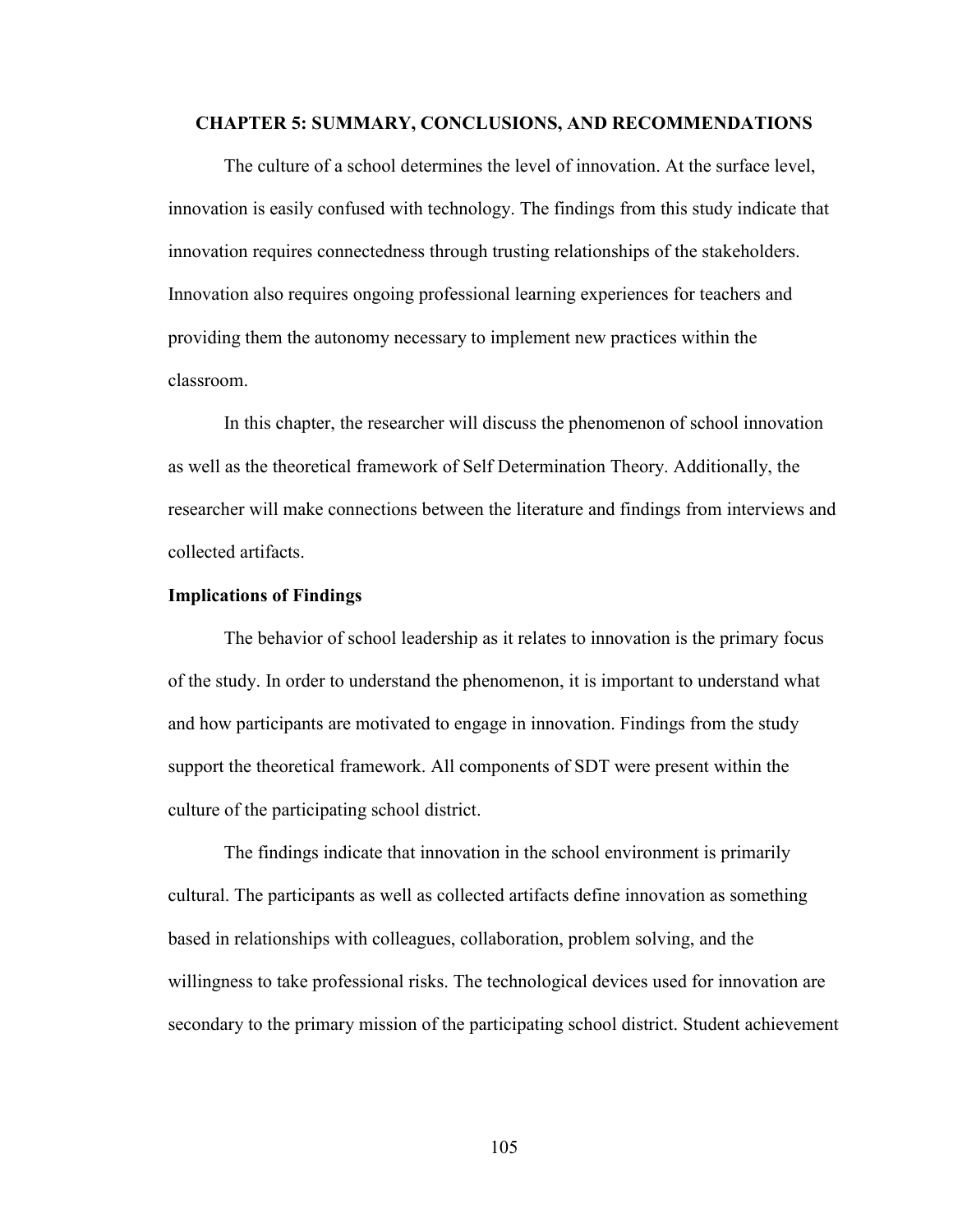# CHAPTER 5: SUMMARY, CONCLUSIONS, AND RECOMMENDATIONS

The culture of a school determines the level of innovation. At the surface level, innovation is easily confused with technology. The findings from this study indicate that innovation requires connectedness through trusting relationships of the stakeholders. Innovation also requires ongoing professional learning experiences for teachers and providing them the autonomy necessary to implement new practices within the classroom.

In this chapter, the researcher will discuss the phenomenon of school innovation as well as the theoretical framework of Self Determination Theory. Additionally, the researcher will make connections between the literature and findings from interviews and collected artifacts.

## Implications of Findings

The behavior of school leadership as it relates to innovation is the primary focus of the study. In order to understand the phenomenon, it is important to understand what and how participants are motivated to engage in innovation. Findings from the study support the theoretical framework. All components of SDT were present within the culture of the participating school district.

The findings indicate that innovation in the school environment is primarily cultural. The participants as well as collected artifacts define innovation as something based in relationships with colleagues, collaboration, problem solving, and the willingness to take professional risks. The technological devices used for innovation are secondary to the primary mission of the participating school district. Student achievement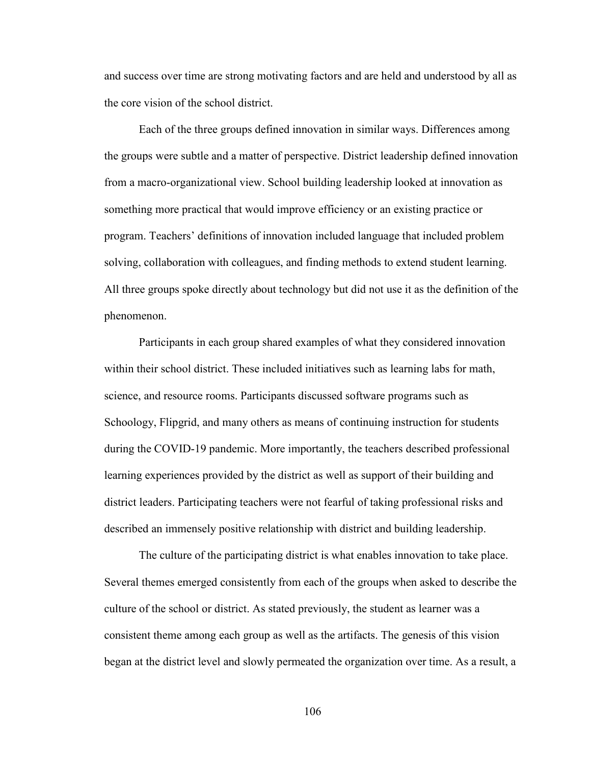and success over time are strong motivating factors and are held and understood by all as the core vision of the school district.

Each of the three groups defined innovation in similar ways. Differences among the groups were subtle and a matter of perspective. District leadership defined innovation from a macro-organizational view. School building leadership looked at innovation as something more practical that would improve efficiency or an existing practice or program. Teachers' definitions of innovation included language that included problem solving, collaboration with colleagues, and finding methods to extend student learning. All three groups spoke directly about technology but did not use it as the definition of the phenomenon.

Participants in each group shared examples of what they considered innovation within their school district. These included initiatives such as learning labs for math, science, and resource rooms. Participants discussed software programs such as Schoology, Flipgrid, and many others as means of continuing instruction for students during the COVID-19 pandemic. More importantly, the teachers described professional learning experiences provided by the district as well as support of their building and district leaders. Participating teachers were not fearful of taking professional risks and described an immensely positive relationship with district and building leadership.

The culture of the participating district is what enables innovation to take place. Several themes emerged consistently from each of the groups when asked to describe the culture of the school or district. As stated previously, the student as learner was a consistent theme among each group as well as the artifacts. The genesis of this vision began at the district level and slowly permeated the organization over time. As a result, a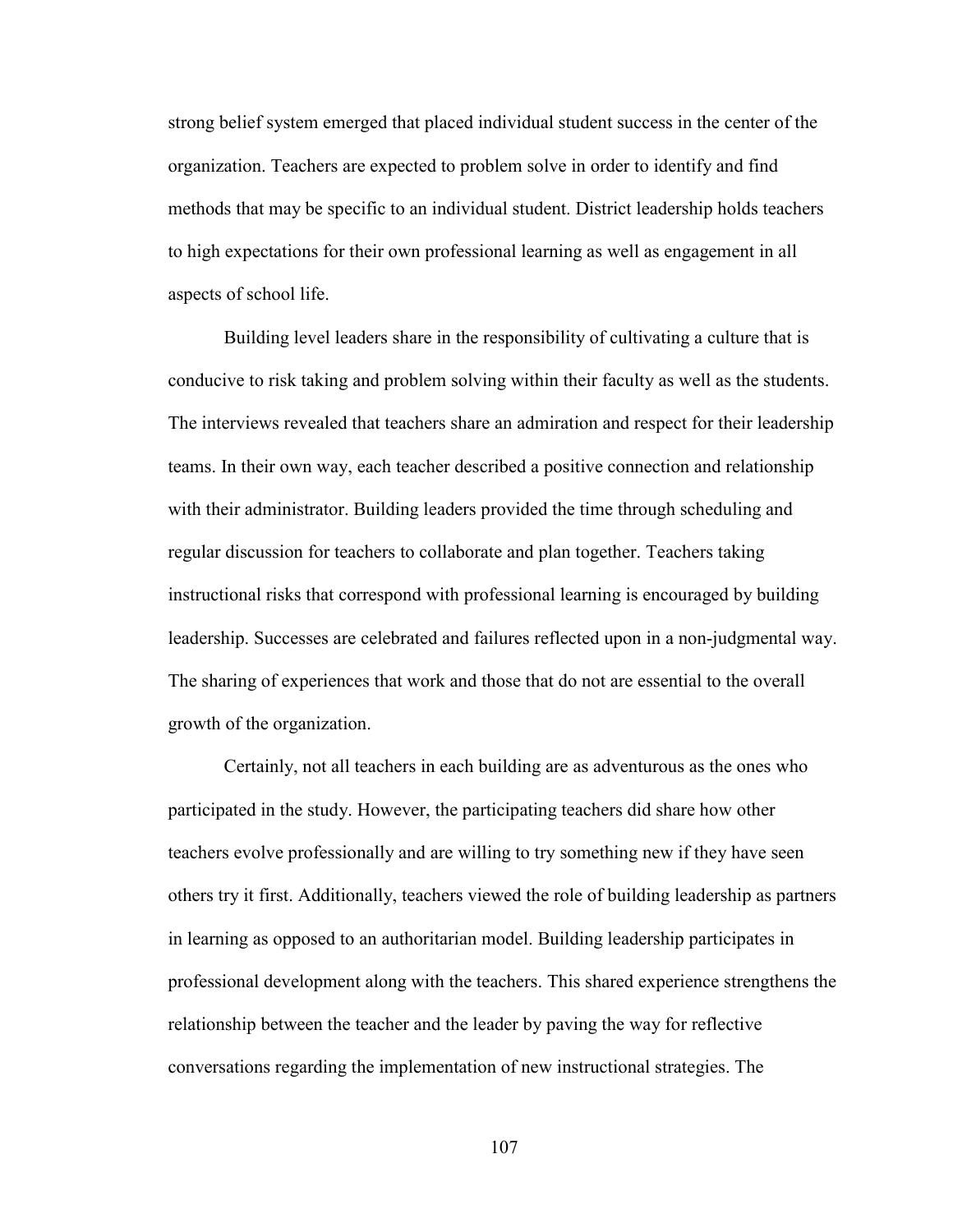strong belief system emerged that placed individual student success in the center of the organization. Teachers are expected to problem solve in order to identify and find methods that may be specific to an individual student. District leadership holds teachers to high expectations for their own professional learning as well as engagement in all aspects of school life.

Building level leaders share in the responsibility of cultivating a culture that is conducive to risk taking and problem solving within their faculty as well as the students. The interviews revealed that teachers share an admiration and respect for their leadership teams. In their own way, each teacher described a positive connection and relationship with their administrator. Building leaders provided the time through scheduling and regular discussion for teachers to collaborate and plan together. Teachers taking instructional risks that correspond with professional learning is encouraged by building leadership. Successes are celebrated and failures reflected upon in a non-judgmental way. The sharing of experiences that work and those that do not are essential to the overall growth of the organization.

Certainly, not all teachers in each building are as adventurous as the ones who participated in the study. However, the participating teachers did share how other teachers evolve professionally and are willing to try something new if they have seen others try it first. Additionally, teachers viewed the role of building leadership as partners in learning as opposed to an authoritarian model. Building leadership participates in professional development along with the teachers. This shared experience strengthens the relationship between the teacher and the leader by paving the way for reflective conversations regarding the implementation of new instructional strategies. The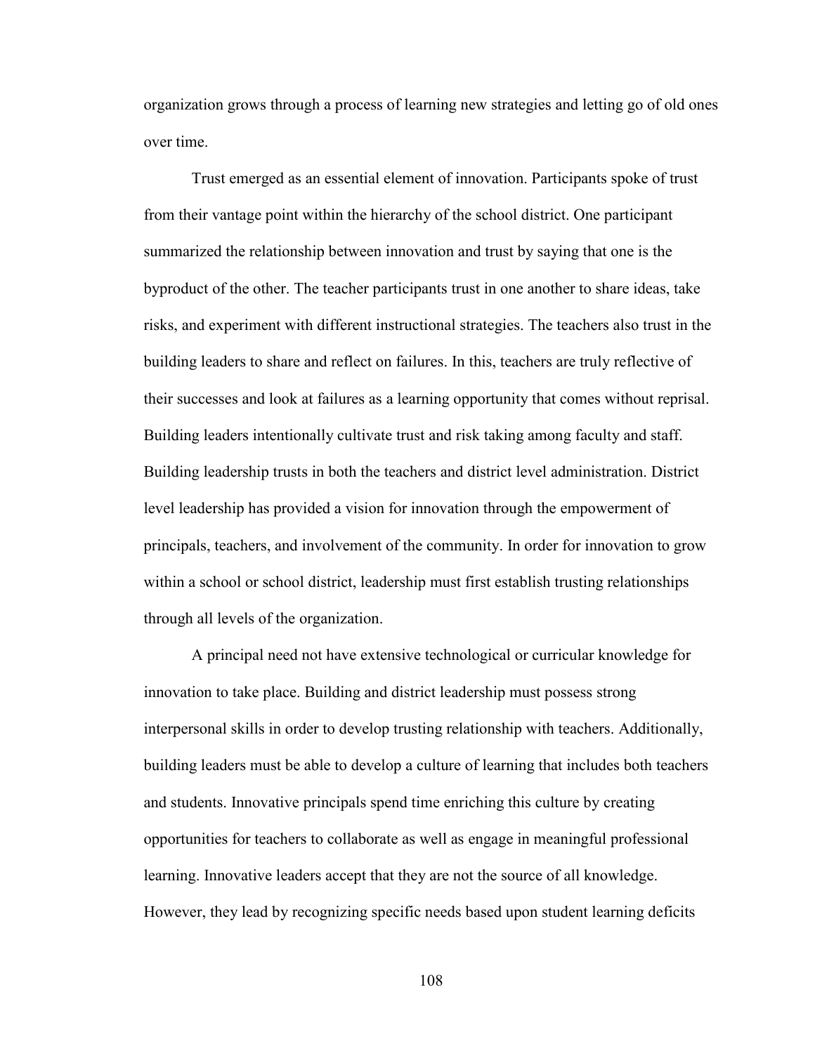organization grows through a process of learning new strategies and letting go of old ones over time.

Trust emerged as an essential element of innovation. Participants spoke of trust from their vantage point within the hierarchy of the school district. One participant summarized the relationship between innovation and trust by saying that one is the byproduct of the other. The teacher participants trust in one another to share ideas, take risks, and experiment with different instructional strategies. The teachers also trust in the building leaders to share and reflect on failures. In this, teachers are truly reflective of their successes and look at failures as a learning opportunity that comes without reprisal. Building leaders intentionally cultivate trust and risk taking among faculty and staff. Building leadership trusts in both the teachers and district level administration. District level leadership has provided a vision for innovation through the empowerment of principals, teachers, and involvement of the community. In order for innovation to grow within a school or school district, leadership must first establish trusting relationships through all levels of the organization.

A principal need not have extensive technological or curricular knowledge for innovation to take place. Building and district leadership must possess strong interpersonal skills in order to develop trusting relationship with teachers. Additionally, building leaders must be able to develop a culture of learning that includes both teachers and students. Innovative principals spend time enriching this culture by creating opportunities for teachers to collaborate as well as engage in meaningful professional learning. Innovative leaders accept that they are not the source of all knowledge. However, they lead by recognizing specific needs based upon student learning deficits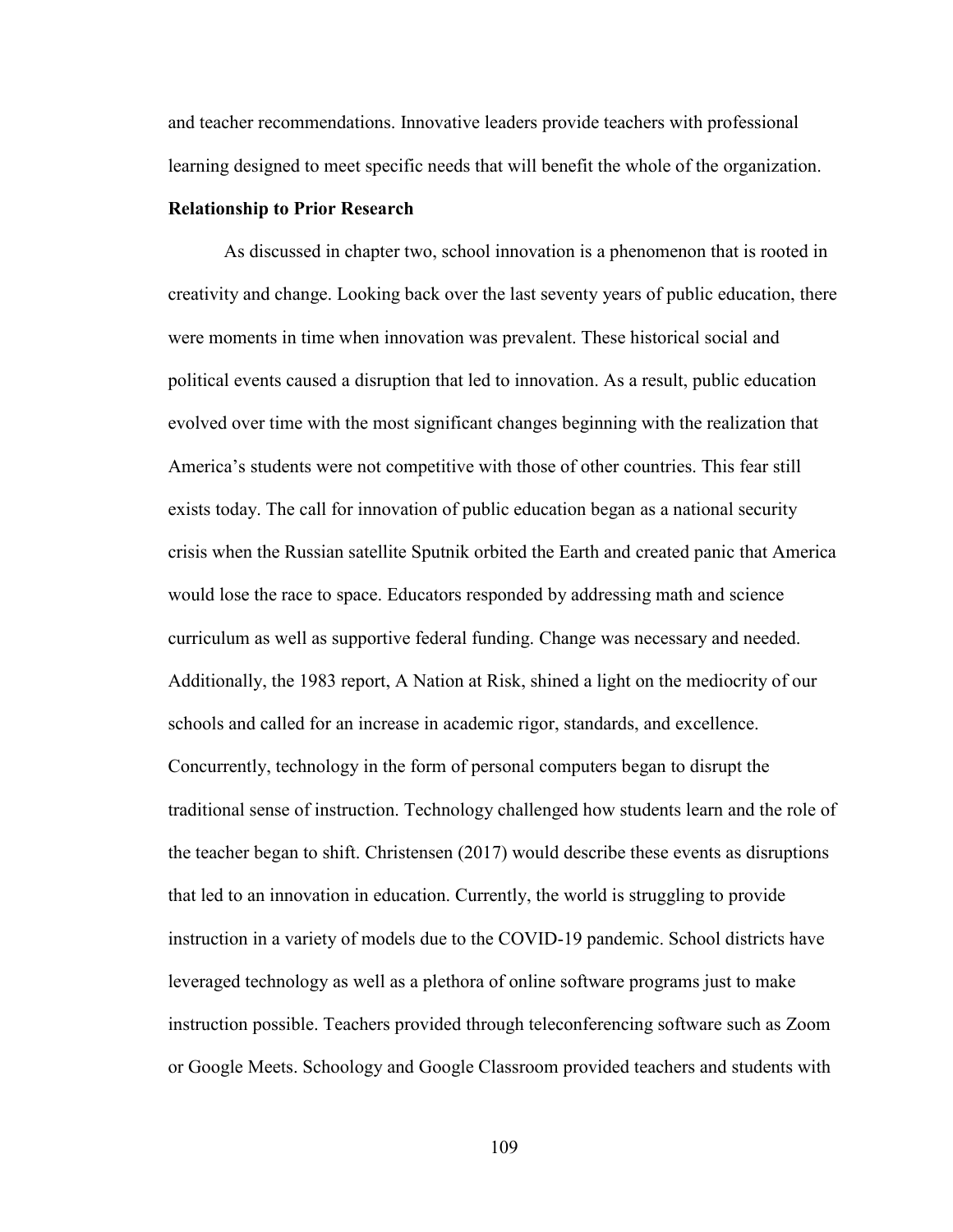and teacher recommendations. Innovative leaders provide teachers with professional learning designed to meet specific needs that will benefit the whole of the organization.

**Relationship to Prior Research**

As discussed in chapter two, school innovation is a phenomenon that is rooted in creativity and change. Looking back over the last seventy years of public education, there were moments in time when innovation was prevalent. These historical social and political events caused a disruption that led to innovation. As a result, public education evolved over time with the most significant changes beginning with the realization that America's students were not competitive with those of other countries. This fear still exists today. The call for innovation of public education began as a national security crisis when the Russian satellite Sputnik orbited the Earth and created panic that America would lose the race to space. Educators responded by addressing math and science curriculum as well as supportive federal funding. Change was necessary and needed. Additionally, the 1983 report, A Nation at Risk, shined a light on the mediocrity of our schools and called for an increase in academic rigor, standards, and excellence. Concurrently, technology in the form of personal computers began to disrupt the traditional sense of instruction. Technology challenged how students learn and the role of the teacher began to shift. Christensen (2017) would describe these events as disruptions that led to an innovation in education. Currently, the world is struggling to provide instruction in a variety of models due to the COVID-19 pandemic. School districts have leveraged technology as well as a plethora of online software programs just to make instruction possible. Teachers provided through teleconferencing software such as Zoom or Google Meets. Schoology and Google Classroom provided teachers and students with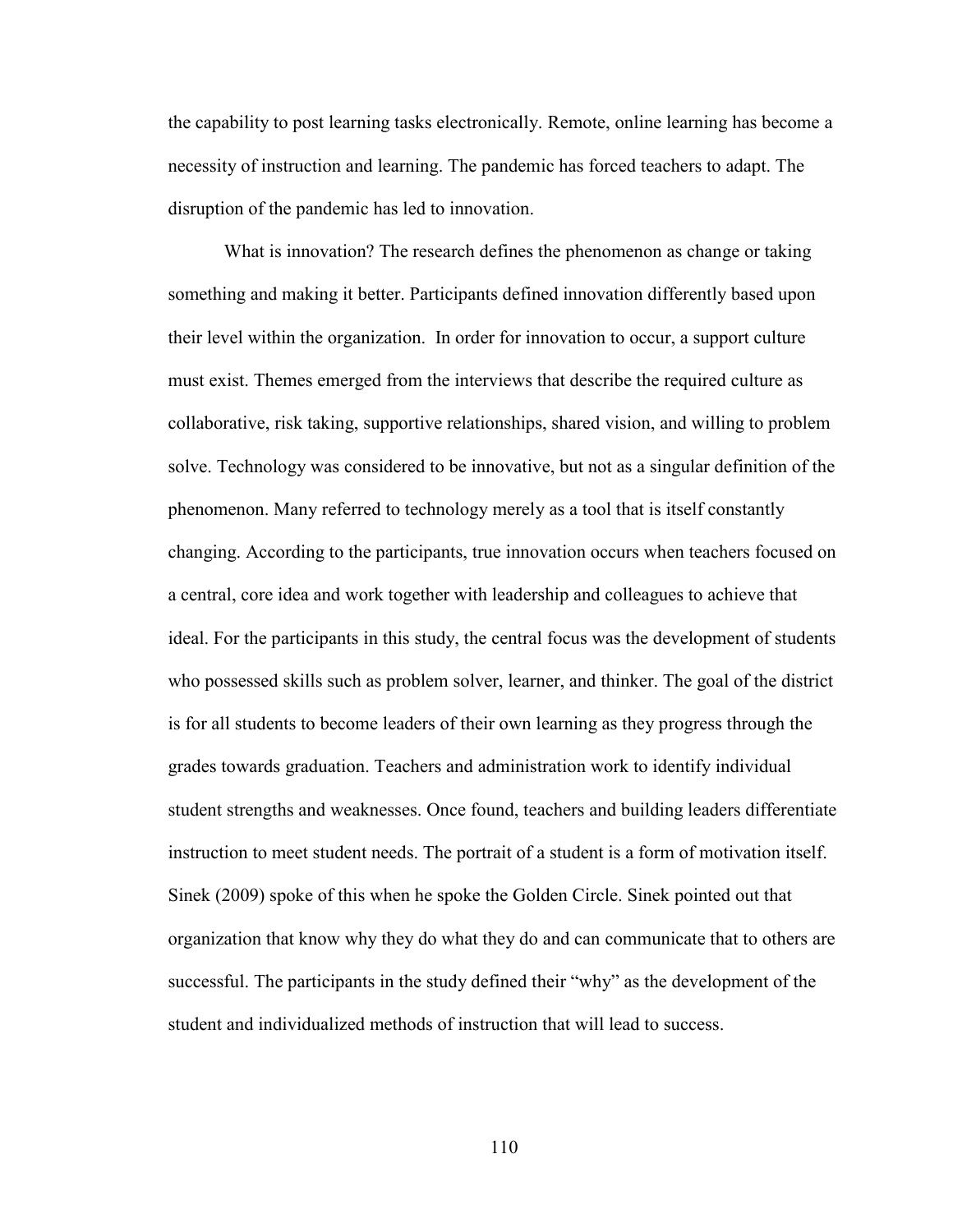the capability to post learning tasks electronically. Remote, online learning has become a necessity of instruction and learning. The pandemic has forced teachers to adapt. The disruption of the pandemic has led to innovation.

What is innovation? The research defines the phenomenon as change or taking something and making it better. Participants defined innovation differently based upon their level within the organization. In order for innovation to occur, a support culture must exist. Themes emerged from the interviews that describe the required culture as collaborative, risk taking, supportive relationships, shared vision, and willing to problem solve. Technology was considered to be innovative, but not as a singular definition of the phenomenon. Many referred to technology merely as a tool that is itself constantly changing. According to the participants, true innovation occurs when teachers focused on a central, core idea and work together with leadership and colleagues to achieve that ideal. For the participants in this study, the central focus was the development of students who possessed skills such as problem solver, learner, and thinker. The goal of the district is for all students to become leaders of their own learning as they progress through the grades towards graduation. Teachers and administration work to identify individual student strengths and weaknesses. Once found, teachers and building leaders differentiate instruction to meet student needs. The portrait of a student is a form of motivation itself. Sinek (2009) spoke of this when he spoke the Golden Circle. Sinek pointed out that organization that know why they do what they do and can communicate that to others are successful. The participants in the study defined their "why" as the development of the student and individualized methods of instruction that will lead to success.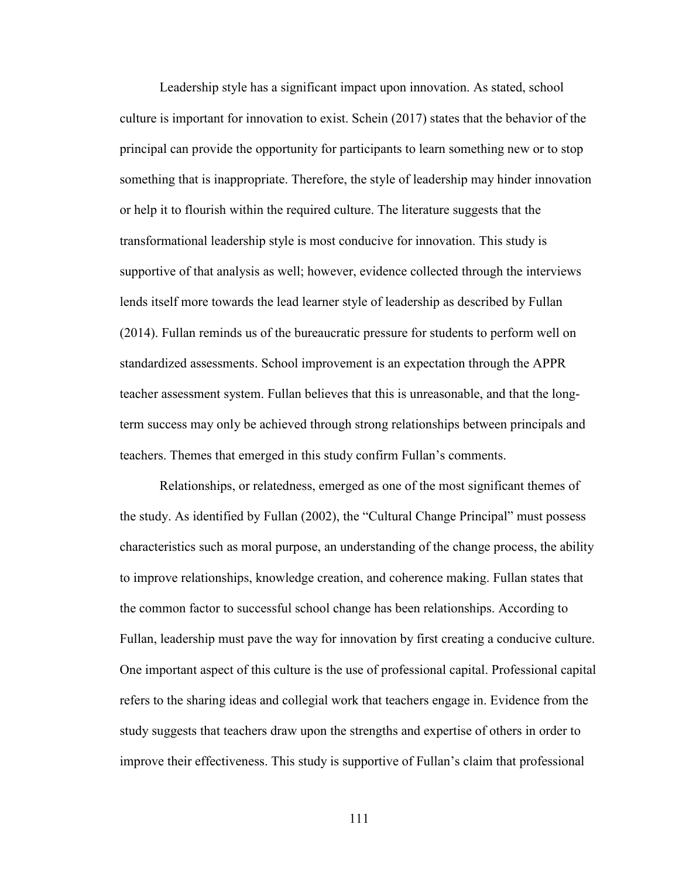Leadership style has a significant impact upon innovation. As stated, school culture is important for innovation to exist. Schein (2017) states that the behavior of the principal can provide the opportunity for participants to learn something new or to stop something that is inappropriate. Therefore, the style of leadership may hinder innovation or help it to flourish within the required culture. The literature suggests that the transformational leadership style is most conducive for innovation. This study is supportive of that analysis as well; however, evidence collected through the interviews lends itself more towards the lead learner style of leadership as described by Fullan (2014). Fullan reminds us of the bureaucratic pressure for students to perform well on standardized assessments. School improvement is an expectation through the APPR teacher assessment system. Fullan believes that this is unreasonable, and that the long-term success may only be achieved through strong relationships between principals and teachers. Themes that emerged in this study confirm Fullan's comments.

Relationships, or relatedness, emerged as one of the most significant themes of the study. As identified by Fullan (2002), the "Cultural Change Principal" must possess characteristics such as moral purpose, an understanding of the change process, the ability to improve relationships, knowledge creation, and coherence making. Fullan states that the common factor to successful school change has been relationships. According to Fullan, leadership must pave the way for innovation by first creating a conducive culture. One important aspect of this culture is the use of professional capital. Professional capital refers to the sharing ideas and collegial work that teachers engage in. Evidence from the study suggests that teachers draw upon the strengths and expertise of others in order to improve their effectiveness. This study is supportive of Fullan's claim that professional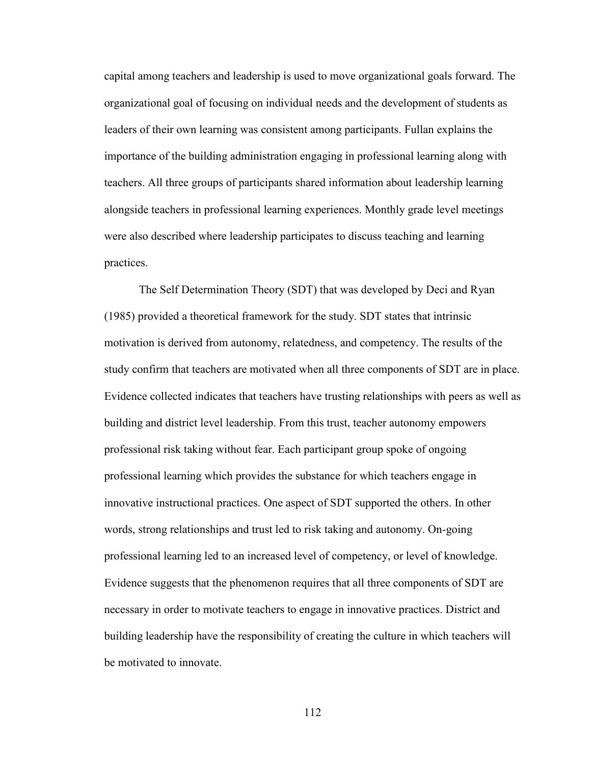capital among teachers and leadership is used to move organizational goals forward. The organizational goal of focusing on individual needs and the development of students as leaders of their own learning was consistent among participants. Fullan explains the importance of the building administration engaging in professional learning along with teachers. All three groups of participants shared information about leadership learning alongside teachers in professional learning experiences. Monthly grade level meetings were also described where leadership participates to discuss teaching and learning practices.

The Self Determination Theory (SDT) that was developed by Deci and Ryan (1985) provided a theoretical framework for the study. SDT states that intrinsic motivation is derived from autonomy, relatedness, and competency. The results of the study confirm that teachers are motivated when all three components of SDT are in place. Evidence collected indicates that teachers have trusting relationships with peers as well as building and district level leadership. From this trust, teacher autonomy empowers professional risk taking without fear. Each participant group spoke of ongoing professional learning which provides the substance for which teachers engage in innovative instructional practices. One aspect of SDT supported the others. In other words, strong relationships and trust led to risk taking and autonomy. On-going professional learning led to an increased level of competency, or level of knowledge. Evidence suggests that the phenomenon requires that all three components of SDT are necessary in order to motivate teachers to engage in innovative practices. District and building leadership have the responsibility of creating the culture in which teachers will be motivated to innovate.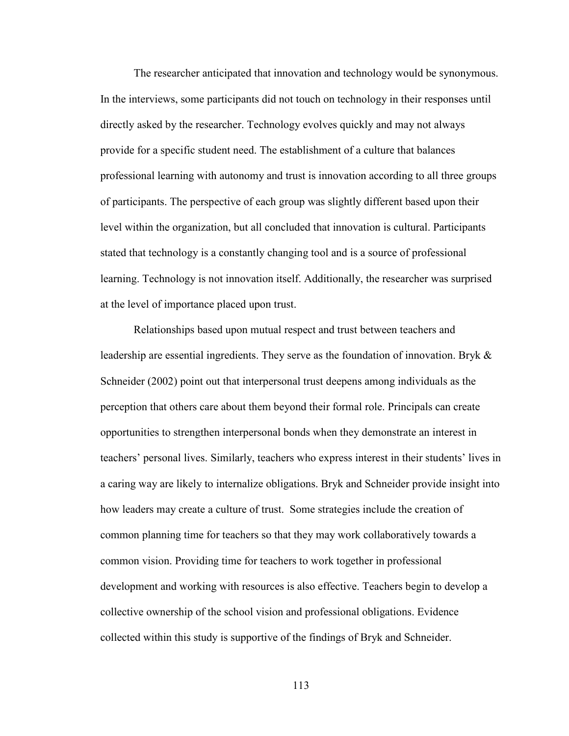The researcher anticipated that innovation and technology would be synonymous. In the interviews, some participants did not touch on technology in their responses until directly asked by the researcher. Technology evolves quickly and may not always provide for a specific student need. The establishment of a culture that balances professional learning with autonomy and trust is innovation according to all three groups of participants. The perspective of each group was slightly different based upon their level within the organization, but all concluded that innovation is cultural. Participants stated that technology is a constantly changing tool and is a source of professional learning. Technology is not innovation itself. Additionally, the researcher was surprised at the level of importance placed upon trust.

Relationships based upon mutual respect and trust between teachers and leadership are essential ingredients. They serve as the foundation of innovation. Bryk & Schneider (2002) point out that interpersonal trust deepens among individuals as the perception that others care about them beyond their formal role. Principals can create opportunities to strengthen interpersonal bonds when they demonstrate an interest in teachers' personal lives. Similarly, teachers who express interest in their students' lives in a caring way are likely to internalize obligations. Bryk and Schneider provide insight into how leaders may create a culture of trust. Some strategies include the creation of common planning time for teachers so that they may work collaboratively towards a common vision. Providing time for teachers to work together in professional development and working with resources is also effective. Teachers begin to develop a collective ownership of the school vision and professional obligations. Evidence collected within this study is supportive of the findings of Bryk and Schneider.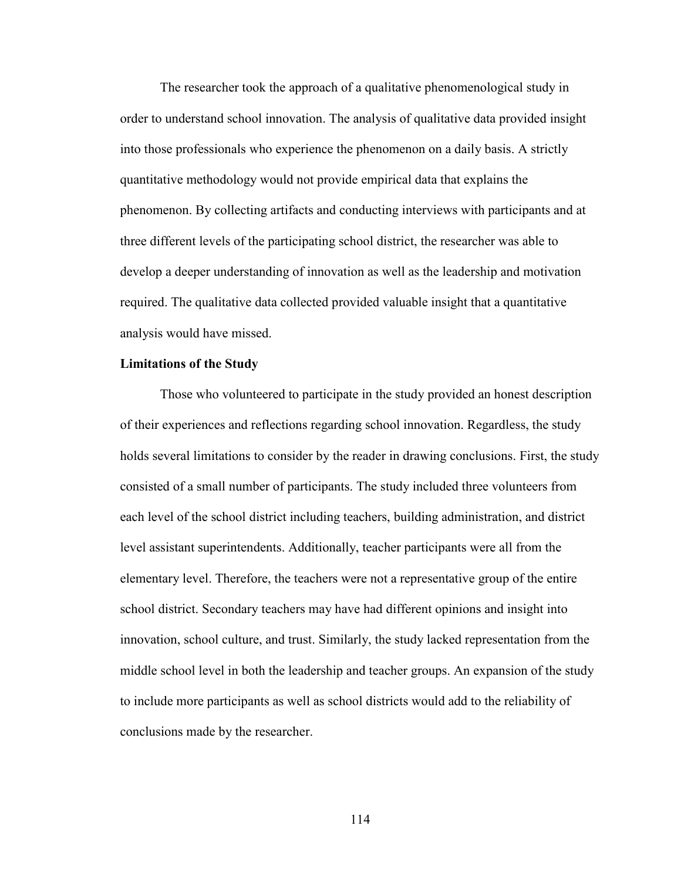The researcher took the approach of a qualitative phenomenological study in order to understand school innovation. The analysis of qualitative data provided insight into those professionals who experience the phenomenon on a daily basis. A strictly quantitative methodology would not provide empirical data that explains the phenomenon. By collecting artifacts and conducting interviews with participants and at three different levels of the participating school district, the researcher was able to develop a deeper understanding of innovation as well as the leadership and motivation required. The qualitative data collected provided valuable insight that a quantitative analysis would have missed.

**Limitations of the Study**

Those who volunteered to participate in the study provided an honest description of their experiences and reflections regarding school innovation. Regardless, the study holds several limitations to consider by the reader in drawing conclusions. First, the study consisted of a small number of participants. The study included three volunteers from each level of the school district including teachers, building administration, and district level assistant superintendents. Additionally, teacher participants were all from the elementary level. Therefore, the teachers were not a representative group of the entire school district. Secondary teachers may have had different opinions and insight into innovation, school culture, and trust. Similarly, the study lacked representation from the middle school level in both the leadership and teacher groups. An expansion of the study to include more participants as well as school districts would add to the reliability of conclusions made by the researcher.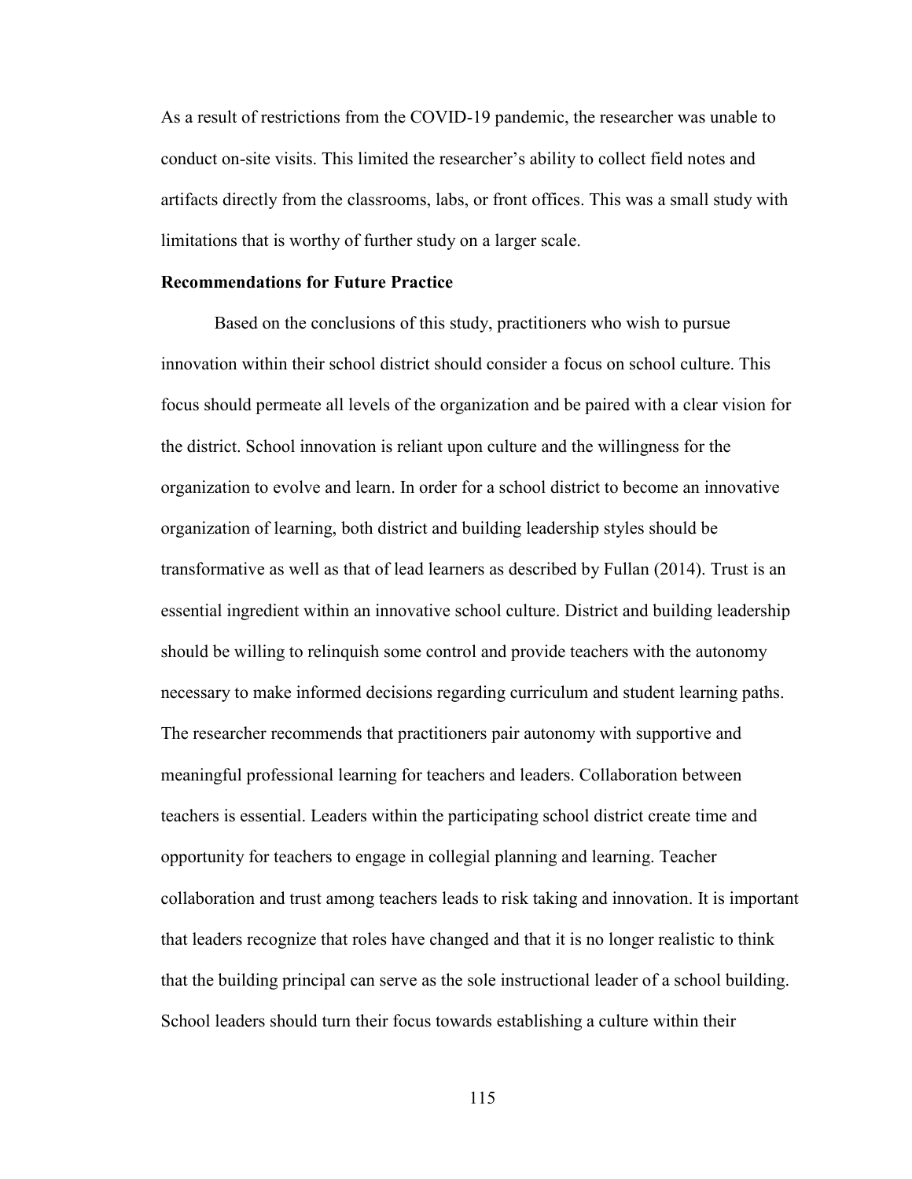As a result of restrictions from the COVID-19 pandemic, the researcher was unable to conduct on-site visits. This limited the researcher's ability to collect field notes and artifacts directly from the classrooms, labs, or front offices. This was a small study with limitations that is worthy of further study on a larger scale.

**Recommendations for Future Practice**

Based on the conclusions of this study, practitioners who wish to pursue innovation within their school district should consider a focus on school culture. This focus should permeate all levels of the organization and be paired with a clear vision for the district. School innovation is reliant upon culture and the willingness for the organization to evolve and learn. In order for a school district to become an innovative organization of learning, both district and building leadership styles should be transformative as well as that of lead learners as described by Fullan (2014). Trust is an essential ingredient within an innovative school culture. District and building leadership should be willing to relinquish some control and provide teachers with the autonomy necessary to make informed decisions regarding curriculum and student learning paths. The researcher recommends that practitioners pair autonomy with supportive and meaningful professional learning for teachers and leaders. Collaboration between teachers is essential. Leaders within the participating school district create time and opportunity for teachers to engage in collegial planning and learning. Teacher collaboration and trust among teachers leads to risk taking and innovation. It is important that leaders recognize that roles have changed and that it is no longer realistic to think that the building principal can serve as the sole instructional leader of a school building. School leaders should turn their focus towards establishing a culture within their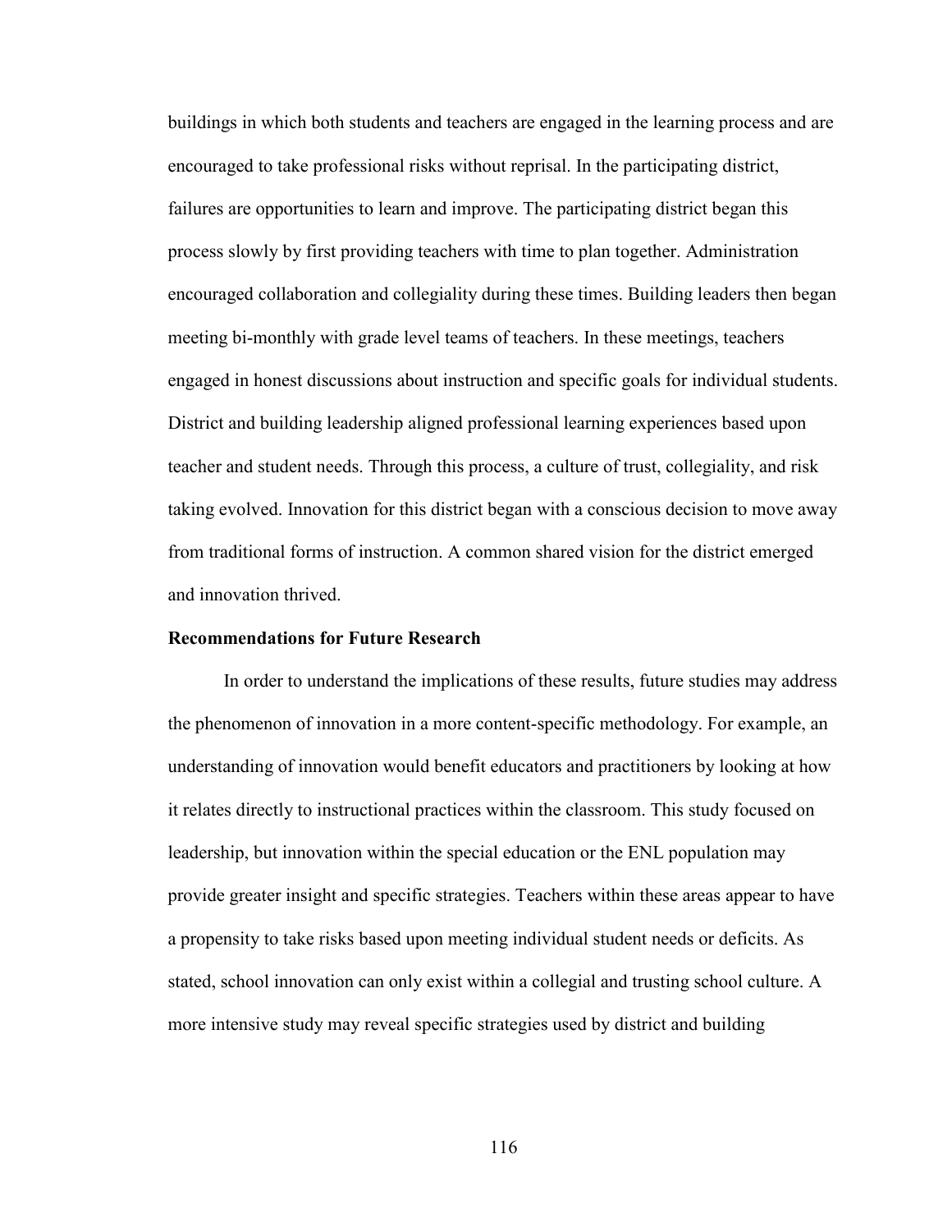buildings in which both students and teachers are engaged in the learning process and are encouraged to take professional risks without reprisal. In the participating district, failures are opportunities to learn and improve. The participating district began this process slowly by first providing teachers with time to plan together. Administration encouraged collaboration and collegiality during these times. Building leaders then began meeting bi-monthly with grade level teams of teachers. In these meetings, teachers engaged in honest discussions about instruction and specific goals for individual students. District and building leadership aligned professional learning experiences based upon teacher and student needs. Through this process, a culture of trust, collegiality, and risk taking evolved. Innovation for this district began with a conscious decision to move away from traditional forms of instruction. A common shared vision for the district emerged and innovation thrived.

**Recommendations for Future Research**

In order to understand the implications of these results, future studies may address the phenomenon of innovation in a more content-specific methodology. For example, an understanding of innovation would benefit educators and practitioners by looking at how it relates directly to instructional practices within the classroom. This study focused on leadership, but innovation within the special education or the ENL population may provide greater insight and specific strategies. Teachers within these areas appear to have a propensity to take risks based upon meeting individual student needs or deficits. As stated, school innovation can only exist within a collegial and trusting school culture. A more intensive study may reveal specific strategies used by district and building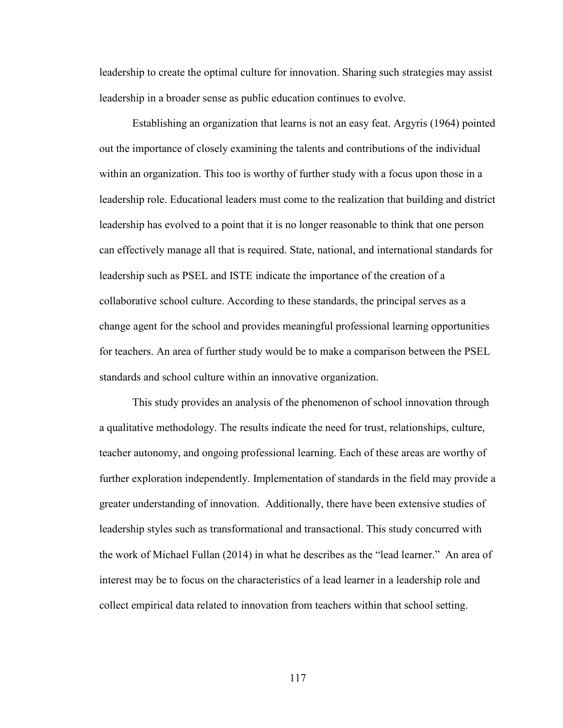leadership to create the optimal culture for innovation. Sharing such strategies may assist leadership in a broader sense as public education continues to evolve.

Establishing an organization that learns is not an easy feat. Argyris (1964) pointed out the importance of closely examining the talents and contributions of the individual within an organization. This too is worthy of further study with a focus upon those in a leadership role. Educational leaders must come to the realization that building and district leadership has evolved to a point that it is no longer reasonable to think that one person can effectively manage all that is required. State, national, and international standards for leadership such as PSEL and ISTE indicate the importance of the creation of a collaborative school culture. According to these standards, the principal serves as a change agent for the school and provides meaningful professional learning opportunities for teachers. An area of further study would be to make a comparison between the PSEL standards and school culture within an innovative organization.

This study provides an analysis of the phenomenon of school innovation through a qualitative methodology. The results indicate the need for trust, relationships, culture, teacher autonomy, and ongoing professional learning. Each of these areas are worthy of further exploration independently. Implementation of standards in the field may provide a greater understanding of innovation. Additionally, there have been extensive studies of leadership styles such as transformational and transactional. This study concurred with the work of Michael Fullan (2014) in what he describes as the "lead learner." An area of interest may be to focus on the characteristics of a lead learner in a leadership role and collect empirical data related to innovation from teachers within that school setting.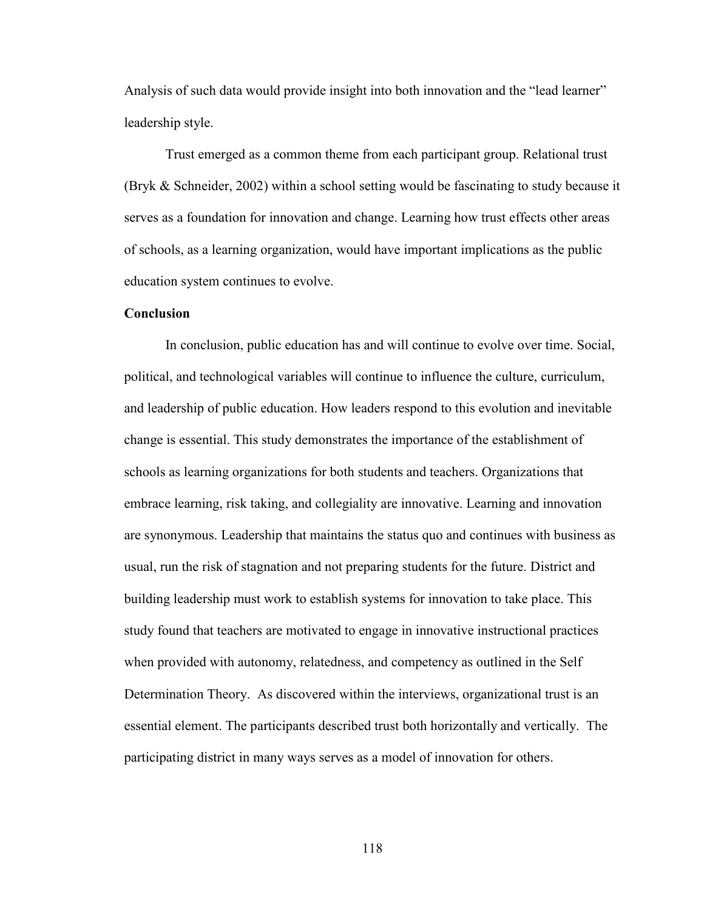Analysis of such data would provide insight into both innovation and the "lead learner" leadership style.

Trust emerged as a common theme from each participant group. Relational trust (Bryk & Schneider, 2002) within a school setting would be fascinating to study because it serves as a foundation for innovation and change. Learning how trust effects other areas of schools, as a learning organization, would have important implications as the public education system continues to evolve.

### Conclusion

In conclusion, public education has and will continue to evolve over time. Social, political, and technological variables will continue to influence the culture, curriculum, and leadership of public education. How leaders respond to this evolution and inevitable change is essential. This study demonstrates the importance of the establishment of schools as learning organizations for both students and teachers. Organizations that embrace learning, risk taking, and collegiality are innovative. Learning and innovation are synonymous. Leadership that maintains the status quo and continues with business as usual, run the risk of stagnation and not preparing students for the future. District and building leadership must work to establish systems for innovation to take place. This study found that teachers are motivated to engage in innovative instructional practices when provided with autonomy, relatedness, and competency as outlined in the Self Determination Theory. As discovered within the interviews, organizational trust is an essential element. The participants described trust both horizontally and vertically. The participating district in many ways serves as a model of innovation for others.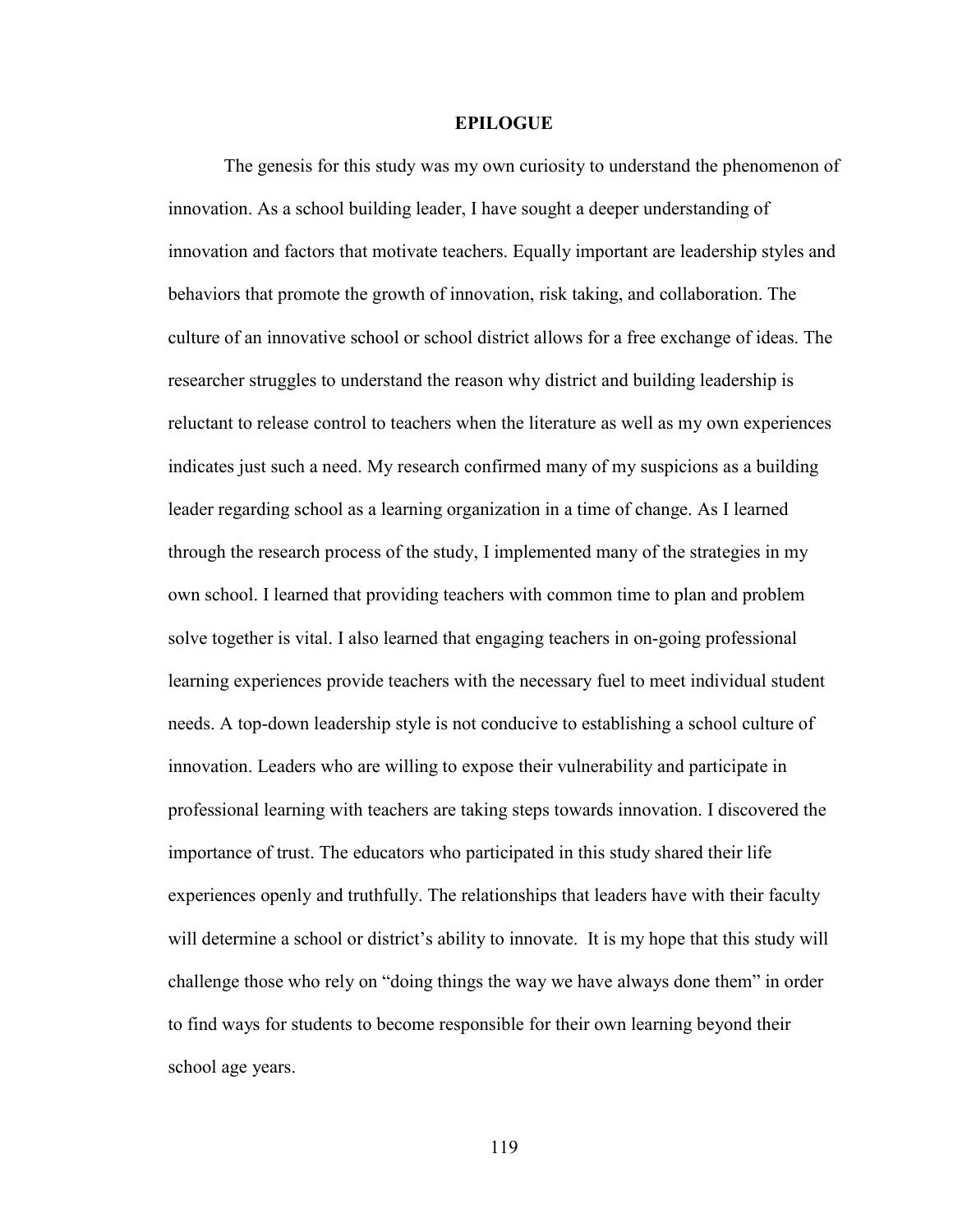# EPILOGUE

The genesis for this study was my own curiosity to understand the phenomenon of innovation. As a school building leader, I have sought a deeper understanding of innovation and factors that motivate teachers. Equally important are leadership styles and behaviors that promote the growth of innovation, risk taking, and collaboration. The culture of an innovative school or school district allows for a free exchange of ideas. The researcher struggles to understand the reason why district and building leadership is reluctant to release control to teachers when the literature as well as my own experiences indicates just such a need. My research confirmed many of my suspicions as a building leader regarding school as a learning organization in a time of change. As I learned through the research process of the study, I implemented many of the strategies in my own school. I learned that providing teachers with common time to plan and problem solve together is vital. I also learned that engaging teachers in on-going professional learning experiences provide teachers with the necessary fuel to meet individual student needs. A top-down leadership style is not conducive to establishing a school culture of innovation. Leaders who are willing to expose their vulnerability and participate in professional learning with teachers are taking steps towards innovation. I discovered the importance of trust. The educators who participated in this study shared their life experiences openly and truthfully. The relationships that leaders have with their faculty will determine a school or district's ability to innovate. It is my hope that this study will challenge those who rely on "doing things the way we have always done them" in order to find ways for students to become responsible for their own learning beyond their school age years.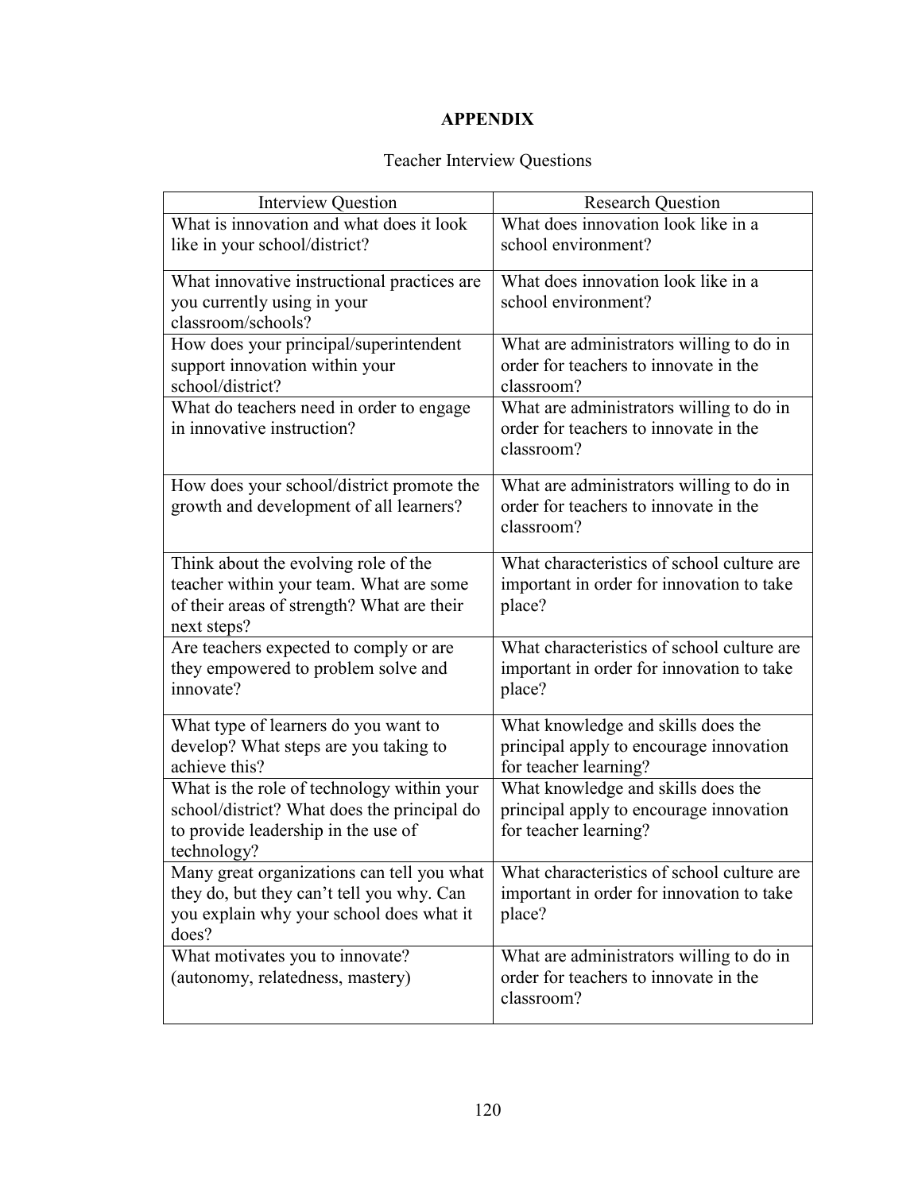# APPENDIX

Teacher Interview Questions

| Interview Question | Research Question |
|---|---|
| What is innovation and what does it look like in your school/district? | What does innovation look like in a school environment? |
| What innovative instructional practices are you currently using in your classroom/schools? | What does innovation look like in a school environment? |
| How does your principal/superintendent support innovation within your school/district? | What are administrators willing to do in order for teachers to innovate in the classroom? |
| What do teachers need in order to engage in innovative instruction? | What are administrators willing to do in order for teachers to innovate in the classroom? |
| How does your school/district promote the growth and development of all learners? | What are administrators willing to do in order for teachers to innovate in the classroom? |
| Think about the evolving role of the teacher within your team. What are some of their areas of strength? What are their next steps? | What characteristics of school culture are important in order for innovation to take place? |
| Are teachers expected to comply or are they empowered to problem solve and innovate? | What characteristics of school culture are important in order for innovation to take place? |
| What type of learners do you want to develop? What steps are you taking to achieve this? | What knowledge and skills does the principal apply to encourage innovation for teacher learning? |
| What is the role of technology within your school/district? What does the principal do to provide leadership in the use of technology? | What knowledge and skills does the principal apply to encourage innovation for teacher learning? |
| Many great organizations can tell you what they do, but they can't tell you why. Can you explain why your school does what it does? | What characteristics of school culture are important in order for innovation to take place? |
| What motivates you to innovate? (autonomy, relatedness, mastery) | What are administrators willing to do in order for teachers to innovate in the classroom? |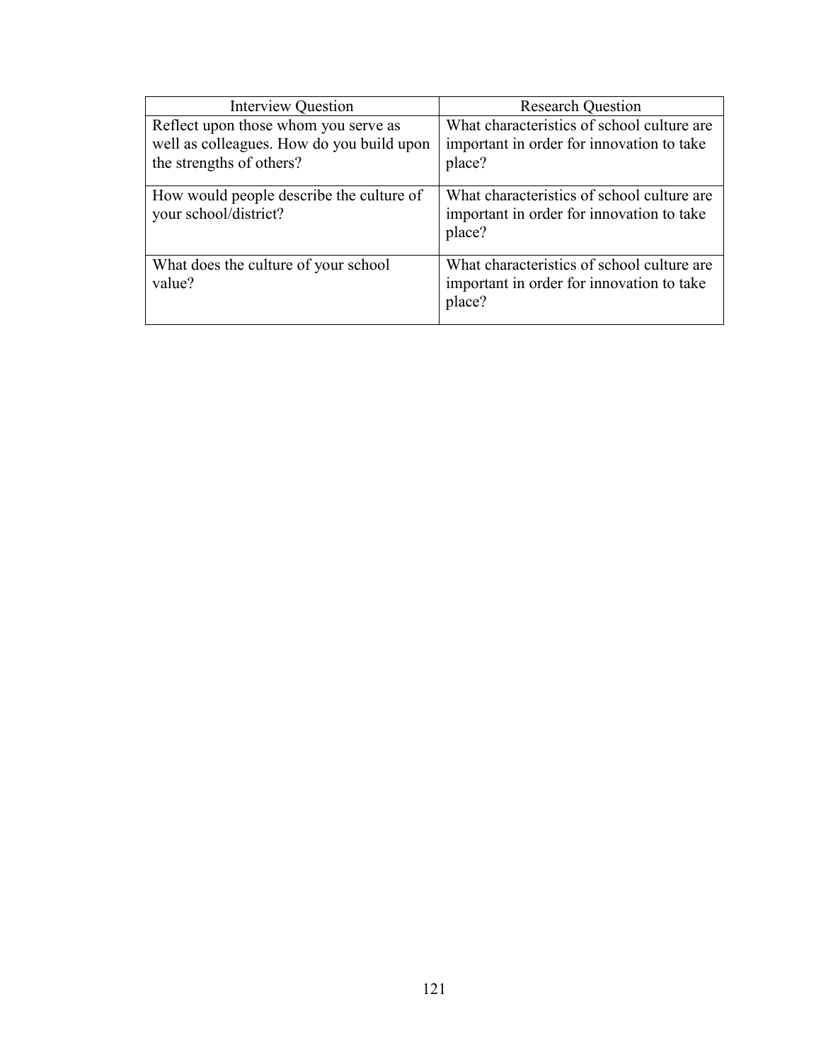| Interview Question | Research Question |
|---|---|
| Reflect upon those whom you serve as well as colleagues. How do you build upon the strengths of others? | What characteristics of school culture are important in order for innovation to take place? |
| How would people describe the culture of your school/district? | What characteristics of school culture are important in order for innovation to take place? |
| What does the culture of your school value? | What characteristics of school culture are important in order for innovation to take place? |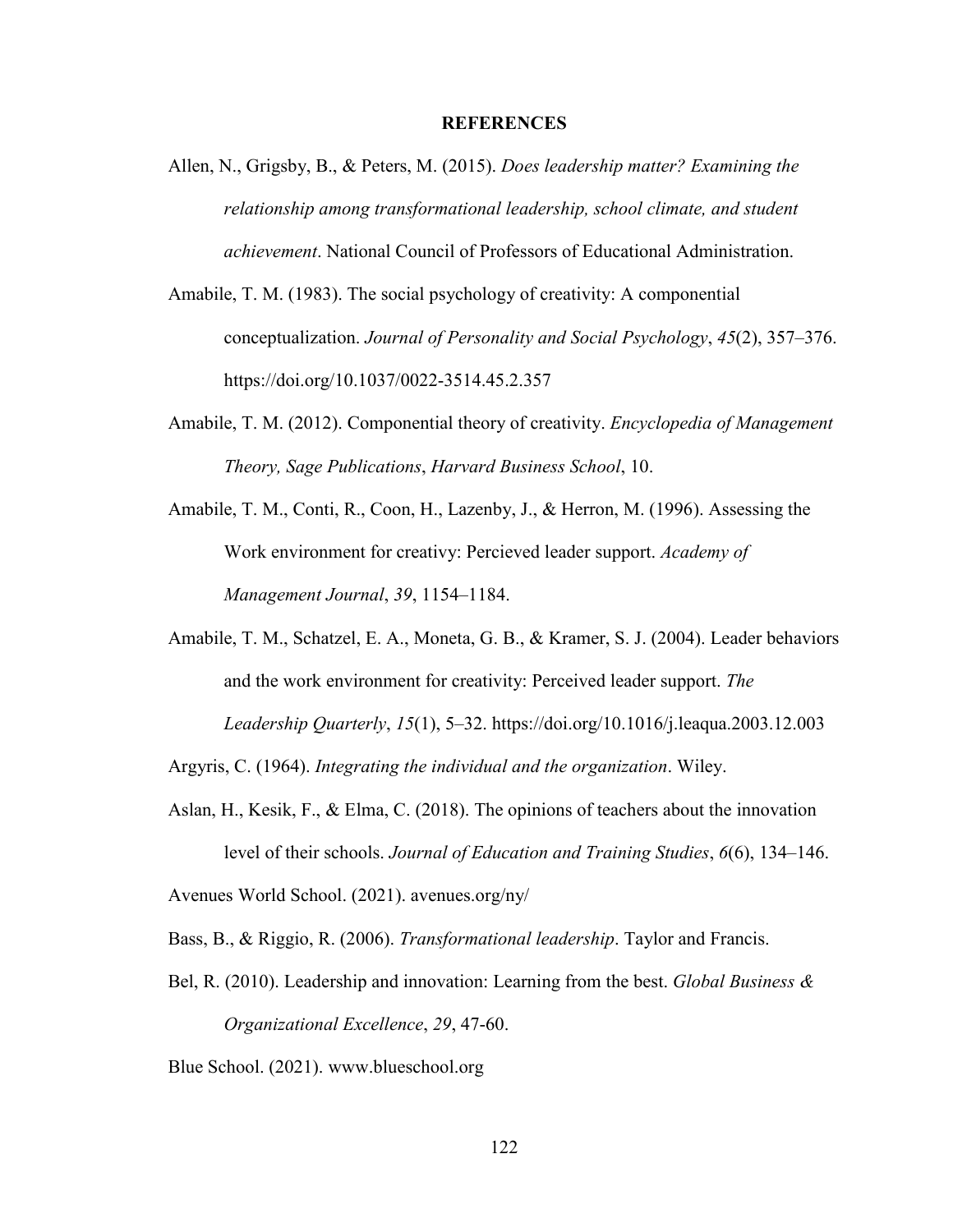**REFERENCES**

Allen, N., Grigsby, B., & Peters, M. (2015). *Does leadership matter? Examining the relationship among transformational leadership, school climate, and student achievement*. National Council of Professors of Educational Administration.

Amabile, T. M. (1983). The social psychology of creativity: A componential conceptualization. *Journal of Personality and Social Psychology*, *45*(2), 357–376. https://doi.org/10.1037/0022-3514.45.2.357

Amabile, T. M. (2012). Componential theory of creativity. *Encyclopedia of Management Theory, Sage Publications*, *Harvard Business School*, 10.

Amabile, T. M., Conti, R., Coon, H., Lazenby, J., & Herron, M. (1996). Assessing the Work environment for creativy: Percieved leader support. *Academy of Management Journal*, *39*, 1154–1184.

Amabile, T. M., Schatzel, E. A., Moneta, G. B., & Kramer, S. J. (2004). Leader behaviors and the work environment for creativity: Perceived leader support. *The Leadership Quarterly*, *15*(1), 5–32. https://doi.org/10.1016/j.leaqua.2003.12.003

Argyris, C. (1964). *Integrating the individual and the organization*. Wiley.

Aslan, H., Kesik, F., & Elma, C. (2018). The opinions of teachers about the innovation level of their schools. *Journal of Education and Training Studies*, *6*(6), 134–146.

Avenues World School. (2021). avenues.org/ny/

Bass, B., & Riggio, R. (2006). *Transformational leadership*. Taylor and Francis.

Bel, R. (2010). Leadership and innovation: Learning from the best. *Global Business & Organizational Excellence*, *29*, 47-60.

Blue School. (2021). www.blueschool.org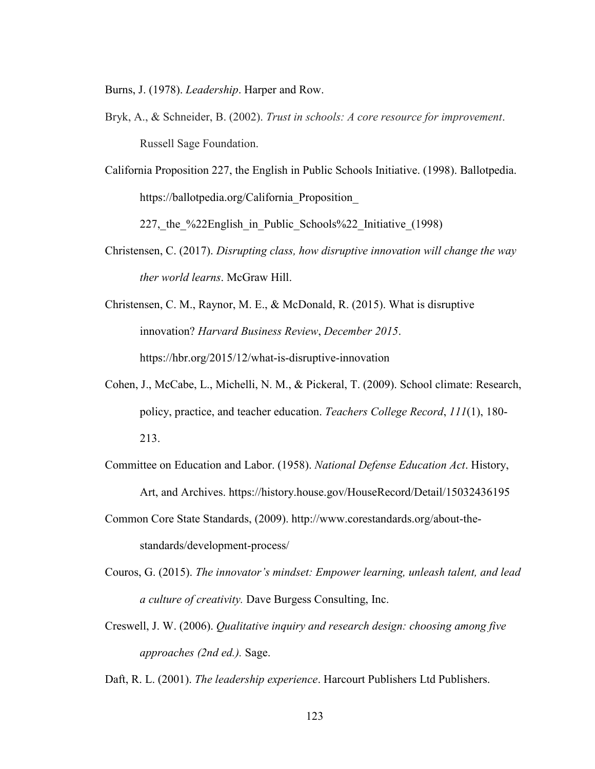Burns, J. (1978). *Leadership*. Harper and Row.

Bryk, A., & Schneider, B. (2002). *Trust in schools: A core resource for improvement*. Russell Sage Foundation.

California Proposition 227, the English in Public Schools Initiative. (1998). Ballotpedia. https://ballotpedia.org/California_Proposition_227,_the_%22English_in_Public_Schools%22_Initiative_(1998)

Christensen, C. (2017). *Disrupting class, how disruptive innovation will change the way ther world learns*. McGraw Hill.

Christensen, C. M., Raynor, M. E., & McDonald, R. (2015). What is disruptive innovation? *Harvard Business Review*, *December 2015*. https://hbr.org/2015/12/what-is-disruptive-innovation

Cohen, J., McCabe, L., Michelli, N. M., & Pickeral, T. (2009). School climate: Research, policy, practice, and teacher education. *Teachers College Record*, *111*(1), 180-213.

Committee on Education and Labor. (1958). *National Defense Education Act*. History, Art, and Archives. https://history.house.gov/HouseRecord/Detail/15032436195

Common Core State Standards, (2009). http://www.corestandards.org/about-the-standards/development-process/

Couros, G. (2015). *The innovator's mindset: Empower learning, unleash talent, and lead a culture of creativity.* Dave Burgess Consulting, Inc.

Creswell, J. W. (2006). *Qualitative inquiry and research design: choosing among five approaches (2nd ed.).* Sage.

Daft, R. L. (2001). *The leadership experience*. Harcourt Publishers Ltd Publishers.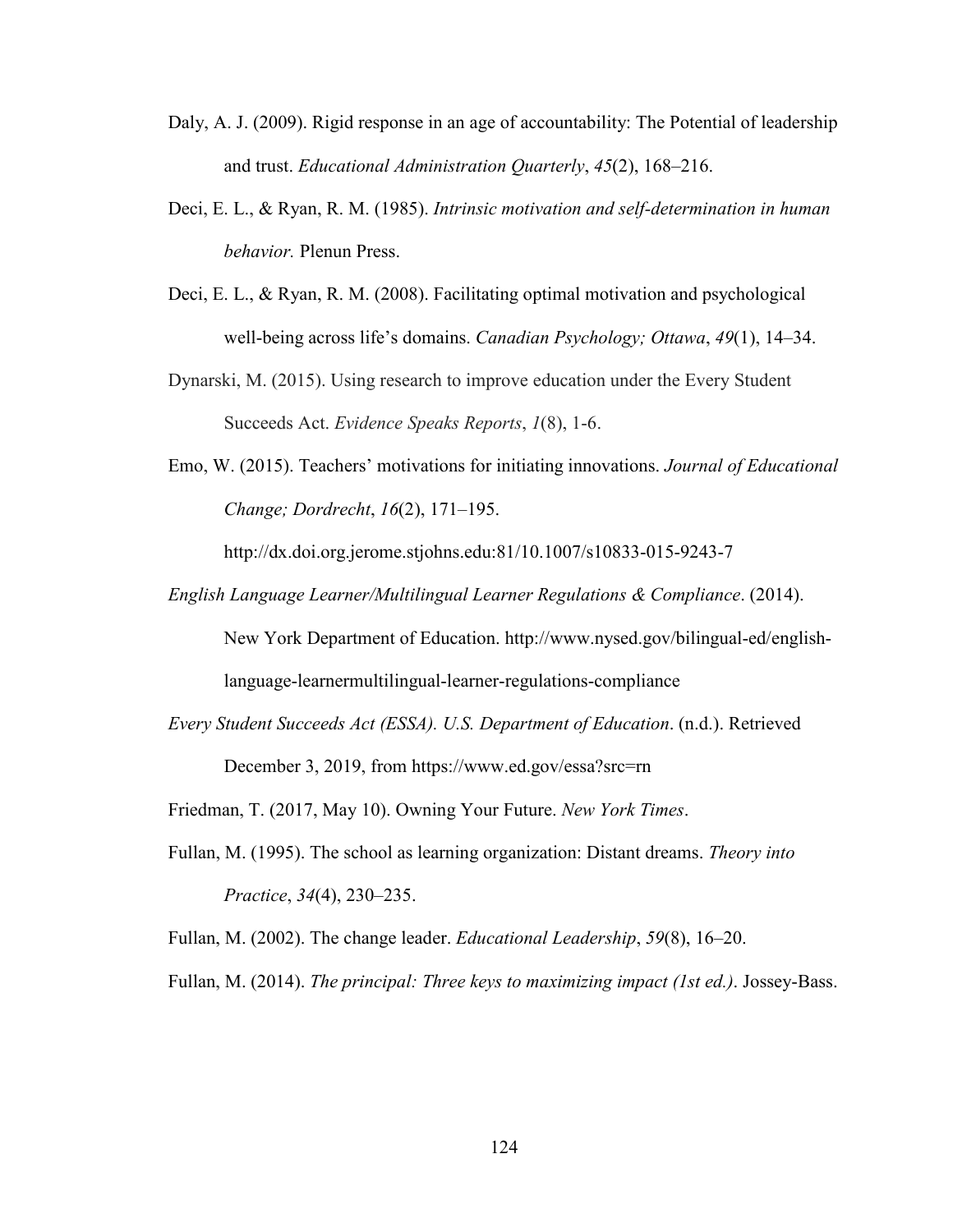Daly, A. J. (2009). Rigid response in an age of accountability: The Potential of leadership and trust. *Educational Administration Quarterly*, *45*(2), 168–216.

Deci, E. L., & Ryan, R. M. (1985). *Intrinsic motivation and self-determination in human behavior.* Plenun Press.

Deci, E. L., & Ryan, R. M. (2008). Facilitating optimal motivation and psychological well-being across life's domains. *Canadian Psychology; Ottawa*, *49*(1), 14–34.

Dynarski, M. (2015). Using research to improve education under the Every Student Succeeds Act. *Evidence Speaks Reports*, *1*(8), 1-6.

Emo, W. (2015). Teachers' motivations for initiating innovations. *Journal of Educational Change; Dordrecht*, *16*(2), 171–195. http://dx.doi.org.jerome.stjohns.edu:81/10.1007/s10833-015-9243-7

*English Language Learner/Multilingual Learner Regulations & Compliance*. (2014). New York Department of Education. http://www.nysed.gov/bilingual-ed/english-language-learnermultilingual-learner-regulations-compliance

*Every Student Succeeds Act (ESSA). U.S. Department of Education*. (n.d.). Retrieved December 3, 2019, from https://www.ed.gov/essa?src=rn

Friedman, T. (2017, May 10). Owning Your Future. *New York Times*.

Fullan, M. (1995). The school as learning organization: Distant dreams. *Theory into Practice*, *34*(4), 230–235.

Fullan, M. (2002). The change leader. *Educational Leadership*, *59*(8), 16–20.

Fullan, M. (2014). *The principal: Three keys to maximizing impact (1st ed.)*. Jossey-Bass.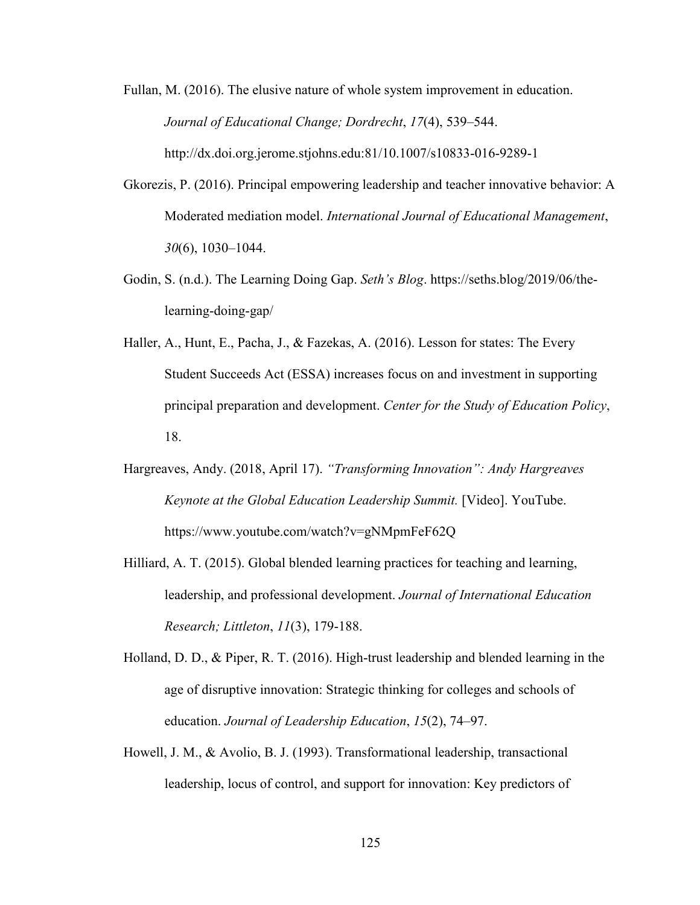Fullan, M. (2016). The elusive nature of whole system improvement in education. *Journal of Educational Change; Dordrecht*, *17*(4), 539–544. http://dx.doi.org.jerome.stjohns.edu:81/10.1007/s10833-016-9289-1

Gkorezis, P. (2016). Principal empowering leadership and teacher innovative behavior: A Moderated mediation model. *International Journal of Educational Management*, *30*(6), 1030–1044.

Godin, S. (n.d.). The Learning Doing Gap. *Seth's Blog*. https://seths.blog/2019/06/the-learning-doing-gap/

Haller, A., Hunt, E., Pacha, J., & Fazekas, A. (2016). Lesson for states: The Every Student Succeeds Act (ESSA) increases focus on and investment in supporting principal preparation and development. *Center for the Study of Education Policy*, 18.

Hargreaves, Andy. (2018, April 17). *"Transforming Innovation": Andy Hargreaves Keynote at the Global Education Leadership Summit.* [Video]. YouTube. https://www.youtube.com/watch?v=gNMpmFeF62Q

Hilliard, A. T. (2015). Global blended learning practices for teaching and learning, leadership, and professional development. *Journal of International Education Research; Littleton*, *11*(3), 179-188.

Holland, D. D., & Piper, R. T. (2016). High-trust leadership and blended learning in the age of disruptive innovation: Strategic thinking for colleges and schools of education. *Journal of Leadership Education*, *15*(2), 74–97.

Howell, J. M., & Avolio, B. J. (1993). Transformational leadership, transactional leadership, locus of control, and support for innovation: Key predictors of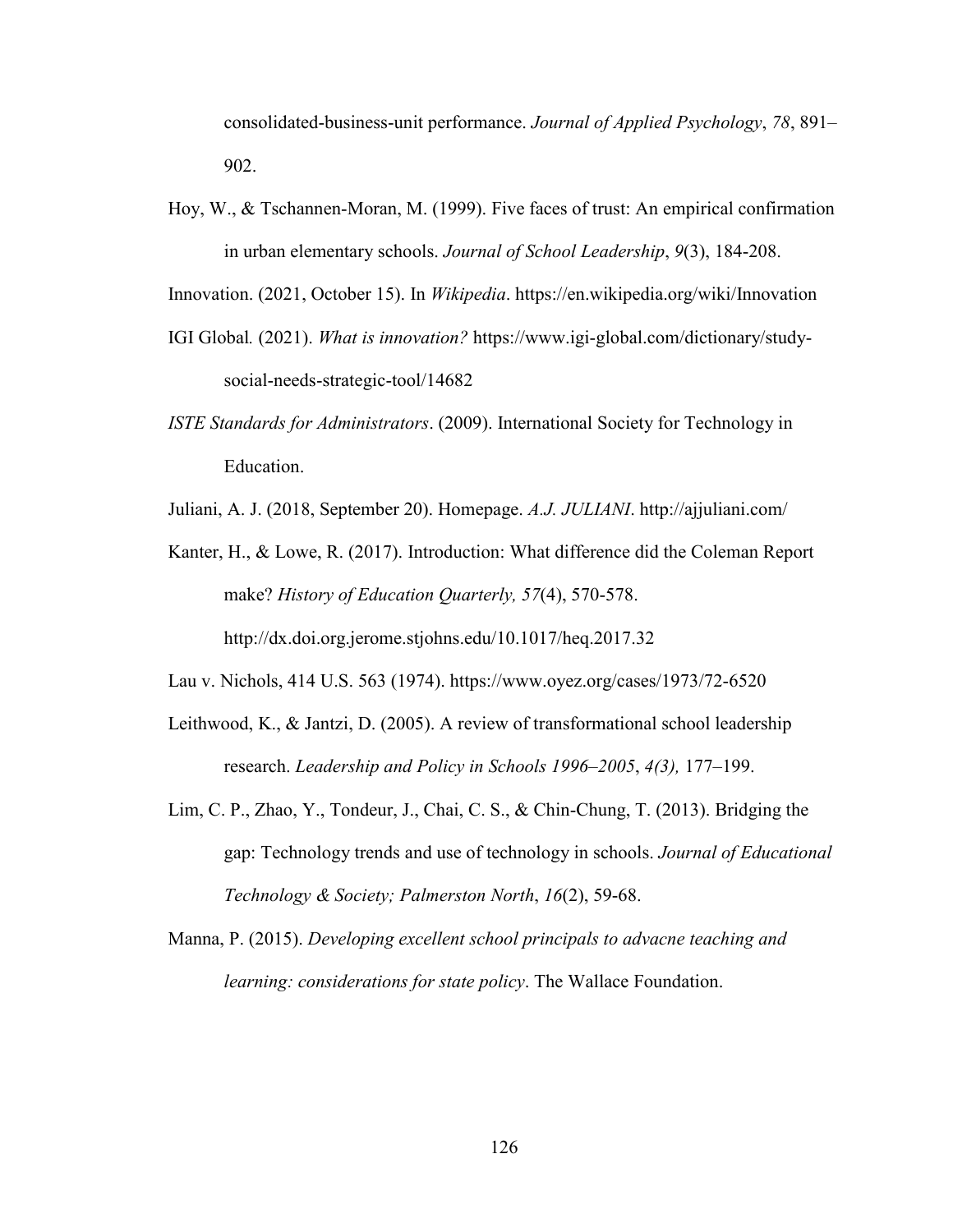consolidated-business-unit performance. *Journal of Applied Psychology*, *78*, 891–902.

Hoy, W., & Tschannen-Moran, M. (1999). Five faces of trust: An empirical confirmation in urban elementary schools. *Journal of School Leadership*, *9*(3), 184-208.

Innovation. (2021, October 15). In *Wikipedia*. https://en.wikipedia.org/wiki/Innovation

IGI Global. (2021). *What is innovation?* https://www.igi-global.com/dictionary/study-social-needs-strategic-tool/14682

*ISTE Standards for Administrators*. (2009). International Society for Technology in Education.

Juliani, A. J. (2018, September 20). Homepage. *A.J. JULIANI*. http://ajjuliani.com/

Kanter, H., & Lowe, R. (2017). Introduction: What difference did the Coleman Report make? *History of Education Quarterly, 57*(4), 570-578. http://dx.doi.org.jerome.stjohns.edu/10.1017/heq.2017.32

Lau v. Nichols, 414 U.S. 563 (1974). https://www.oyez.org/cases/1973/72-6520

Leithwood, K., & Jantzi, D. (2005). A review of transformational school leadership research. *Leadership and Policy in Schools 1996–2005*, *4(3),* 177–199.

Lim, C. P., Zhao, Y., Tondeur, J., Chai, C. S., & Chin-Chung, T. (2013). Bridging the gap: Technology trends and use of technology in schools. *Journal of Educational Technology & Society; Palmerston North*, *16*(2), 59-68.

Manna, P. (2015). *Developing excellent school principals to advacne teaching and learning: considerations for state policy*. The Wallace Foundation.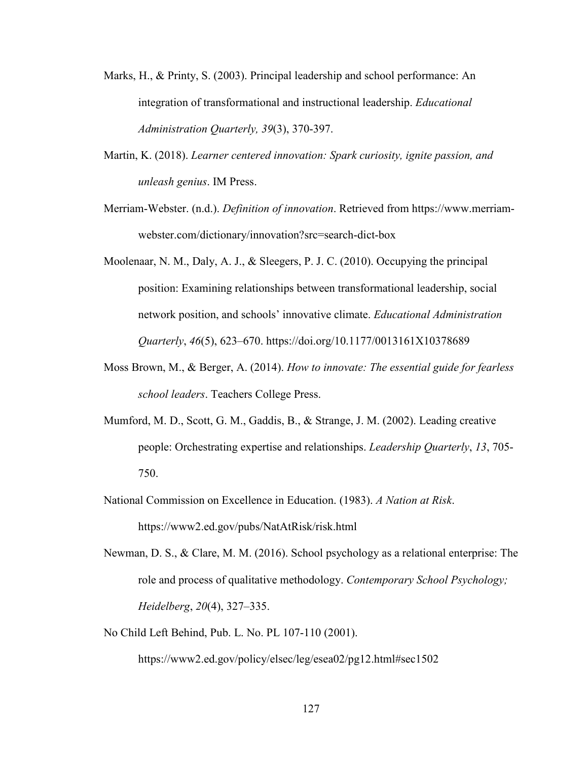Marks, H., & Printy, S. (2003). Principal leadership and school performance: An integration of transformational and instructional leadership. *Educational Administration Quarterly, 39*(3), 370-397.

Martin, K. (2018). *Learner centered innovation: Spark curiosity, ignite passion, and unleash genius*. IM Press.

Merriam-Webster. (n.d.). *Definition of innovation*. Retrieved from https://www.merriam-webster.com/dictionary/innovation?src=search-dict-box

Moolenaar, N. M., Daly, A. J., & Sleegers, P. J. C. (2010). Occupying the principal position: Examining relationships between transformational leadership, social network position, and schools' innovative climate. *Educational Administration Quarterly*, *46*(5), 623–670. https://doi.org/10.1177/0013161X10378689

Moss Brown, M., & Berger, A. (2014). *How to innovate: The essential guide for fearless school leaders*. Teachers College Press.

Mumford, M. D., Scott, G. M., Gaddis, B., & Strange, J. M. (2002). Leading creative people: Orchestrating expertise and relationships. *Leadership Quarterly*, *13*, 705-750.

National Commission on Excellence in Education. (1983). *A Nation at Risk*. https://www2.ed.gov/pubs/NatAtRisk/risk.html

Newman, D. S., & Clare, M. M. (2016). School psychology as a relational enterprise: The role and process of qualitative methodology. *Contemporary School Psychology; Heidelberg*, *20*(4), 327–335.

No Child Left Behind, Pub. L. No. PL 107-110 (2001). https://www2.ed.gov/policy/elsec/leg/esea02/pg12.html#sec1502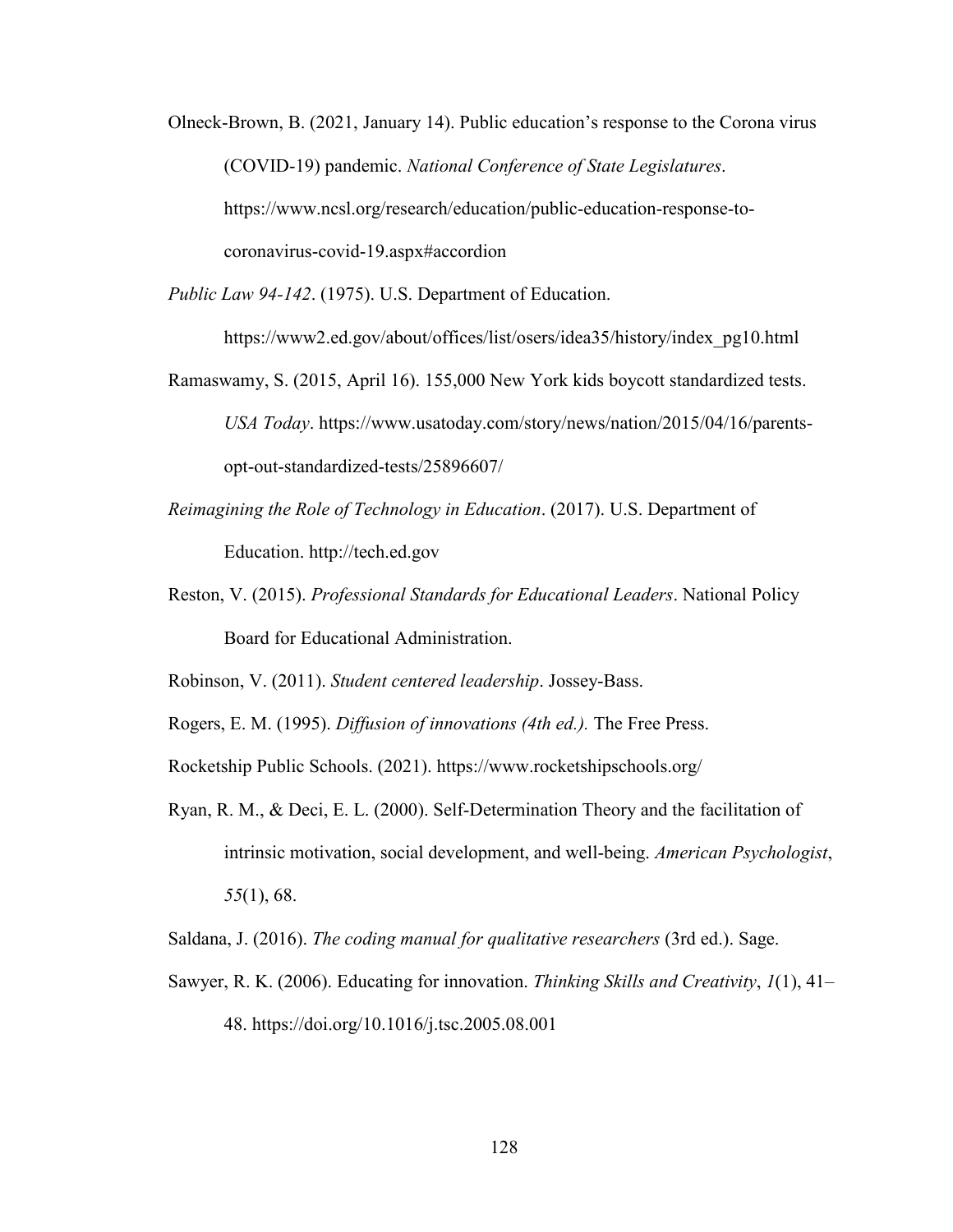Olneck-Brown, B. (2021, January 14). Public education's response to the Corona virus (COVID-19) pandemic. *National Conference of State Legislatures*. https://www.ncsl.org/research/education/public-education-response-to-coronavirus-covid-19.aspx#accordion

*Public Law 94-142*. (1975). U.S. Department of Education. https://www2.ed.gov/about/offices/list/osers/idea35/history/index_pg10.html

Ramaswamy, S. (2015, April 16). 155,000 New York kids boycott standardized tests. *USA Today*. https://www.usatoday.com/story/news/nation/2015/04/16/parents-opt-out-standardized-tests/25896607/

*Reimagining the Role of Technology in Education*. (2017). U.S. Department of Education. http://tech.ed.gov

Reston, V. (2015). *Professional Standards for Educational Leaders*. National Policy Board for Educational Administration.

Robinson, V. (2011). *Student centered leadership*. Jossey-Bass.

Rogers, E. M. (1995). *Diffusion of innovations (4th ed.).* The Free Press.

Rocketship Public Schools. (2021). https://www.rocketshipschools.org/

Ryan, R. M., & Deci, E. L. (2000). Self-Determination Theory and the facilitation of intrinsic motivation, social development, and well-being. *American Psychologist*, *55*(1), 68.

Saldana, J. (2016). *The coding manual for qualitative researchers* (3rd ed.). Sage.

Sawyer, R. K. (2006). Educating for innovation. *Thinking Skills and Creativity*, *1*(1), 41–48. https://doi.org/10.1016/j.tsc.2005.08.001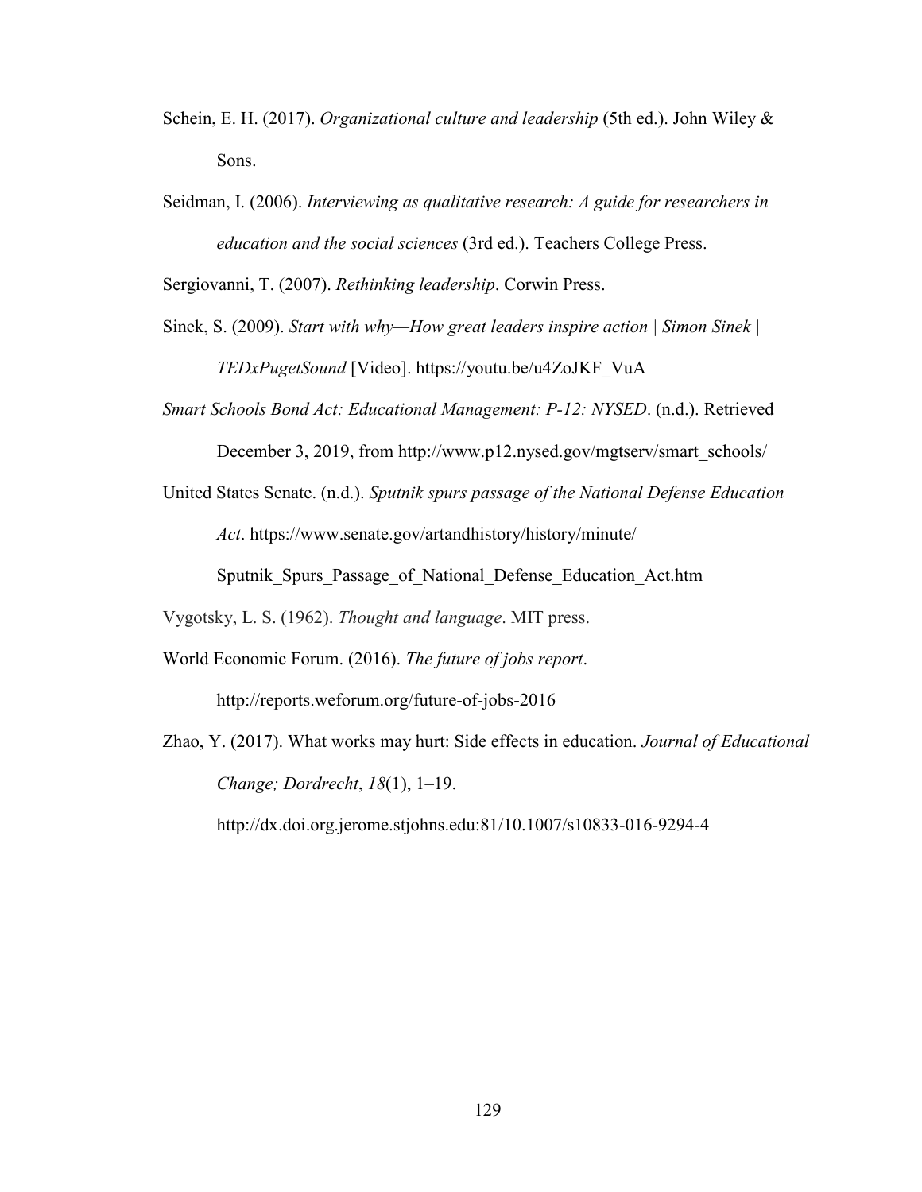Schein, E. H. (2017). *Organizational culture and leadership* (5th ed.). John Wiley & Sons.

Seidman, I. (2006). *Interviewing as qualitative research: A guide for researchers in education and the social sciences* (3rd ed.). Teachers College Press.

Sergiovanni, T. (2007). *Rethinking leadership*. Corwin Press.

Sinek, S. (2009). *Start with why—How great leaders inspire action | Simon Sinek | TEDxPugetSound* [Video]. https://youtu.be/u4ZoJKF_VuA

*Smart Schools Bond Act: Educational Management: P-12: NYSED*. (n.d.). Retrieved December 3, 2019, from http://www.p12.nysed.gov/mgtserv/smart_schools/

United States Senate. (n.d.). *Sputnik spurs passage of the National Defense Education Act*. https://www.senate.gov/artandhistory/history/minute/Sputnik_Spurs_Passage_of_National_Defense_Education_Act.htm

Vygotsky, L. S. (1962). *Thought and language*. MIT press.

World Economic Forum. (2016). *The future of jobs report*. http://reports.weforum.org/future-of-jobs-2016

Zhao, Y. (2017). What works may hurt: Side effects in education. *Journal of Educational Change; Dordrecht*, *18*(1), 1–19. http://dx.doi.org.jerome.stjohns.edu:81/10.1007/s10833-016-9294-4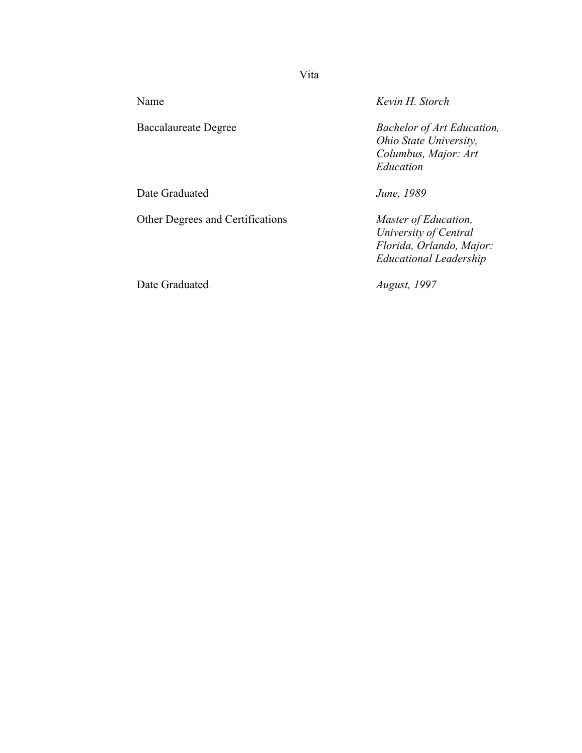# Vita

| | |
|---|---|
| Name | *Kevin H. Storch* |
| Baccalaureate Degree | *Bachelor of Art Education, Ohio State University, Columbus, Major: Art Education* |
| Date Graduated | *June, 1989* |
| Other Degrees and Certifications | *Master of Education, University of Central Florida, Orlando, Major: Educational Leadership* |
| Date Graduated | *August, 1997* |